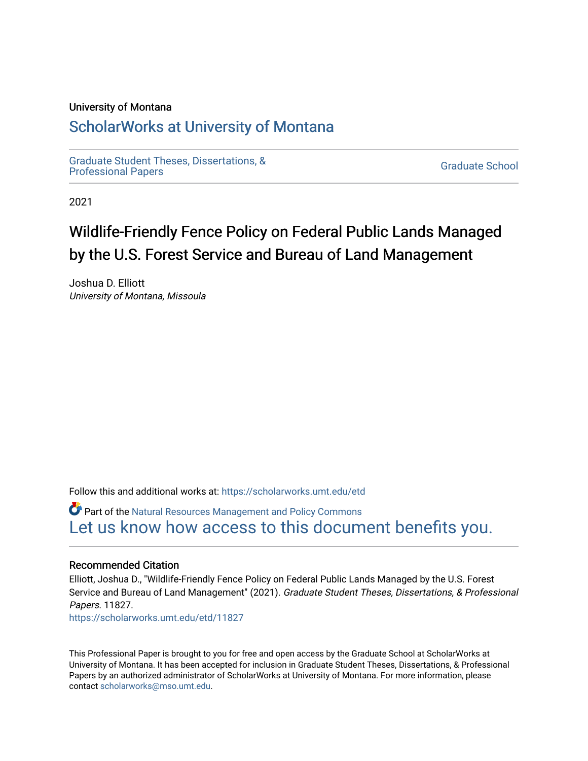University of Montana

# ScholarWorks at University of Montana

Graduate Student Theses, Dissertations, & Professional Papers

Graduate School

2021

# Wildlife-Friendly Fence Policy on Federal Public Lands Managed by the U.S. Forest Service and Bureau of Land Management

Joshua D. Elliott
*University of Montana, Missoula*

Follow this and additional works at: https://scholarworks.umt.edu/etd

Part of the Natural Resources Management and Policy Commons

Let us know how access to this document benefits you.

## Recommended Citation

Elliott, Joshua D., "Wildlife-Friendly Fence Policy on Federal Public Lands Managed by the U.S. Forest Service and Bureau of Land Management" (2021). *Graduate Student Theses, Dissertations, & Professional Papers*. 11827.
https://scholarworks.umt.edu/etd/11827

This Professional Paper is brought to you for free and open access by the Graduate School at ScholarWorks at University of Montana. It has been accepted for inclusion in Graduate Student Theses, Dissertations, & Professional Papers by an authorized administrator of ScholarWorks at University of Montana. For more information, please contact scholarworks@mso.umt.edu.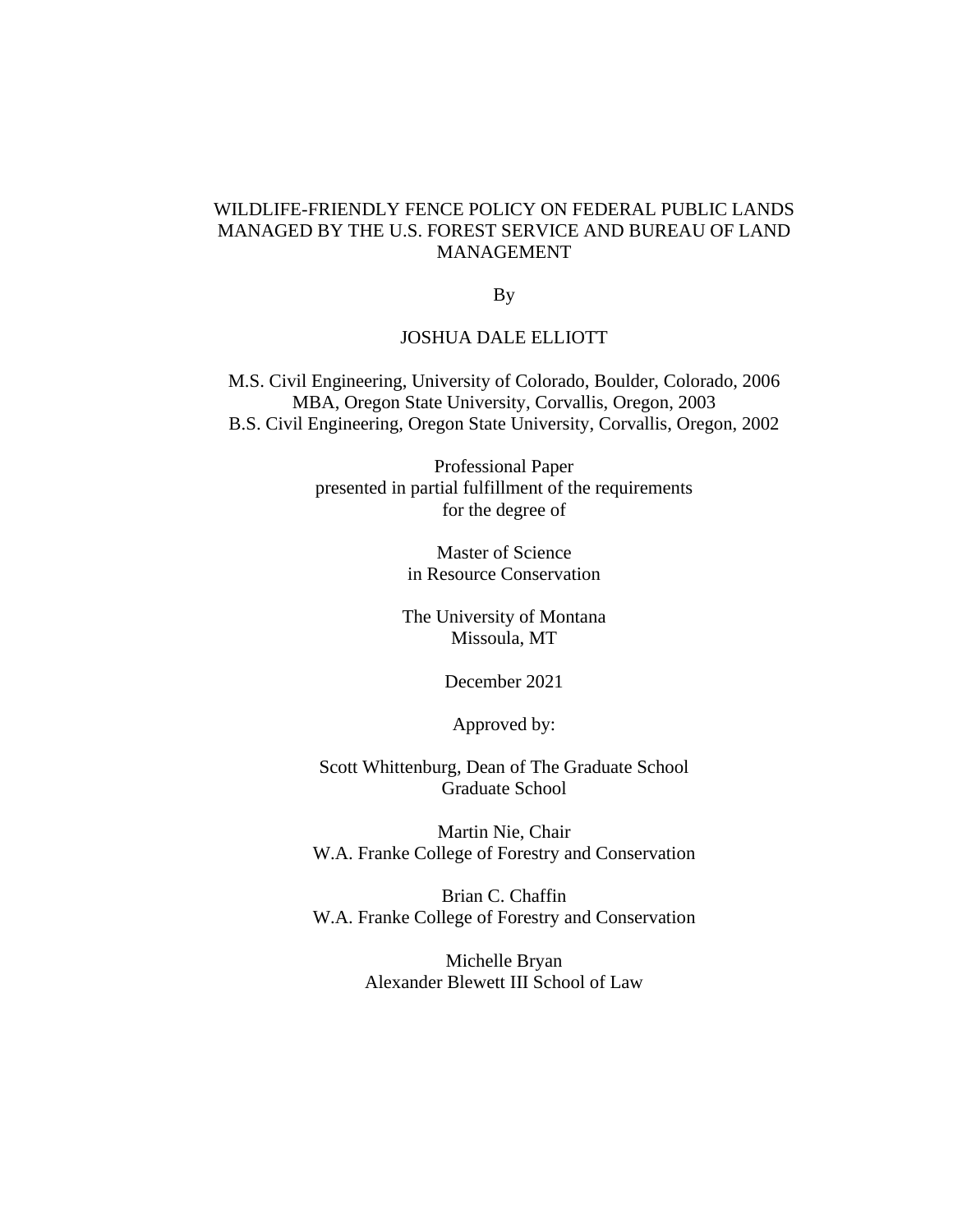# WILDLIFE-FRIENDLY FENCE POLICY ON FEDERAL PUBLIC LANDS MANAGED BY THE U.S. FOREST SERVICE AND BUREAU OF LAND MANAGEMENT

By

JOSHUA DALE ELLIOTT

M.S. Civil Engineering, University of Colorado, Boulder, Colorado, 2006
MBA, Oregon State University, Corvallis, Oregon, 2003
B.S. Civil Engineering, Oregon State University, Corvallis, Oregon, 2002

Professional Paper
presented in partial fulfillment of the requirements
for the degree of

Master of Science
in Resource Conservation

The University of Montana
Missoula, MT

December 2021

Approved by:

Scott Whittenburg, Dean of The Graduate School
Graduate School

Martin Nie, Chair
W.A. Franke College of Forestry and Conservation

Brian C. Chaffin
W.A. Franke College of Forestry and Conservation

Michelle Bryan
Alexander Blewett III School of Law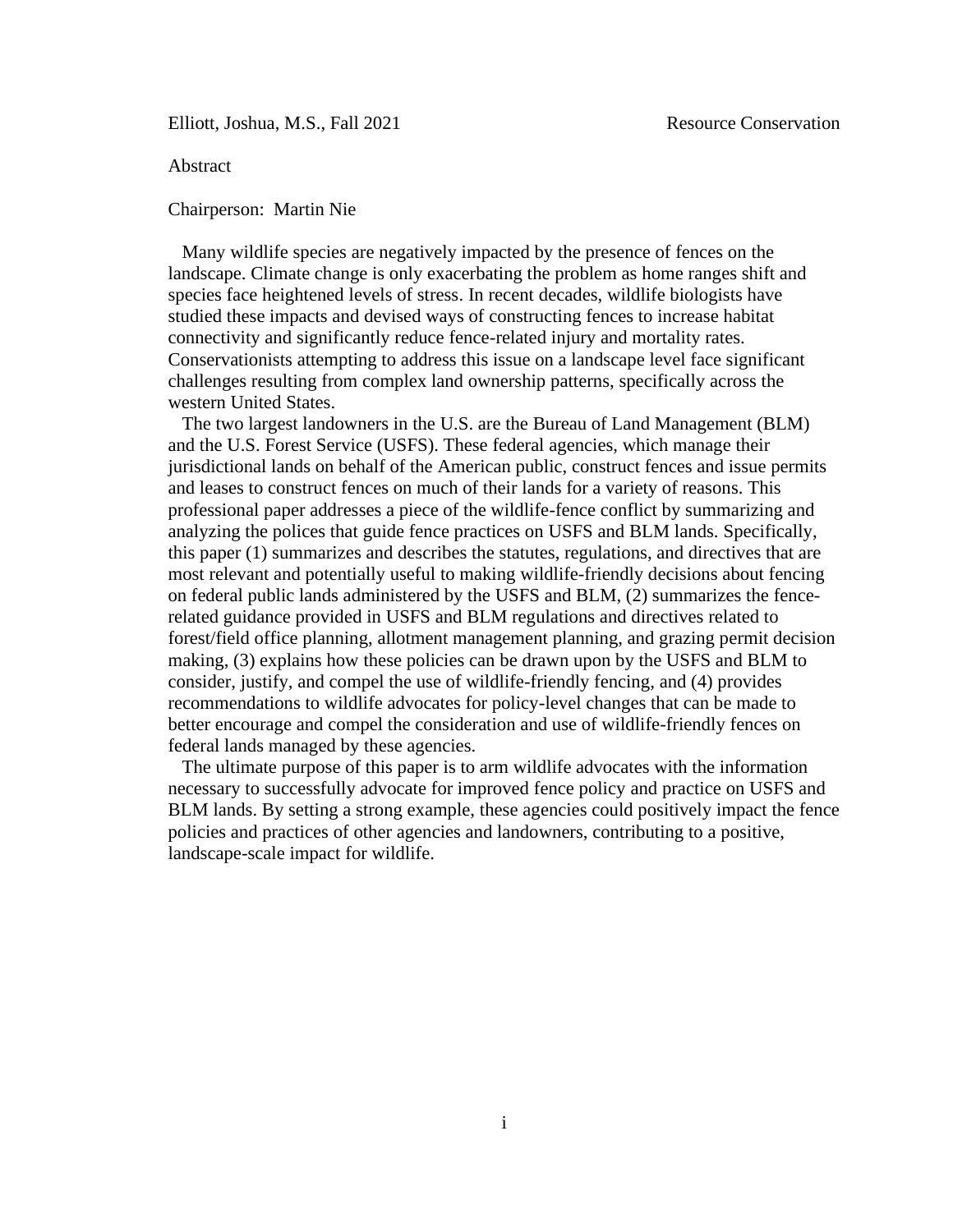Elliott, Joshua, M.S., Fall 2021 Resource Conservation

Abstract

Chairperson: Martin Nie

Many wildlife species are negatively impacted by the presence of fences on the landscape. Climate change is only exacerbating the problem as home ranges shift and species face heightened levels of stress. In recent decades, wildlife biologists have studied these impacts and devised ways of constructing fences to increase habitat connectivity and significantly reduce fence-related injury and mortality rates. Conservationists attempting to address this issue on a landscape level face significant challenges resulting from complex land ownership patterns, specifically across the western United States.

The two largest landowners in the U.S. are the Bureau of Land Management (BLM) and the U.S. Forest Service (USFS). These federal agencies, which manage their jurisdictional lands on behalf of the American public, construct fences and issue permits and leases to construct fences on much of their lands for a variety of reasons. This professional paper addresses a piece of the wildlife-fence conflict by summarizing and analyzing the polices that guide fence practices on USFS and BLM lands. Specifically, this paper (1) summarizes and describes the statutes, regulations, and directives that are most relevant and potentially useful to making wildlife-friendly decisions about fencing on federal public lands administered by the USFS and BLM, (2) summarizes the fence-related guidance provided in USFS and BLM regulations and directives related to forest/field office planning, allotment management planning, and grazing permit decision making, (3) explains how these policies can be drawn upon by the USFS and BLM to consider, justify, and compel the use of wildlife-friendly fencing, and (4) provides recommendations to wildlife advocates for policy-level changes that can be made to better encourage and compel the consideration and use of wildlife-friendly fences on federal lands managed by these agencies.

The ultimate purpose of this paper is to arm wildlife advocates with the information necessary to successfully advocate for improved fence policy and practice on USFS and BLM lands. By setting a strong example, these agencies could positively impact the fence policies and practices of other agencies and landowners, contributing to a positive, landscape-scale impact for wildlife.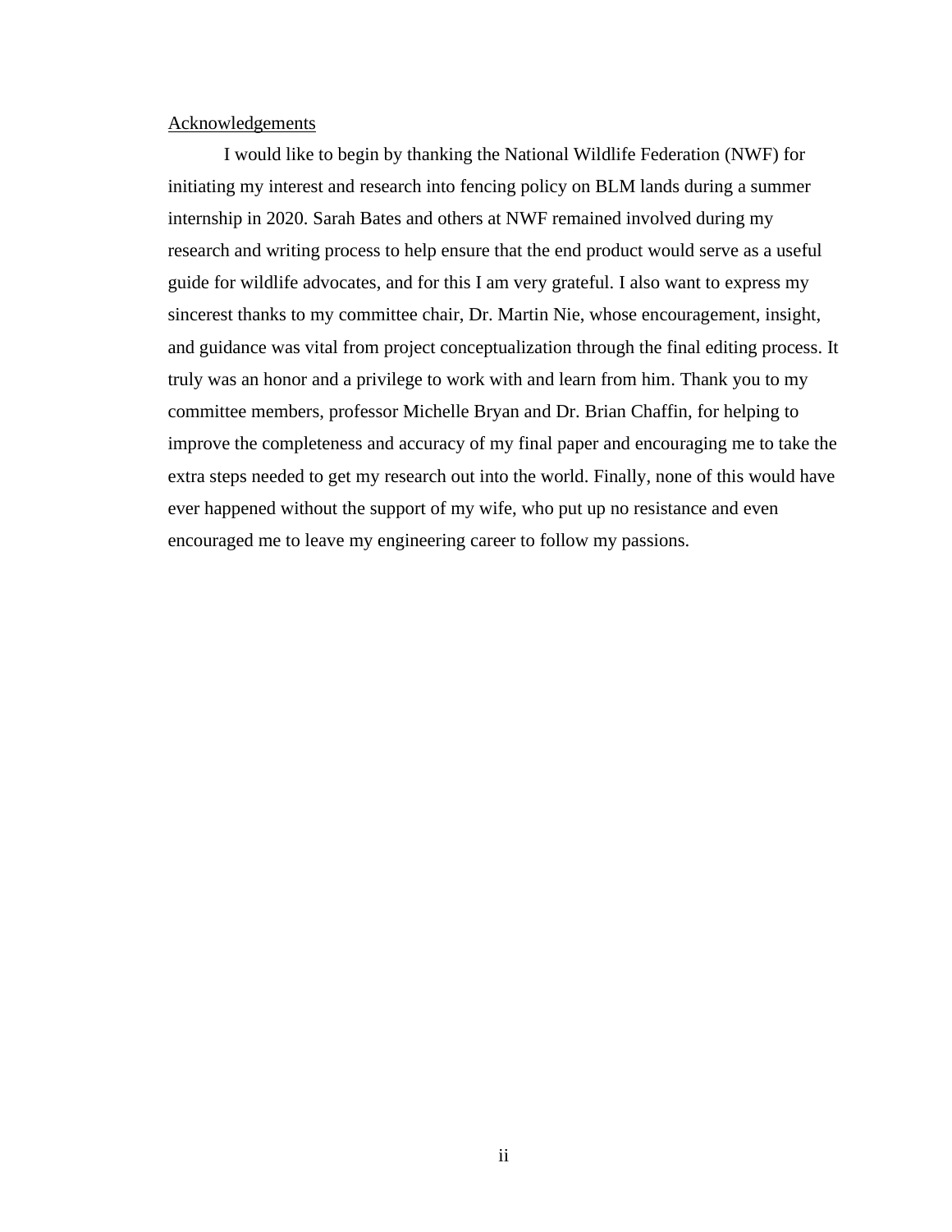## Acknowledgements

I would like to begin by thanking the National Wildlife Federation (NWF) for initiating my interest and research into fencing policy on BLM lands during a summer internship in 2020. Sarah Bates and others at NWF remained involved during my research and writing process to help ensure that the end product would serve as a useful guide for wildlife advocates, and for this I am very grateful. I also want to express my sincerest thanks to my committee chair, Dr. Martin Nie, whose encouragement, insight, and guidance was vital from project conceptualization through the final editing process. It truly was an honor and a privilege to work with and learn from him. Thank you to my committee members, professor Michelle Bryan and Dr. Brian Chaffin, for helping to improve the completeness and accuracy of my final paper and encouraging me to take the extra steps needed to get my research out into the world. Finally, none of this would have ever happened without the support of my wife, who put up no resistance and even encouraged me to leave my engineering career to follow my passions.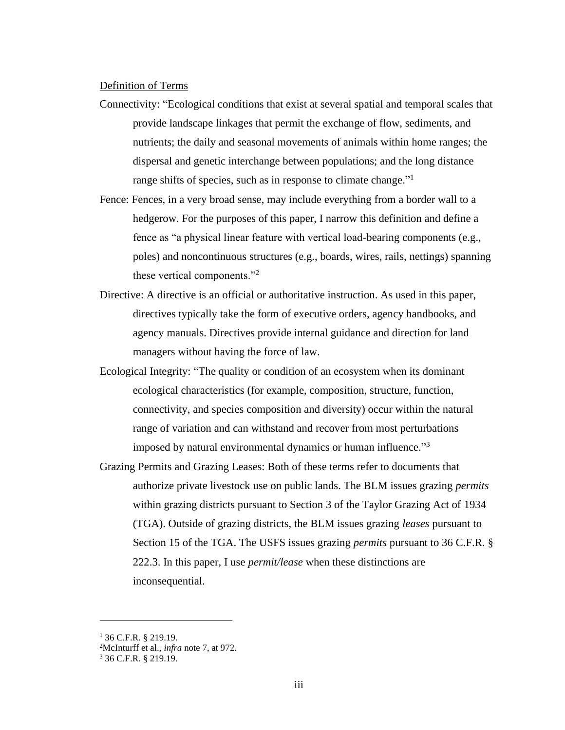Definition of Terms

Connectivity: "Ecological conditions that exist at several spatial and temporal scales that provide landscape linkages that permit the exchange of flow, sediments, and nutrients; the daily and seasonal movements of animals within home ranges; the dispersal and genetic interchange between populations; and the long distance range shifts of species, such as in response to climate change."[1]

Fence: Fences, in a very broad sense, may include everything from a border wall to a hedgerow. For the purposes of this paper, I narrow this definition and define a fence as "a physical linear feature with vertical load-bearing components (e.g., poles) and noncontinuous structures (e.g., boards, wires, rails, nettings) spanning these vertical components."[2]

Directive: A directive is an official or authoritative instruction. As used in this paper, directives typically take the form of executive orders, agency handbooks, and agency manuals. Directives provide internal guidance and direction for land managers without having the force of law.

Ecological Integrity: "The quality or condition of an ecosystem when its dominant ecological characteristics (for example, composition, structure, function, connectivity, and species composition and diversity) occur within the natural range of variation and can withstand and recover from most perturbations imposed by natural environmental dynamics or human influence."[3]

Grazing Permits and Grazing Leases: Both of these terms refer to documents that authorize private livestock use on public lands. The BLM issues grazing *permits* within grazing districts pursuant to Section 3 of the Taylor Grazing Act of 1934 (TGA). Outside of grazing districts, the BLM issues grazing *leases* pursuant to Section 15 of the TGA. The USFS issues grazing *permits* pursuant to 36 C.F.R. § 222.3. In this paper, I use *permit/lease* when these distinctions are inconsequential.

---

[1] 36 C.F.R. § 219.19.

[2] McInturff et al., *infra* note 7, at 972.

[3] 36 C.F.R. § 219.19.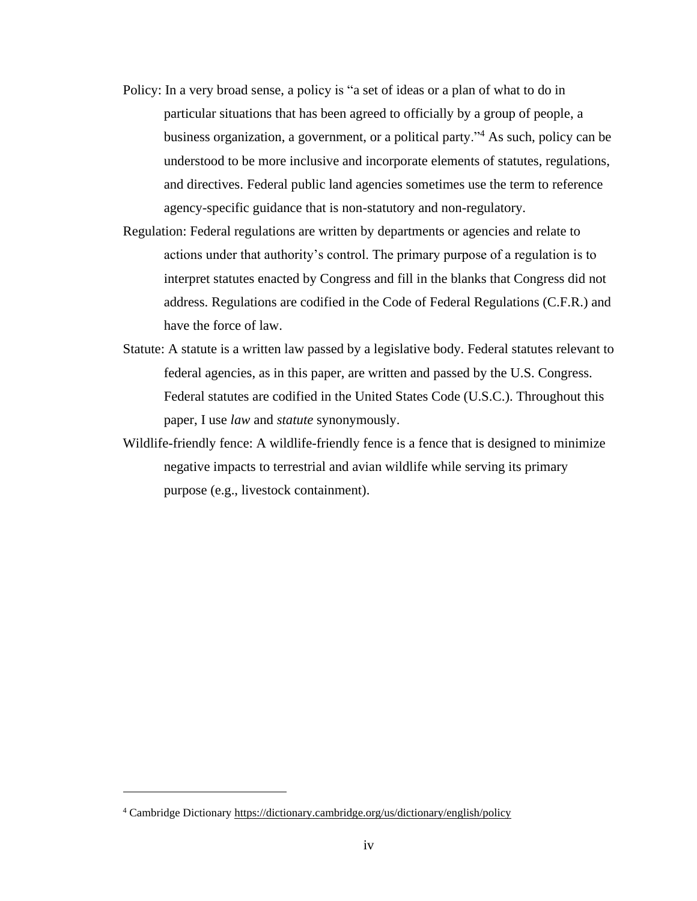Policy: In a very broad sense, a policy is "a set of ideas or a plan of what to do in particular situations that has been agreed to officially by a group of people, a business organization, a government, or a political party."[4] As such, policy can be understood to be more inclusive and incorporate elements of statutes, regulations, and directives. Federal public land agencies sometimes use the term to reference agency-specific guidance that is non-statutory and non-regulatory.

Regulation: Federal regulations are written by departments or agencies and relate to actions under that authority's control. The primary purpose of a regulation is to interpret statutes enacted by Congress and fill in the blanks that Congress did not address. Regulations are codified in the Code of Federal Regulations (C.F.R.) and have the force of law.

Statute: A statute is a written law passed by a legislative body. Federal statutes relevant to federal agencies, as in this paper, are written and passed by the U.S. Congress. Federal statutes are codified in the United States Code (U.S.C.). Throughout this paper, I use *law* and *statute* synonymously.

Wildlife-friendly fence: A wildlife-friendly fence is a fence that is designed to minimize negative impacts to terrestrial and avian wildlife while serving its primary purpose (e.g., livestock containment).

[4] Cambridge Dictionary https://dictionary.cambridge.org/us/dictionary/english/policy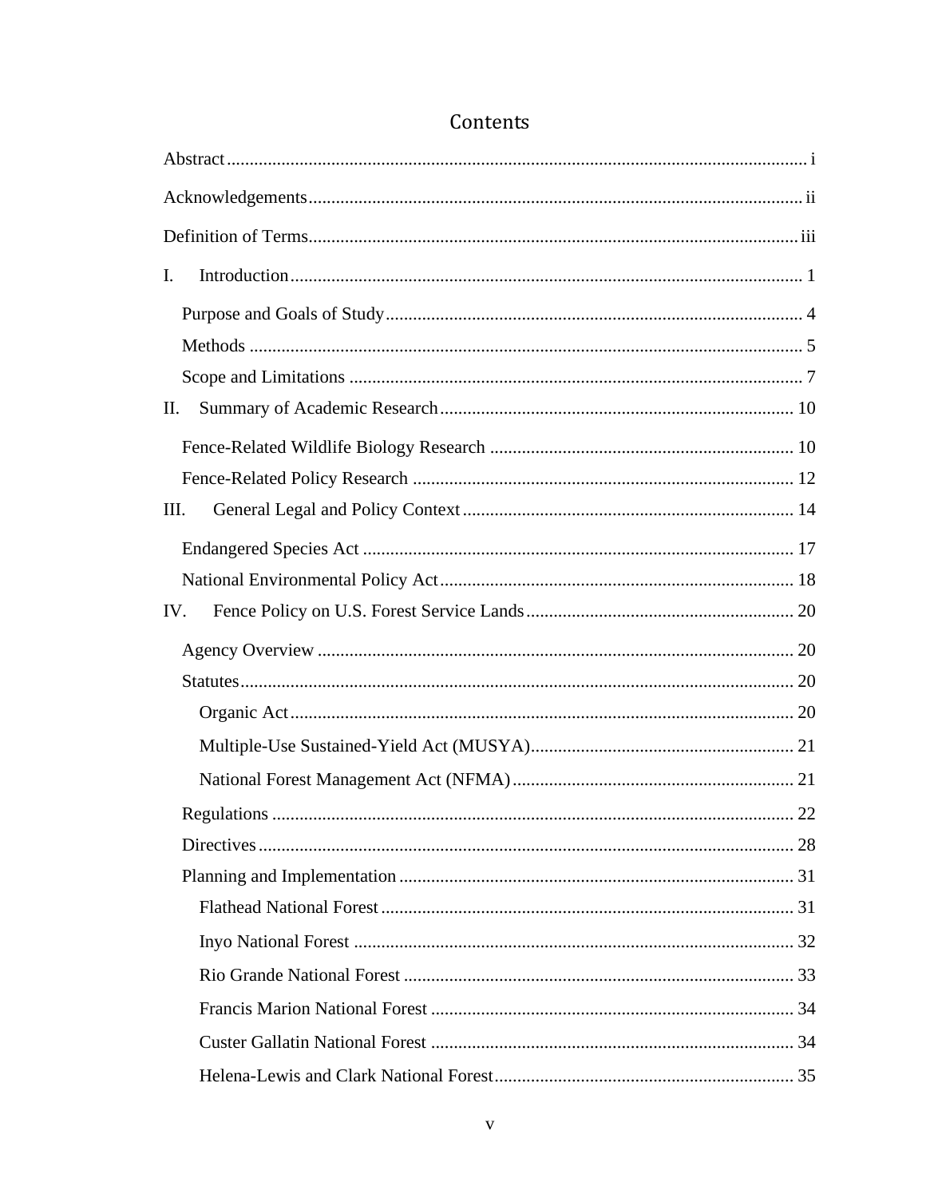# Contents

Abstract ..... i

Acknowledgements ..... ii

Definition of Terms ..... iii

I. Introduction ..... 1

- Purpose and Goals of Study ..... 4
- Methods ..... 5
- Scope and Limitations ..... 7

II. Summary of Academic Research ..... 10

- Fence-Related Wildlife Biology Research ..... 10
- Fence-Related Policy Research ..... 12

III. General Legal and Policy Context ..... 14

- Endangered Species Act ..... 17
- National Environmental Policy Act ..... 18

IV. Fence Policy on U.S. Forest Service Lands ..... 20

- Agency Overview ..... 20
- Statutes ..... 20
  - Organic Act ..... 20
  - Multiple-Use Sustained-Yield Act (MUSYA) ..... 21
  - National Forest Management Act (NFMA) ..... 21
- Regulations ..... 22
- Directives ..... 28
- Planning and Implementation ..... 31
  - Flathead National Forest ..... 31
  - Inyo National Forest ..... 32
  - Rio Grande National Forest ..... 33
  - Francis Marion National Forest ..... 34
  - Custer Gallatin National Forest ..... 34
  - Helena-Lewis and Clark National Forest ..... 35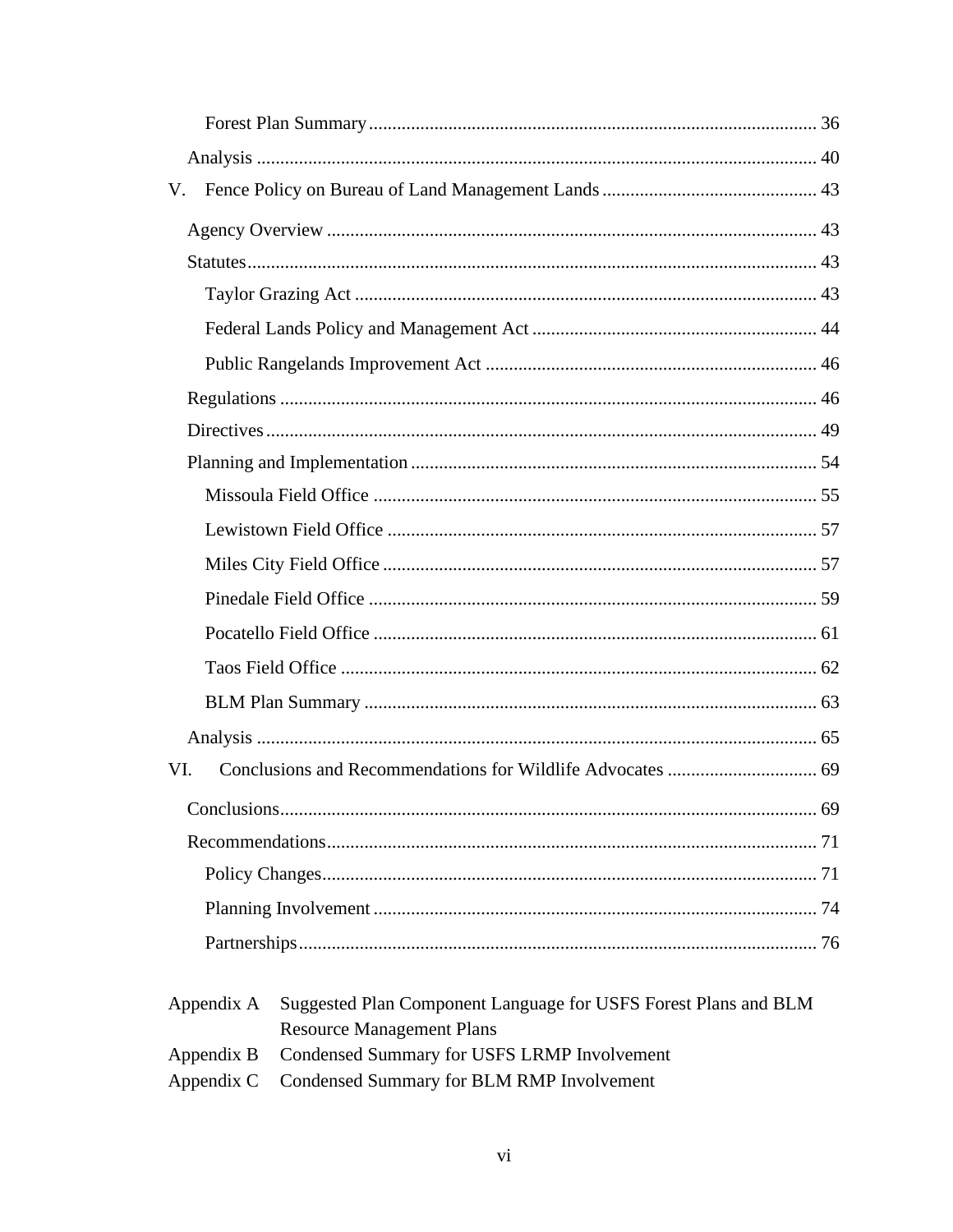Forest Plan Summary ..... 36

Analysis ..... 40

V. Fence Policy on Bureau of Land Management Lands ..... 43

Agency Overview ..... 43

Statutes ..... 43

Taylor Grazing Act ..... 43

Federal Lands Policy and Management Act ..... 44

Public Rangelands Improvement Act ..... 46

Regulations ..... 46

Directives ..... 49

Planning and Implementation ..... 54

Missoula Field Office ..... 55

Lewistown Field Office ..... 57

Miles City Field Office ..... 57

Pinedale Field Office ..... 59

Pocatello Field Office ..... 61

Taos Field Office ..... 62

BLM Plan Summary ..... 63

Analysis ..... 65

VI. Conclusions and Recommendations for Wildlife Advocates ..... 69

Conclusions ..... 69

Recommendations ..... 71

Policy Changes ..... 71

Planning Involvement ..... 74

Partnerships ..... 76

Appendix A Suggested Plan Component Language for USFS Forest Plans and BLM Resource Management Plans

Appendix B Condensed Summary for USFS LRMP Involvement

Appendix C Condensed Summary for BLM RMP Involvement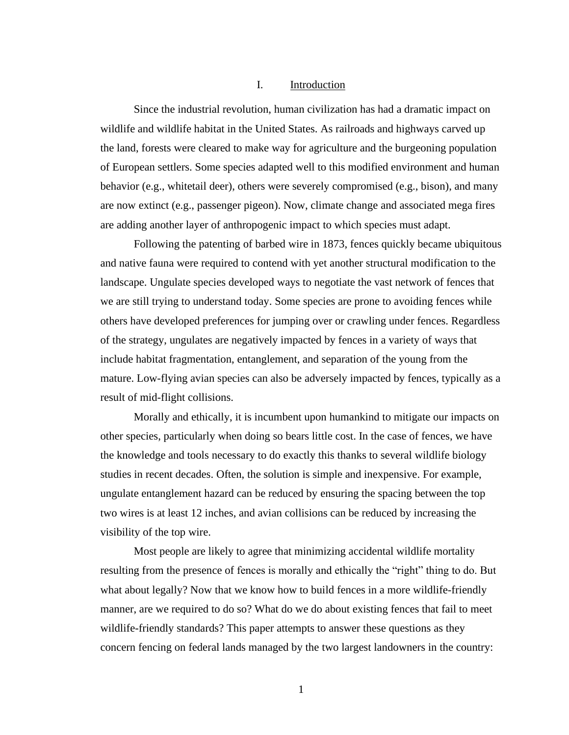# I. Introduction

Since the industrial revolution, human civilization has had a dramatic impact on wildlife and wildlife habitat in the United States. As railroads and highways carved up the land, forests were cleared to make way for agriculture and the burgeoning population of European settlers. Some species adapted well to this modified environment and human behavior (e.g., whitetail deer), others were severely compromised (e.g., bison), and many are now extinct (e.g., passenger pigeon). Now, climate change and associated mega fires are adding another layer of anthropogenic impact to which species must adapt.

Following the patenting of barbed wire in 1873, fences quickly became ubiquitous and native fauna were required to contend with yet another structural modification to the landscape. Ungulate species developed ways to negotiate the vast network of fences that we are still trying to understand today. Some species are prone to avoiding fences while others have developed preferences for jumping over or crawling under fences. Regardless of the strategy, ungulates are negatively impacted by fences in a variety of ways that include habitat fragmentation, entanglement, and separation of the young from the mature. Low-flying avian species can also be adversely impacted by fences, typically as a result of mid-flight collisions.

Morally and ethically, it is incumbent upon humankind to mitigate our impacts on other species, particularly when doing so bears little cost. In the case of fences, we have the knowledge and tools necessary to do exactly this thanks to several wildlife biology studies in recent decades. Often, the solution is simple and inexpensive. For example, ungulate entanglement hazard can be reduced by ensuring the spacing between the top two wires is at least 12 inches, and avian collisions can be reduced by increasing the visibility of the top wire.

Most people are likely to agree that minimizing accidental wildlife mortality resulting from the presence of fences is morally and ethically the "right" thing to do. But what about legally? Now that we know how to build fences in a more wildlife-friendly manner, are we required to do so? What do we do about existing fences that fail to meet wildlife-friendly standards? This paper attempts to answer these questions as they concern fencing on federal lands managed by the two largest landowners in the country: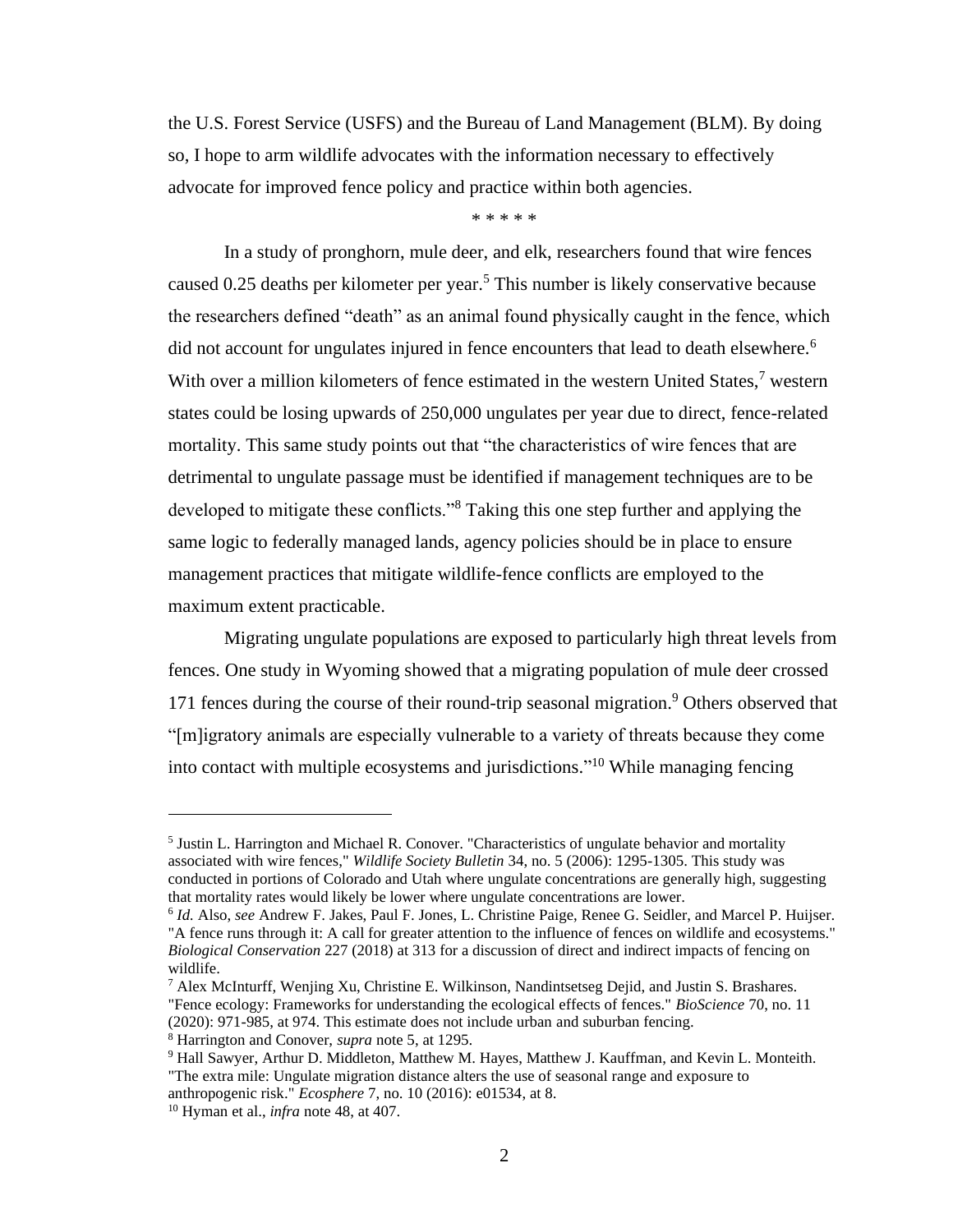the U.S. Forest Service (USFS) and the Bureau of Land Management (BLM). By doing so, I hope to arm wildlife advocates with the information necessary to effectively advocate for improved fence policy and practice within both agencies.

\* \* \* \* \*

In a study of pronghorn, mule deer, and elk, researchers found that wire fences caused 0.25 deaths per kilometer per year.[5] This number is likely conservative because the researchers defined "death" as an animal found physically caught in the fence, which did not account for ungulates injured in fence encounters that lead to death elsewhere.[6] With over a million kilometers of fence estimated in the western United States,[7] western states could be losing upwards of 250,000 ungulates per year due to direct, fence-related mortality. This same study points out that "the characteristics of wire fences that are detrimental to ungulate passage must be identified if management techniques are to be developed to mitigate these conflicts."[8] Taking this one step further and applying the same logic to federally managed lands, agency policies should be in place to ensure management practices that mitigate wildlife-fence conflicts are employed to the maximum extent practicable.

Migrating ungulate populations are exposed to particularly high threat levels from fences. One study in Wyoming showed that a migrating population of mule deer crossed 171 fences during the course of their round-trip seasonal migration.[9] Others observed that "[m]igratory animals are especially vulnerable to a variety of threats because they come into contact with multiple ecosystems and jurisdictions."[10] While managing fencing

---

[5] Justin L. Harrington and Michael R. Conover. "Characteristics of ungulate behavior and mortality associated with wire fences," *Wildlife Society Bulletin* 34, no. 5 (2006): 1295-1305. This study was conducted in portions of Colorado and Utah where ungulate concentrations are generally high, suggesting that mortality rates would likely be lower where ungulate concentrations are lower.

[6] *Id.* Also, *see* Andrew F. Jakes, Paul F. Jones, L. Christine Paige, Renee G. Seidler, and Marcel P. Huijser. "A fence runs through it: A call for greater attention to the influence of fences on wildlife and ecosystems." *Biological Conservation* 227 (2018) at 313 for a discussion of direct and indirect impacts of fencing on wildlife.

[7] Alex McInturff, Wenjing Xu, Christine E. Wilkinson, Nandintsetseg Dejid, and Justin S. Brashares. "Fence ecology: Frameworks for understanding the ecological effects of fences." *BioScience* 70, no. 11 (2020): 971-985, at 974. This estimate does not include urban and suburban fencing.

[8] Harrington and Conover, *supra* note 5, at 1295.

[9] Hall Sawyer, Arthur D. Middleton, Matthew M. Hayes, Matthew J. Kauffman, and Kevin L. Monteith. "The extra mile: Ungulate migration distance alters the use of seasonal range and exposure to anthropogenic risk." *Ecosphere* 7, no. 10 (2016): e01534, at 8.

[10] Hyman et al., *infra* note 48, at 407.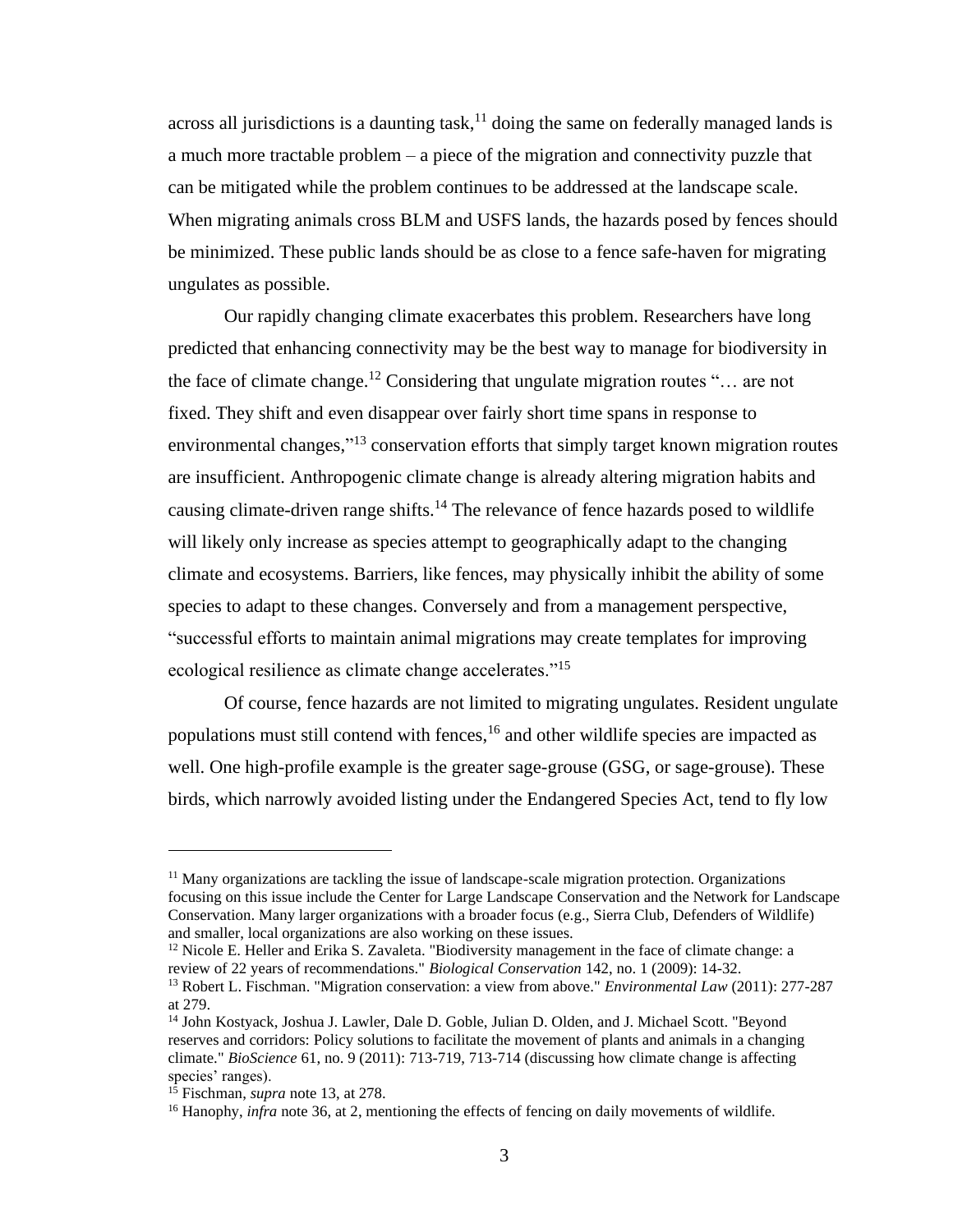across all jurisdictions is a daunting task,[11] doing the same on federally managed lands is a much more tractable problem – a piece of the migration and connectivity puzzle that can be mitigated while the problem continues to be addressed at the landscape scale. When migrating animals cross BLM and USFS lands, the hazards posed by fences should be minimized. These public lands should be as close to a fence safe-haven for migrating ungulates as possible.

Our rapidly changing climate exacerbates this problem. Researchers have long predicted that enhancing connectivity may be the best way to manage for biodiversity in the face of climate change.[12] Considering that ungulate migration routes "… are not fixed. They shift and even disappear over fairly short time spans in response to environmental changes,"[13] conservation efforts that simply target known migration routes are insufficient. Anthropogenic climate change is already altering migration habits and causing climate-driven range shifts.[14] The relevance of fence hazards posed to wildlife will likely only increase as species attempt to geographically adapt to the changing climate and ecosystems. Barriers, like fences, may physically inhibit the ability of some species to adapt to these changes. Conversely and from a management perspective, "successful efforts to maintain animal migrations may create templates for improving ecological resilience as climate change accelerates."[15]

Of course, fence hazards are not limited to migrating ungulates. Resident ungulate populations must still contend with fences,[16] and other wildlife species are impacted as well. One high-profile example is the greater sage-grouse (GSG, or sage-grouse). These birds, which narrowly avoided listing under the Endangered Species Act, tend to fly low

---

[11] Many organizations are tackling the issue of landscape-scale migration protection. Organizations focusing on this issue include the Center for Large Landscape Conservation and the Network for Landscape Conservation. Many larger organizations with a broader focus (e.g., Sierra Club, Defenders of Wildlife) and smaller, local organizations are also working on these issues.

[12] Nicole E. Heller and Erika S. Zavaleta. "Biodiversity management in the face of climate change: a review of 22 years of recommendations." *Biological Conservation* 142, no. 1 (2009): 14-32.

[13] Robert L. Fischman. "Migration conservation: a view from above." *Environmental Law* (2011): 277-287 at 279.

[14] John Kostyack, Joshua J. Lawler, Dale D. Goble, Julian D. Olden, and J. Michael Scott. "Beyond reserves and corridors: Policy solutions to facilitate the movement of plants and animals in a changing climate." *BioScience* 61, no. 9 (2011): 713-719, 713-714 (discussing how climate change is affecting species' ranges).

[15] Fischman, *supra* note 13, at 278.

[16] Hanophy, *infra* note 36, at 2, mentioning the effects of fencing on daily movements of wildlife.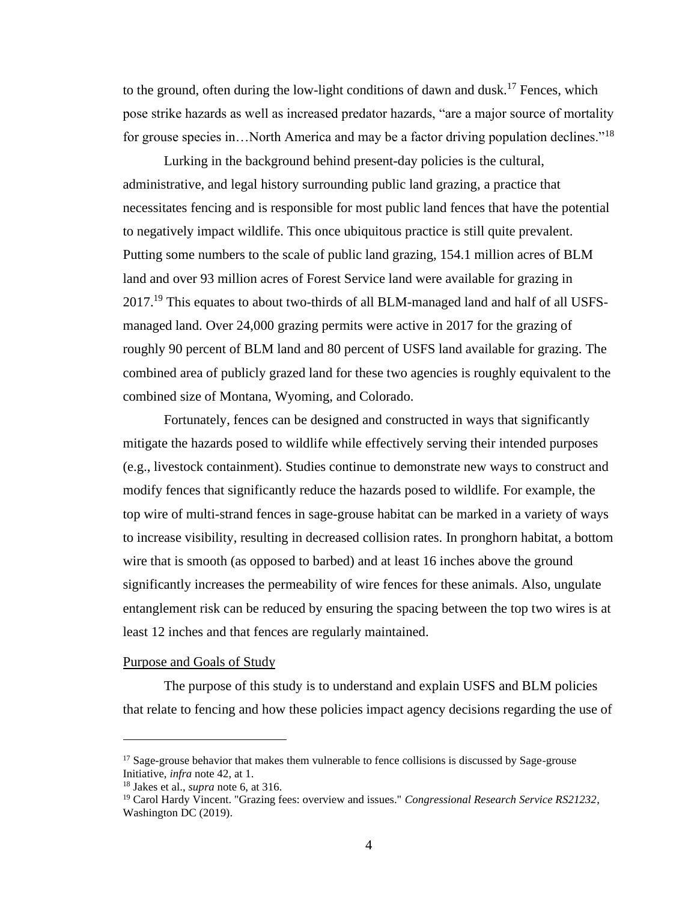to the ground, often during the low-light conditions of dawn and dusk.[17] Fences, which pose strike hazards as well as increased predator hazards, "are a major source of mortality for grouse species in…North America and may be a factor driving population declines."[18]

Lurking in the background behind present-day policies is the cultural, administrative, and legal history surrounding public land grazing, a practice that necessitates fencing and is responsible for most public land fences that have the potential to negatively impact wildlife. This once ubiquitous practice is still quite prevalent. Putting some numbers to the scale of public land grazing, 154.1 million acres of BLM land and over 93 million acres of Forest Service land were available for grazing in 2017.[19] This equates to about two-thirds of all BLM-managed land and half of all USFS-managed land. Over 24,000 grazing permits were active in 2017 for the grazing of roughly 90 percent of BLM land and 80 percent of USFS land available for grazing. The combined area of publicly grazed land for these two agencies is roughly equivalent to the combined size of Montana, Wyoming, and Colorado.

Fortunately, fences can be designed and constructed in ways that significantly mitigate the hazards posed to wildlife while effectively serving their intended purposes (e.g., livestock containment). Studies continue to demonstrate new ways to construct and modify fences that significantly reduce the hazards posed to wildlife. For example, the top wire of multi-strand fences in sage-grouse habitat can be marked in a variety of ways to increase visibility, resulting in decreased collision rates. In pronghorn habitat, a bottom wire that is smooth (as opposed to barbed) and at least 16 inches above the ground significantly increases the permeability of wire fences for these animals. Also, ungulate entanglement risk can be reduced by ensuring the spacing between the top two wires is at least 12 inches and that fences are regularly maintained.

## Purpose and Goals of Study

The purpose of this study is to understand and explain USFS and BLM policies that relate to fencing and how these policies impact agency decisions regarding the use of

---

[17] Sage-grouse behavior that makes them vulnerable to fence collisions is discussed by Sage-grouse Initiative, *infra* note 42, at 1.

[18] Jakes et al., *supra* note 6, at 316.

[19] Carol Hardy Vincent. "Grazing fees: overview and issues." *Congressional Research Service RS21232*, Washington DC (2019).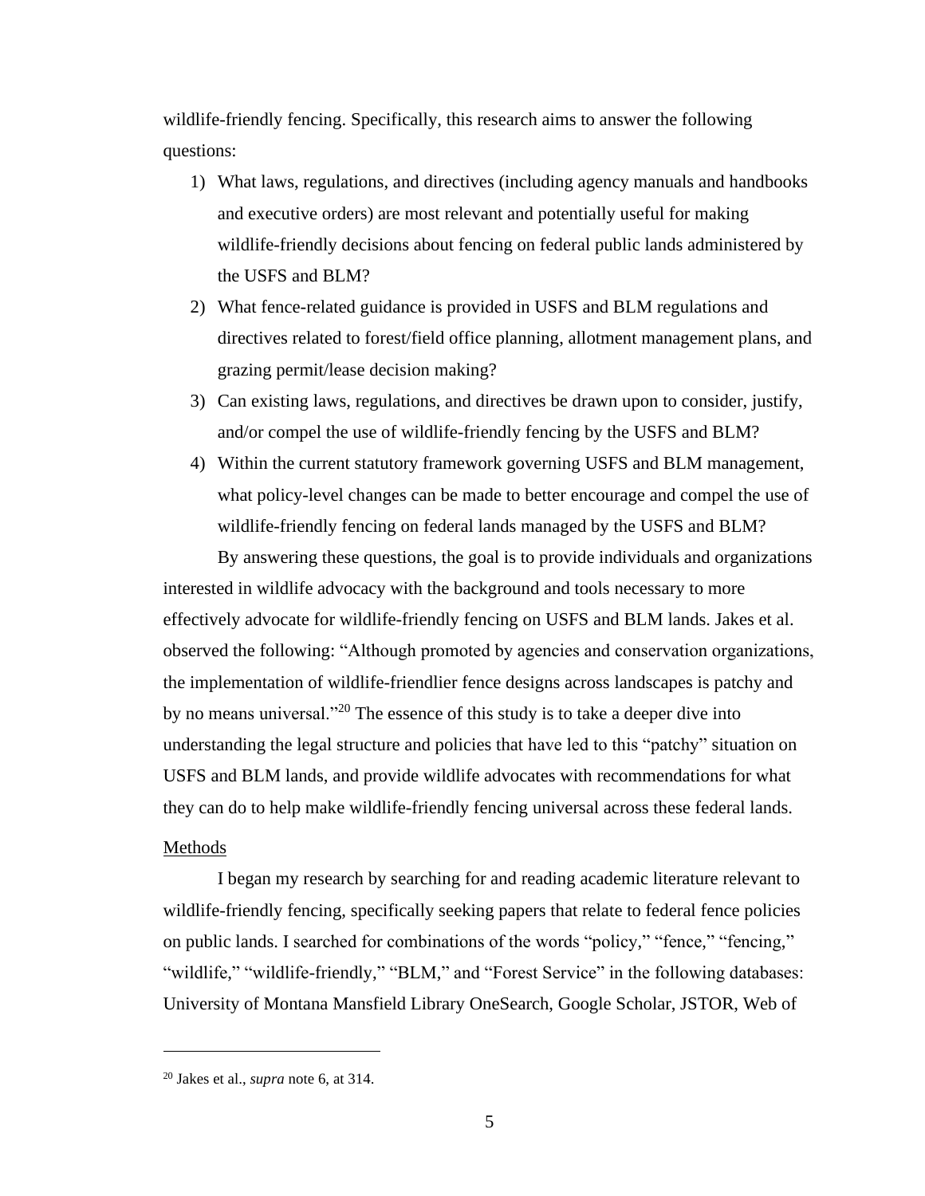wildlife-friendly fencing. Specifically, this research aims to answer the following questions:

1) What laws, regulations, and directives (including agency manuals and handbooks and executive orders) are most relevant and potentially useful for making wildlife-friendly decisions about fencing on federal public lands administered by the USFS and BLM?
2) What fence-related guidance is provided in USFS and BLM regulations and directives related to forest/field office planning, allotment management plans, and grazing permit/lease decision making?
3) Can existing laws, regulations, and directives be drawn upon to consider, justify, and/or compel the use of wildlife-friendly fencing by the USFS and BLM?
4) Within the current statutory framework governing USFS and BLM management, what policy-level changes can be made to better encourage and compel the use of wildlife-friendly fencing on federal lands managed by the USFS and BLM?

By answering these questions, the goal is to provide individuals and organizations interested in wildlife advocacy with the background and tools necessary to more effectively advocate for wildlife-friendly fencing on USFS and BLM lands. Jakes et al. observed the following: "Although promoted by agencies and conservation organizations, the implementation of wildlife-friendlier fence designs across landscapes is patchy and by no means universal."[20] The essence of this study is to take a deeper dive into understanding the legal structure and policies that have led to this "patchy" situation on USFS and BLM lands, and provide wildlife advocates with recommendations for what they can do to help make wildlife-friendly fencing universal across these federal lands.

## Methods

I began my research by searching for and reading academic literature relevant to wildlife-friendly fencing, specifically seeking papers that relate to federal fence policies on public lands. I searched for combinations of the words "policy," "fence," "fencing," "wildlife," "wildlife-friendly," "BLM," and "Forest Service" in the following databases: University of Montana Mansfield Library OneSearch, Google Scholar, JSTOR, Web of

---

[20] Jakes et al., *supra* note 6, at 314.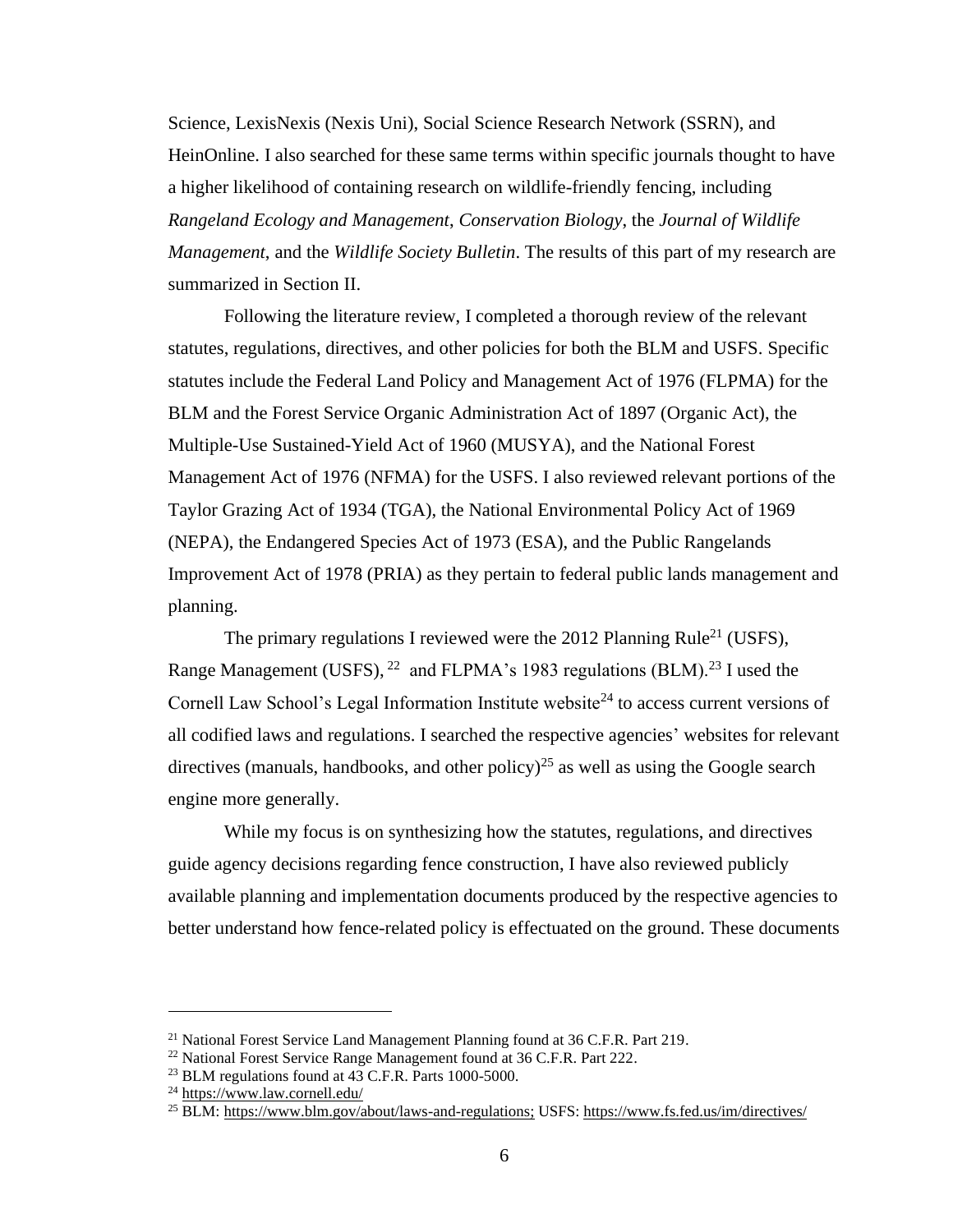Science, LexisNexis (Nexis Uni), Social Science Research Network (SSRN), and HeinOnline. I also searched for these same terms within specific journals thought to have a higher likelihood of containing research on wildlife-friendly fencing, including *Rangeland Ecology and Management*, *Conservation Biology*, the *Journal of Wildlife Management*, and the *Wildlife Society Bulletin*. The results of this part of my research are summarized in Section II.

Following the literature review, I completed a thorough review of the relevant statutes, regulations, directives, and other policies for both the BLM and USFS. Specific statutes include the Federal Land Policy and Management Act of 1976 (FLPMA) for the BLM and the Forest Service Organic Administration Act of 1897 (Organic Act), the Multiple-Use Sustained-Yield Act of 1960 (MUSYA), and the National Forest Management Act of 1976 (NFMA) for the USFS. I also reviewed relevant portions of the Taylor Grazing Act of 1934 (TGA), the National Environmental Policy Act of 1969 (NEPA), the Endangered Species Act of 1973 (ESA), and the Public Rangelands Improvement Act of 1978 (PRIA) as they pertain to federal public lands management and planning.

The primary regulations I reviewed were the 2012 Planning Rule[21] (USFS), Range Management (USFS),[22] and FLPMA's 1983 regulations (BLM).[23] I used the Cornell Law School's Legal Information Institute website[24] to access current versions of all codified laws and regulations. I searched the respective agencies' websites for relevant directives (manuals, handbooks, and other policy)[25] as well as using the Google search engine more generally.

While my focus is on synthesizing how the statutes, regulations, and directives guide agency decisions regarding fence construction, I have also reviewed publicly available planning and implementation documents produced by the respective agencies to better understand how fence-related policy is effectuated on the ground. These documents

---

[21] National Forest Service Land Management Planning found at 36 C.F.R. Part 219.

[22] National Forest Service Range Management found at 36 C.F.R. Part 222.

[23] BLM regulations found at 43 C.F.R. Parts 1000-5000.

[24] https://www.law.cornell.edu/

[25] BLM: https://www.blm.gov/about/laws-and-regulations; USFS: https://www.fs.fed.us/im/directives/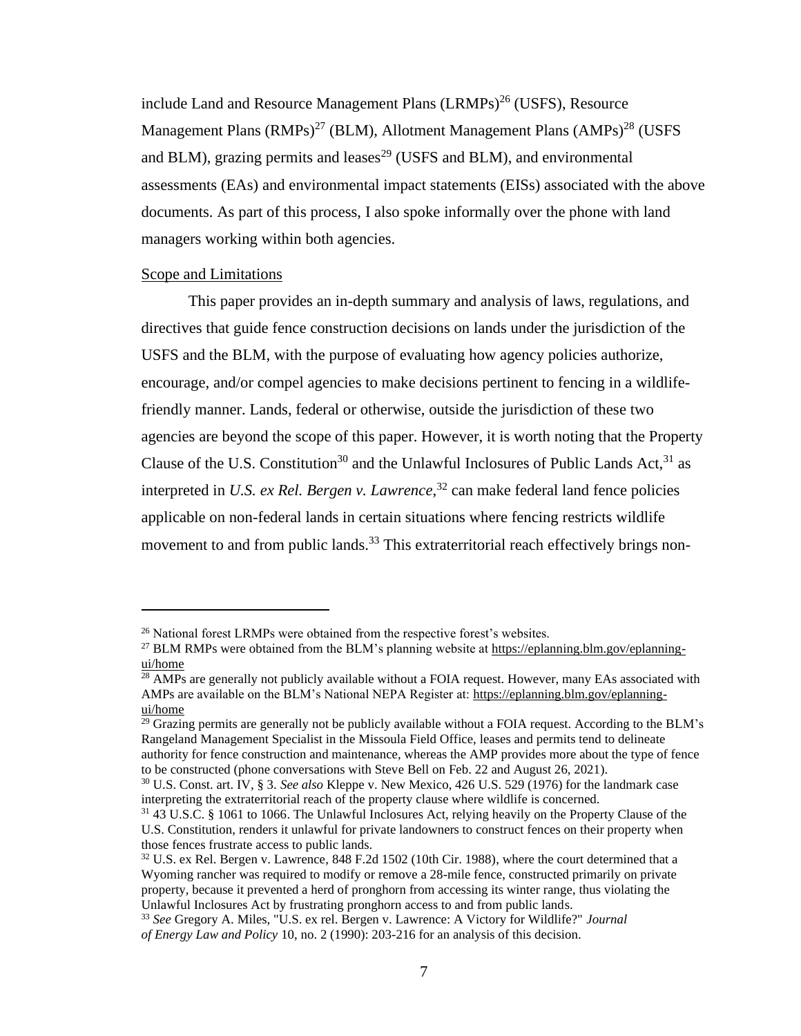include Land and Resource Management Plans (LRMPs)[26] (USFS), Resource Management Plans (RMPs)[27] (BLM), Allotment Management Plans (AMPs)[28] (USFS and BLM), grazing permits and leases[29] (USFS and BLM), and environmental assessments (EAs) and environmental impact statements (EISs) associated with the above documents. As part of this process, I also spoke informally over the phone with land managers working within both agencies.

<u>Scope and Limitations</u>

This paper provides an in-depth summary and analysis of laws, regulations, and directives that guide fence construction decisions on lands under the jurisdiction of the USFS and the BLM, with the purpose of evaluating how agency policies authorize, encourage, and/or compel agencies to make decisions pertinent to fencing in a wildlife-friendly manner. Lands, federal or otherwise, outside the jurisdiction of these two agencies are beyond the scope of this paper. However, it is worth noting that the Property Clause of the U.S. Constitution[30] and the Unlawful Inclosures of Public Lands Act,[31] as interpreted in *U.S. ex Rel. Bergen v. Lawrence*,[32] can make federal land fence policies applicable on non-federal lands in certain situations where fencing restricts wildlife movement to and from public lands.[33] This extraterritorial reach effectively brings non-

---

[26] National forest LRMPs were obtained from the respective forest's websites.

[27] BLM RMPs were obtained from the BLM's planning website at https://eplanning.blm.gov/eplanning-ui/home

[28] AMPs are generally not publicly available without a FOIA request. However, many EAs associated with AMPs are available on the BLM's National NEPA Register at: https://eplanning.blm.gov/eplanning-ui/home

[29] Grazing permits are generally not be publicly available without a FOIA request. According to the BLM's Rangeland Management Specialist in the Missoula Field Office, leases and permits tend to delineate authority for fence construction and maintenance, whereas the AMP provides more about the type of fence to be constructed (phone conversations with Steve Bell on Feb. 22 and August 26, 2021).

[30] U.S. Const. art. IV, § 3. *See also* Kleppe v. New Mexico, 426 U.S. 529 (1976) for the landmark case interpreting the extraterritorial reach of the property clause where wildlife is concerned.

[31] 43 U.S.C. § 1061 to 1066. The Unlawful Inclosures Act, relying heavily on the Property Clause of the U.S. Constitution, renders it unlawful for private landowners to construct fences on their property when those fences frustrate access to public lands.

[32] U.S. ex Rel. Bergen v. Lawrence, 848 F.2d 1502 (10th Cir. 1988), where the court determined that a Wyoming rancher was required to modify or remove a 28-mile fence, constructed primarily on private property, because it prevented a herd of pronghorn from accessing its winter range, thus violating the Unlawful Inclosures Act by frustrating pronghorn access to and from public lands.

[33] *See* Gregory A. Miles, "U.S. ex rel. Bergen v. Lawrence: A Victory for Wildlife?" *Journal of Energy Law and Policy* 10, no. 2 (1990): 203-216 for an analysis of this decision.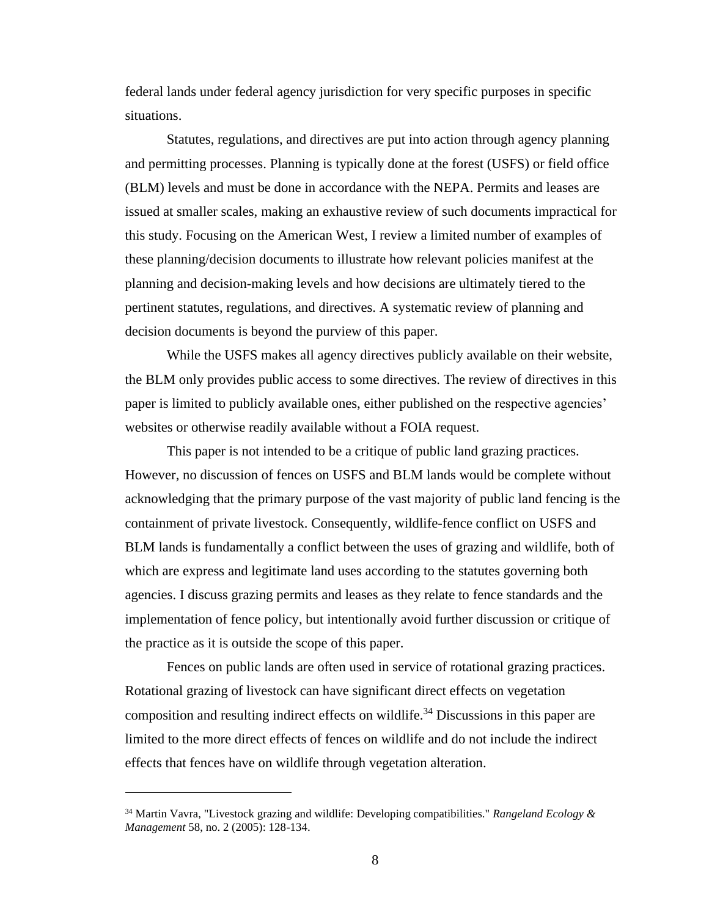federal lands under federal agency jurisdiction for very specific purposes in specific situations.

Statutes, regulations, and directives are put into action through agency planning and permitting processes. Planning is typically done at the forest (USFS) or field office (BLM) levels and must be done in accordance with the NEPA. Permits and leases are issued at smaller scales, making an exhaustive review of such documents impractical for this study. Focusing on the American West, I review a limited number of examples of these planning/decision documents to illustrate how relevant policies manifest at the planning and decision-making levels and how decisions are ultimately tiered to the pertinent statutes, regulations, and directives. A systematic review of planning and decision documents is beyond the purview of this paper.

While the USFS makes all agency directives publicly available on their website, the BLM only provides public access to some directives. The review of directives in this paper is limited to publicly available ones, either published on the respective agencies' websites or otherwise readily available without a FOIA request.

This paper is not intended to be a critique of public land grazing practices. However, no discussion of fences on USFS and BLM lands would be complete without acknowledging that the primary purpose of the vast majority of public land fencing is the containment of private livestock. Consequently, wildlife-fence conflict on USFS and BLM lands is fundamentally a conflict between the uses of grazing and wildlife, both of which are express and legitimate land uses according to the statutes governing both agencies. I discuss grazing permits and leases as they relate to fence standards and the implementation of fence policy, but intentionally avoid further discussion or critique of the practice as it is outside the scope of this paper.

Fences on public lands are often used in service of rotational grazing practices. Rotational grazing of livestock can have significant direct effects on vegetation composition and resulting indirect effects on wildlife.[34] Discussions in this paper are limited to the more direct effects of fences on wildlife and do not include the indirect effects that fences have on wildlife through vegetation alteration.

---

[34] Martin Vavra, "Livestock grazing and wildlife: Developing compatibilities." *Rangeland Ecology & Management* 58, no. 2 (2005): 128-134.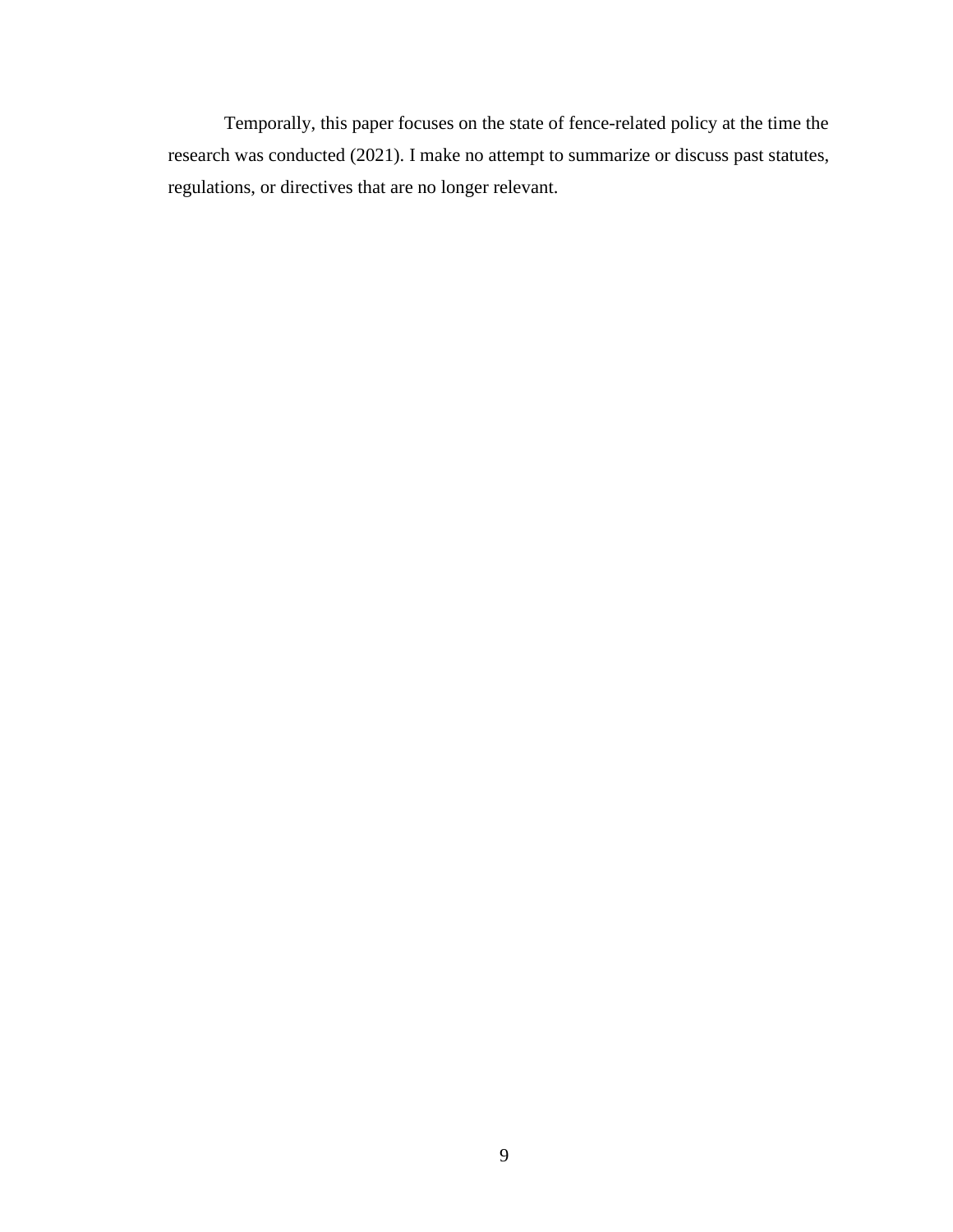Temporally, this paper focuses on the state of fence-related policy at the time the research was conducted (2021). I make no attempt to summarize or discuss past statutes, regulations, or directives that are no longer relevant.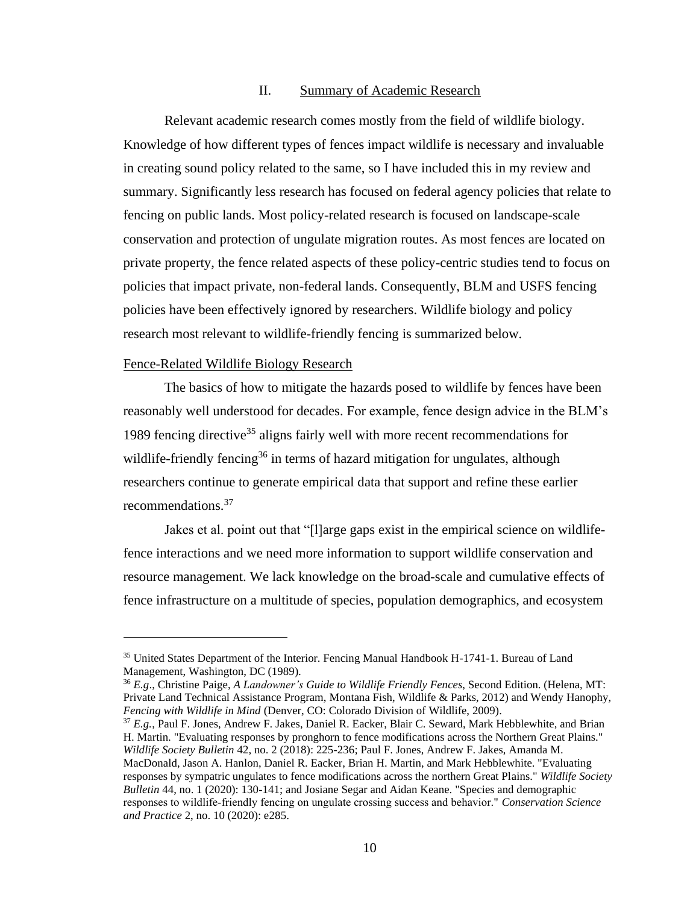## II. Summary of Academic Research

Relevant academic research comes mostly from the field of wildlife biology. Knowledge of how different types of fences impact wildlife is necessary and invaluable in creating sound policy related to the same, so I have included this in my review and summary. Significantly less research has focused on federal agency policies that relate to fencing on public lands. Most policy-related research is focused on landscape-scale conservation and protection of ungulate migration routes. As most fences are located on private property, the fence related aspects of these policy-centric studies tend to focus on policies that impact private, non-federal lands. Consequently, BLM and USFS fencing policies have been effectively ignored by researchers. Wildlife biology and policy research most relevant to wildlife-friendly fencing is summarized below.

### Fence-Related Wildlife Biology Research

The basics of how to mitigate the hazards posed to wildlife by fences have been reasonably well understood for decades. For example, fence design advice in the BLM's 1989 fencing directive[35] aligns fairly well with more recent recommendations for wildlife-friendly fencing[36] in terms of hazard mitigation for ungulates, although researchers continue to generate empirical data that support and refine these earlier recommendations.[37]

Jakes et al. point out that "[l]arge gaps exist in the empirical science on wildlife-fence interactions and we need more information to support wildlife conservation and resource management. We lack knowledge on the broad-scale and cumulative effects of fence infrastructure on a multitude of species, population demographics, and ecosystem

---

[35] United States Department of the Interior. Fencing Manual Handbook H-1741-1. Bureau of Land Management, Washington, DC (1989).

[36] *E.g*., Christine Paige, *A Landowner's Guide to Wildlife Friendly Fences*, Second Edition. (Helena, MT: Private Land Technical Assistance Program, Montana Fish, Wildlife & Parks, 2012) and Wendy Hanophy, *Fencing with Wildlife in Mind* (Denver, CO: Colorado Division of Wildlife, 2009).

[37] *E.g.*, Paul F. Jones, Andrew F. Jakes, Daniel R. Eacker, Blair C. Seward, Mark Hebblewhite, and Brian H. Martin. "Evaluating responses by pronghorn to fence modifications across the Northern Great Plains." *Wildlife Society Bulletin* 42, no. 2 (2018): 225-236; Paul F. Jones, Andrew F. Jakes, Amanda M. MacDonald, Jason A. Hanlon, Daniel R. Eacker, Brian H. Martin, and Mark Hebblewhite. "Evaluating responses by sympatric ungulates to fence modifications across the northern Great Plains." *Wildlife Society Bulletin* 44, no. 1 (2020): 130-141; and Josiane Segar and Aidan Keane. "Species and demographic responses to wildlife-friendly fencing on ungulate crossing success and behavior." *Conservation Science and Practice* 2, no. 10 (2020): e285.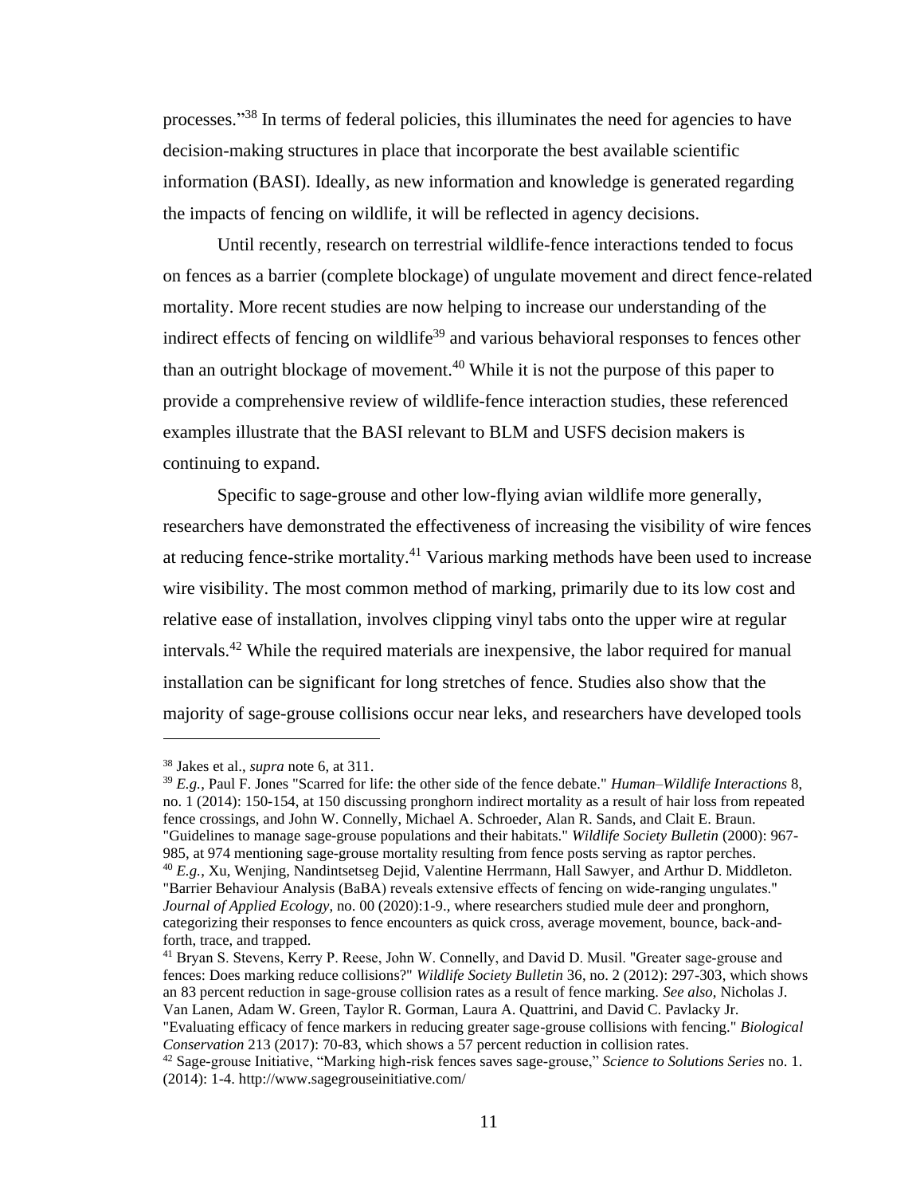processes."[38] In terms of federal policies, this illuminates the need for agencies to have decision-making structures in place that incorporate the best available scientific information (BASI). Ideally, as new information and knowledge is generated regarding the impacts of fencing on wildlife, it will be reflected in agency decisions.

Until recently, research on terrestrial wildlife-fence interactions tended to focus on fences as a barrier (complete blockage) of ungulate movement and direct fence-related mortality. More recent studies are now helping to increase our understanding of the indirect effects of fencing on wildlife[39] and various behavioral responses to fences other than an outright blockage of movement.[40] While it is not the purpose of this paper to provide a comprehensive review of wildlife-fence interaction studies, these referenced examples illustrate that the BASI relevant to BLM and USFS decision makers is continuing to expand.

Specific to sage-grouse and other low-flying avian wildlife more generally, researchers have demonstrated the effectiveness of increasing the visibility of wire fences at reducing fence-strike mortality.[41] Various marking methods have been used to increase wire visibility. The most common method of marking, primarily due to its low cost and relative ease of installation, involves clipping vinyl tabs onto the upper wire at regular intervals.[42] While the required materials are inexpensive, the labor required for manual installation can be significant for long stretches of fence. Studies also show that the majority of sage-grouse collisions occur near leks, and researchers have developed tools

---

[38] Jakes et al., *supra* note 6, at 311.

[39] *E.g.*, Paul F. Jones "Scarred for life: the other side of the fence debate." *Human–Wildlife Interactions* 8, no. 1 (2014): 150-154, at 150 discussing pronghorn indirect mortality as a result of hair loss from repeated fence crossings, and John W. Connelly, Michael A. Schroeder, Alan R. Sands, and Clait E. Braun. "Guidelines to manage sage-grouse populations and their habitats." *Wildlife Society Bulletin* (2000): 967-985, at 974 mentioning sage-grouse mortality resulting from fence posts serving as raptor perches.

[40] *E.g.*, Xu, Wenjing, Nandintsetseg Dejid, Valentine Herrmann, Hall Sawyer, and Arthur D. Middleton. "Barrier Behaviour Analysis (BaBA) reveals extensive effects of fencing on wide-ranging ungulates." *Journal of Applied Ecology*, no. 00 (2020):1-9., where researchers studied mule deer and pronghorn, categorizing their responses to fence encounters as quick cross, average movement, bounce, back-and-forth, trace, and trapped.

[41] Bryan S. Stevens, Kerry P. Reese, John W. Connelly, and David D. Musil. "Greater sage-grouse and fences: Does marking reduce collisions?" *Wildlife Society Bulletin* 36, no. 2 (2012): 297-303, which shows an 83 percent reduction in sage-grouse collision rates as a result of fence marking. *See also*, Nicholas J. Van Lanen, Adam W. Green, Taylor R. Gorman, Laura A. Quattrini, and David C. Pavlacky Jr. "Evaluating efficacy of fence markers in reducing greater sage-grouse collisions with fencing." *Biological Conservation* 213 (2017): 70-83, which shows a 57 percent reduction in collision rates.

[42] Sage-grouse Initiative, "Marking high-risk fences saves sage-grouse," *Science to Solutions Series* no. 1. (2014): 1-4. http://www.sagegrouseinitiative.com/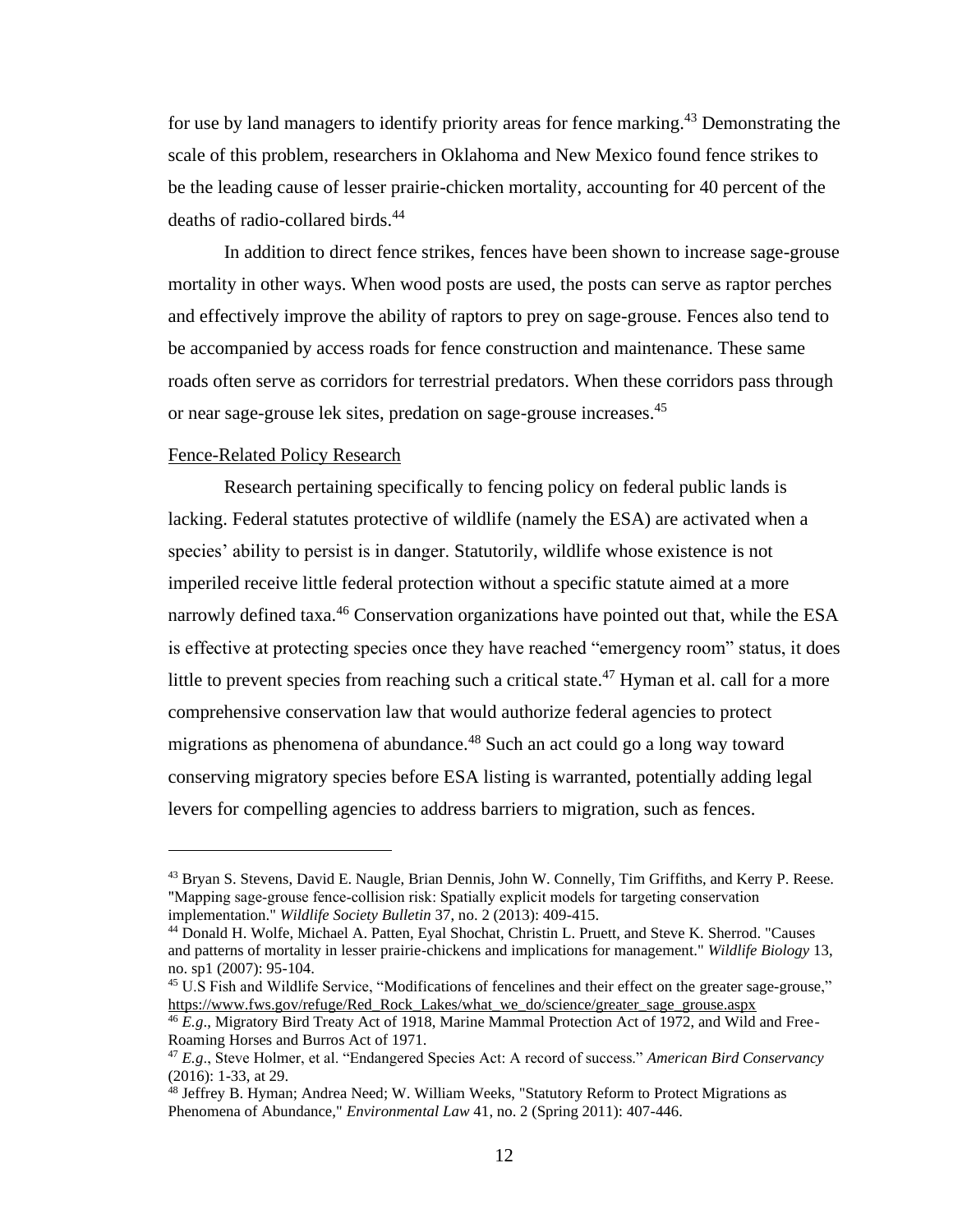for use by land managers to identify priority areas for fence marking.[43] Demonstrating the scale of this problem, researchers in Oklahoma and New Mexico found fence strikes to be the leading cause of lesser prairie-chicken mortality, accounting for 40 percent of the deaths of radio-collared birds.[44]

In addition to direct fence strikes, fences have been shown to increase sage-grouse mortality in other ways. When wood posts are used, the posts can serve as raptor perches and effectively improve the ability of raptors to prey on sage-grouse. Fences also tend to be accompanied by access roads for fence construction and maintenance. These same roads often serve as corridors for terrestrial predators. When these corridors pass through or near sage-grouse lek sites, predation on sage-grouse increases.[45]

Fence-Related Policy Research

Research pertaining specifically to fencing policy on federal public lands is lacking. Federal statutes protective of wildlife (namely the ESA) are activated when a species' ability to persist is in danger. Statutorily, wildlife whose existence is not imperiled receive little federal protection without a specific statute aimed at a more narrowly defined taxa.[46] Conservation organizations have pointed out that, while the ESA is effective at protecting species once they have reached "emergency room" status, it does little to prevent species from reaching such a critical state.[47] Hyman et al. call for a more comprehensive conservation law that would authorize federal agencies to protect migrations as phenomena of abundance.[48] Such an act could go a long way toward conserving migratory species before ESA listing is warranted, potentially adding legal levers for compelling agencies to address barriers to migration, such as fences.

---

[43] Bryan S. Stevens, David E. Naugle, Brian Dennis, John W. Connelly, Tim Griffiths, and Kerry P. Reese. "Mapping sage-grouse fence-collision risk: Spatially explicit models for targeting conservation implementation." *Wildlife Society Bulletin* 37, no. 2 (2013): 409-415.

[44] Donald H. Wolfe, Michael A. Patten, Eyal Shochat, Christin L. Pruett, and Steve K. Sherrod. "Causes and patterns of mortality in lesser prairie-chickens and implications for management." *Wildlife Biology* 13, no. sp1 (2007): 95-104.

[45] U.S Fish and Wildlife Service, "Modifications of fencelines and their effect on the greater sage-grouse," https://www.fws.gov/refuge/Red_Rocks_Lakes/what_we_do/science/greater_sage_grouse.aspx

[46] *E.g*., Migratory Bird Treaty Act of 1918, Marine Mammal Protection Act of 1972, and Wild and Free-Roaming Horses and Burros Act of 1971.

[47] *E.g*., Steve Holmer, et al. "Endangered Species Act: A record of success." *American Bird Conservancy* (2016): 1-33, at 29.

[48] Jeffrey B. Hyman; Andrea Need; W. William Weeks, "Statutory Reform to Protect Migrations as Phenomena of Abundance," *Environmental Law* 41, no. 2 (Spring 2011): 407-446.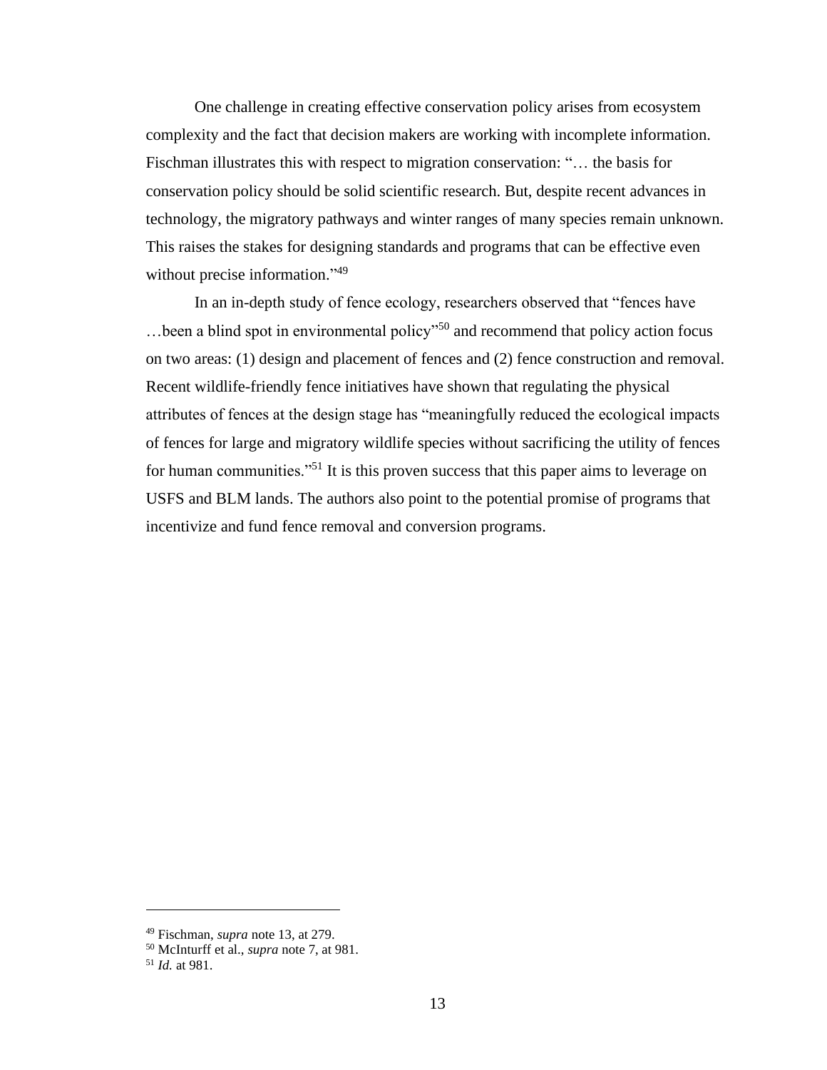One challenge in creating effective conservation policy arises from ecosystem complexity and the fact that decision makers are working with incomplete information. Fischman illustrates this with respect to migration conservation: "… the basis for conservation policy should be solid scientific research. But, despite recent advances in technology, the migratory pathways and winter ranges of many species remain unknown. This raises the stakes for designing standards and programs that can be effective even without precise information."[49]

In an in-depth study of fence ecology, researchers observed that "fences have …been a blind spot in environmental policy"[50] and recommend that policy action focus on two areas: (1) design and placement of fences and (2) fence construction and removal. Recent wildlife-friendly fence initiatives have shown that regulating the physical attributes of fences at the design stage has "meaningfully reduced the ecological impacts of fences for large and migratory wildlife species without sacrificing the utility of fences for human communities."[51] It is this proven success that this paper aims to leverage on USFS and BLM lands. The authors also point to the potential promise of programs that incentivize and fund fence removal and conversion programs.

---

[49] Fischman, *supra* note 13, at 279.
[50] McInturff et al., *supra* note 7, at 981.
[51] *Id.* at 981.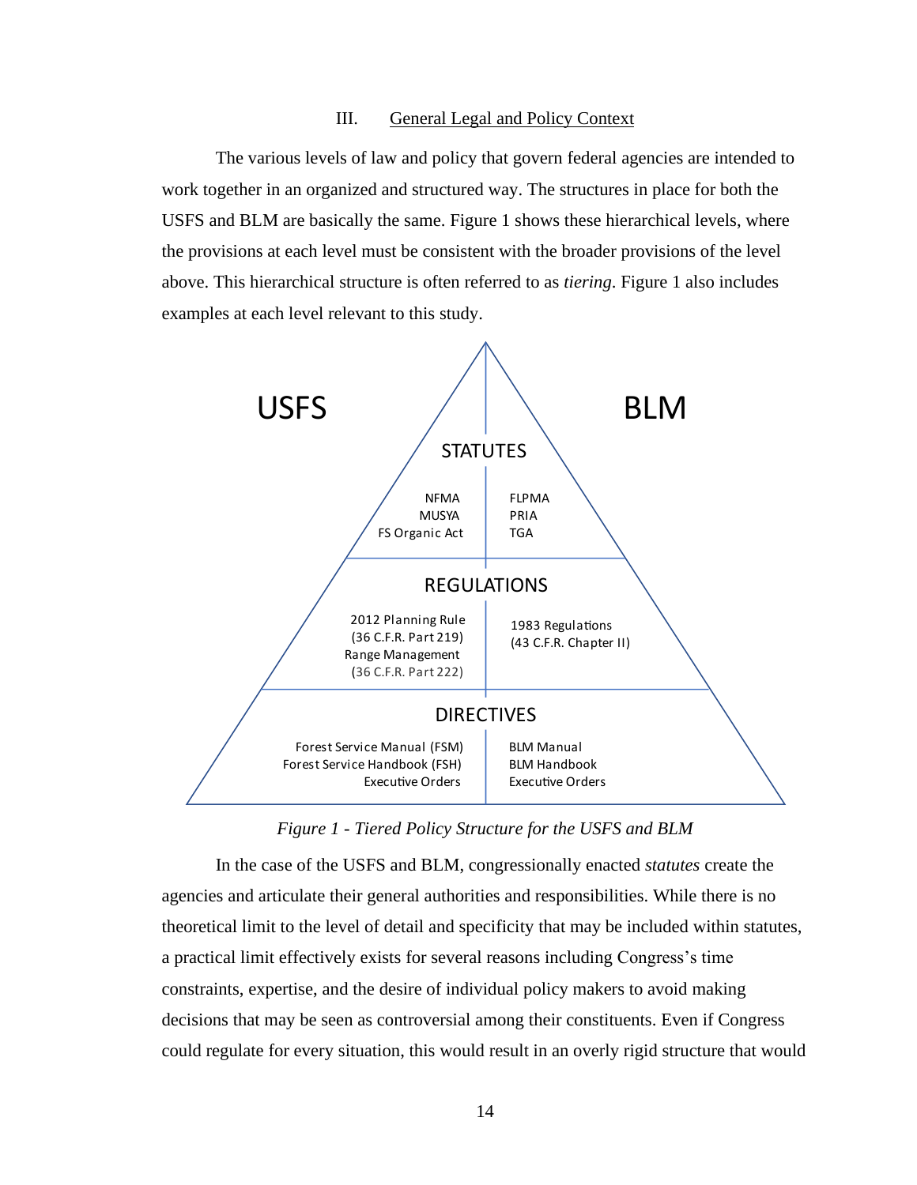## III. General Legal and Policy Context

The various levels of law and policy that govern federal agencies are intended to work together in an organized and structured way. The structures in place for both the USFS and BLM are basically the same. Figure 1 shows these hierarchical levels, where the provisions at each level must be consistent with the broader provisions of the level above. This hierarchical structure is often referred to as *tiering*. Figure 1 also includes examples at each level relevant to this study.

| | USFS | BLM |
|---|---|---|
| STATUTES | NFMA<br>MUSYA<br>FS Organic Act | FLPMA<br>PRIA<br>TGA |
| REGULATIONS | 2012 Planning Rule<br>(36 C.F.R. Part 219)<br>Range Management<br>(36 C.F.R. Part 222) | 1983 Regulations<br>(43 C.F.R. Chapter II) |
| DIRECTIVES | Forest Service Manual (FSM)<br>Forest Service Handbook (FSH)<br>Executive Orders | BLM Manual<br>BLM Handbook<br>Executive Orders |

*Figure 1 - Tiered Policy Structure for the USFS and BLM*

In the case of the USFS and BLM, congressionally enacted *statutes* create the agencies and articulate their general authorities and responsibilities. While there is no theoretical limit to the level of detail and specificity that may be included within statutes, a practical limit effectively exists for several reasons including Congress's time constraints, expertise, and the desire of individual policy makers to avoid making decisions that may be seen as controversial among their constituents. Even if Congress could regulate for every situation, this would result in an overly rigid structure that would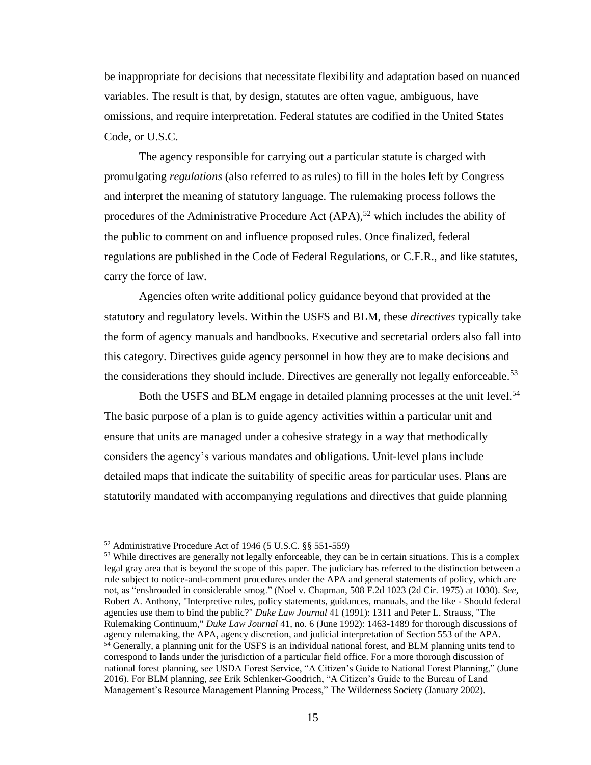be inappropriate for decisions that necessitate flexibility and adaptation based on nuanced variables. The result is that, by design, statutes are often vague, ambiguous, have omissions, and require interpretation. Federal statutes are codified in the United States Code, or U.S.C.

The agency responsible for carrying out a particular statute is charged with promulgating *regulations* (also referred to as rules) to fill in the holes left by Congress and interpret the meaning of statutory language. The rulemaking process follows the procedures of the Administrative Procedure Act (APA),[52] which includes the ability of the public to comment on and influence proposed rules. Once finalized, federal regulations are published in the Code of Federal Regulations, or C.F.R., and like statutes, carry the force of law.

Agencies often write additional policy guidance beyond that provided at the statutory and regulatory levels. Within the USFS and BLM, these *directives* typically take the form of agency manuals and handbooks. Executive and secretarial orders also fall into this category. Directives guide agency personnel in how they are to make decisions and the considerations they should include. Directives are generally not legally enforceable.[53]

Both the USFS and BLM engage in detailed planning processes at the unit level.[54] The basic purpose of a plan is to guide agency activities within a particular unit and ensure that units are managed under a cohesive strategy in a way that methodically considers the agency's various mandates and obligations. Unit-level plans include detailed maps that indicate the suitability of specific areas for particular uses. Plans are statutorily mandated with accompanying regulations and directives that guide planning

---

[52] Administrative Procedure Act of 1946 (5 U.S.C. §§ 551-559)

[53] While directives are generally not legally enforceable, they can be in certain situations. This is a complex legal gray area that is beyond the scope of this paper. The judiciary has referred to the distinction between a rule subject to notice-and-comment procedures under the APA and general statements of policy, which are not, as "enshrouded in considerable smog." (Noel v. Chapman, 508 F.2d 1023 (2d Cir. 1975) at 1030). *See,* Robert A. Anthony, "Interpretive rules, policy statements, guidances, manuals, and the like - Should federal agencies use them to bind the public?" *Duke Law Journal* 41 (1991): 1311 and Peter L. Strauss, "The Rulemaking Continuum," *Duke Law Journal* 41, no. 6 (June 1992): 1463-1489 for thorough discussions of agency rulemaking, the APA, agency discretion, and judicial interpretation of Section 553 of the APA.

[54] Generally, a planning unit for the USFS is an individual national forest, and BLM planning units tend to correspond to lands under the jurisdiction of a particular field office. For a more thorough discussion of national forest planning, *see* USDA Forest Service, "A Citizen's Guide to National Forest Planning," (June 2016). For BLM planning, *see* Erik Schlenker-Goodrich, "A Citizen's Guide to the Bureau of Land Management's Resource Management Planning Process," The Wilderness Society (January 2002).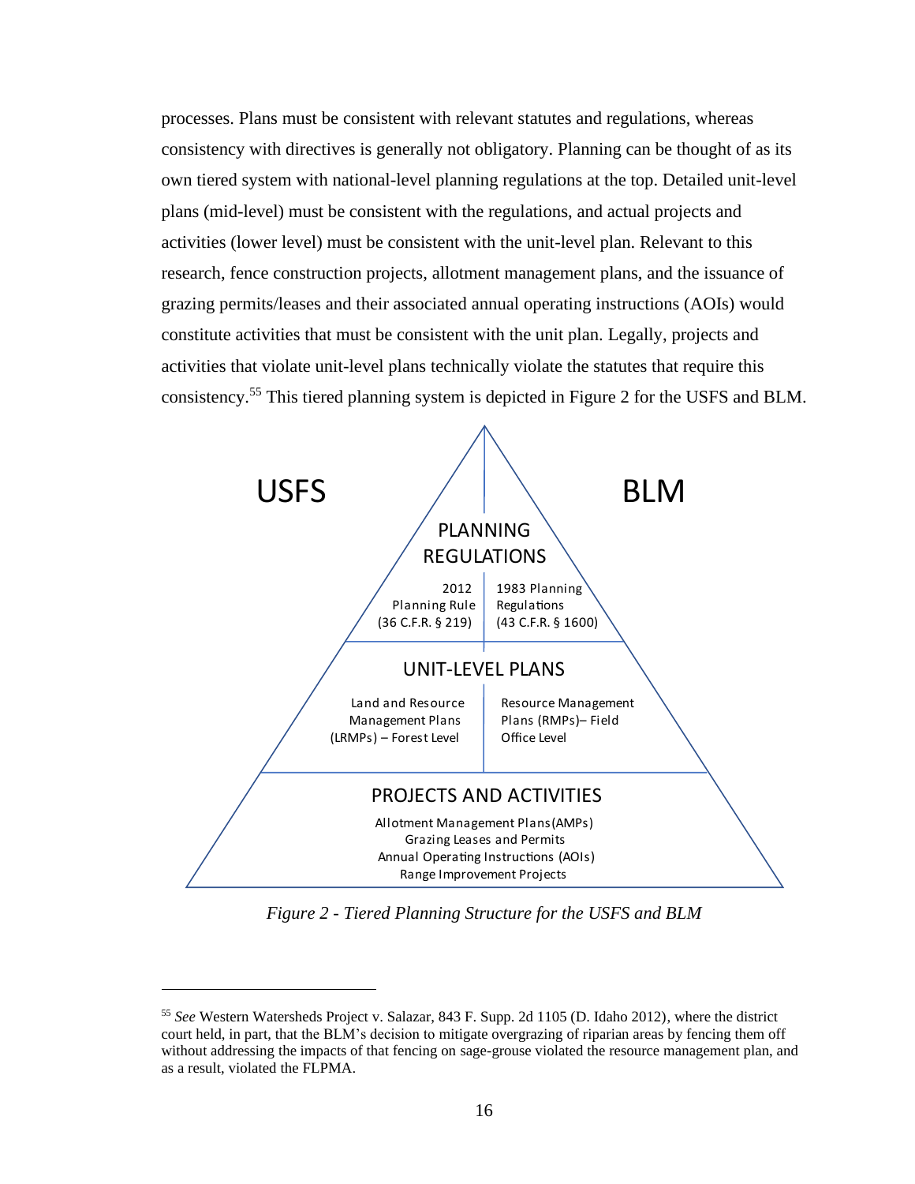processes. Plans must be consistent with relevant statutes and regulations, whereas consistency with directives is generally not obligatory. Planning can be thought of as its own tiered system with national-level planning regulations at the top. Detailed unit-level plans (mid-level) must be consistent with the regulations, and actual projects and activities (lower level) must be consistent with the unit-level plan. Relevant to this research, fence construction projects, allotment management plans, and the issuance of grazing permits/leases and their associated annual operating instructions (AOIs) would constitute activities that must be consistent with the unit plan. Legally, projects and activities that violate unit-level plans technically violate the statutes that require this consistency.[55] This tiered planning system is depicted in Figure 2 for the USFS and BLM.

| | USFS | BLM |
|---|---|---|
| **PLANNING REGULATIONS** | 2012 Planning Rule (36 C.F.R. § 219) | 1983 Planning Regulations (43 C.F.R. § 1600) |
| **UNIT-LEVEL PLANS** | Land and Resource Management Plans (LRMPs) – Forest Level | Resource Management Plans (RMPs)– Field Office Level |
| **PROJECTS AND ACTIVITIES** | Allotment Management Plans (AMPs)<br>Grazing Leases and Permits<br>Annual Operating Instructions (AOIs)<br>Range Improvement Projects | |

*Figure 2 - Tiered Planning Structure for the USFS and BLM*

---

[55] *See* Western Watersheds Project v. Salazar, 843 F. Supp. 2d 1105 (D. Idaho 2012), where the district court held, in part, that the BLM's decision to mitigate overgrazing of riparian areas by fencing them off without addressing the impacts of that fencing on sage-grouse violated the resource management plan, and as a result, violated the FLPMA.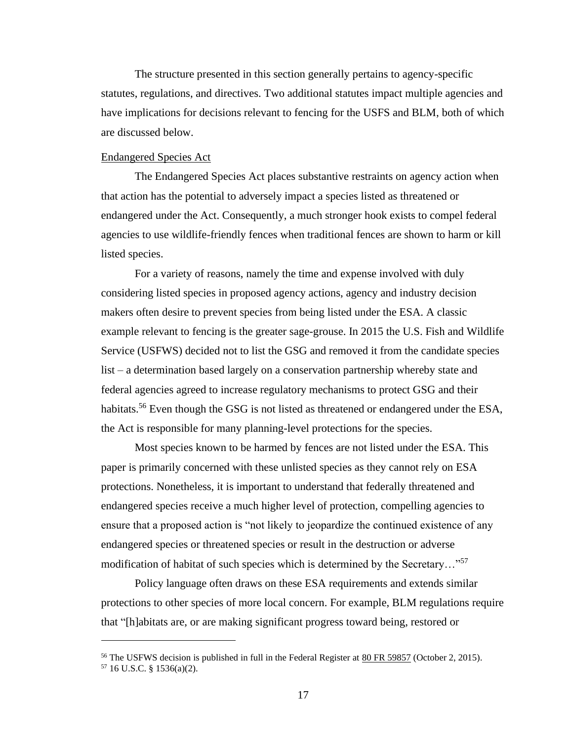The structure presented in this section generally pertains to agency-specific statutes, regulations, and directives. Two additional statutes impact multiple agencies and have implications for decisions relevant to fencing for the USFS and BLM, both of which are discussed below.

### Endangered Species Act

The Endangered Species Act places substantive restraints on agency action when that action has the potential to adversely impact a species listed as threatened or endangered under the Act. Consequently, a much stronger hook exists to compel federal agencies to use wildlife-friendly fences when traditional fences are shown to harm or kill listed species.

For a variety of reasons, namely the time and expense involved with duly considering listed species in proposed agency actions, agency and industry decision makers often desire to prevent species from being listed under the ESA. A classic example relevant to fencing is the greater sage-grouse. In 2015 the U.S. Fish and Wildlife Service (USFWS) decided not to list the GSG and removed it from the candidate species list – a determination based largely on a conservation partnership whereby state and federal agencies agreed to increase regulatory mechanisms to protect GSG and their habitats.[56] Even though the GSG is not listed as threatened or endangered under the ESA, the Act is responsible for many planning-level protections for the species.

Most species known to be harmed by fences are not listed under the ESA. This paper is primarily concerned with these unlisted species as they cannot rely on ESA protections. Nonetheless, it is important to understand that federally threatened and endangered species receive a much higher level of protection, compelling agencies to ensure that a proposed action is "not likely to jeopardize the continued existence of any endangered species or threatened species or result in the destruction or adverse modification of habitat of such species which is determined by the Secretary…"[57]

Policy language often draws on these ESA requirements and extends similar protections to other species of more local concern. For example, BLM regulations require that "[h]abitats are, or are making significant progress toward being, restored or

---

[56] The USFWS decision is published in full in the Federal Register at 80 FR 59857 (October 2, 2015).

[57] 16 U.S.C. § 1536(a)(2).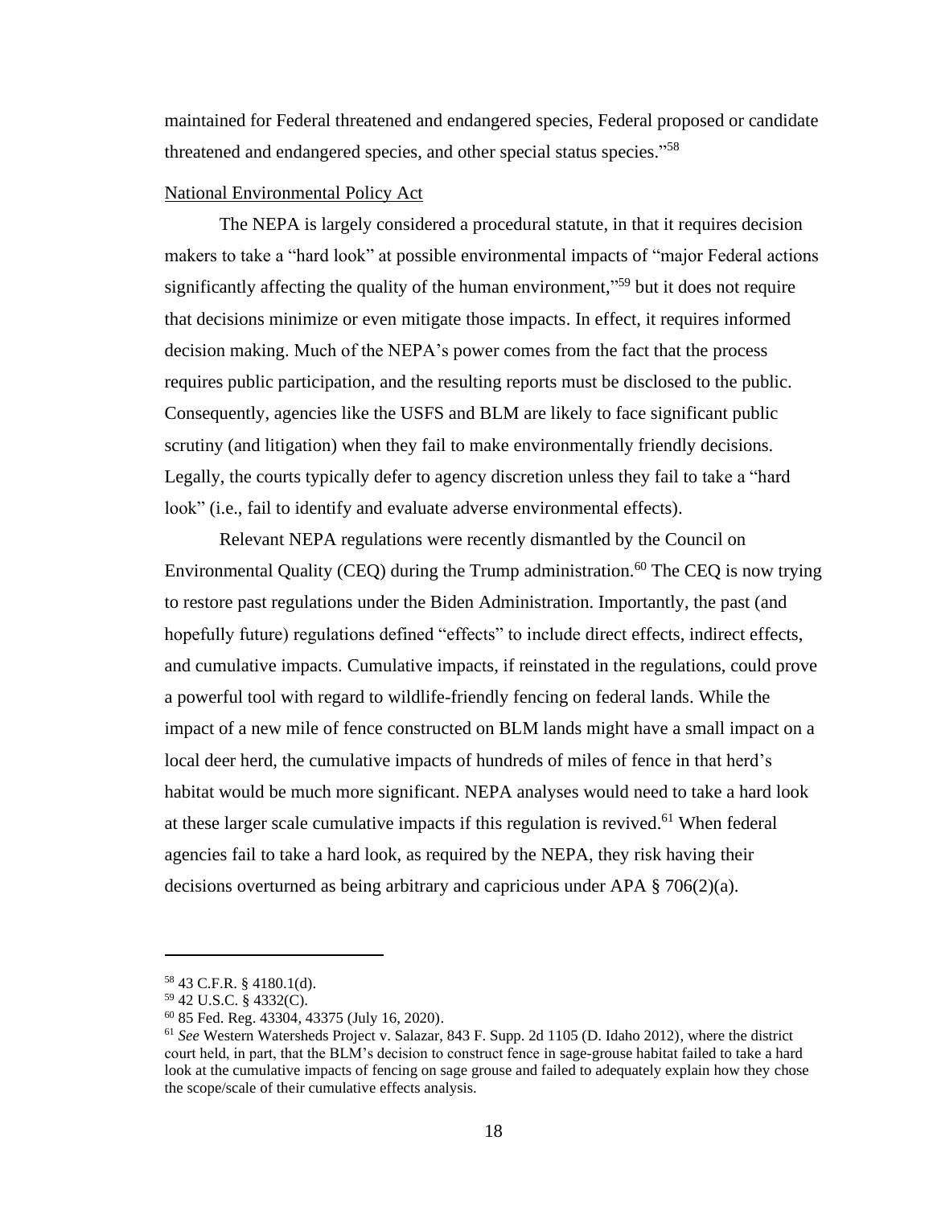maintained for Federal threatened and endangered species, Federal proposed or candidate threatened and endangered species, and other special status species."[58]

National Environmental Policy Act

The NEPA is largely considered a procedural statute, in that it requires decision makers to take a "hard look" at possible environmental impacts of "major Federal actions significantly affecting the quality of the human environment,"[59] but it does not require that decisions minimize or even mitigate those impacts. In effect, it requires informed decision making. Much of the NEPA's power comes from the fact that the process requires public participation, and the resulting reports must be disclosed to the public. Consequently, agencies like the USFS and BLM are likely to face significant public scrutiny (and litigation) when they fail to make environmentally friendly decisions. Legally, the courts typically defer to agency discretion unless they fail to take a "hard look" (i.e., fail to identify and evaluate adverse environmental effects).

Relevant NEPA regulations were recently dismantled by the Council on Environmental Quality (CEQ) during the Trump administration.[60] The CEQ is now trying to restore past regulations under the Biden Administration. Importantly, the past (and hopefully future) regulations defined "effects" to include direct effects, indirect effects, and cumulative impacts. Cumulative impacts, if reinstated in the regulations, could prove a powerful tool with regard to wildlife-friendly fencing on federal lands. While the impact of a new mile of fence constructed on BLM lands might have a small impact on a local deer herd, the cumulative impacts of hundreds of miles of fence in that herd's habitat would be much more significant. NEPA analyses would need to take a hard look at these larger scale cumulative impacts if this regulation is revived.[61] When federal agencies fail to take a hard look, as required by the NEPA, they risk having their decisions overturned as being arbitrary and capricious under APA § 706(2)(a).

---

[58] 43 C.F.R. § 4180.1(d).

[59] 42 U.S.C. § 4332(C).

[60] 85 Fed. Reg. 43304, 43375 (July 16, 2020).

[61] *See* Western Watersheds Project v. Salazar, 843 F. Supp. 2d 1105 (D. Idaho 2012), where the district court held, in part, that the BLM's decision to construct fence in sage-grouse habitat failed to take a hard look at the cumulative impacts of fencing on sage grouse and failed to adequately explain how they chose the scope/scale of their cumulative effects analysis.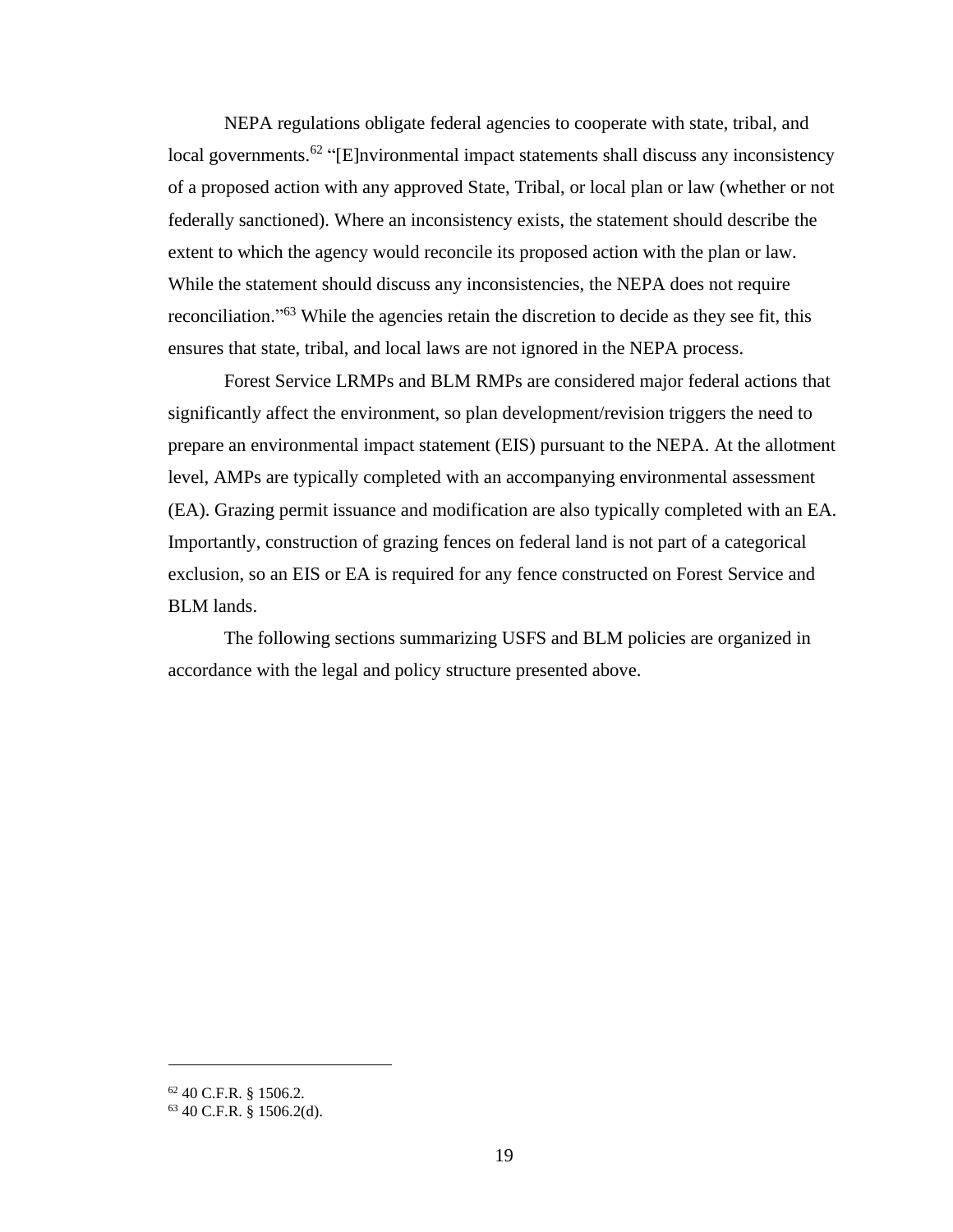NEPA regulations obligate federal agencies to cooperate with state, tribal, and local governments.[62] "[E]nvironmental impact statements shall discuss any inconsistency of a proposed action with any approved State, Tribal, or local plan or law (whether or not federally sanctioned). Where an inconsistency exists, the statement should describe the extent to which the agency would reconcile its proposed action with the plan or law. While the statement should discuss any inconsistencies, the NEPA does not require reconciliation."[63] While the agencies retain the discretion to decide as they see fit, this ensures that state, tribal, and local laws are not ignored in the NEPA process.

Forest Service LRMPs and BLM RMPs are considered major federal actions that significantly affect the environment, so plan development/revision triggers the need to prepare an environmental impact statement (EIS) pursuant to the NEPA. At the allotment level, AMPs are typically completed with an accompanying environmental assessment (EA). Grazing permit issuance and modification are also typically completed with an EA. Importantly, construction of grazing fences on federal land is not part of a categorical exclusion, so an EIS or EA is required for any fence constructed on Forest Service and BLM lands.

The following sections summarizing USFS and BLM policies are organized in accordance with the legal and policy structure presented above.

---

[62] 40 C.F.R. § 1506.2.

[63] 40 C.F.R. § 1506.2(d).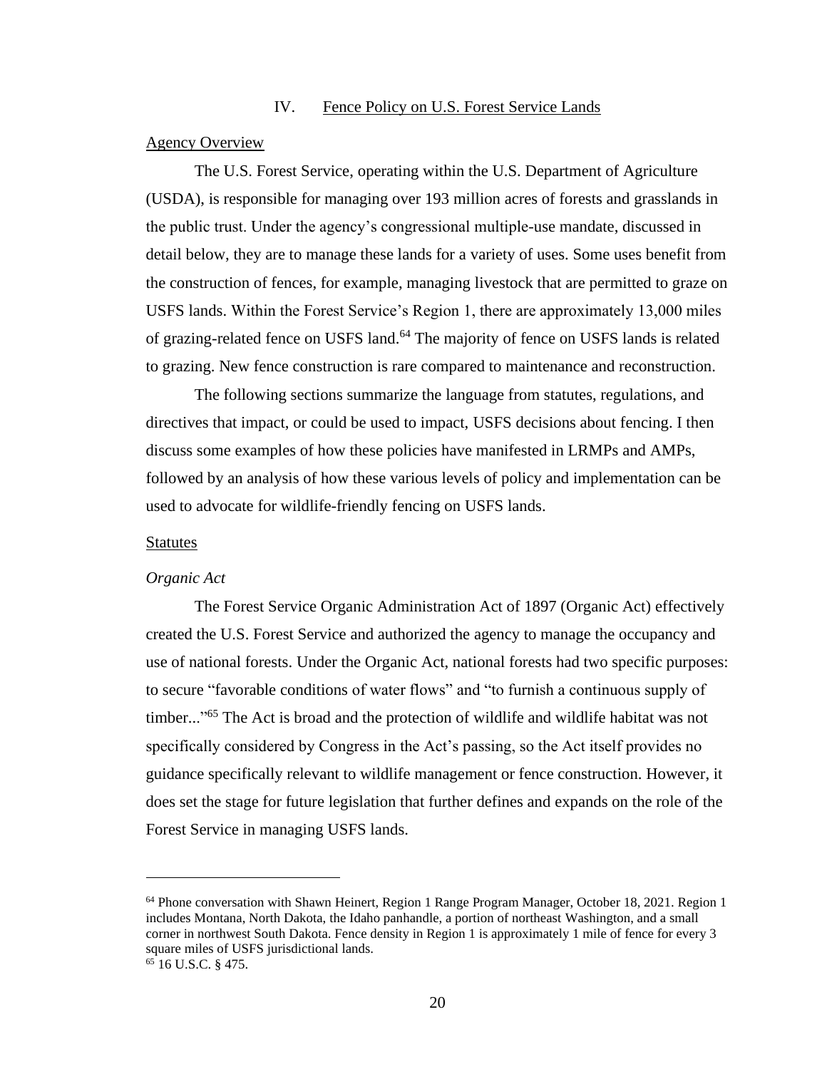## IV. Fence Policy on U.S. Forest Service Lands

### Agency Overview

The U.S. Forest Service, operating within the U.S. Department of Agriculture (USDA), is responsible for managing over 193 million acres of forests and grasslands in the public trust. Under the agency's congressional multiple-use mandate, discussed in detail below, they are to manage these lands for a variety of uses. Some uses benefit from the construction of fences, for example, managing livestock that are permitted to graze on USFS lands. Within the Forest Service's Region 1, there are approximately 13,000 miles of grazing-related fence on USFS land.[64] The majority of fence on USFS lands is related to grazing. New fence construction is rare compared to maintenance and reconstruction.

The following sections summarize the language from statutes, regulations, and directives that impact, or could be used to impact, USFS decisions about fencing. I then discuss some examples of how these policies have manifested in LRMPs and AMPs, followed by an analysis of how these various levels of policy and implementation can be used to advocate for wildlife-friendly fencing on USFS lands.

### Statutes

#### *Organic Act*

The Forest Service Organic Administration Act of 1897 (Organic Act) effectively created the U.S. Forest Service and authorized the agency to manage the occupancy and use of national forests. Under the Organic Act, national forests had two specific purposes: to secure "favorable conditions of water flows" and "to furnish a continuous supply of timber..."[65] The Act is broad and the protection of wildlife and wildlife habitat was not specifically considered by Congress in the Act's passing, so the Act itself provides no guidance specifically relevant to wildlife management or fence construction. However, it does set the stage for future legislation that further defines and expands on the role of the Forest Service in managing USFS lands.

---

[64] Phone conversation with Shawn Heinert, Region 1 Range Program Manager, October 18, 2021. Region 1 includes Montana, North Dakota, the Idaho panhandle, a portion of northeast Washington, and a small corner in northwest South Dakota. Fence density in Region 1 is approximately 1 mile of fence for every 3 square miles of USFS jurisdictional lands.

[65] 16 U.S.C. § 475.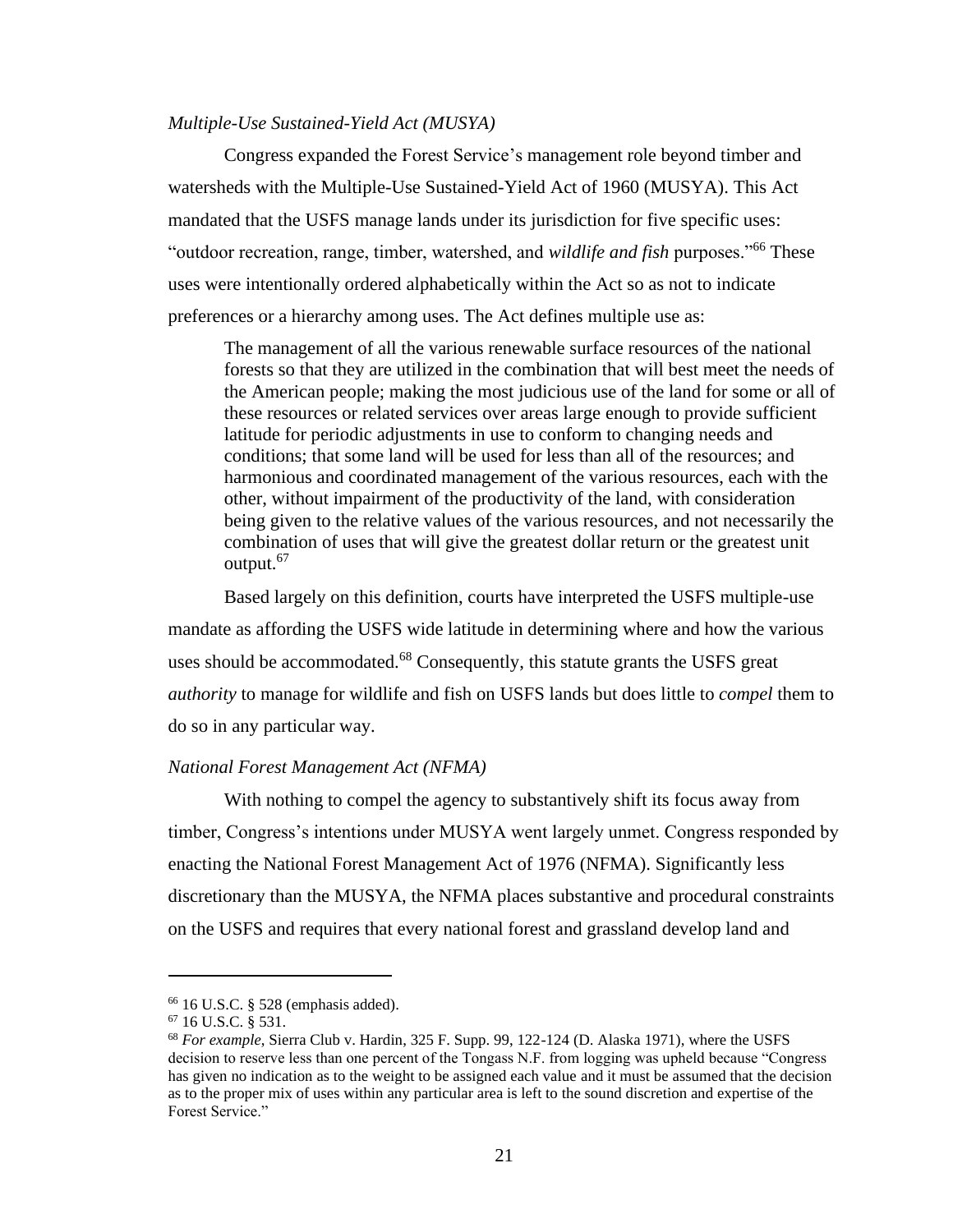*Multiple-Use Sustained-Yield Act (MUSYA)*

Congress expanded the Forest Service's management role beyond timber and watersheds with the Multiple-Use Sustained-Yield Act of 1960 (MUSYA). This Act mandated that the USFS manage lands under its jurisdiction for five specific uses: "outdoor recreation, range, timber, watershed, and *wildlife and fish* purposes."[66] These uses were intentionally ordered alphabetically within the Act so as not to indicate preferences or a hierarchy among uses. The Act defines multiple use as:

> The management of all the various renewable surface resources of the national forests so that they are utilized in the combination that will best meet the needs of the American people; making the most judicious use of the land for some or all of these resources or related services over areas large enough to provide sufficient latitude for periodic adjustments in use to conform to changing needs and conditions; that some land will be used for less than all of the resources; and harmonious and coordinated management of the various resources, each with the other, without impairment of the productivity of the land, with consideration being given to the relative values of the various resources, and not necessarily the combination of uses that will give the greatest dollar return or the greatest unit output.[67]

Based largely on this definition, courts have interpreted the USFS multiple-use mandate as affording the USFS wide latitude in determining where and how the various uses should be accommodated.[68] Consequently, this statute grants the USFS great *authority* to manage for wildlife and fish on USFS lands but does little to *compel* them to do so in any particular way.

*National Forest Management Act (NFMA)*

With nothing to compel the agency to substantively shift its focus away from timber, Congress's intentions under MUSYA went largely unmet. Congress responded by enacting the National Forest Management Act of 1976 (NFMA). Significantly less discretionary than the MUSYA, the NFMA places substantive and procedural constraints on the USFS and requires that every national forest and grassland develop land and

---

[66] 16 U.S.C. § 528 (emphasis added).

[67] 16 U.S.C. § 531.

[68] *For example*, Sierra Club v. Hardin, 325 F. Supp. 99, 122-124 (D. Alaska 1971), where the USFS decision to reserve less than one percent of the Tongass N.F. from logging was upheld because "Congress has given no indication as to the weight to be assigned each value and it must be assumed that the decision as to the proper mix of uses within any particular area is left to the sound discretion and expertise of the Forest Service."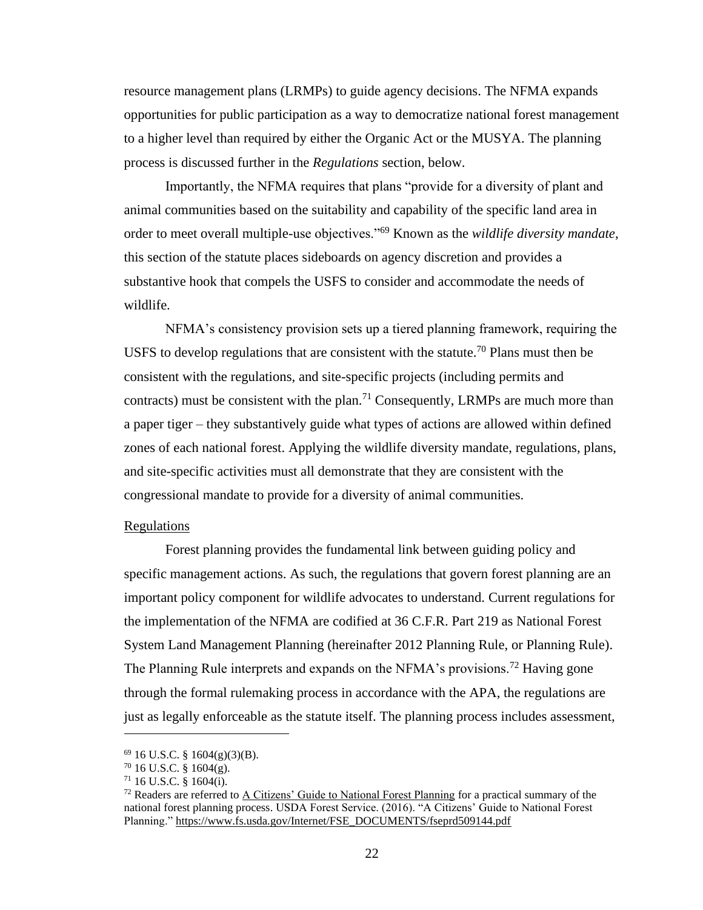resource management plans (LRMPs) to guide agency decisions. The NFMA expands opportunities for public participation as a way to democratize national forest management to a higher level than required by either the Organic Act or the MUSYA. The planning process is discussed further in the *Regulations* section, below.

Importantly, the NFMA requires that plans "provide for a diversity of plant and animal communities based on the suitability and capability of the specific land area in order to meet overall multiple-use objectives."[69] Known as the *wildlife diversity mandate*, this section of the statute places sideboards on agency discretion and provides a substantive hook that compels the USFS to consider and accommodate the needs of wildlife.

NFMA's consistency provision sets up a tiered planning framework, requiring the USFS to develop regulations that are consistent with the statute.[70] Plans must then be consistent with the regulations, and site-specific projects (including permits and contracts) must be consistent with the plan.[71] Consequently, LRMPs are much more than a paper tiger – they substantively guide what types of actions are allowed within defined zones of each national forest. Applying the wildlife diversity mandate, regulations, plans, and site-specific activities must all demonstrate that they are consistent with the congressional mandate to provide for a diversity of animal communities.

<u>Regulations</u>

Forest planning provides the fundamental link between guiding policy and specific management actions. As such, the regulations that govern forest planning are an important policy component for wildlife advocates to understand. Current regulations for the implementation of the NFMA are codified at 36 C.F.R. Part 219 as National Forest System Land Management Planning (hereinafter 2012 Planning Rule, or Planning Rule). The Planning Rule interprets and expands on the NFMA's provisions.[72] Having gone through the formal rulemaking process in accordance with the APA, the regulations are just as legally enforceable as the statute itself. The planning process includes assessment,

---

[69] 16 U.S.C. § 1604(g)(3)(B).

[70] 16 U.S.C. § 1604(g).

[71] 16 U.S.C. § 1604(i).

[72] Readers are referred to <u>A Citizens' Guide to National Forest Planning</u> for a practical summary of the national forest planning process. USDA Forest Service. (2016). "A Citizens' Guide to National Forest Planning." https://www.fs.usda.gov/Internet/FSE_DOCUMENTS/fseprd509144.pdf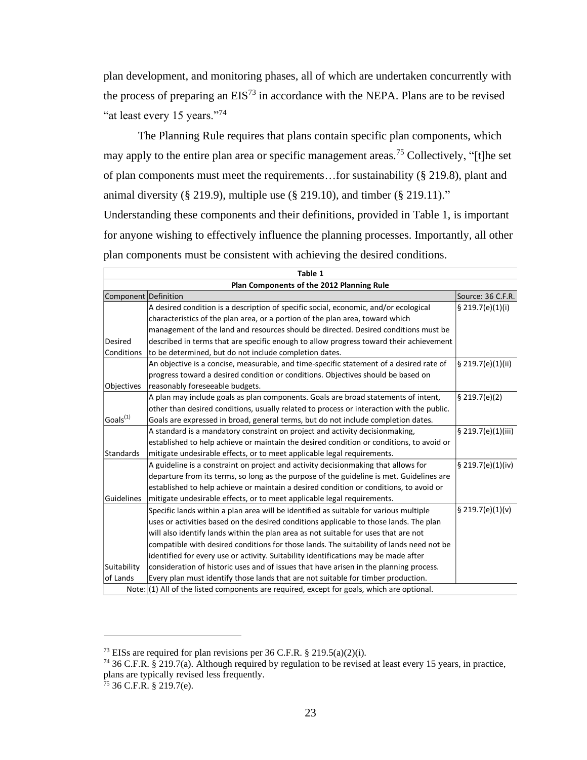plan development, and monitoring phases, all of which are undertaken concurrently with the process of preparing an EIS[73] in accordance with the NEPA. Plans are to be revised "at least every 15 years."[74]

The Planning Rule requires that plans contain specific plan components, which may apply to the entire plan area or specific management areas.[75] Collectively, "[t]he set of plan components must meet the requirements…for sustainability (§ 219.8), plant and animal diversity (§ 219.9), multiple use (§ 219.10), and timber (§ 219.11)." Understanding these components and their definitions, provided in Table 1, is important for anyone wishing to effectively influence the planning processes. Importantly, all other plan components must be consistent with achieving the desired conditions.

**Table 1**

**Plan Components of the 2012 Planning Rule**

| Component | Definition | Source: 36 C.F.R. |
|---|---|---|
| Desired Conditions | A desired condition is a description of specific social, economic, and/or ecological characteristics of the plan area, or a portion of the plan area, toward which management of the land and resources should be directed. Desired conditions must be described in terms that are specific enough to allow progress toward their achievement to be determined, but do not include completion dates. | § 219.7(e)(1)(i) |
| Objectives | An objective is a concise, measurable, and time-specific statement of a desired rate of progress toward a desired condition or conditions. Objectives should be based on reasonably foreseeable budgets. | § 219.7(e)(1)(ii) |
| Goals[(1)] | A plan may include goals as plan components. Goals are broad statements of intent, other than desired conditions, usually related to process or interaction with the public. Goals are expressed in broad, general terms, but do not include completion dates. | § 219.7(e)(2) |
| Standards | A standard is a mandatory constraint on project and activity decisionmaking, established to help achieve or maintain the desired condition or conditions, to avoid or mitigate undesirable effects, or to meet applicable legal requirements. | § 219.7(e)(1)(iii) |
| Guidelines | A guideline is a constraint on project and activity decisionmaking that allows for departure from its terms, so long as the purpose of the guideline is met. Guidelines are established to help achieve or maintain a desired condition or conditions, to avoid or mitigate undesirable effects, or to meet applicable legal requirements. | § 219.7(e)(1)(iv) |
| Suitability of Lands | Specific lands within a plan area will be identified as suitable for various multiple uses or activities based on the desired conditions applicable to those lands. The plan will also identify lands within the plan area as not suitable for uses that are not compatible with desired conditions for those lands. The suitability of lands need not be identified for every use or activity. Suitability identifications may be made after consideration of historic uses and of issues that have arisen in the planning process. Every plan must identify those lands that are not suitable for timber production. | § 219.7(e)(1)(v) |
| Note: | (1) All of the listed components are required, except for goals, which are optional. | |

---

[73] EISs are required for plan revisions per 36 C.F.R. § 219.5(a)(2)(i).

[74] 36 C.F.R. § 219.7(a). Although required by regulation to be revised at least every 15 years, in practice, plans are typically revised less frequently.

[75] 36 C.F.R. § 219.7(e).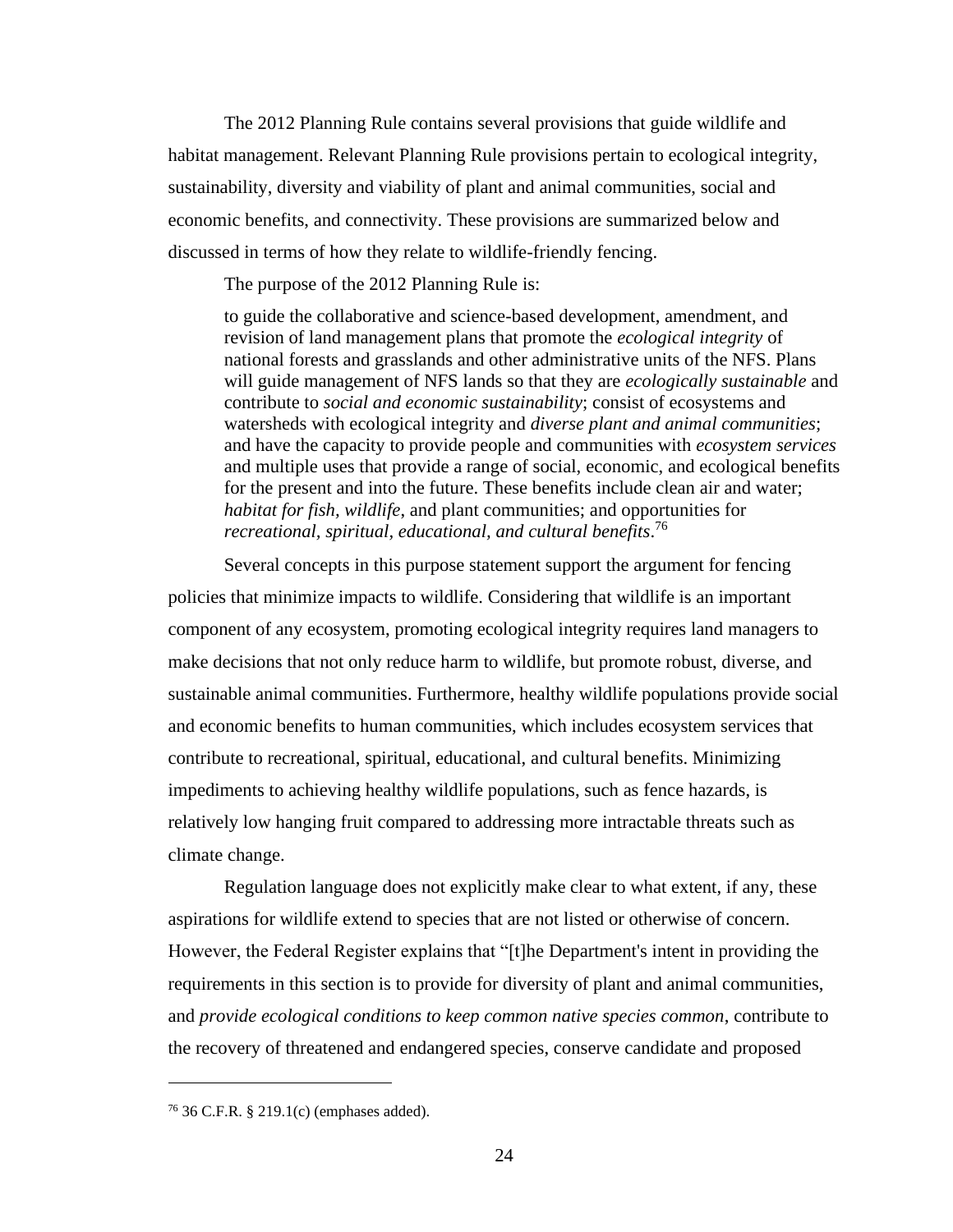The 2012 Planning Rule contains several provisions that guide wildlife and habitat management. Relevant Planning Rule provisions pertain to ecological integrity, sustainability, diversity and viability of plant and animal communities, social and economic benefits, and connectivity. These provisions are summarized below and discussed in terms of how they relate to wildlife-friendly fencing.

The purpose of the 2012 Planning Rule is:

> to guide the collaborative and science-based development, amendment, and revision of land management plans that promote the *ecological integrity* of national forests and grasslands and other administrative units of the NFS. Plans will guide management of NFS lands so that they are *ecologically sustainable* and contribute to *social and economic sustainability*; consist of ecosystems and watersheds with ecological integrity and *diverse plant and animal communities*; and have the capacity to provide people and communities with *ecosystem services* and multiple uses that provide a range of social, economic, and ecological benefits for the present and into the future. These benefits include clean air and water; *habitat for fish, wildlife*, and plant communities; and opportunities for *recreational, spiritual, educational, and cultural benefits*.[76]

Several concepts in this purpose statement support the argument for fencing policies that minimize impacts to wildlife. Considering that wildlife is an important component of any ecosystem, promoting ecological integrity requires land managers to make decisions that not only reduce harm to wildlife, but promote robust, diverse, and sustainable animal communities. Furthermore, healthy wildlife populations provide social and economic benefits to human communities, which includes ecosystem services that contribute to recreational, spiritual, educational, and cultural benefits. Minimizing impediments to achieving healthy wildlife populations, such as fence hazards, is relatively low hanging fruit compared to addressing more intractable threats such as climate change.

Regulation language does not explicitly make clear to what extent, if any, these aspirations for wildlife extend to species that are not listed or otherwise of concern. However, the Federal Register explains that "[t]he Department's intent in providing the requirements in this section is to provide for diversity of plant and animal communities, and *provide ecological conditions to keep common native species common*, contribute to the recovery of threatened and endangered species, conserve candidate and proposed

---

[76] 36 C.F.R. § 219.1(c) (emphases added).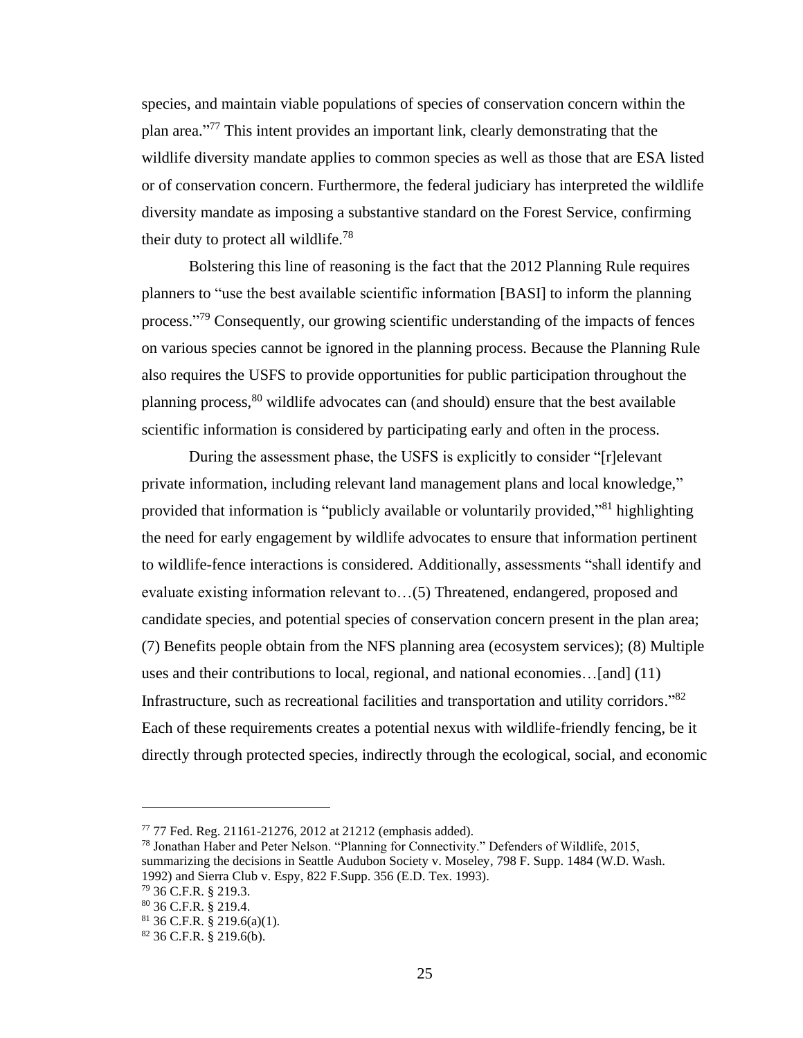species, and maintain viable populations of species of conservation concern within the plan area."[77] This intent provides an important link, clearly demonstrating that the wildlife diversity mandate applies to common species as well as those that are ESA listed or of conservation concern. Furthermore, the federal judiciary has interpreted the wildlife diversity mandate as imposing a substantive standard on the Forest Service, confirming their duty to protect all wildlife.[78]

Bolstering this line of reasoning is the fact that the 2012 Planning Rule requires planners to "use the best available scientific information [BASI] to inform the planning process."[79] Consequently, our growing scientific understanding of the impacts of fences on various species cannot be ignored in the planning process. Because the Planning Rule also requires the USFS to provide opportunities for public participation throughout the planning process,[80] wildlife advocates can (and should) ensure that the best available scientific information is considered by participating early and often in the process.

During the assessment phase, the USFS is explicitly to consider "[r]elevant private information, including relevant land management plans and local knowledge," provided that information is "publicly available or voluntarily provided,"[81] highlighting the need for early engagement by wildlife advocates to ensure that information pertinent to wildlife-fence interactions is considered. Additionally, assessments "shall identify and evaluate existing information relevant to…(5) Threatened, endangered, proposed and candidate species, and potential species of conservation concern present in the plan area; (7) Benefits people obtain from the NFS planning area (ecosystem services); (8) Multiple uses and their contributions to local, regional, and national economies…[and] (11) Infrastructure, such as recreational facilities and transportation and utility corridors."[82] Each of these requirements creates a potential nexus with wildlife-friendly fencing, be it directly through protected species, indirectly through the ecological, social, and economic

---

[77] 77 Fed. Reg. 21161-21276, 2012 at 21212 (emphasis added).

[78] Jonathan Haber and Peter Nelson. "Planning for Connectivity." Defenders of Wildlife, 2015, summarizing the decisions in Seattle Audubon Society v. Moseley, 798 F. Supp. 1484 (W.D. Wash. 1992) and Sierra Club v. Espy, 822 F.Supp. 356 (E.D. Tex. 1993).

[79] 36 C.F.R. § 219.3.

[80] 36 C.F.R. § 219.4.

[81] 36 C.F.R. § 219.6(a)(1).

[82] 36 C.F.R. § 219.6(b).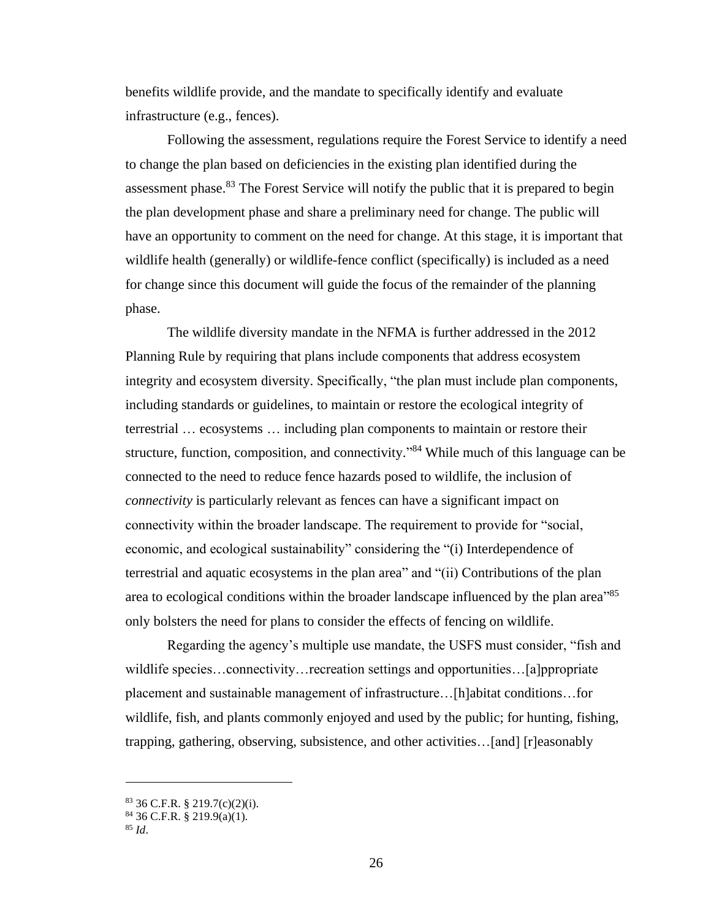benefits wildlife provide, and the mandate to specifically identify and evaluate infrastructure (e.g., fences).

Following the assessment, regulations require the Forest Service to identify a need to change the plan based on deficiencies in the existing plan identified during the assessment phase.[83] The Forest Service will notify the public that it is prepared to begin the plan development phase and share a preliminary need for change. The public will have an opportunity to comment on the need for change. At this stage, it is important that wildlife health (generally) or wildlife-fence conflict (specifically) is included as a need for change since this document will guide the focus of the remainder of the planning phase.

The wildlife diversity mandate in the NFMA is further addressed in the 2012 Planning Rule by requiring that plans include components that address ecosystem integrity and ecosystem diversity. Specifically, "the plan must include plan components, including standards or guidelines, to maintain or restore the ecological integrity of terrestrial … ecosystems … including plan components to maintain or restore their structure, function, composition, and connectivity."[84] While much of this language can be connected to the need to reduce fence hazards posed to wildlife, the inclusion of *connectivity* is particularly relevant as fences can have a significant impact on connectivity within the broader landscape. The requirement to provide for "social, economic, and ecological sustainability" considering the "(i) Interdependence of terrestrial and aquatic ecosystems in the plan area" and "(ii) Contributions of the plan area to ecological conditions within the broader landscape influenced by the plan area"[85] only bolsters the need for plans to consider the effects of fencing on wildlife.

Regarding the agency's multiple use mandate, the USFS must consider, "fish and wildlife species…connectivity…recreation settings and opportunities…[a]ppropriate placement and sustainable management of infrastructure…[h]abitat conditions…for wildlife, fish, and plants commonly enjoyed and used by the public; for hunting, fishing, trapping, gathering, observing, subsistence, and other activities…[and] [r]easonably

---

[83] 36 C.F.R. § 219.7(c)(2)(i).

[84] 36 C.F.R. § 219.9(a)(1).

[85] *Id*.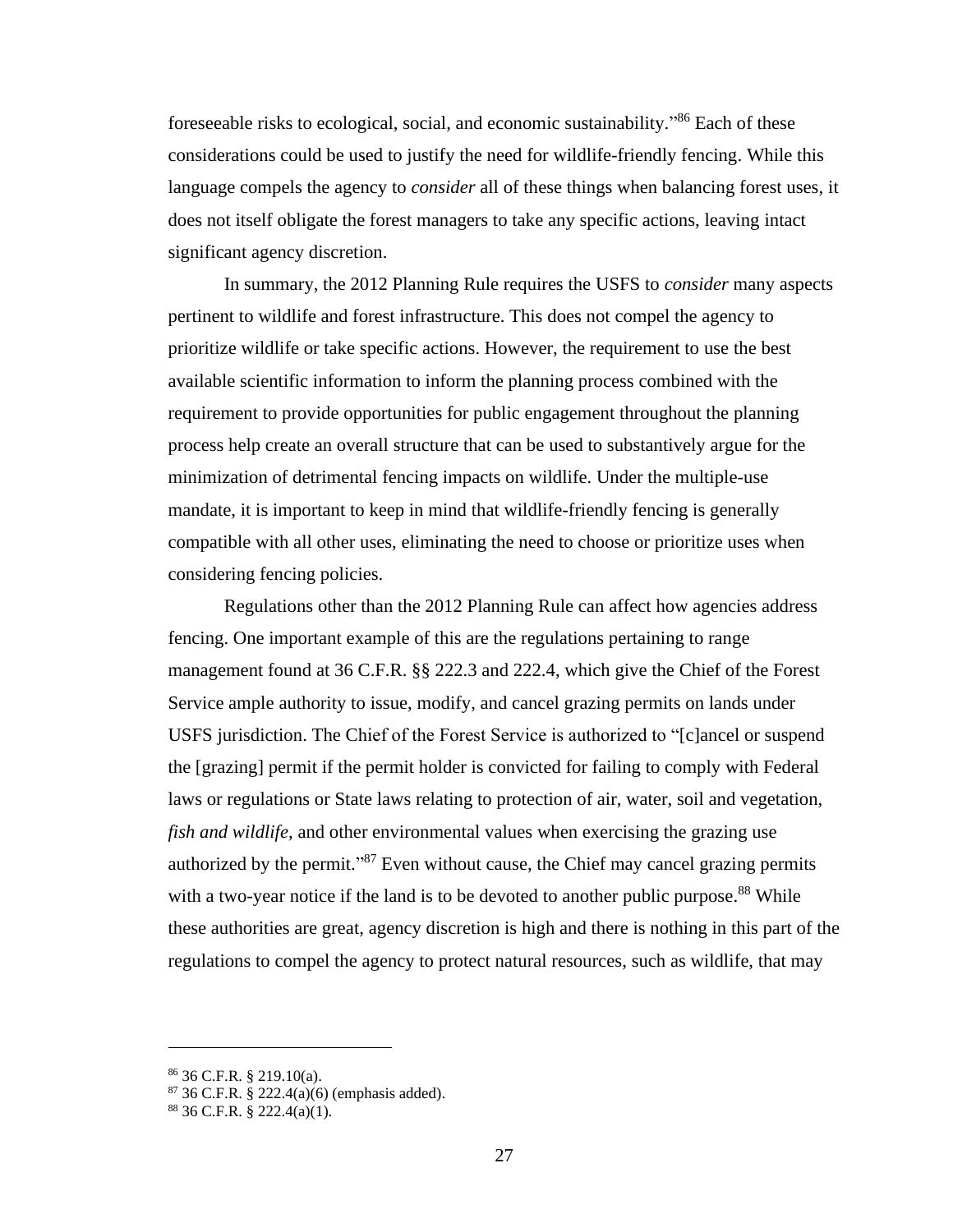foreseeable risks to ecological, social, and economic sustainability."[86] Each of these considerations could be used to justify the need for wildlife-friendly fencing. While this language compels the agency to *consider* all of these things when balancing forest uses, it does not itself obligate the forest managers to take any specific actions, leaving intact significant agency discretion.

In summary, the 2012 Planning Rule requires the USFS to *consider* many aspects pertinent to wildlife and forest infrastructure. This does not compel the agency to prioritize wildlife or take specific actions. However, the requirement to use the best available scientific information to inform the planning process combined with the requirement to provide opportunities for public engagement throughout the planning process help create an overall structure that can be used to substantively argue for the minimization of detrimental fencing impacts on wildlife. Under the multiple-use mandate, it is important to keep in mind that wildlife-friendly fencing is generally compatible with all other uses, eliminating the need to choose or prioritize uses when considering fencing policies.

Regulations other than the 2012 Planning Rule can affect how agencies address fencing. One important example of this are the regulations pertaining to range management found at 36 C.F.R. §§ 222.3 and 222.4, which give the Chief of the Forest Service ample authority to issue, modify, and cancel grazing permits on lands under USFS jurisdiction. The Chief of the Forest Service is authorized to "[c]ancel or suspend the [grazing] permit if the permit holder is convicted for failing to comply with Federal laws or regulations or State laws relating to protection of air, water, soil and vegetation, *fish and wildlife*, and other environmental values when exercising the grazing use authorized by the permit."[87] Even without cause, the Chief may cancel grazing permits with a two-year notice if the land is to be devoted to another public purpose.[88] While these authorities are great, agency discretion is high and there is nothing in this part of the regulations to compel the agency to protect natural resources, such as wildlife, that may

---

[86] 36 C.F.R. § 219.10(a).

[87] 36 C.F.R. § 222.4(a)(6) (emphasis added).

[88] 36 C.F.R. § 222.4(a)(1).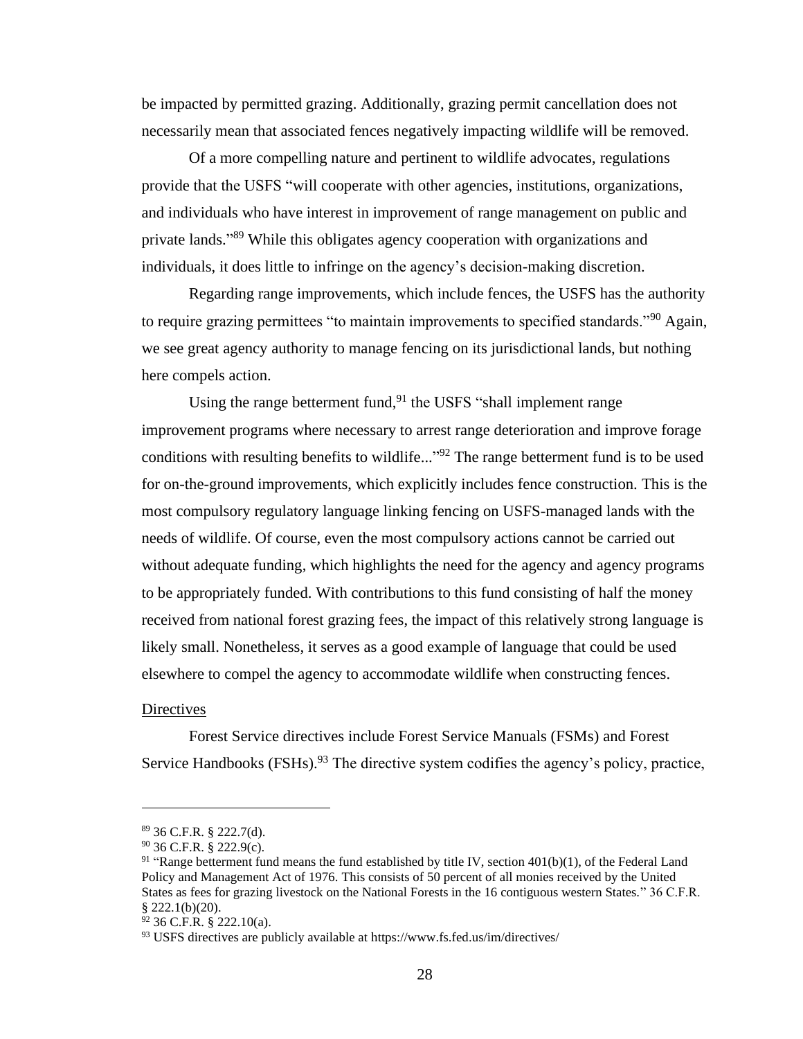be impacted by permitted grazing. Additionally, grazing permit cancellation does not necessarily mean that associated fences negatively impacting wildlife will be removed.

Of a more compelling nature and pertinent to wildlife advocates, regulations provide that the USFS "will cooperate with other agencies, institutions, organizations, and individuals who have interest in improvement of range management on public and private lands."[89] While this obligates agency cooperation with organizations and individuals, it does little to infringe on the agency's decision-making discretion.

Regarding range improvements, which include fences, the USFS has the authority to require grazing permittees "to maintain improvements to specified standards."[90] Again, we see great agency authority to manage fencing on its jurisdictional lands, but nothing here compels action.

Using the range betterment fund,[91] the USFS "shall implement range improvement programs where necessary to arrest range deterioration and improve forage conditions with resulting benefits to wildlife..."[92] The range betterment fund is to be used for on-the-ground improvements, which explicitly includes fence construction. This is the most compulsory regulatory language linking fencing on USFS-managed lands with the needs of wildlife. Of course, even the most compulsory actions cannot be carried out without adequate funding, which highlights the need for the agency and agency programs to be appropriately funded. With contributions to this fund consisting of half the money received from national forest grazing fees, the impact of this relatively strong language is likely small. Nonetheless, it serves as a good example of language that could be used elsewhere to compel the agency to accommodate wildlife when constructing fences.

<u>Directives</u>

Forest Service directives include Forest Service Manuals (FSMs) and Forest Service Handbooks (FSHs).[93] The directive system codifies the agency's policy, practice,

---

[89] 36 C.F.R. § 222.7(d).

[90] 36 C.F.R. § 222.9(c).

[91] "Range betterment fund means the fund established by title IV, section 401(b)(1), of the Federal Land Policy and Management Act of 1976. This consists of 50 percent of all monies received by the United States as fees for grazing livestock on the National Forests in the 16 contiguous western States." 36 C.F.R. § 222.1(b)(20).

[92] 36 C.F.R. § 222.10(a).

[93] USFS directives are publicly available at https://www.fs.fed.us/im/directives/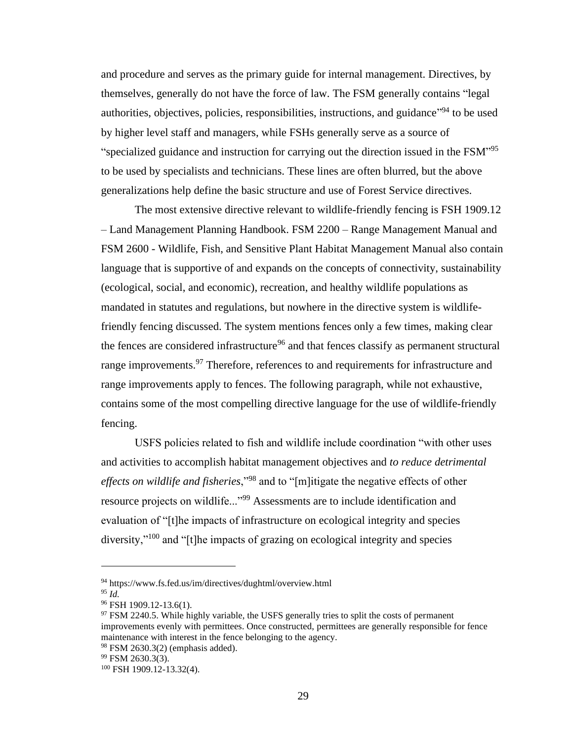and procedure and serves as the primary guide for internal management. Directives, by themselves, generally do not have the force of law. The FSM generally contains "legal authorities, objectives, policies, responsibilities, instructions, and guidance"[94] to be used by higher level staff and managers, while FSHs generally serve as a source of "specialized guidance and instruction for carrying out the direction issued in the FSM"[95] to be used by specialists and technicians. These lines are often blurred, but the above generalizations help define the basic structure and use of Forest Service directives.

The most extensive directive relevant to wildlife-friendly fencing is FSH 1909.12 – Land Management Planning Handbook. FSM 2200 – Range Management Manual and FSM 2600 - Wildlife, Fish, and Sensitive Plant Habitat Management Manual also contain language that is supportive of and expands on the concepts of connectivity, sustainability (ecological, social, and economic), recreation, and healthy wildlife populations as mandated in statutes and regulations, but nowhere in the directive system is wildlife-friendly fencing discussed. The system mentions fences only a few times, making clear the fences are considered infrastructure[96] and that fences classify as permanent structural range improvements.[97] Therefore, references to and requirements for infrastructure and range improvements apply to fences. The following paragraph, while not exhaustive, contains some of the most compelling directive language for the use of wildlife-friendly fencing.

USFS policies related to fish and wildlife include coordination "with other uses and activities to accomplish habitat management objectives and *to reduce detrimental effects on wildlife and fisheries*,"[98] and to "[m]itigate the negative effects of other resource projects on wildlife..."[99] Assessments are to include identification and evaluation of "[t]he impacts of infrastructure on ecological integrity and species diversity,"[100] and "[t]he impacts of grazing on ecological integrity and species

---

[94] https://www.fs.fed.us/im/directives/dughtml/overview.html

[95] *Id.*

[96] FSH 1909.12-13.6(1).

[97] FSM 2240.5. While highly variable, the USFS generally tries to split the costs of permanent improvements evenly with permittees. Once constructed, permittees are generally responsible for fence maintenance with interest in the fence belonging to the agency.

[98] FSM 2630.3(2) (emphasis added).

[99] FSM 2630.3(3).

[100] FSH 1909.12-13.32(4).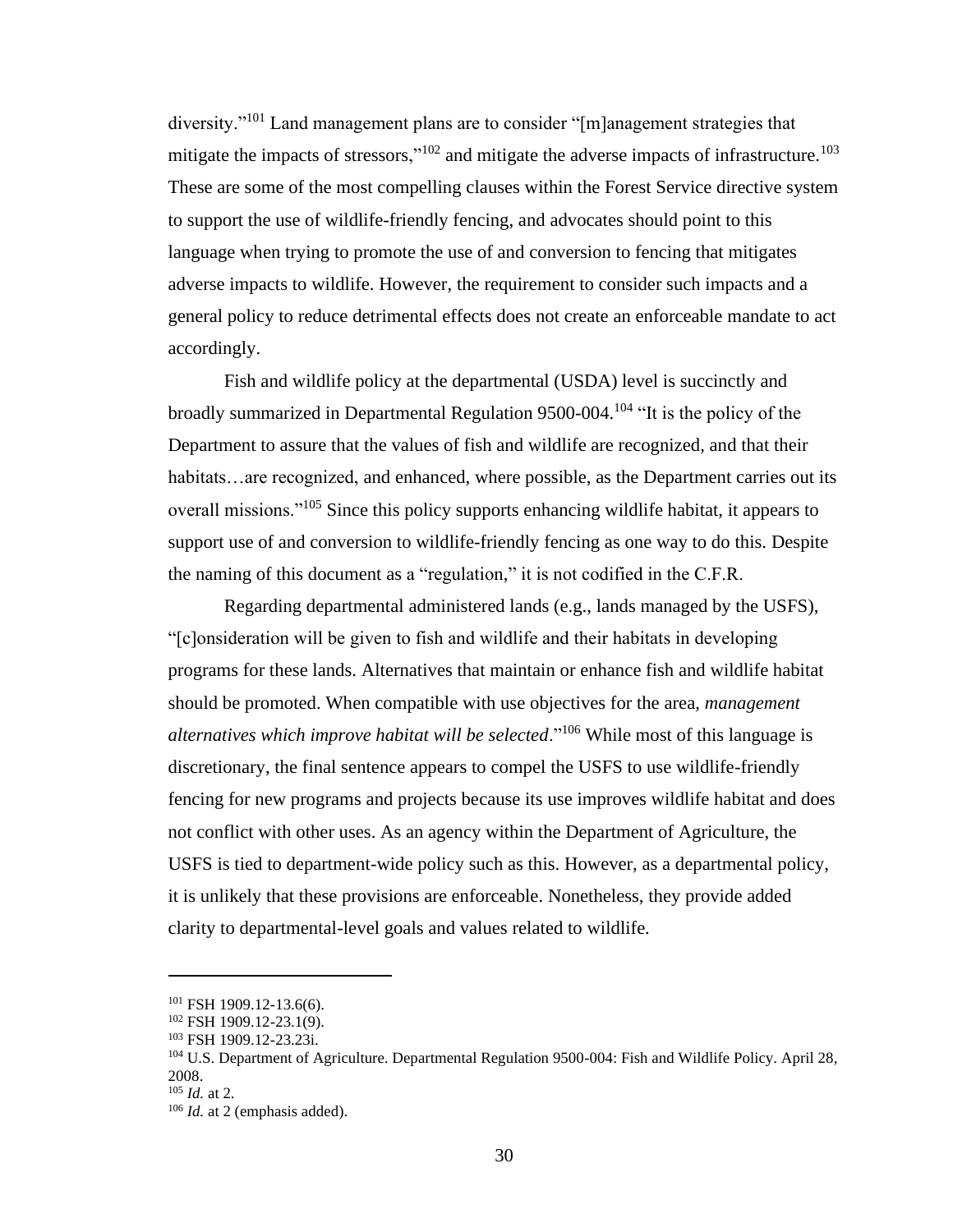diversity."[101] Land management plans are to consider "[m]anagement strategies that mitigate the impacts of stressors,"[102] and mitigate the adverse impacts of infrastructure.[103] These are some of the most compelling clauses within the Forest Service directive system to support the use of wildlife-friendly fencing, and advocates should point to this language when trying to promote the use of and conversion to fencing that mitigates adverse impacts to wildlife. However, the requirement to consider such impacts and a general policy to reduce detrimental effects does not create an enforceable mandate to act accordingly.

Fish and wildlife policy at the departmental (USDA) level is succinctly and broadly summarized in Departmental Regulation 9500-004.[104] "It is the policy of the Department to assure that the values of fish and wildlife are recognized, and that their habitats…are recognized, and enhanced, where possible, as the Department carries out its overall missions."[105] Since this policy supports enhancing wildlife habitat, it appears to support use of and conversion to wildlife-friendly fencing as one way to do this. Despite the naming of this document as a "regulation," it is not codified in the C.F.R.

Regarding departmental administered lands (e.g., lands managed by the USFS), "[c]onsideration will be given to fish and wildlife and their habitats in developing programs for these lands. Alternatives that maintain or enhance fish and wildlife habitat should be promoted. When compatible with use objectives for the area, *management alternatives which improve habitat will be selected*."[106] While most of this language is discretionary, the final sentence appears to compel the USFS to use wildlife-friendly fencing for new programs and projects because its use improves wildlife habitat and does not conflict with other uses. As an agency within the Department of Agriculture, the USFS is tied to department-wide policy such as this. However, as a departmental policy, it is unlikely that these provisions are enforceable. Nonetheless, they provide added clarity to departmental-level goals and values related to wildlife.

---

[101] FSH 1909.12-13.6(6).

[102] FSH 1909.12-23.1(9).

[103] FSH 1909.12-23.23i.

[104] U.S. Department of Agriculture. Departmental Regulation 9500-004: Fish and Wildlife Policy. April 28, 2008.

[105] *Id.* at 2.

[106] *Id.* at 2 (emphasis added).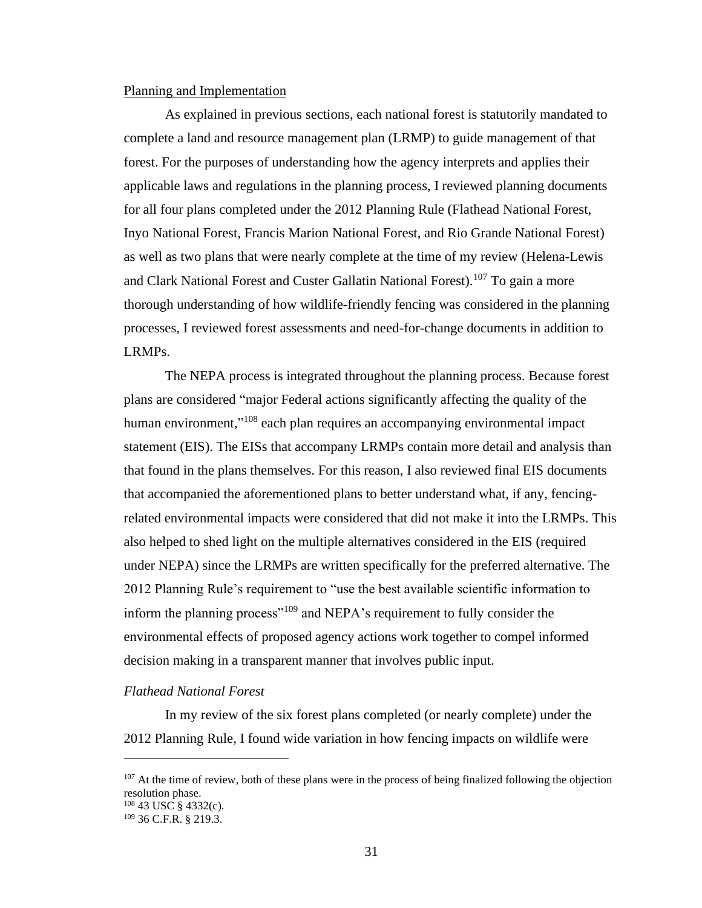Planning and Implementation

As explained in previous sections, each national forest is statutorily mandated to complete a land and resource management plan (LRMP) to guide management of that forest. For the purposes of understanding how the agency interprets and applies their applicable laws and regulations in the planning process, I reviewed planning documents for all four plans completed under the 2012 Planning Rule (Flathead National Forest, Inyo National Forest, Francis Marion National Forest, and Rio Grande National Forest) as well as two plans that were nearly complete at the time of my review (Helena-Lewis and Clark National Forest and Custer Gallatin National Forest).[107] To gain a more thorough understanding of how wildlife-friendly fencing was considered in the planning processes, I reviewed forest assessments and need-for-change documents in addition to LRMPs.

The NEPA process is integrated throughout the planning process. Because forest plans are considered "major Federal actions significantly affecting the quality of the human environment,"[108] each plan requires an accompanying environmental impact statement (EIS). The EISs that accompany LRMPs contain more detail and analysis than that found in the plans themselves. For this reason, I also reviewed final EIS documents that accompanied the aforementioned plans to better understand what, if any, fencing-related environmental impacts were considered that did not make it into the LRMPs. This also helped to shed light on the multiple alternatives considered in the EIS (required under NEPA) since the LRMPs are written specifically for the preferred alternative. The 2012 Planning Rule's requirement to "use the best available scientific information to inform the planning process"[109] and NEPA's requirement to fully consider the environmental effects of proposed agency actions work together to compel informed decision making in a transparent manner that involves public input.

*Flathead National Forest*

In my review of the six forest plans completed (or nearly complete) under the 2012 Planning Rule, I found wide variation in how fencing impacts on wildlife were

---

[107] At the time of review, both of these plans were in the process of being finalized following the objection resolution phase.

[108] 43 USC § 4332(c).

[109] 36 C.F.R. § 219.3.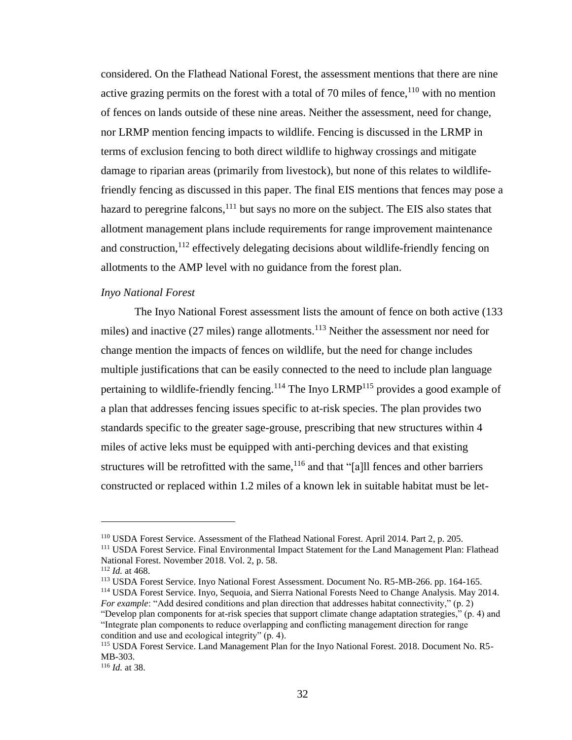considered. On the Flathead National Forest, the assessment mentions that there are nine active grazing permits on the forest with a total of 70 miles of fence,[110] with no mention of fences on lands outside of these nine areas. Neither the assessment, need for change, nor LRMP mention fencing impacts to wildlife. Fencing is discussed in the LRMP in terms of exclusion fencing to both direct wildlife to highway crossings and mitigate damage to riparian areas (primarily from livestock), but none of this relates to wildlife-friendly fencing as discussed in this paper. The final EIS mentions that fences may pose a hazard to peregrine falcons,[111] but says no more on the subject. The EIS also states that allotment management plans include requirements for range improvement maintenance and construction,[112] effectively delegating decisions about wildlife-friendly fencing on allotments to the AMP level with no guidance from the forest plan.

*Inyo National Forest*

The Inyo National Forest assessment lists the amount of fence on both active (133 miles) and inactive (27 miles) range allotments.[113] Neither the assessment nor need for change mention the impacts of fences on wildlife, but the need for change includes multiple justifications that can be easily connected to the need to include plan language pertaining to wildlife-friendly fencing.[114] The Inyo LRMP[115] provides a good example of a plan that addresses fencing issues specific to at-risk species. The plan provides two standards specific to the greater sage-grouse, prescribing that new structures within 4 miles of active leks must be equipped with anti-perching devices and that existing structures will be retrofitted with the same,[116] and that "[a]ll fences and other barriers constructed or replaced within 1.2 miles of a known lek in suitable habitat must be let-

---

[110] USDA Forest Service. Assessment of the Flathead National Forest. April 2014. Part 2, p. 205.

[111] USDA Forest Service. Final Environmental Impact Statement for the Land Management Plan: Flathead National Forest. November 2018. Vol. 2, p. 58.

[112] *Id.* at 468.

[113] USDA Forest Service. Inyo National Forest Assessment. Document No. R5-MB-266. pp. 164-165.

[114] USDA Forest Service. Inyo, Sequoia, and Sierra National Forests Need to Change Analysis. May 2014. *For example*: "Add desired conditions and plan direction that addresses habitat connectivity," (p. 2) "Develop plan components for at-risk species that support climate change adaptation strategies," (p. 4) and "Integrate plan components to reduce overlapping and conflicting management direction for range condition and use and ecological integrity" (p. 4).

[115] USDA Forest Service. Land Management Plan for the Inyo National Forest. 2018. Document No. R5-MB-303.

[116] *Id.* at 38.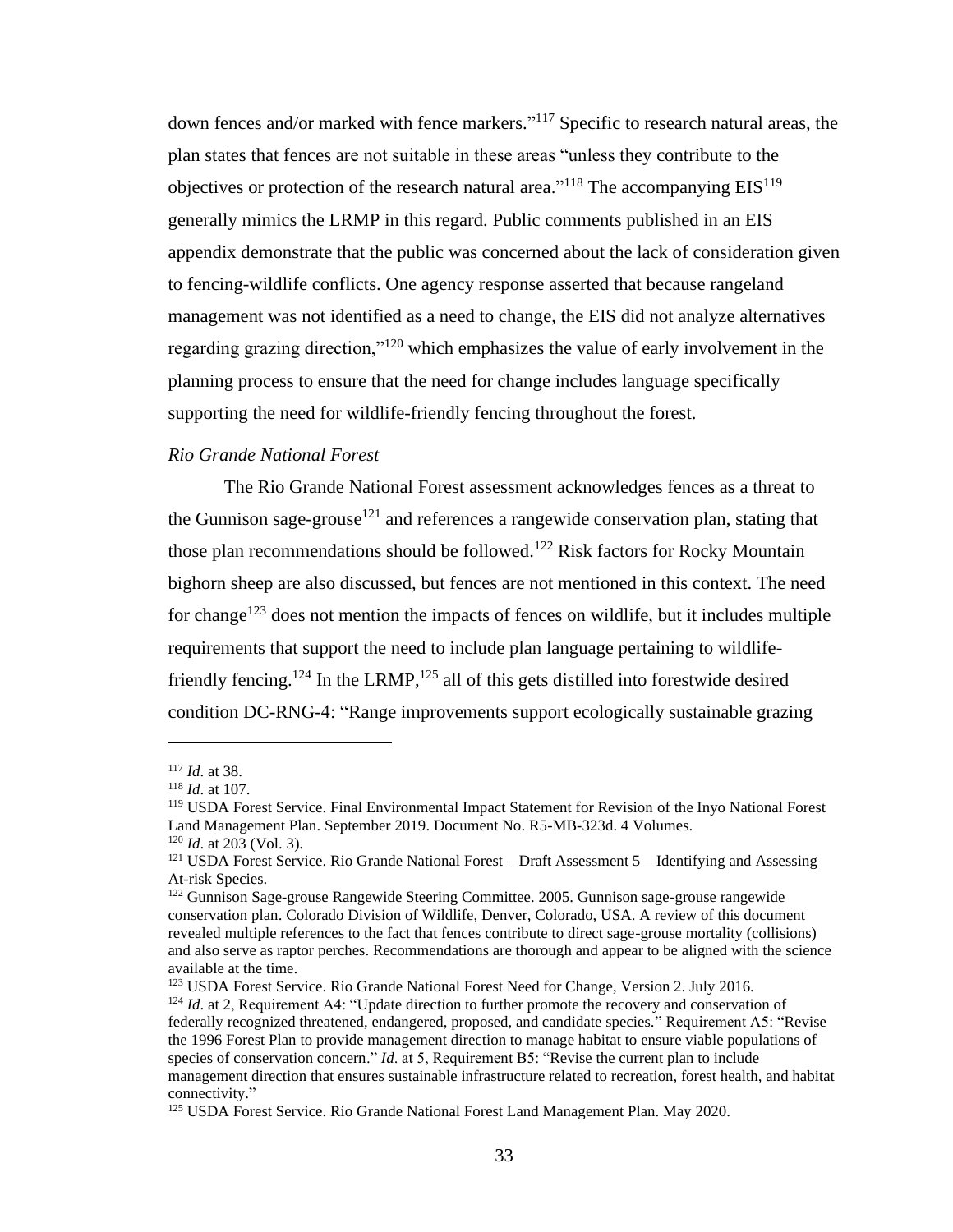down fences and/or marked with fence markers."[117] Specific to research natural areas, the plan states that fences are not suitable in these areas "unless they contribute to the objectives or protection of the research natural area."[118] The accompanying EIS[119] generally mimics the LRMP in this regard. Public comments published in an EIS appendix demonstrate that the public was concerned about the lack of consideration given to fencing-wildlife conflicts. One agency response asserted that because rangeland management was not identified as a need to change, the EIS did not analyze alternatives regarding grazing direction,"[120] which emphasizes the value of early involvement in the planning process to ensure that the need for change includes language specifically supporting the need for wildlife-friendly fencing throughout the forest.

*Rio Grande National Forest*

The Rio Grande National Forest assessment acknowledges fences as a threat to the Gunnison sage-grouse[121] and references a rangewide conservation plan, stating that those plan recommendations should be followed.[122] Risk factors for Rocky Mountain bighorn sheep are also discussed, but fences are not mentioned in this context. The need for change[123] does not mention the impacts of fences on wildlife, but it includes multiple requirements that support the need to include plan language pertaining to wildlife-friendly fencing.[124] In the LRMP,[125] all of this gets distilled into forestwide desired condition DC-RNG-4: "Range improvements support ecologically sustainable grazing

---

[117] *Id*. at 38.

[118] *Id*. at 107.

[119] USDA Forest Service. Final Environmental Impact Statement for Revision of the Inyo National Forest Land Management Plan. September 2019. Document No. R5-MB-323d. 4 Volumes.

[120] *Id*. at 203 (Vol. 3).

[121] USDA Forest Service. Rio Grande National Forest – Draft Assessment 5 – Identifying and Assessing At-risk Species.

[122] Gunnison Sage-grouse Rangewide Steering Committee. 2005. Gunnison sage-grouse rangewide conservation plan. Colorado Division of Wildlife, Denver, Colorado, USA. A review of this document revealed multiple references to the fact that fences contribute to direct sage-grouse mortality (collisions) and also serve as raptor perches. Recommendations are thorough and appear to be aligned with the science available at the time.

[123] USDA Forest Service. Rio Grande National Forest Need for Change, Version 2. July 2016.

[124] *Id*. at 2, Requirement A4: "Update direction to further promote the recovery and conservation of federally recognized threatened, endangered, proposed, and candidate species." Requirement A5: "Revise the 1996 Forest Plan to provide management direction to manage habitat to ensure viable populations of species of conservation concern." *Id*. at 5, Requirement B5: "Revise the current plan to include management direction that ensures sustainable infrastructure related to recreation, forest health, and habitat connectivity."

[125] USDA Forest Service. Rio Grande National Forest Land Management Plan. May 2020.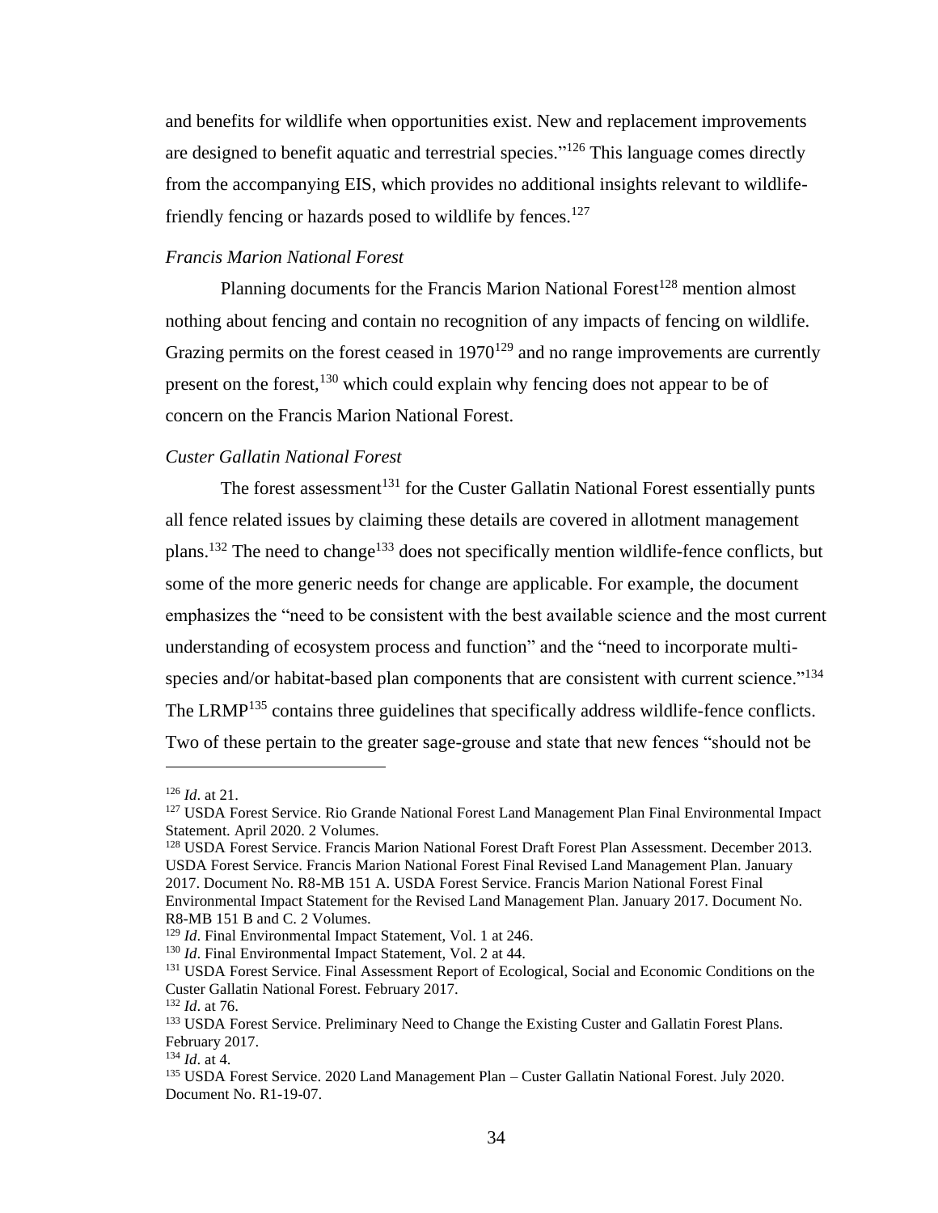and benefits for wildlife when opportunities exist. New and replacement improvements are designed to benefit aquatic and terrestrial species."[126] This language comes directly from the accompanying EIS, which provides no additional insights relevant to wildlife-friendly fencing or hazards posed to wildlife by fences.[127]

*Francis Marion National Forest*

Planning documents for the Francis Marion National Forest[128] mention almost nothing about fencing and contain no recognition of any impacts of fencing on wildlife. Grazing permits on the forest ceased in 1970[129] and no range improvements are currently present on the forest,[130] which could explain why fencing does not appear to be of concern on the Francis Marion National Forest.

*Custer Gallatin National Forest*

The forest assessment[131] for the Custer Gallatin National Forest essentially punts all fence related issues by claiming these details are covered in allotment management plans.[132] The need to change[133] does not specifically mention wildlife-fence conflicts, but some of the more generic needs for change are applicable. For example, the document emphasizes the "need to be consistent with the best available science and the most current understanding of ecosystem process and function" and the "need to incorporate multi-species and/or habitat-based plan components that are consistent with current science."[134] The LRMP[135] contains three guidelines that specifically address wildlife-fence conflicts. Two of these pertain to the greater sage-grouse and state that new fences "should not be

---

[126] *Id*. at 21.

[127] USDA Forest Service. Rio Grande National Forest Land Management Plan Final Environmental Impact Statement. April 2020. 2 Volumes.

[128] USDA Forest Service. Francis Marion National Forest Draft Forest Plan Assessment. December 2013. USDA Forest Service. Francis Marion National Forest Final Revised Land Management Plan. January 2017. Document No. R8-MB 151 A. USDA Forest Service. Francis Marion National Forest Final Environmental Impact Statement for the Revised Land Management Plan. January 2017. Document No. R8-MB 151 B and C. 2 Volumes.

[129] *Id*. Final Environmental Impact Statement, Vol. 1 at 246.

[130] *Id*. Final Environmental Impact Statement, Vol. 2 at 44.

[131] USDA Forest Service. Final Assessment Report of Ecological, Social and Economic Conditions on the Custer Gallatin National Forest. February 2017.

[132] *Id*. at 76.

[133] USDA Forest Service. Preliminary Need to Change the Existing Custer and Gallatin Forest Plans. February 2017.

[134] *Id*. at 4.

[135] USDA Forest Service. 2020 Land Management Plan – Custer Gallatin National Forest. July 2020. Document No. R1-19-07.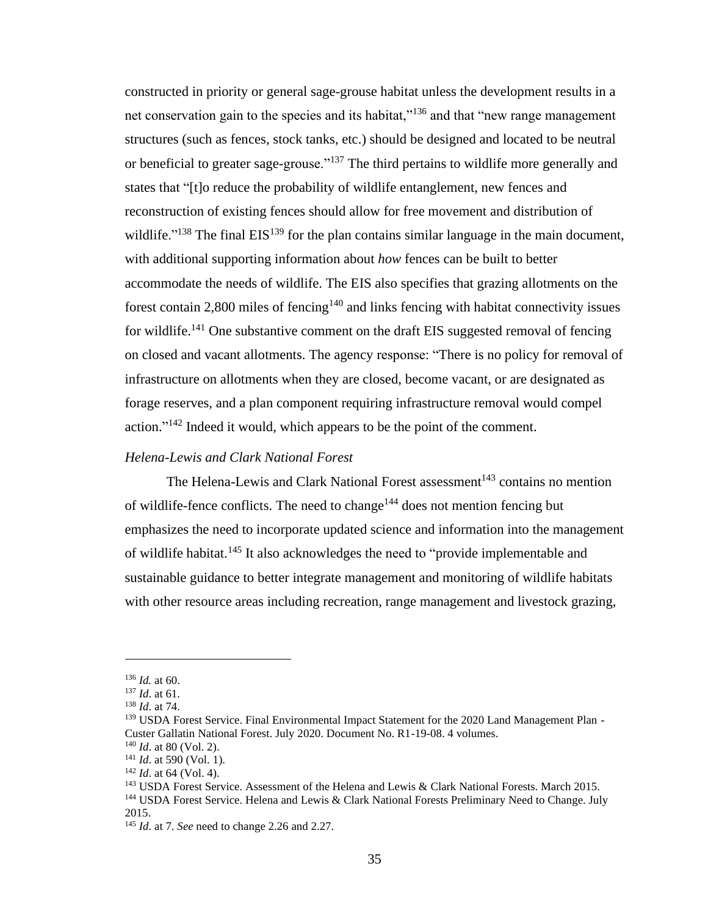constructed in priority or general sage-grouse habitat unless the development results in a net conservation gain to the species and its habitat,"[136] and that "new range management structures (such as fences, stock tanks, etc.) should be designed and located to be neutral or beneficial to greater sage-grouse."[137] The third pertains to wildlife more generally and states that "[t]o reduce the probability of wildlife entanglement, new fences and reconstruction of existing fences should allow for free movement and distribution of wildlife."[138] The final EIS[139] for the plan contains similar language in the main document, with additional supporting information about *how* fences can be built to better accommodate the needs of wildlife. The EIS also specifies that grazing allotments on the forest contain 2,800 miles of fencing[140] and links fencing with habitat connectivity issues for wildlife.[141] One substantive comment on the draft EIS suggested removal of fencing on closed and vacant allotments. The agency response: "There is no policy for removal of infrastructure on allotments when they are closed, become vacant, or are designated as forage reserves, and a plan component requiring infrastructure removal would compel action."[142] Indeed it would, which appears to be the point of the comment.

### *Helena-Lewis and Clark National Forest*

The Helena-Lewis and Clark National Forest assessment[143] contains no mention of wildlife-fence conflicts. The need to change[144] does not mention fencing but emphasizes the need to incorporate updated science and information into the management of wildlife habitat.[145] It also acknowledges the need to "provide implementable and sustainable guidance to better integrate management and monitoring of wildlife habitats with other resource areas including recreation, range management and livestock grazing,

---

[136] *Id.* at 60.
[137] *Id*. at 61.
[138] *Id*. at 74.
[139] USDA Forest Service. Final Environmental Impact Statement for the 2020 Land Management Plan - Custer Gallatin National Forest. July 2020. Document No. R1-19-08. 4 volumes.
[140] *Id*. at 80 (Vol. 2).
[141] *Id*. at 590 (Vol. 1).
[142] *Id*. at 64 (Vol. 4).
[143] USDA Forest Service. Assessment of the Helena and Lewis & Clark National Forests. March 2015.
[144] USDA Forest Service. Helena and Lewis & Clark National Forests Preliminary Need to Change. July 2015.
[145] *Id*. at 7. *See* need to change 2.26 and 2.27.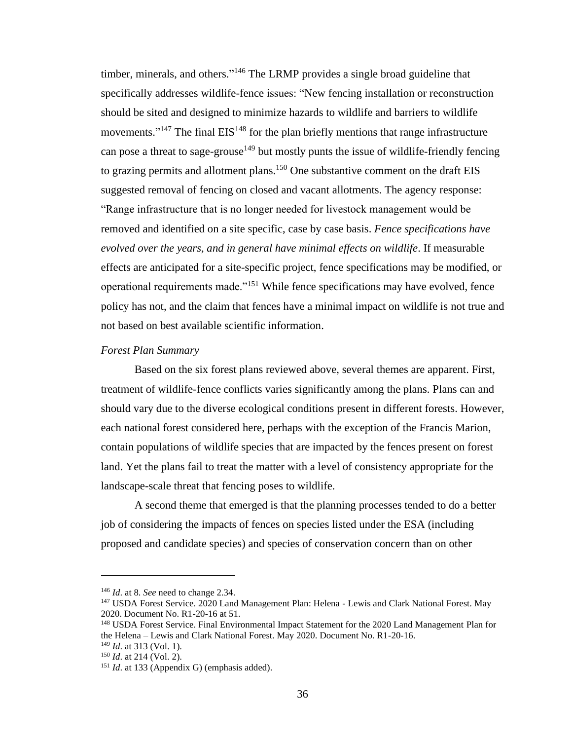timber, minerals, and others."[146] The LRMP provides a single broad guideline that specifically addresses wildlife-fence issues: "New fencing installation or reconstruction should be sited and designed to minimize hazards to wildlife and barriers to wildlife movements."[147] The final EIS[148] for the plan briefly mentions that range infrastructure can pose a threat to sage-grouse[149] but mostly punts the issue of wildlife-friendly fencing to grazing permits and allotment plans.[150] One substantive comment on the draft EIS suggested removal of fencing on closed and vacant allotments. The agency response: "Range infrastructure that is no longer needed for livestock management would be removed and identified on a site specific, case by case basis. *Fence specifications have evolved over the years, and in general have minimal effects on wildlife*. If measurable effects are anticipated for a site-specific project, fence specifications may be modified, or operational requirements made."[151] While fence specifications may have evolved, fence policy has not, and the claim that fences have a minimal impact on wildlife is not true and not based on best available scientific information.

*Forest Plan Summary*

Based on the six forest plans reviewed above, several themes are apparent. First, treatment of wildlife-fence conflicts varies significantly among the plans. Plans can and should vary due to the diverse ecological conditions present in different forests. However, each national forest considered here, perhaps with the exception of the Francis Marion, contain populations of wildlife species that are impacted by the fences present on forest land. Yet the plans fail to treat the matter with a level of consistency appropriate for the landscape-scale threat that fencing poses to wildlife.

A second theme that emerged is that the planning processes tended to do a better job of considering the impacts of fences on species listed under the ESA (including proposed and candidate species) and species of conservation concern than on other

---

[146] *Id*. at 8. *See* need to change 2.34.

[147] USDA Forest Service. 2020 Land Management Plan: Helena - Lewis and Clark National Forest. May 2020. Document No. R1-20-16 at 51.

[148] USDA Forest Service. Final Environmental Impact Statement for the 2020 Land Management Plan for the Helena – Lewis and Clark National Forest. May 2020. Document No. R1-20-16.

[149] *Id*. at 313 (Vol. 1).

[150] *Id*. at 214 (Vol. 2).

[151] *Id*. at 133 (Appendix G) (emphasis added).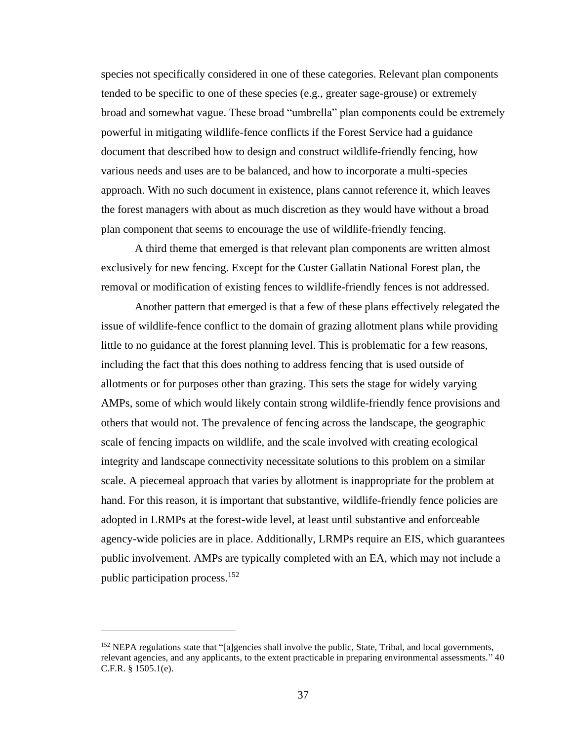species not specifically considered in one of these categories. Relevant plan components tended to be specific to one of these species (e.g., greater sage-grouse) or extremely broad and somewhat vague. These broad "umbrella" plan components could be extremely powerful in mitigating wildlife-fence conflicts if the Forest Service had a guidance document that described how to design and construct wildlife-friendly fencing, how various needs and uses are to be balanced, and how to incorporate a multi-species approach. With no such document in existence, plans cannot reference it, which leaves the forest managers with about as much discretion as they would have without a broad plan component that seems to encourage the use of wildlife-friendly fencing.

A third theme that emerged is that relevant plan components are written almost exclusively for new fencing. Except for the Custer Gallatin National Forest plan, the removal or modification of existing fences to wildlife-friendly fences is not addressed.

Another pattern that emerged is that a few of these plans effectively relegated the issue of wildlife-fence conflict to the domain of grazing allotment plans while providing little to no guidance at the forest planning level. This is problematic for a few reasons, including the fact that this does nothing to address fencing that is used outside of allotments or for purposes other than grazing. This sets the stage for widely varying AMPs, some of which would likely contain strong wildlife-friendly fence provisions and others that would not. The prevalence of fencing across the landscape, the geographic scale of fencing impacts on wildlife, and the scale involved with creating ecological integrity and landscape connectivity necessitate solutions to this problem on a similar scale. A piecemeal approach that varies by allotment is inappropriate for the problem at hand. For this reason, it is important that substantive, wildlife-friendly fence policies are adopted in LRMPs at the forest-wide level, at least until substantive and enforceable agency-wide policies are in place. Additionally, LRMPs require an EIS, which guarantees public involvement. AMPs are typically completed with an EA, which may not include a public participation process.[152]

[152] NEPA regulations state that "[a]gencies shall involve the public, State, Tribal, and local governments, relevant agencies, and any applicants, to the extent practicable in preparing environmental assessments." 40 C.F.R. § 1505.1(e).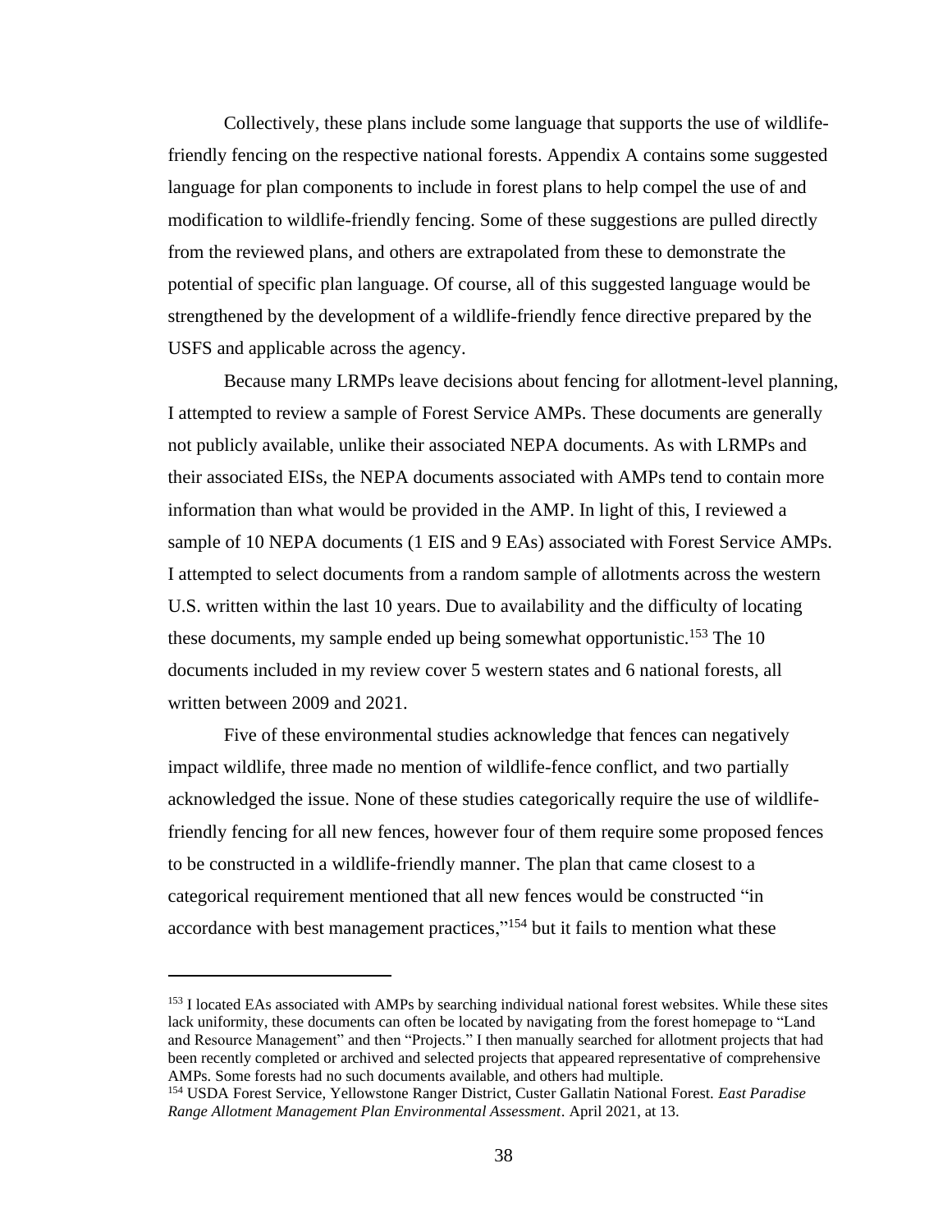Collectively, these plans include some language that supports the use of wildlife-friendly fencing on the respective national forests. Appendix A contains some suggested language for plan components to include in forest plans to help compel the use of and modification to wildlife-friendly fencing. Some of these suggestions are pulled directly from the reviewed plans, and others are extrapolated from these to demonstrate the potential of specific plan language. Of course, all of this suggested language would be strengthened by the development of a wildlife-friendly fence directive prepared by the USFS and applicable across the agency.

Because many LRMPs leave decisions about fencing for allotment-level planning, I attempted to review a sample of Forest Service AMPs. These documents are generally not publicly available, unlike their associated NEPA documents. As with LRMPs and their associated EISs, the NEPA documents associated with AMPs tend to contain more information than what would be provided in the AMP. In light of this, I reviewed a sample of 10 NEPA documents (1 EIS and 9 EAs) associated with Forest Service AMPs. I attempted to select documents from a random sample of allotments across the western U.S. written within the last 10 years. Due to availability and the difficulty of locating these documents, my sample ended up being somewhat opportunistic.[153] The 10 documents included in my review cover 5 western states and 6 national forests, all written between 2009 and 2021.

Five of these environmental studies acknowledge that fences can negatively impact wildlife, three made no mention of wildlife-fence conflict, and two partially acknowledged the issue. None of these studies categorically require the use of wildlife-friendly fencing for all new fences, however four of them require some proposed fences to be constructed in a wildlife-friendly manner. The plan that came closest to a categorical requirement mentioned that all new fences would be constructed "in accordance with best management practices,"[154] but it fails to mention what these

---

[153] I located EAs associated with AMPs by searching individual national forest websites. While these sites lack uniformity, these documents can often be located by navigating from the forest homepage to "Land and Resource Management" and then "Projects." I then manually searched for allotment projects that had been recently completed or archived and selected projects that appeared representative of comprehensive AMPs. Some forests had no such documents available, and others had multiple.

[154] USDA Forest Service, Yellowstone Ranger District, Custer Gallatin National Forest. *East Paradise Range Allotment Management Plan Environmental Assessment*. April 2021, at 13.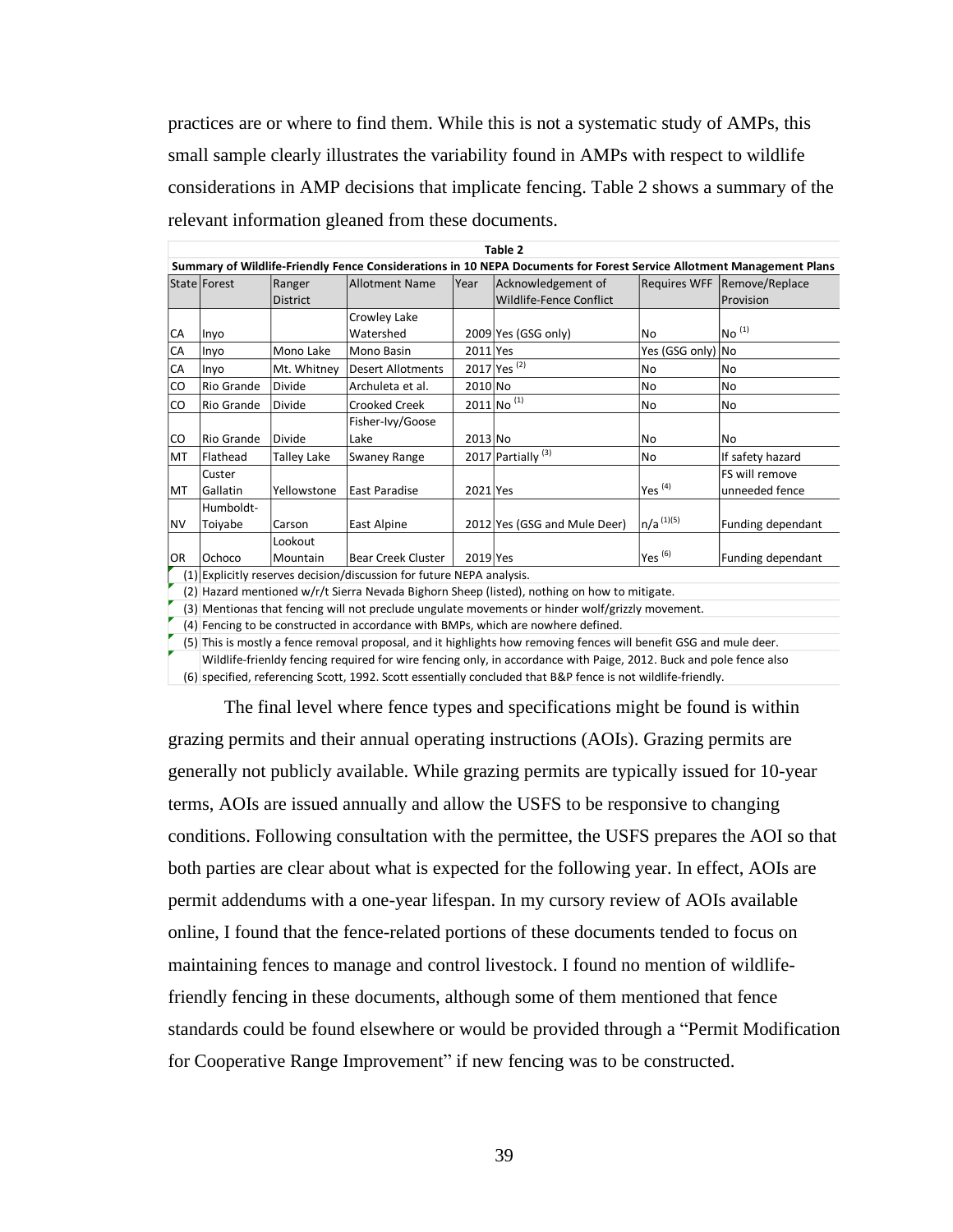practices are or where to find them. While this is not a systematic study of AMPs, this small sample clearly illustrates the variability found in AMPs with respect to wildlife considerations in AMP decisions that implicate fencing. Table 2 shows a summary of the relevant information gleaned from these documents.

**Table 2**

**Summary of Wildlife-Friendly Fence Considerations in 10 NEPA Documents for Forest Service Allotment Management Plans**

| State | Forest | Ranger District | Allotment Name | Year | Acknowledgement of Wildlife-Fence Conflict | Requires WFF | Remove/Replace Provision |
|---|---|---|---|---|---|---|---|
| CA | Inyo | | Crowley Lake Watershed | 2009 | Yes (GSG only) | No | No [(1)] |
| CA | Inyo | Mono Lake | Mono Basin | 2011 | Yes | Yes (GSG only) | No |
| CA | Inyo | Mt. Whitney | Desert Allotments | 2017 | Yes [(2)] | No | No |
| CO | Rio Grande | Divide | Archuleta et al. | 2010 | No | No | No |
| CO | Rio Grande | Divide | Crooked Creek | 2011 | No [(1)] | No | No |
| CO | Rio Grande | Divide | Fisher-Ivy/Goose Lake | 2013 | No | No | No |
| MT | Flathead | Talley Lake | Swaney Range | 2017 | Partially [(3)] | No | If safety hazard |
| MT | Custer Gallatin | Yellowstone | East Paradise | 2021 | Yes | Yes [(4)] | FS will remove unneeded fence |
| NV | Humboldt-Toiyabe | Carson | East Alpine | 2012 | Yes (GSG and Mule Deer) | n/a [(1)(5)] | Funding dependant |
| OR | Ochoco | Lookout Mountain | Bear Creek Cluster | 2019 | Yes | Yes [(6)] | Funding dependant |

(1) Explicitly reserves decision/discussion for future NEPA analysis.
(2) Hazard mentioned w/r/t Sierra Nevada Bighorn Sheep (listed), nothing on how to mitigate.
(3) Mentionas that fencing will not preclude ungulate movements or hinder wolf/grizzly movement.
(4) Fencing to be constructed in accordance with BMPs, which are nowhere defined.
(5) This is mostly a fence removal proposal, and it highlights how removing fences will benefit GSG and mule deer.
(6) Wildlife-frienldy fencing required for wire fencing only, in accordance with Paige, 2012. Buck and pole fence also specified, referencing Scott, 1992. Scott essentially concluded that B&P fence is not wildlife-friendly.

The final level where fence types and specifications might be found is within grazing permits and their annual operating instructions (AOIs). Grazing permits are generally not publicly available. While grazing permits are typically issued for 10-year terms, AOIs are issued annually and allow the USFS to be responsive to changing conditions. Following consultation with the permittee, the USFS prepares the AOI so that both parties are clear about what is expected for the following year. In effect, AOIs are permit addendums with a one-year lifespan. In my cursory review of AOIs available online, I found that the fence-related portions of these documents tended to focus on maintaining fences to manage and control livestock. I found no mention of wildlife-friendly fencing in these documents, although some of them mentioned that fence standards could be found elsewhere or would be provided through a "Permit Modification for Cooperative Range Improvement" if new fencing was to be constructed.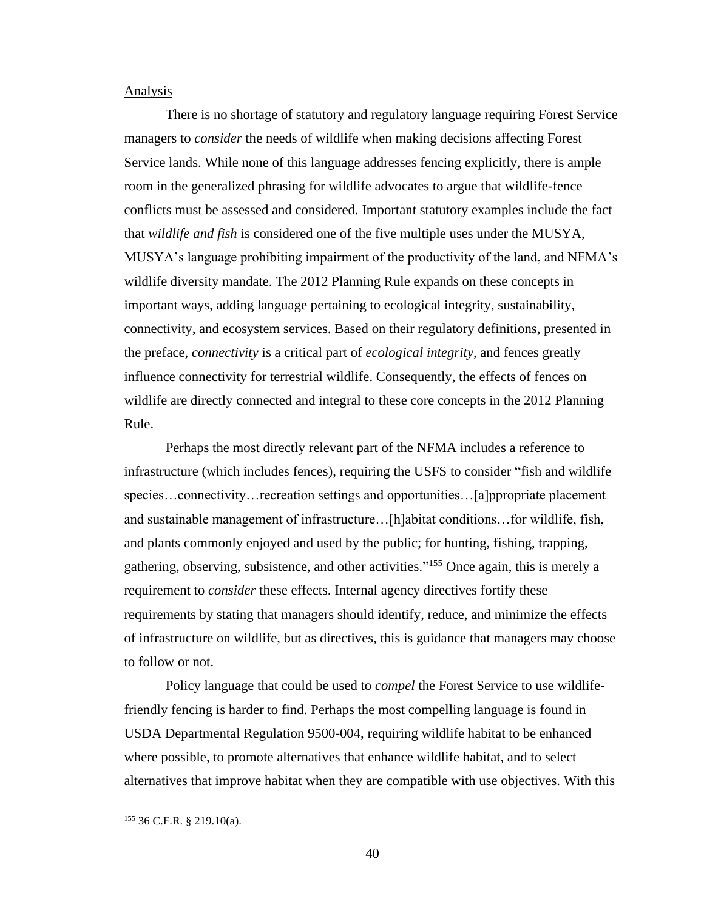Analysis

There is no shortage of statutory and regulatory language requiring Forest Service managers to *consider* the needs of wildlife when making decisions affecting Forest Service lands. While none of this language addresses fencing explicitly, there is ample room in the generalized phrasing for wildlife advocates to argue that wildlife-fence conflicts must be assessed and considered. Important statutory examples include the fact that *wildlife and fish* is considered one of the five multiple uses under the MUSYA, MUSYA's language prohibiting impairment of the productivity of the land, and NFMA's wildlife diversity mandate. The 2012 Planning Rule expands on these concepts in important ways, adding language pertaining to ecological integrity, sustainability, connectivity, and ecosystem services. Based on their regulatory definitions, presented in the preface, *connectivity* is a critical part of *ecological integrity*, and fences greatly influence connectivity for terrestrial wildlife. Consequently, the effects of fences on wildlife are directly connected and integral to these core concepts in the 2012 Planning Rule.

Perhaps the most directly relevant part of the NFMA includes a reference to infrastructure (which includes fences), requiring the USFS to consider "fish and wildlife species…connectivity…recreation settings and opportunities…[a]ppropriate placement and sustainable management of infrastructure…[h]abitat conditions…for wildlife, fish, and plants commonly enjoyed and used by the public; for hunting, fishing, trapping, gathering, observing, subsistence, and other activities."[155] Once again, this is merely a requirement to *consider* these effects. Internal agency directives fortify these requirements by stating that managers should identify, reduce, and minimize the effects of infrastructure on wildlife, but as directives, this is guidance that managers may choose to follow or not.

Policy language that could be used to *compel* the Forest Service to use wildlife-friendly fencing is harder to find. Perhaps the most compelling language is found in USDA Departmental Regulation 9500-004, requiring wildlife habitat to be enhanced where possible, to promote alternatives that enhance wildlife habitat, and to select alternatives that improve habitat when they are compatible with use objectives. With this

[155] 36 C.F.R. § 219.10(a).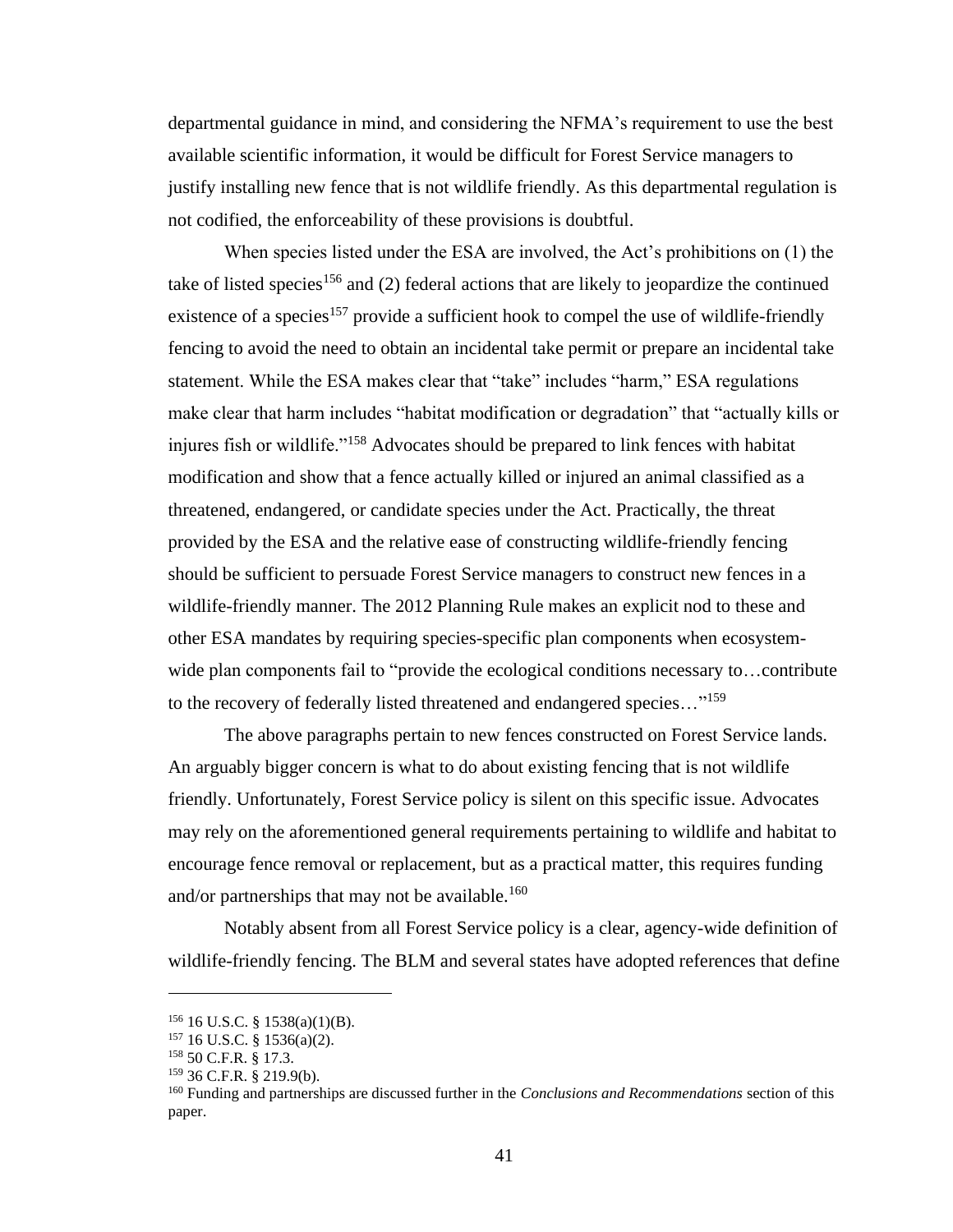departmental guidance in mind, and considering the NFMA's requirement to use the best available scientific information, it would be difficult for Forest Service managers to justify installing new fence that is not wildlife friendly. As this departmental regulation is not codified, the enforceability of these provisions is doubtful.

When species listed under the ESA are involved, the Act's prohibitions on (1) the take of listed species[156] and (2) federal actions that are likely to jeopardize the continued existence of a species[157] provide a sufficient hook to compel the use of wildlife-friendly fencing to avoid the need to obtain an incidental take permit or prepare an incidental take statement. While the ESA makes clear that "take" includes "harm," ESA regulations make clear that harm includes "habitat modification or degradation" that "actually kills or injures fish or wildlife."[158] Advocates should be prepared to link fences with habitat modification and show that a fence actually killed or injured an animal classified as a threatened, endangered, or candidate species under the Act. Practically, the threat provided by the ESA and the relative ease of constructing wildlife-friendly fencing should be sufficient to persuade Forest Service managers to construct new fences in a wildlife-friendly manner. The 2012 Planning Rule makes an explicit nod to these and other ESA mandates by requiring species-specific plan components when ecosystem-wide plan components fail to "provide the ecological conditions necessary to…contribute to the recovery of federally listed threatened and endangered species…"[159]

The above paragraphs pertain to new fences constructed on Forest Service lands. An arguably bigger concern is what to do about existing fencing that is not wildlife friendly. Unfortunately, Forest Service policy is silent on this specific issue. Advocates may rely on the aforementioned general requirements pertaining to wildlife and habitat to encourage fence removal or replacement, but as a practical matter, this requires funding and/or partnerships that may not be available.[160]

Notably absent from all Forest Service policy is a clear, agency-wide definition of wildlife-friendly fencing. The BLM and several states have adopted references that define

---

[156] 16 U.S.C. § 1538(a)(1)(B).

[157] 16 U.S.C. § 1536(a)(2).

[158] 50 C.F.R. § 17.3.

[159] 36 C.F.R. § 219.9(b).

[160] Funding and partnerships are discussed further in the *Conclusions and Recommendations* section of this paper.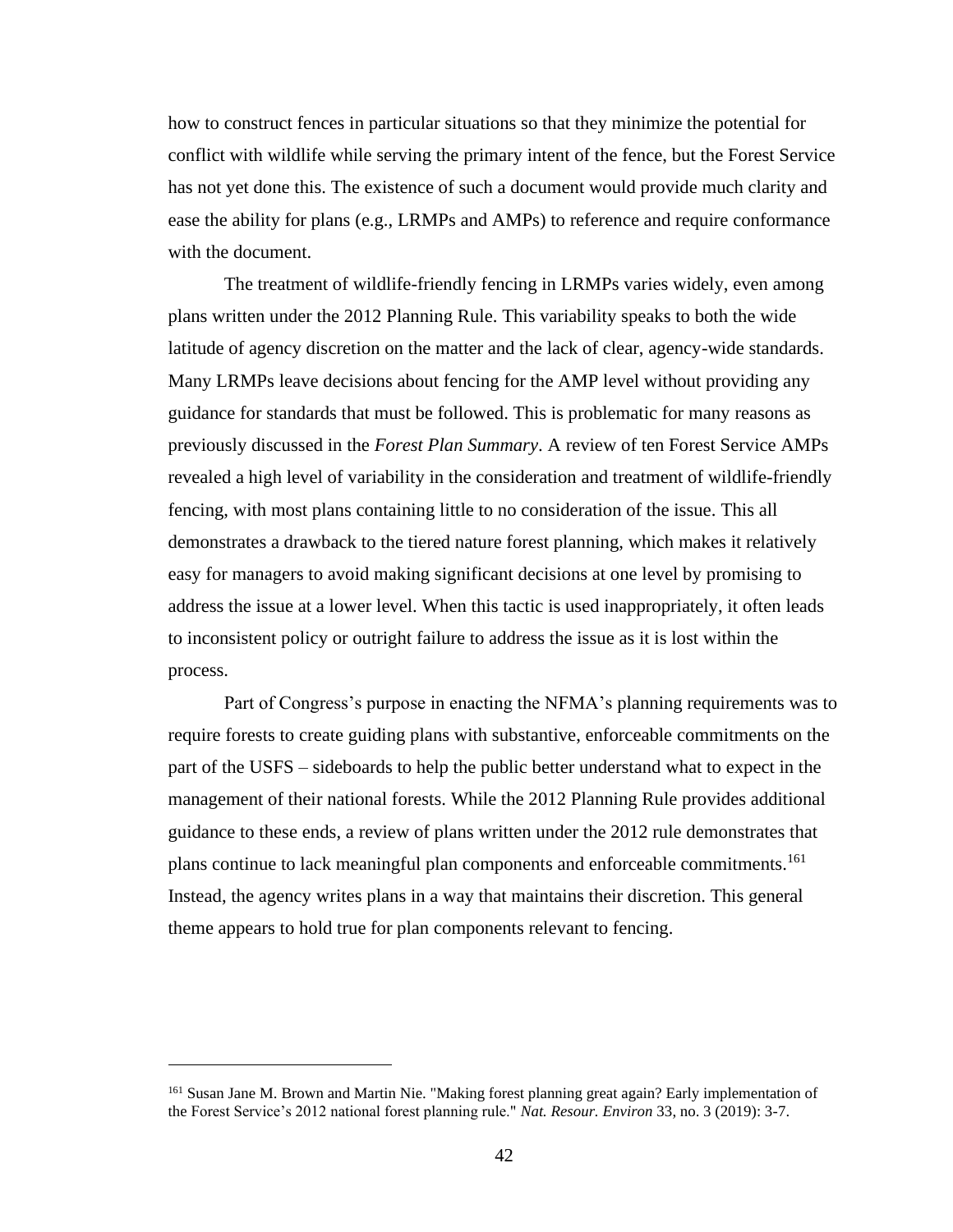how to construct fences in particular situations so that they minimize the potential for conflict with wildlife while serving the primary intent of the fence, but the Forest Service has not yet done this. The existence of such a document would provide much clarity and ease the ability for plans (e.g., LRMPs and AMPs) to reference and require conformance with the document.

The treatment of wildlife-friendly fencing in LRMPs varies widely, even among plans written under the 2012 Planning Rule. This variability speaks to both the wide latitude of agency discretion on the matter and the lack of clear, agency-wide standards. Many LRMPs leave decisions about fencing for the AMP level without providing any guidance for standards that must be followed. This is problematic for many reasons as previously discussed in the *Forest Plan Summary*. A review of ten Forest Service AMPs revealed a high level of variability in the consideration and treatment of wildlife-friendly fencing, with most plans containing little to no consideration of the issue. This all demonstrates a drawback to the tiered nature forest planning, which makes it relatively easy for managers to avoid making significant decisions at one level by promising to address the issue at a lower level. When this tactic is used inappropriately, it often leads to inconsistent policy or outright failure to address the issue as it is lost within the process.

Part of Congress's purpose in enacting the NFMA's planning requirements was to require forests to create guiding plans with substantive, enforceable commitments on the part of the USFS – sideboards to help the public better understand what to expect in the management of their national forests. While the 2012 Planning Rule provides additional guidance to these ends, a review of plans written under the 2012 rule demonstrates that plans continue to lack meaningful plan components and enforceable commitments.[161] Instead, the agency writes plans in a way that maintains their discretion. This general theme appears to hold true for plan components relevant to fencing.

---

[161] Susan Jane M. Brown and Martin Nie. "Making forest planning great again? Early implementation of the Forest Service's 2012 national forest planning rule." *Nat. Resour. Environ* 33, no. 3 (2019): 3-7.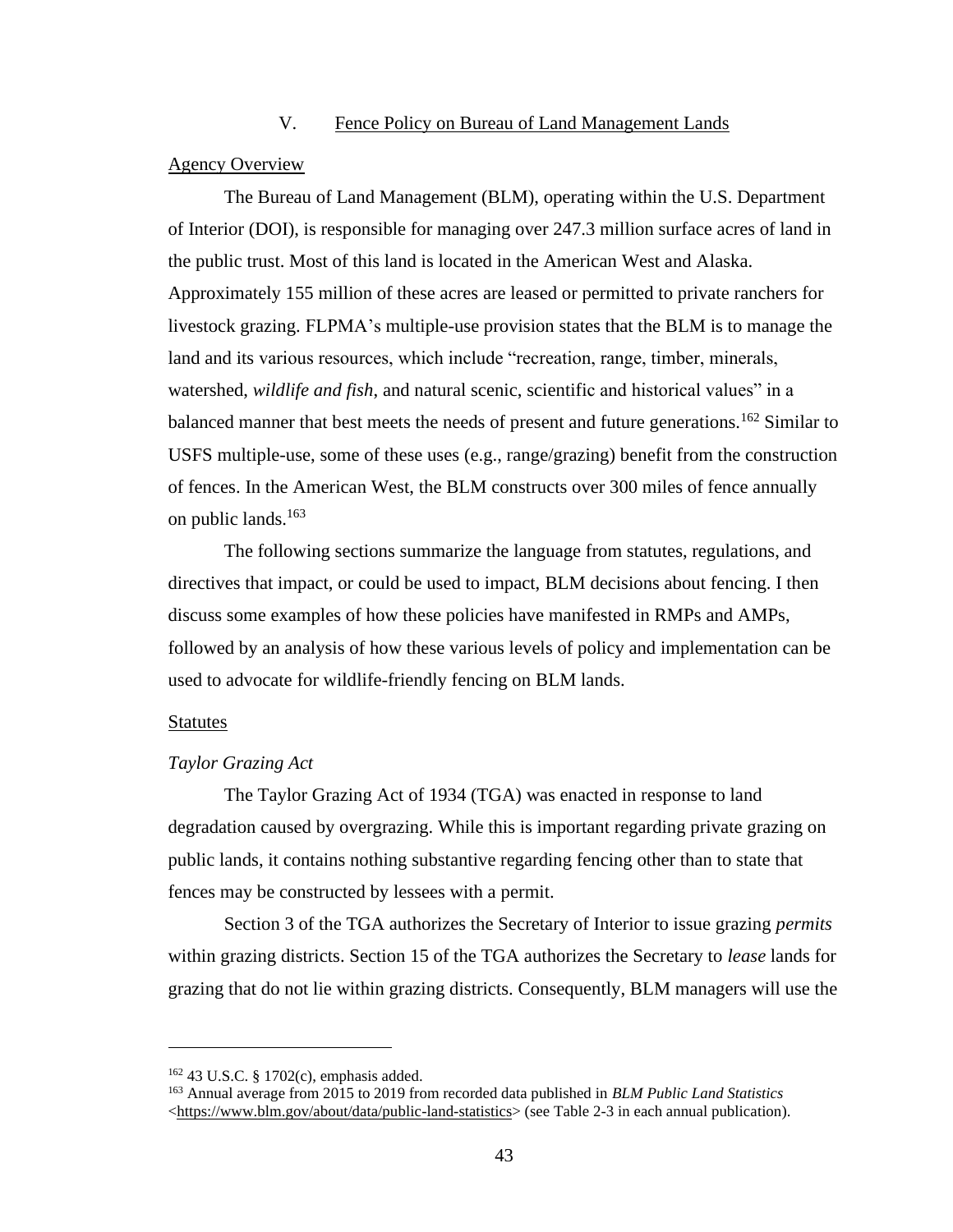## V. Fence Policy on Bureau of Land Management Lands

### Agency Overview

The Bureau of Land Management (BLM), operating within the U.S. Department of Interior (DOI), is responsible for managing over 247.3 million surface acres of land in the public trust. Most of this land is located in the American West and Alaska. Approximately 155 million of these acres are leased or permitted to private ranchers for livestock grazing. FLPMA's multiple-use provision states that the BLM is to manage the land and its various resources, which include "recreation, range, timber, minerals, watershed, *wildlife and fish*, and natural scenic, scientific and historical values" in a balanced manner that best meets the needs of present and future generations.[162] Similar to USFS multiple-use, some of these uses (e.g., range/grazing) benefit from the construction of fences. In the American West, the BLM constructs over 300 miles of fence annually on public lands.[163]

The following sections summarize the language from statutes, regulations, and directives that impact, or could be used to impact, BLM decisions about fencing. I then discuss some examples of how these policies have manifested in RMPs and AMPs, followed by an analysis of how these various levels of policy and implementation can be used to advocate for wildlife-friendly fencing on BLM lands.

### Statutes

#### *Taylor Grazing Act*

The Taylor Grazing Act of 1934 (TGA) was enacted in response to land degradation caused by overgrazing. While this is important regarding private grazing on public lands, it contains nothing substantive regarding fencing other than to state that fences may be constructed by lessees with a permit.

Section 3 of the TGA authorizes the Secretary of Interior to issue grazing *permits* within grazing districts. Section 15 of the TGA authorizes the Secretary to *lease* lands for grazing that do not lie within grazing districts. Consequently, BLM managers will use the

---

[162] 43 U.S.C. § 1702(c), emphasis added.

[163] Annual average from 2015 to 2019 from recorded data published in *BLM Public Land Statistics* <https://www.blm.gov/about/data/public-land-statistics> (see Table 2-3 in each annual publication).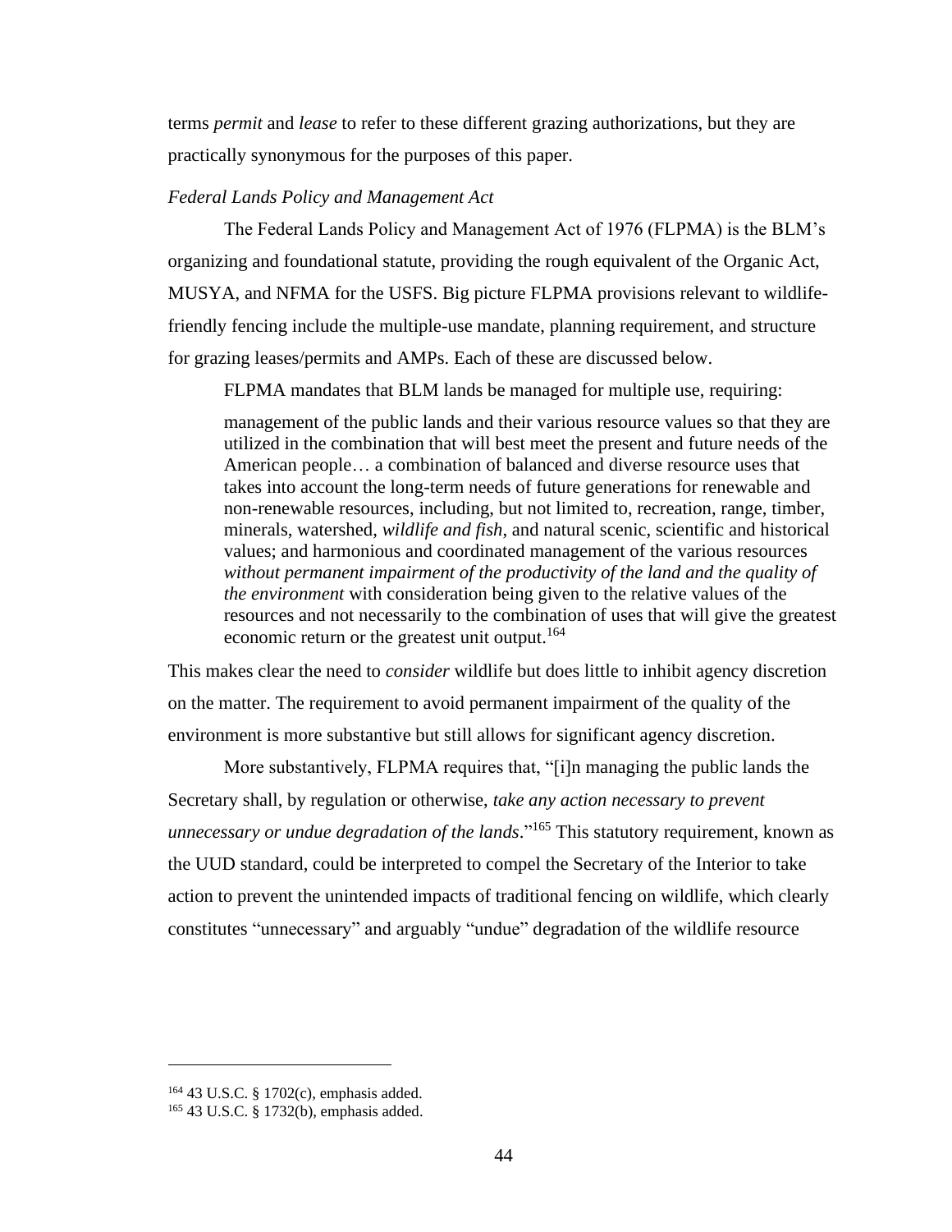terms *permit* and *lease* to refer to these different grazing authorizations, but they are practically synonymous for the purposes of this paper.

*Federal Lands Policy and Management Act*

The Federal Lands Policy and Management Act of 1976 (FLPMA) is the BLM's organizing and foundational statute, providing the rough equivalent of the Organic Act, MUSYA, and NFMA for the USFS. Big picture FLPMA provisions relevant to wildlife-friendly fencing include the multiple-use mandate, planning requirement, and structure for grazing leases/permits and AMPs. Each of these are discussed below.

FLPMA mandates that BLM lands be managed for multiple use, requiring:

> management of the public lands and their various resource values so that they are utilized in the combination that will best meet the present and future needs of the American people… a combination of balanced and diverse resource uses that takes into account the long-term needs of future generations for renewable and non-renewable resources, including, but not limited to, recreation, range, timber, minerals, watershed, *wildlife and fish*, and natural scenic, scientific and historical values; and harmonious and coordinated management of the various resources *without permanent impairment of the productivity of the land and the quality of the environment* with consideration being given to the relative values of the resources and not necessarily to the combination of uses that will give the greatest economic return or the greatest unit output.[164]

This makes clear the need to *consider* wildlife but does little to inhibit agency discretion on the matter. The requirement to avoid permanent impairment of the quality of the environment is more substantive but still allows for significant agency discretion.

More substantively, FLPMA requires that, "[i]n managing the public lands the Secretary shall, by regulation or otherwise, *take any action necessary to prevent unnecessary or undue degradation of the lands*."[165] This statutory requirement, known as the UUD standard, could be interpreted to compel the Secretary of the Interior to take action to prevent the unintended impacts of traditional fencing on wildlife, which clearly constitutes "unnecessary" and arguably "undue" degradation of the wildlife resource

[164] 43 U.S.C. § 1702(c), emphasis added.

[165] 43 U.S.C. § 1732(b), emphasis added.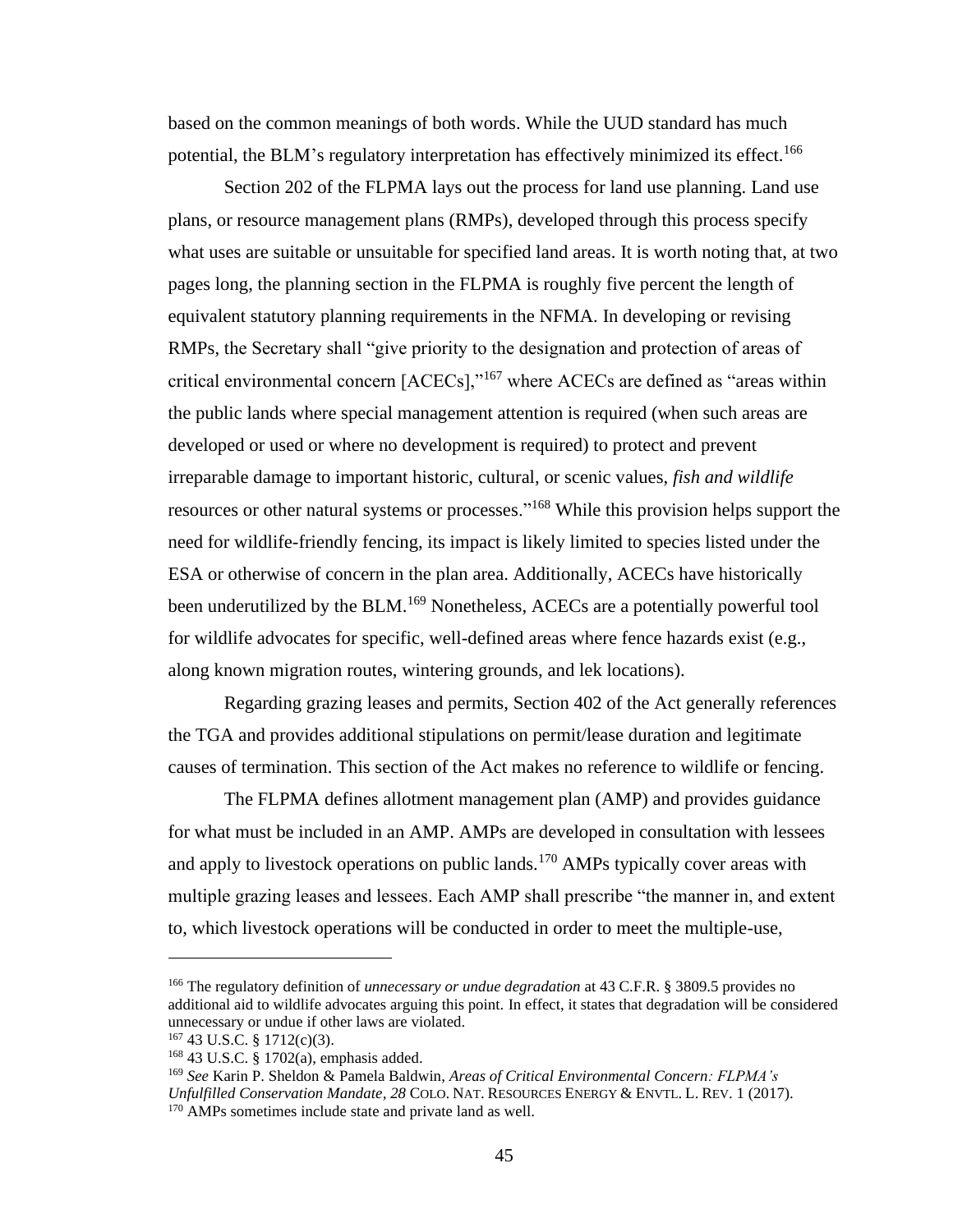based on the common meanings of both words. While the UUD standard has much potential, the BLM's regulatory interpretation has effectively minimized its effect.[166]

Section 202 of the FLPMA lays out the process for land use planning. Land use plans, or resource management plans (RMPs), developed through this process specify what uses are suitable or unsuitable for specified land areas. It is worth noting that, at two pages long, the planning section in the FLPMA is roughly five percent the length of equivalent statutory planning requirements in the NFMA. In developing or revising RMPs, the Secretary shall "give priority to the designation and protection of areas of critical environmental concern [ACECs],"[167] where ACECs are defined as "areas within the public lands where special management attention is required (when such areas are developed or used or where no development is required) to protect and prevent irreparable damage to important historic, cultural, or scenic values, *fish and wildlife* resources or other natural systems or processes."[168] While this provision helps support the need for wildlife-friendly fencing, its impact is likely limited to species listed under the ESA or otherwise of concern in the plan area. Additionally, ACECs have historically been underutilized by the BLM.[169] Nonetheless, ACECs are a potentially powerful tool for wildlife advocates for specific, well-defined areas where fence hazards exist (e.g., along known migration routes, wintering grounds, and lek locations).

Regarding grazing leases and permits, Section 402 of the Act generally references the TGA and provides additional stipulations on permit/lease duration and legitimate causes of termination. This section of the Act makes no reference to wildlife or fencing.

The FLPMA defines allotment management plan (AMP) and provides guidance for what must be included in an AMP. AMPs are developed in consultation with lessees and apply to livestock operations on public lands.[170] AMPs typically cover areas with multiple grazing leases and lessees. Each AMP shall prescribe "the manner in, and extent to, which livestock operations will be conducted in order to meet the multiple-use,

---

[166] The regulatory definition of *unnecessary or undue degradation* at 43 C.F.R. § 3809.5 provides no additional aid to wildlife advocates arguing this point. In effect, it states that degradation will be considered unnecessary or undue if other laws are violated.

[167] 43 U.S.C. § 1712(c)(3).

[168] 43 U.S.C. § 1702(a), emphasis added.

[169] *See* Karin P. Sheldon & Pamela Baldwin, *Areas of Critical Environmental Concern: FLPMA's Unfulfilled Conservation Mandate, 28* COLO. NAT. RESOURCES ENERGY & ENVTL. L. REV. 1 (2017).

[170] AMPs sometimes include state and private land as well.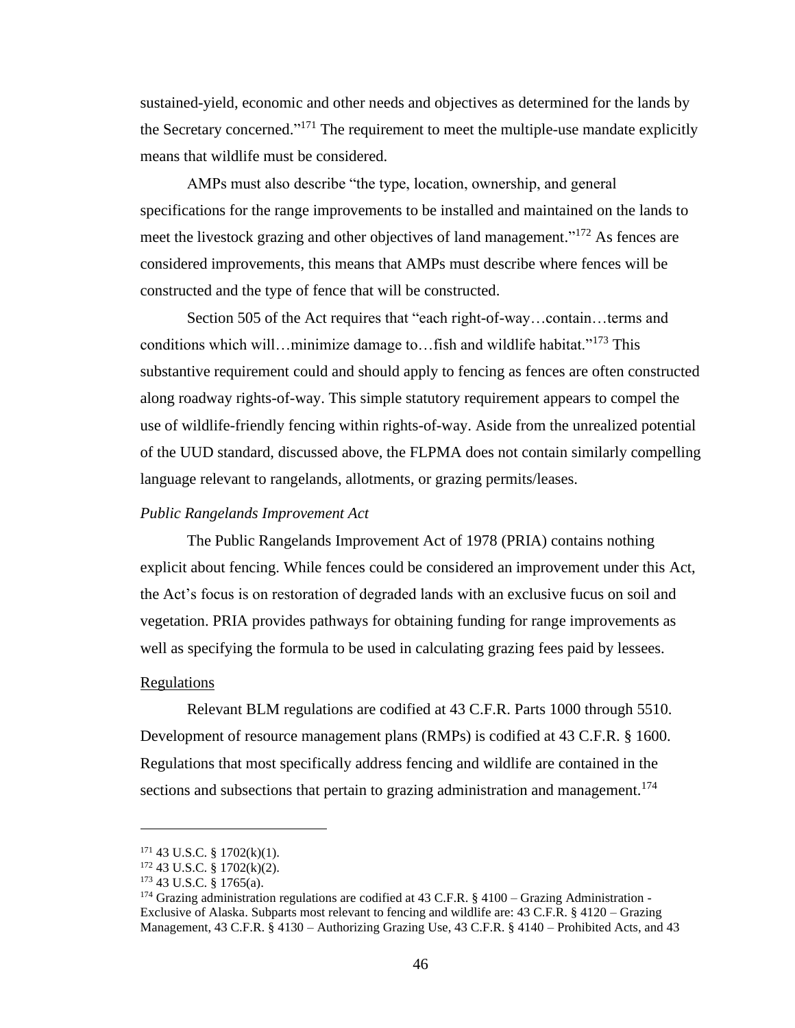sustained-yield, economic and other needs and objectives as determined for the lands by the Secretary concerned."[171] The requirement to meet the multiple-use mandate explicitly means that wildlife must be considered.

AMPs must also describe "the type, location, ownership, and general specifications for the range improvements to be installed and maintained on the lands to meet the livestock grazing and other objectives of land management."[172] As fences are considered improvements, this means that AMPs must describe where fences will be constructed and the type of fence that will be constructed.

Section 505 of the Act requires that "each right-of-way…contain…terms and conditions which will…minimize damage to…fish and wildlife habitat."[173] This substantive requirement could and should apply to fencing as fences are often constructed along roadway rights-of-way. This simple statutory requirement appears to compel the use of wildlife-friendly fencing within rights-of-way. Aside from the unrealized potential of the UUD standard, discussed above, the FLPMA does not contain similarly compelling language relevant to rangelands, allotments, or grazing permits/leases.

*Public Rangelands Improvement Act*

The Public Rangelands Improvement Act of 1978 (PRIA) contains nothing explicit about fencing. While fences could be considered an improvement under this Act, the Act's focus is on restoration of degraded lands with an exclusive fucus on soil and vegetation. PRIA provides pathways for obtaining funding for range improvements as well as specifying the formula to be used in calculating grazing fees paid by lessees.

<u>Regulations</u>

Relevant BLM regulations are codified at 43 C.F.R. Parts 1000 through 5510. Development of resource management plans (RMPs) is codified at 43 C.F.R. § 1600. Regulations that most specifically address fencing and wildlife are contained in the sections and subsections that pertain to grazing administration and management.[174]

---

[171] 43 U.S.C. § 1702(k)(1).

[172] 43 U.S.C. § 1702(k)(2).

[173] 43 U.S.C. § 1765(a).

[174] Grazing administration regulations are codified at 43 C.F.R. § 4100 – Grazing Administration - Exclusive of Alaska. Subparts most relevant to fencing and wildlife are: 43 C.F.R. § 4120 – Grazing Management, 43 C.F.R. § 4130 – Authorizing Grazing Use, 43 C.F.R. § 4140 – Prohibited Acts, and 43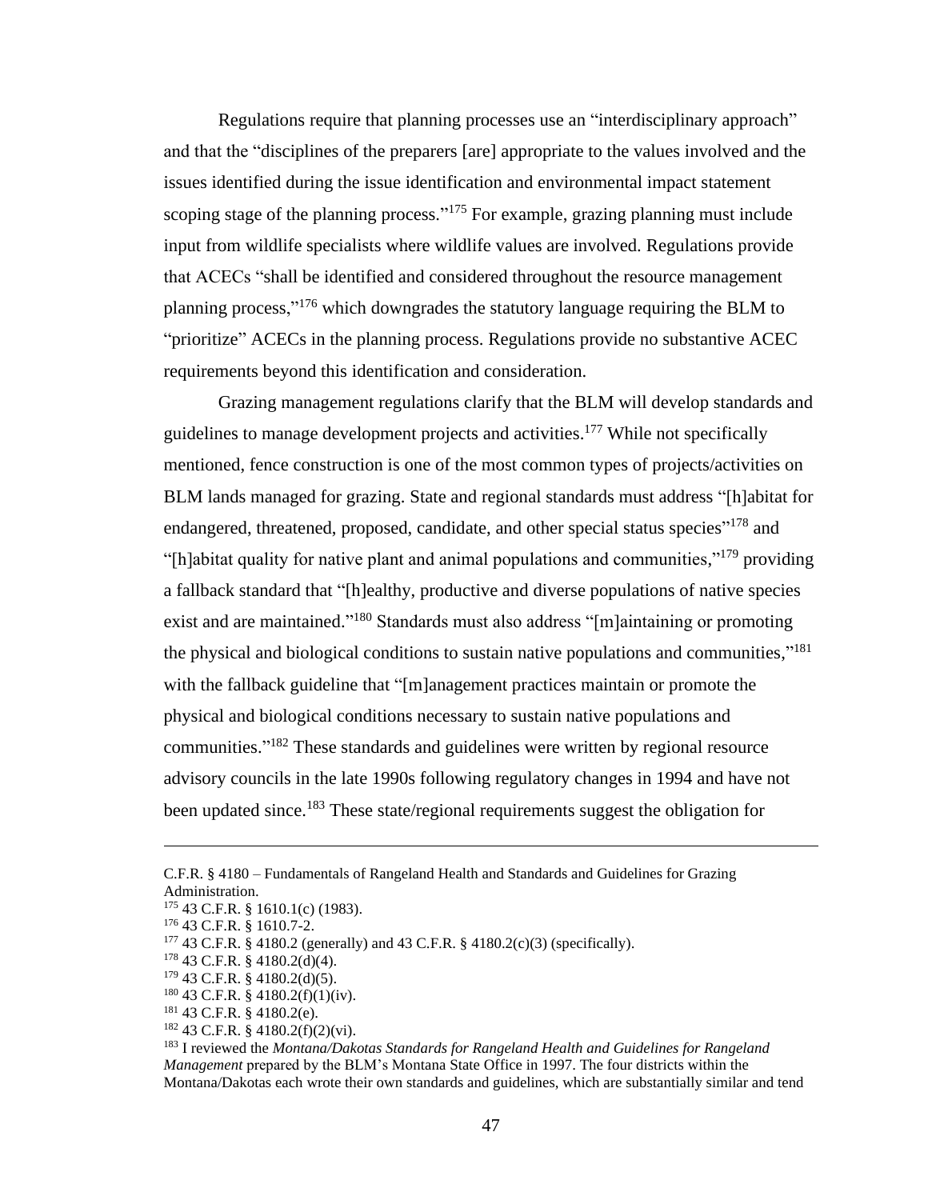Regulations require that planning processes use an "interdisciplinary approach" and that the "disciplines of the preparers [are] appropriate to the values involved and the issues identified during the issue identification and environmental impact statement scoping stage of the planning process."[175] For example, grazing planning must include input from wildlife specialists where wildlife values are involved. Regulations provide that ACECs "shall be identified and considered throughout the resource management planning process,"[176] which downgrades the statutory language requiring the BLM to "prioritize" ACECs in the planning process. Regulations provide no substantive ACEC requirements beyond this identification and consideration.

Grazing management regulations clarify that the BLM will develop standards and guidelines to manage development projects and activities.[177] While not specifically mentioned, fence construction is one of the most common types of projects/activities on BLM lands managed for grazing. State and regional standards must address "[h]abitat for endangered, threatened, proposed, candidate, and other special status species"[178] and "[h]abitat quality for native plant and animal populations and communities,"[179] providing a fallback standard that "[h]ealthy, productive and diverse populations of native species exist and are maintained."[180] Standards must also address "[m]aintaining or promoting the physical and biological conditions to sustain native populations and communities,"[181] with the fallback guideline that "[m]anagement practices maintain or promote the physical and biological conditions necessary to sustain native populations and communities."[182] These standards and guidelines were written by regional resource advisory councils in the late 1990s following regulatory changes in 1994 and have not been updated since.[183] These state/regional requirements suggest the obligation for

---

C.F.R. § 4180 – Fundamentals of Rangeland Health and Standards and Guidelines for Grazing Administration.

[175] 43 C.F.R. § 1610.1(c) (1983).

[176] 43 C.F.R. § 1610.7-2.

[177] 43 C.F.R. § 4180.2 (generally) and 43 C.F.R. § 4180.2(c)(3) (specifically).

[178] 43 C.F.R. § 4180.2(d)(4).

[179] 43 C.F.R. § 4180.2(d)(5).

[180] 43 C.F.R. § 4180.2(f)(1)(iv).

[181] 43 C.F.R. § 4180.2(e).

[182] 43 C.F.R. § 4180.2(f)(2)(vi).

[183] I reviewed the *Montana/Dakotas Standards for Rangeland Health and Guidelines for Rangeland Management* prepared by the BLM's Montana State Office in 1997. The four districts within the Montana/Dakotas each wrote their own standards and guidelines, which are substantially similar and tend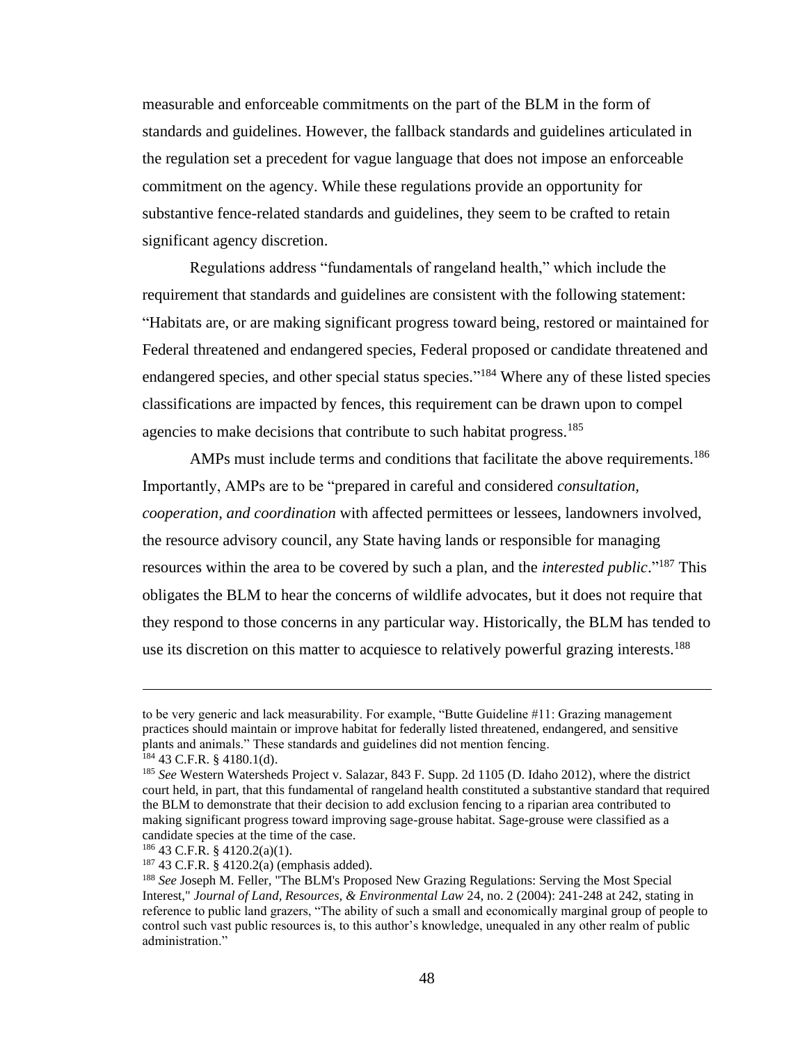measurable and enforceable commitments on the part of the BLM in the form of standards and guidelines. However, the fallback standards and guidelines articulated in the regulation set a precedent for vague language that does not impose an enforceable commitment on the agency. While these regulations provide an opportunity for substantive fence-related standards and guidelines, they seem to be crafted to retain significant agency discretion.

Regulations address "fundamentals of rangeland health," which include the requirement that standards and guidelines are consistent with the following statement: "Habitats are, or are making significant progress toward being, restored or maintained for Federal threatened and endangered species, Federal proposed or candidate threatened and endangered species, and other special status species."[184] Where any of these listed species classifications are impacted by fences, this requirement can be drawn upon to compel agencies to make decisions that contribute to such habitat progress.[185]

AMPs must include terms and conditions that facilitate the above requirements.[186] Importantly, AMPs are to be "prepared in careful and considered *consultation, cooperation, and coordination* with affected permittees or lessees, landowners involved, the resource advisory council, any State having lands or responsible for managing resources within the area to be covered by such a plan, and the *interested public*."[187] This obligates the BLM to hear the concerns of wildlife advocates, but it does not require that they respond to those concerns in any particular way. Historically, the BLM has tended to use its discretion on this matter to acquiesce to relatively powerful grazing interests.[188]

---

to be very generic and lack measurability. For example, "Butte Guideline #11: Grazing management practices should maintain or improve habitat for federally listed threatened, endangered, and sensitive plants and animals." These standards and guidelines did not mention fencing.

[184] 43 C.F.R. § 4180.1(d).

[185] *See* Western Watersheds Project v. Salazar, 843 F. Supp. 2d 1105 (D. Idaho 2012), where the district court held, in part, that this fundamental of rangeland health constituted a substantive standard that required the BLM to demonstrate that their decision to add exclusion fencing to a riparian area contributed to making significant progress toward improving sage-grouse habitat. Sage-grouse were classified as a candidate species at the time of the case.

[186] 43 C.F.R. § 4120.2(a)(1).

[187] 43 C.F.R. § 4120.2(a) (emphasis added).

[188] *See* Joseph M. Feller, "The BLM's Proposed New Grazing Regulations: Serving the Most Special Interest," *Journal of Land, Resources, & Environmental Law* 24, no. 2 (2004): 241-248 at 242, stating in reference to public land grazers, "The ability of such a small and economically marginal group of people to control such vast public resources is, to this author's knowledge, unequaled in any other realm of public administration."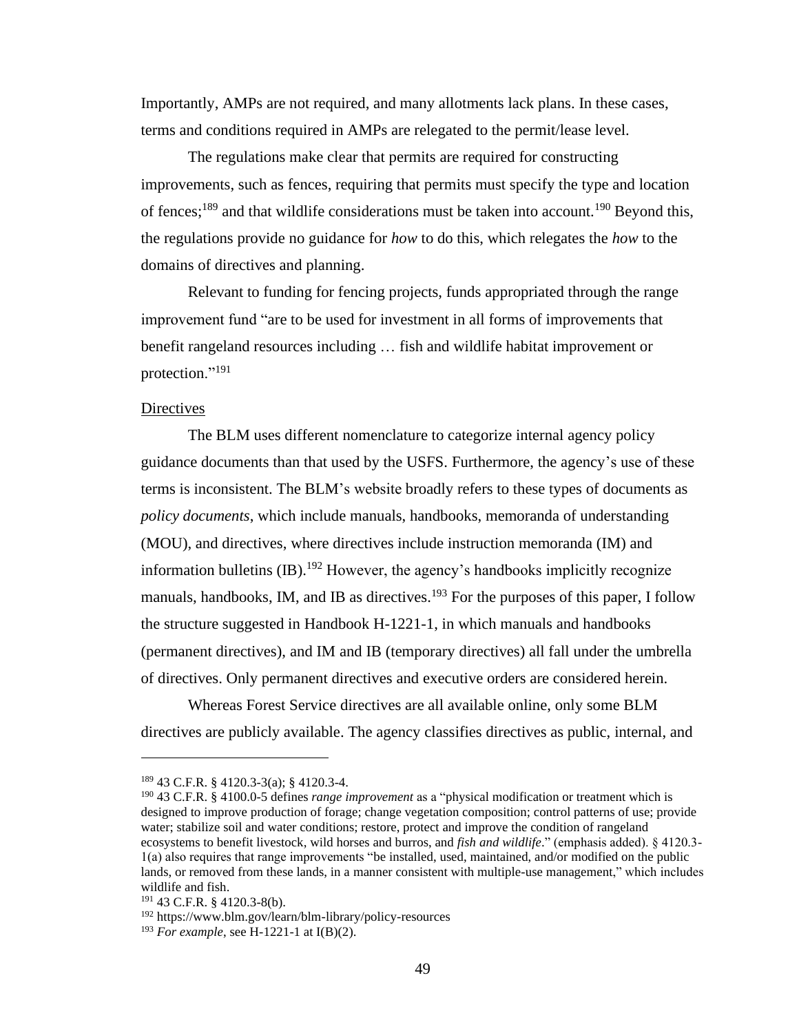Importantly, AMPs are not required, and many allotments lack plans. In these cases, terms and conditions required in AMPs are relegated to the permit/lease level.

The regulations make clear that permits are required for constructing improvements, such as fences, requiring that permits must specify the type and location of fences;[189] and that wildlife considerations must be taken into account.[190] Beyond this, the regulations provide no guidance for *how* to do this, which relegates the *how* to the domains of directives and planning.

Relevant to funding for fencing projects, funds appropriated through the range improvement fund "are to be used for investment in all forms of improvements that benefit rangeland resources including … fish and wildlife habitat improvement or protection."[191]

<u>Directives</u>

The BLM uses different nomenclature to categorize internal agency policy guidance documents than that used by the USFS. Furthermore, the agency's use of these terms is inconsistent. The BLM's website broadly refers to these types of documents as *policy documents*, which include manuals, handbooks, memoranda of understanding (MOU), and directives, where directives include instruction memoranda (IM) and information bulletins (IB).[192] However, the agency's handbooks implicitly recognize manuals, handbooks, IM, and IB as directives.[193] For the purposes of this paper, I follow the structure suggested in Handbook H-1221-1, in which manuals and handbooks (permanent directives), and IM and IB (temporary directives) all fall under the umbrella of directives. Only permanent directives and executive orders are considered herein.

Whereas Forest Service directives are all available online, only some BLM directives are publicly available. The agency classifies directives as public, internal, and

---

[189] 43 C.F.R. § 4120.3-3(a); § 4120.3-4.

[190] 43 C.F.R. § 4100.0-5 defines *range improvement* as a "physical modification or treatment which is designed to improve production of forage; change vegetation composition; control patterns of use; provide water; stabilize soil and water conditions; restore, protect and improve the condition of rangeland ecosystems to benefit livestock, wild horses and burros, and *fish and wildlife*." (emphasis added). § 4120.3-1(a) also requires that range improvements "be installed, used, maintained, and/or modified on the public lands, or removed from these lands, in a manner consistent with multiple-use management," which includes wildlife and fish.

[191] 43 C.F.R. § 4120.3-8(b).

[192] https://www.blm.gov/learn/blm-library/policy-resources

[193] *For example*, see H-1221-1 at I(B)(2).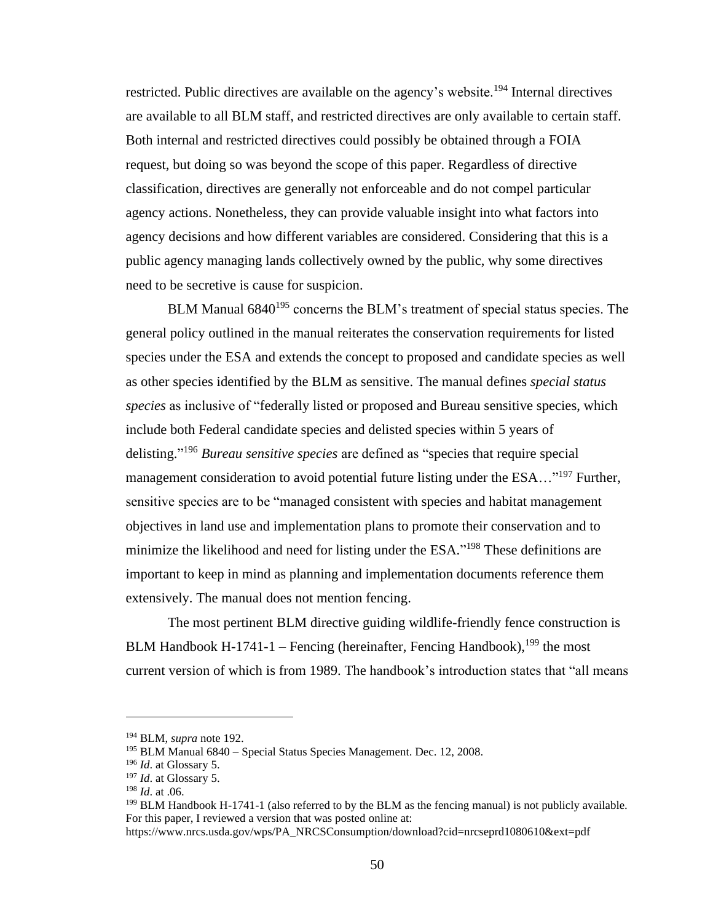restricted. Public directives are available on the agency's website.[194] Internal directives are available to all BLM staff, and restricted directives are only available to certain staff. Both internal and restricted directives could possibly be obtained through a FOIA request, but doing so was beyond the scope of this paper. Regardless of directive classification, directives are generally not enforceable and do not compel particular agency actions. Nonetheless, they can provide valuable insight into what factors into agency decisions and how different variables are considered. Considering that this is a public agency managing lands collectively owned by the public, why some directives need to be secretive is cause for suspicion.

BLM Manual 6840[195] concerns the BLM's treatment of special status species. The general policy outlined in the manual reiterates the conservation requirements for listed species under the ESA and extends the concept to proposed and candidate species as well as other species identified by the BLM as sensitive. The manual defines *special status species* as inclusive of "federally listed or proposed and Bureau sensitive species, which include both Federal candidate species and delisted species within 5 years of delisting."[196] *Bureau sensitive species* are defined as "species that require special management consideration to avoid potential future listing under the ESA…"[197] Further, sensitive species are to be "managed consistent with species and habitat management objectives in land use and implementation plans to promote their conservation and to minimize the likelihood and need for listing under the ESA."[198] These definitions are important to keep in mind as planning and implementation documents reference them extensively. The manual does not mention fencing.

The most pertinent BLM directive guiding wildlife-friendly fence construction is BLM Handbook H-1741-1 – Fencing (hereinafter, Fencing Handbook),[199] the most current version of which is from 1989. The handbook's introduction states that "all means

---

[194] BLM, *supra* note 192.

[195] BLM Manual 6840 – Special Status Species Management. Dec. 12, 2008.

[196] *Id*. at Glossary 5.

[197] *Id*. at Glossary 5.

[198] *Id*. at .06.

[199] BLM Handbook H-1741-1 (also referred to by the BLM as the fencing manual) is not publicly available. For this paper, I reviewed a version that was posted online at: https://www.nrcs.usda.gov/wps/PA_NRCSConsumption/download?cid=nrcseprd1080610&ext=pdf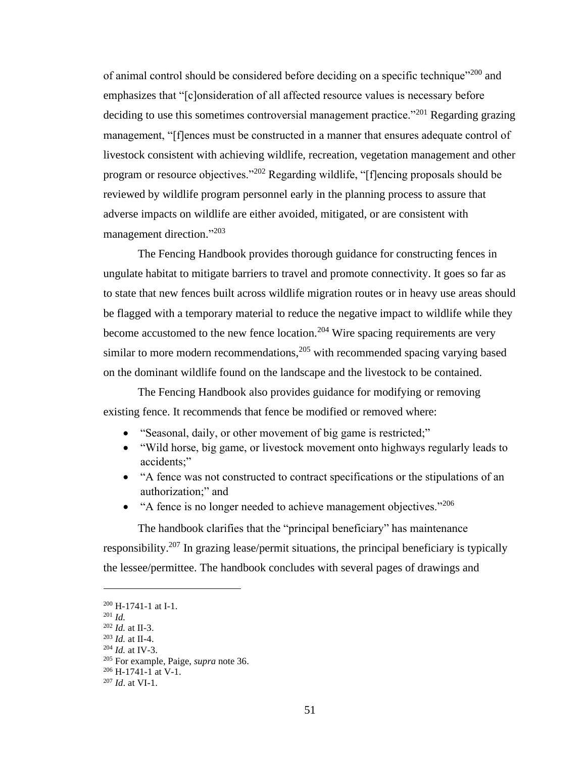of animal control should be considered before deciding on a specific technique"[200] and emphasizes that "[c]onsideration of all affected resource values is necessary before deciding to use this sometimes controversial management practice."[201] Regarding grazing management, "[f]ences must be constructed in a manner that ensures adequate control of livestock consistent with achieving wildlife, recreation, vegetation management and other program or resource objectives."[202] Regarding wildlife, "[f]encing proposals should be reviewed by wildlife program personnel early in the planning process to assure that adverse impacts on wildlife are either avoided, mitigated, or are consistent with management direction."[203]

The Fencing Handbook provides thorough guidance for constructing fences in ungulate habitat to mitigate barriers to travel and promote connectivity. It goes so far as to state that new fences built across wildlife migration routes or in heavy use areas should be flagged with a temporary material to reduce the negative impact to wildlife while they become accustomed to the new fence location.[204] Wire spacing requirements are very similar to more modern recommendations,[205] with recommended spacing varying based on the dominant wildlife found on the landscape and the livestock to be contained.

The Fencing Handbook also provides guidance for modifying or removing existing fence. It recommends that fence be modified or removed where:

- "Seasonal, daily, or other movement of big game is restricted;"
- "Wild horse, big game, or livestock movement onto highways regularly leads to accidents;"
- "A fence was not constructed to contract specifications or the stipulations of an authorization;" and
- "A fence is no longer needed to achieve management objectives."[206]

The handbook clarifies that the "principal beneficiary" has maintenance responsibility.[207] In grazing lease/permit situations, the principal beneficiary is typically the lessee/permittee. The handbook concludes with several pages of drawings and

---

[200] H-1741-1 at I-1.

[201] *Id.*

[202] *Id.* at II-3.

[203] *Id.* at II-4.

[204] *Id.* at IV-3.

[205] For example, Paige, *supra* note 36.

[206] H-1741-1 at V-1.

[207] *Id*. at VI-1.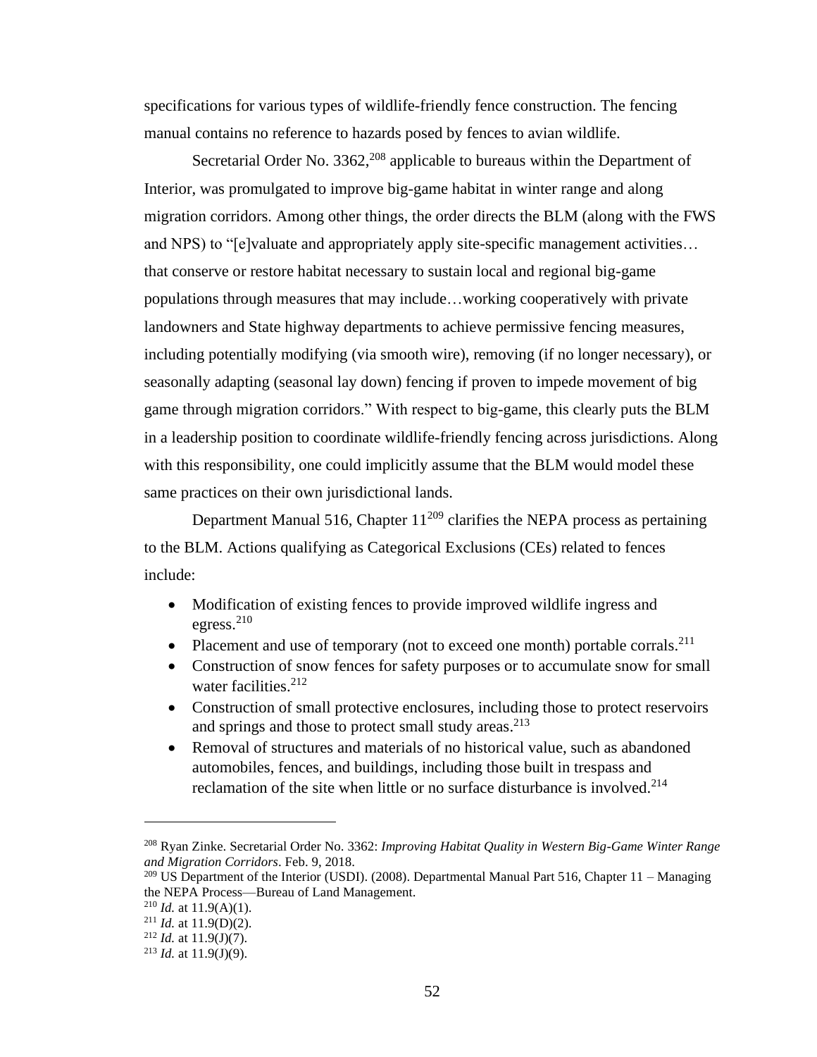specifications for various types of wildlife-friendly fence construction. The fencing manual contains no reference to hazards posed by fences to avian wildlife.

Secretarial Order No. 3362,[208] applicable to bureaus within the Department of Interior, was promulgated to improve big-game habitat in winter range and along migration corridors. Among other things, the order directs the BLM (along with the FWS and NPS) to "[e]valuate and appropriately apply site-specific management activities… that conserve or restore habitat necessary to sustain local and regional big-game populations through measures that may include…working cooperatively with private landowners and State highway departments to achieve permissive fencing measures, including potentially modifying (via smooth wire), removing (if no longer necessary), or seasonally adapting (seasonal lay down) fencing if proven to impede movement of big game through migration corridors." With respect to big-game, this clearly puts the BLM in a leadership position to coordinate wildlife-friendly fencing across jurisdictions. Along with this responsibility, one could implicitly assume that the BLM would model these same practices on their own jurisdictional lands.

Department Manual 516, Chapter 11[209] clarifies the NEPA process as pertaining to the BLM. Actions qualifying as Categorical Exclusions (CEs) related to fences include:

- Modification of existing fences to provide improved wildlife ingress and egress.[210]
- Placement and use of temporary (not to exceed one month) portable corrals.[211]
- Construction of snow fences for safety purposes or to accumulate snow for small water facilities.[212]
- Construction of small protective enclosures, including those to protect reservoirs and springs and those to protect small study areas.[213]
- Removal of structures and materials of no historical value, such as abandoned automobiles, fences, and buildings, including those built in trespass and reclamation of the site when little or no surface disturbance is involved.[214]

---

[208] Ryan Zinke. Secretarial Order No. 3362: *Improving Habitat Quality in Western Big-Game Winter Range and Migration Corridors*. Feb. 9, 2018.

[209] US Department of the Interior (USDI). (2008). Departmental Manual Part 516, Chapter 11 – Managing the NEPA Process—Bureau of Land Management.

[210] *Id.* at 11.9(A)(1).

[211] *Id.* at 11.9(D)(2).

[212] *Id.* at 11.9(J)(7).

[213] *Id.* at 11.9(J)(9).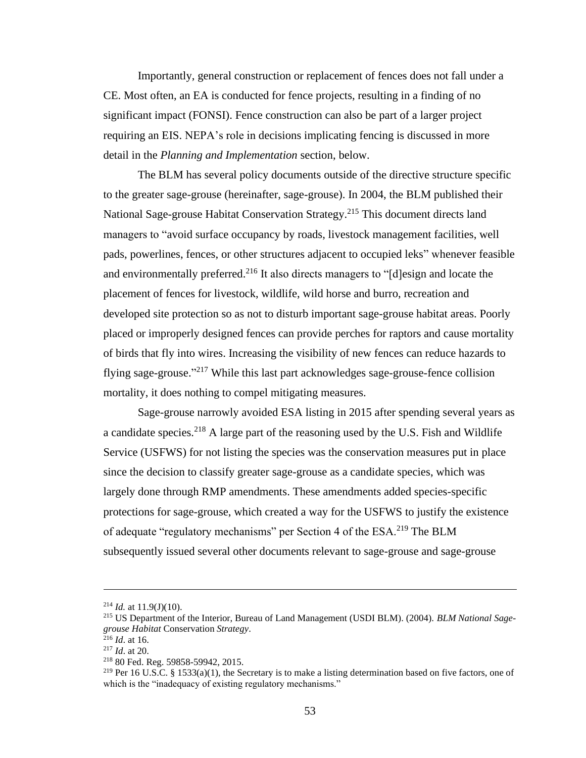Importantly, general construction or replacement of fences does not fall under a CE. Most often, an EA is conducted for fence projects, resulting in a finding of no significant impact (FONSI). Fence construction can also be part of a larger project requiring an EIS. NEPA's role in decisions implicating fencing is discussed in more detail in the *Planning and Implementation* section, below.

The BLM has several policy documents outside of the directive structure specific to the greater sage-grouse (hereinafter, sage-grouse). In 2004, the BLM published their National Sage-grouse Habitat Conservation Strategy.[215] This document directs land managers to "avoid surface occupancy by roads, livestock management facilities, well pads, powerlines, fences, or other structures adjacent to occupied leks" whenever feasible and environmentally preferred.[216] It also directs managers to "[d]esign and locate the placement of fences for livestock, wildlife, wild horse and burro, recreation and developed site protection so as not to disturb important sage-grouse habitat areas. Poorly placed or improperly designed fences can provide perches for raptors and cause mortality of birds that fly into wires. Increasing the visibility of new fences can reduce hazards to flying sage-grouse."[217] While this last part acknowledges sage-grouse-fence collision mortality, it does nothing to compel mitigating measures.

Sage-grouse narrowly avoided ESA listing in 2015 after spending several years as a candidate species.[218] A large part of the reasoning used by the U.S. Fish and Wildlife Service (USFWS) for not listing the species was the conservation measures put in place since the decision to classify greater sage-grouse as a candidate species, which was largely done through RMP amendments. These amendments added species-specific protections for sage-grouse, which created a way for the USFWS to justify the existence of adequate "regulatory mechanisms" per Section 4 of the ESA.[219] The BLM subsequently issued several other documents relevant to sage-grouse and sage-grouse

---

[214] *Id.* at 11.9(J)(10).

[215] US Department of the Interior, Bureau of Land Management (USDI BLM). (2004). *BLM National Sage-grouse Habitat* Conservation *Strategy*.

[216] *Id*. at 16.

[217] *Id*. at 20.

[218] 80 Fed. Reg. 59858-59942, 2015.

[219] Per 16 U.S.C. § 1533(a)(1), the Secretary is to make a listing determination based on five factors, one of which is the "inadequacy of existing regulatory mechanisms."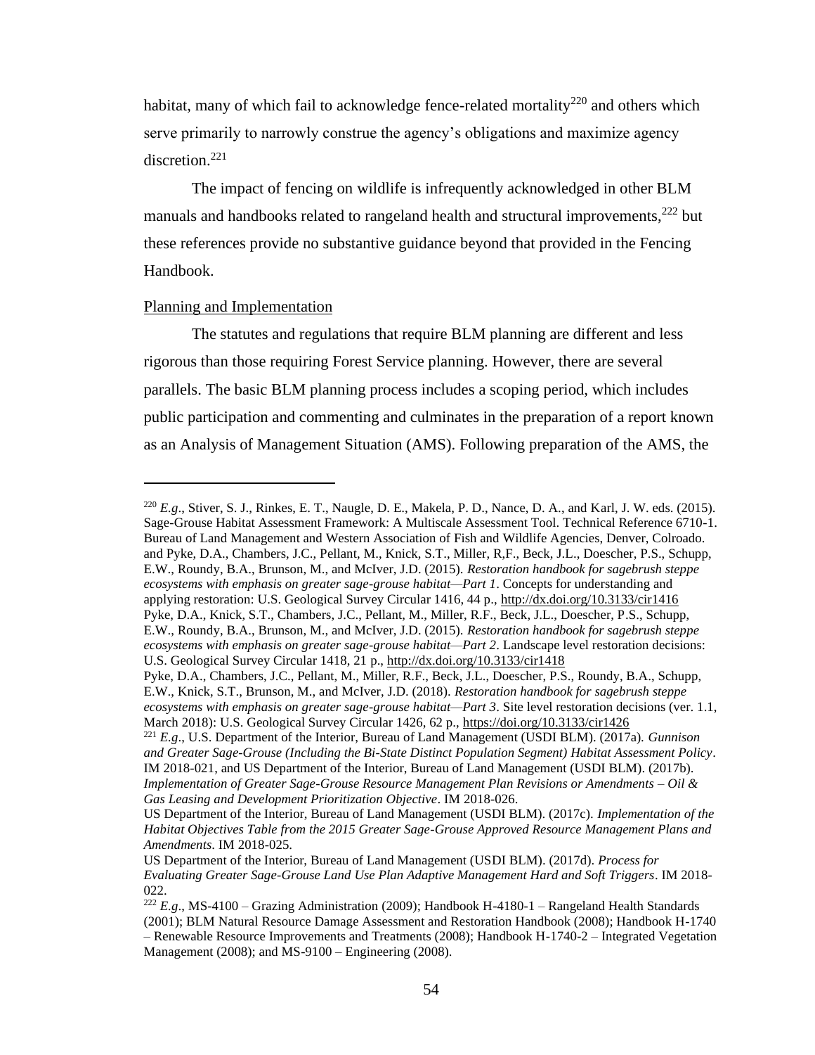habitat, many of which fail to acknowledge fence-related mortality[220] and others which serve primarily to narrowly construe the agency's obligations and maximize agency discretion.[221]

The impact of fencing on wildlife is infrequently acknowledged in other BLM manuals and handbooks related to rangeland health and structural improvements,[222] but these references provide no substantive guidance beyond that provided in the Fencing Handbook.

<u>Planning and Implementation</u>

The statutes and regulations that require BLM planning are different and less rigorous than those requiring Forest Service planning. However, there are several parallels. The basic BLM planning process includes a scoping period, which includes public participation and commenting and culminates in the preparation of a report known as an Analysis of Management Situation (AMS). Following preparation of the AMS, the

---

[220] *E.g*., Stiver, S. J., Rinkes, E. T., Naugle, D. E., Makela, P. D., Nance, D. A., and Karl, J. W. eds. (2015). Sage-Grouse Habitat Assessment Framework: A Multiscale Assessment Tool. Technical Reference 6710-1. Bureau of Land Management and Western Association of Fish and Wildlife Agencies, Denver, Colroado. and Pyke, D.A., Chambers, J.C., Pellant, M., Knick, S.T., Miller, R,F., Beck, J.L., Doescher, P.S., Schupp, E.W., Roundy, B.A., Brunson, M., and McIver, J.D. (2015). *Restoration handbook for sagebrush steppe ecosystems with emphasis on greater sage-grouse habitat—Part 1*. Concepts for understanding and applying restoration: U.S. Geological Survey Circular 1416, 44 p., http://dx.doi.org/10.3133/cir1416
Pyke, D.A., Knick, S.T., Chambers, J.C., Pellant, M., Miller, R.F., Beck, J.L., Doescher, P.S., Schupp, E.W., Roundy, B.A., Brunson, M., and McIver, J.D. (2015). *Restoration handbook for sagebrush steppe ecosystems with emphasis on greater sage-grouse habitat—Part 2*. Landscape level restoration decisions: U.S. Geological Survey Circular 1418, 21 p., http://dx.doi.org/10.3133/cir1418
Pyke, D.A., Chambers, J.C., Pellant, M., Miller, R.F., Beck, J.L., Doescher, P.S., Roundy, B.A., Schupp, E.W., Knick, S.T., Brunson, M., and McIver, J.D. (2018). *Restoration handbook for sagebrush steppe ecosystems with emphasis on greater sage-grouse habitat—Part 3*. Site level restoration decisions (ver. 1.1, March 2018): U.S. Geological Survey Circular 1426, 62 p., https://doi.org/10.3133/cir1426

[221] *E.g*., U.S. Department of the Interior, Bureau of Land Management (USDI BLM). (2017a). *Gunnison and Greater Sage-Grouse (Including the Bi-State Distinct Population Segment) Habitat Assessment Policy*. IM 2018-021, and US Department of the Interior, Bureau of Land Management (USDI BLM). (2017b). *Implementation of Greater Sage-Grouse Resource Management Plan Revisions or Amendments – Oil & Gas Leasing and Development Prioritization Objective*. IM 2018-026.
US Department of the Interior, Bureau of Land Management (USDI BLM). (2017c). *Implementation of the Habitat Objectives Table from the 2015 Greater Sage-Grouse Approved Resource Management Plans and Amendments*. IM 2018-025.
US Department of the Interior, Bureau of Land Management (USDI BLM). (2017d). *Process for Evaluating Greater Sage-Grouse Land Use Plan Adaptive Management Hard and Soft Triggers*. IM 2018-022.

[222] *E.g*., MS-4100 – Grazing Administration (2009); Handbook H-4180-1 – Rangeland Health Standards (2001); BLM Natural Resource Damage Assessment and Restoration Handbook (2008); Handbook H-1740 – Renewable Resource Improvements and Treatments (2008); Handbook H-1740-2 – Integrated Vegetation Management (2008); and MS-9100 – Engineering (2008).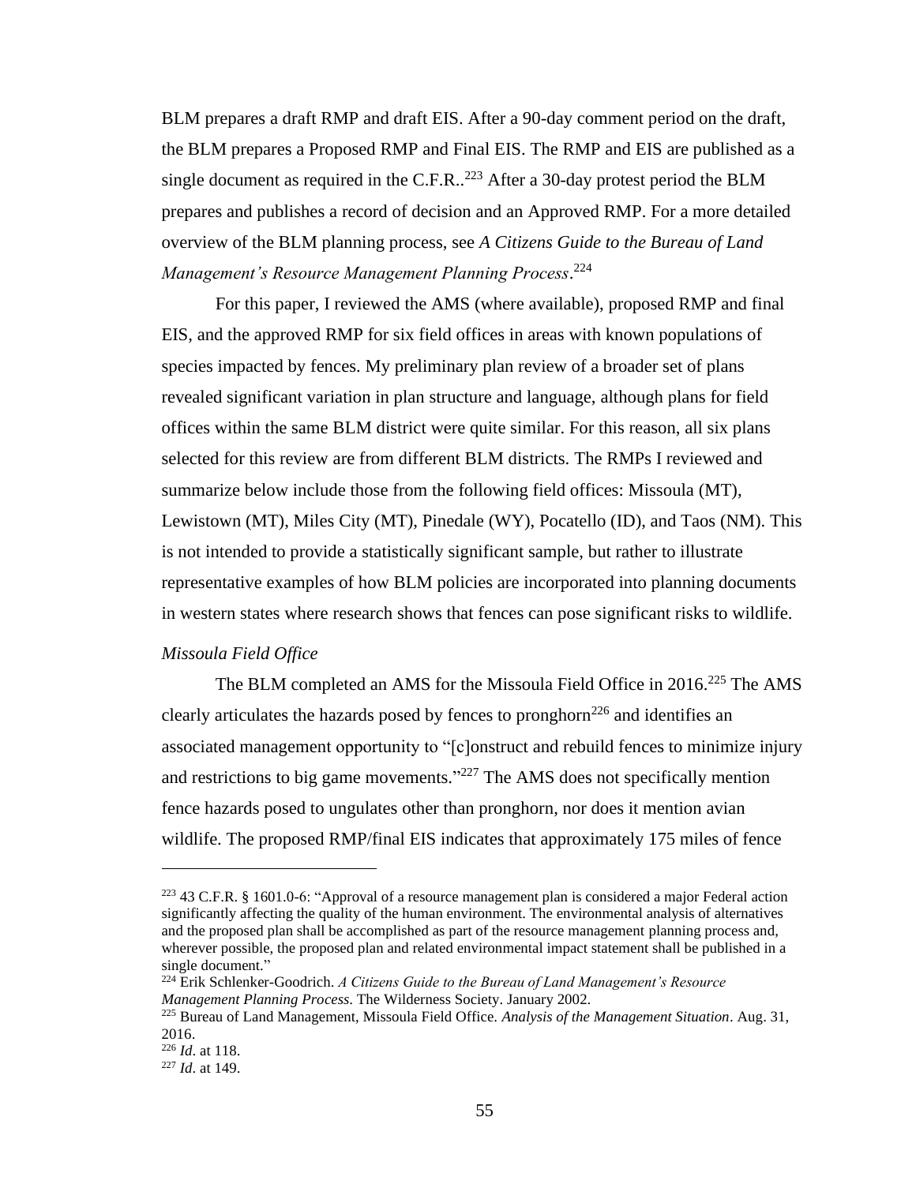BLM prepares a draft RMP and draft EIS. After a 90-day comment period on the draft, the BLM prepares a Proposed RMP and Final EIS. The RMP and EIS are published as a single document as required in the C.F.R..[223] After a 30-day protest period the BLM prepares and publishes a record of decision and an Approved RMP. For a more detailed overview of the BLM planning process, see *A Citizens Guide to the Bureau of Land Management's Resource Management Planning Process*.[224]

For this paper, I reviewed the AMS (where available), proposed RMP and final EIS, and the approved RMP for six field offices in areas with known populations of species impacted by fences. My preliminary plan review of a broader set of plans revealed significant variation in plan structure and language, although plans for field offices within the same BLM district were quite similar. For this reason, all six plans selected for this review are from different BLM districts. The RMPs I reviewed and summarize below include those from the following field offices: Missoula (MT), Lewistown (MT), Miles City (MT), Pinedale (WY), Pocatello (ID), and Taos (NM). This is not intended to provide a statistically significant sample, but rather to illustrate representative examples of how BLM policies are incorporated into planning documents in western states where research shows that fences can pose significant risks to wildlife.

*Missoula Field Office*

The BLM completed an AMS for the Missoula Field Office in 2016.[225] The AMS clearly articulates the hazards posed by fences to pronghorn[226] and identifies an associated management opportunity to "[c]onstruct and rebuild fences to minimize injury and restrictions to big game movements."[227] The AMS does not specifically mention fence hazards posed to ungulates other than pronghorn, nor does it mention avian wildlife. The proposed RMP/final EIS indicates that approximately 175 miles of fence

---

[223] 43 C.F.R. § 1601.0-6: "Approval of a resource management plan is considered a major Federal action significantly affecting the quality of the human environment. The environmental analysis of alternatives and the proposed plan shall be accomplished as part of the resource management planning process and, wherever possible, the proposed plan and related environmental impact statement shall be published in a single document."

[224] Erik Schlenker-Goodrich. *A Citizens Guide to the Bureau of Land Management's Resource Management Planning Process*. The Wilderness Society. January 2002.

[225] Bureau of Land Management, Missoula Field Office. *Analysis of the Management Situation*. Aug. 31, 2016.

[226] *Id*. at 118.

[227] *Id*. at 149.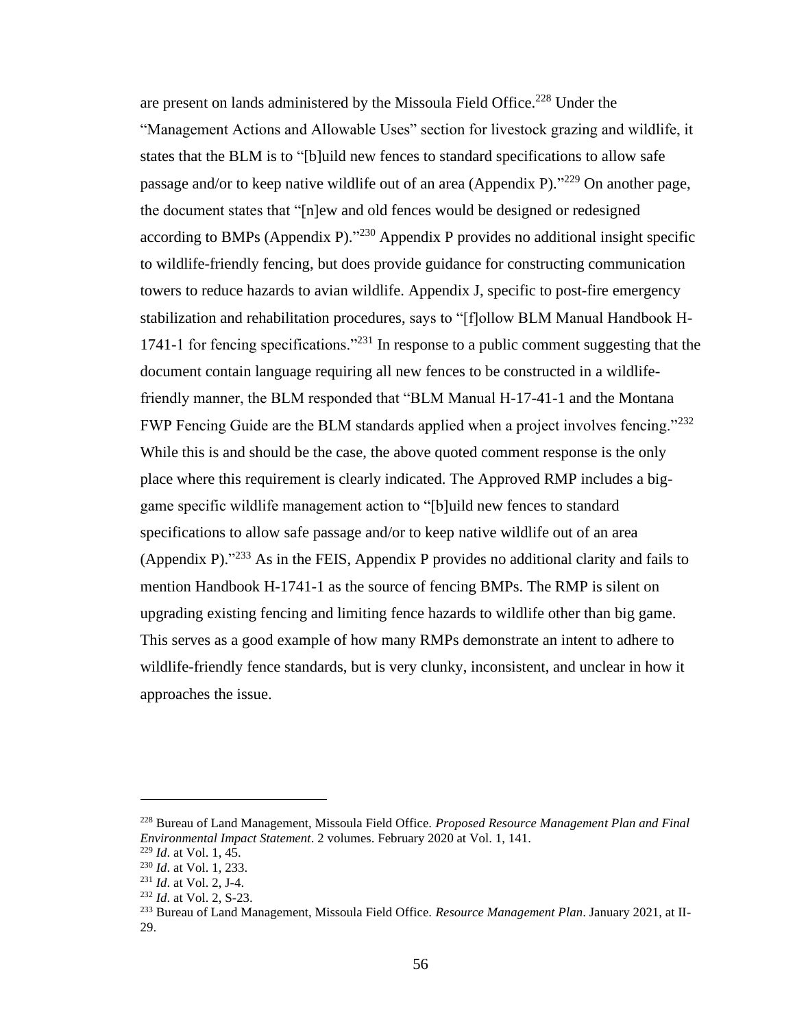are present on lands administered by the Missoula Field Office.[228] Under the "Management Actions and Allowable Uses" section for livestock grazing and wildlife, it states that the BLM is to "[b]uild new fences to standard specifications to allow safe passage and/or to keep native wildlife out of an area (Appendix P)."[229] On another page, the document states that "[n]ew and old fences would be designed or redesigned according to BMPs (Appendix P)."[230] Appendix P provides no additional insight specific to wildlife-friendly fencing, but does provide guidance for constructing communication towers to reduce hazards to avian wildlife. Appendix J, specific to post-fire emergency stabilization and rehabilitation procedures, says to "[f]ollow BLM Manual Handbook H-1741-1 for fencing specifications."[231] In response to a public comment suggesting that the document contain language requiring all new fences to be constructed in a wildlife-friendly manner, the BLM responded that "BLM Manual H-17-41-1 and the Montana FWP Fencing Guide are the BLM standards applied when a project involves fencing."[232] While this is and should be the case, the above quoted comment response is the only place where this requirement is clearly indicated. The Approved RMP includes a big-game specific wildlife management action to "[b]uild new fences to standard specifications to allow safe passage and/or to keep native wildlife out of an area (Appendix P)."[233] As in the FEIS, Appendix P provides no additional clarity and fails to mention Handbook H-1741-1 as the source of fencing BMPs. The RMP is silent on upgrading existing fencing and limiting fence hazards to wildlife other than big game. This serves as a good example of how many RMPs demonstrate an intent to adhere to wildlife-friendly fence standards, but is very clunky, inconsistent, and unclear in how it approaches the issue.

---

[228] Bureau of Land Management, Missoula Field Office. *Proposed Resource Management Plan and Final Environmental Impact Statement*. 2 volumes. February 2020 at Vol. 1, 141.

[229] *Id*. at Vol. 1, 45.

[230] *Id*. at Vol. 1, 233.

[231] *Id*. at Vol. 2, J-4.

[232] *Id*. at Vol. 2, S-23.

[233] Bureau of Land Management, Missoula Field Office. *Resource Management Plan*. January 2021, at II-29.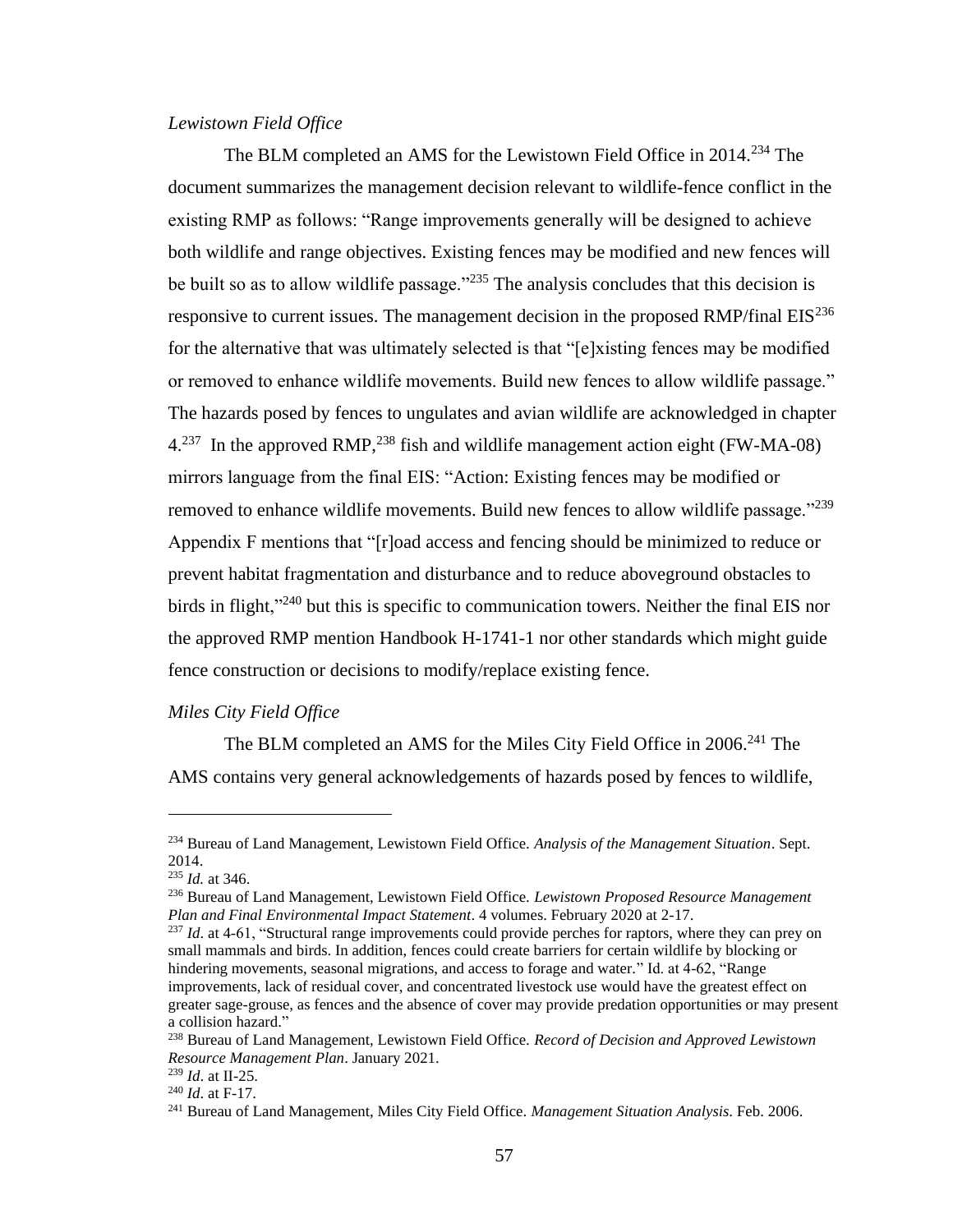*Lewistown Field Office*

The BLM completed an AMS for the Lewistown Field Office in 2014.[234] The document summarizes the management decision relevant to wildlife-fence conflict in the existing RMP as follows: "Range improvements generally will be designed to achieve both wildlife and range objectives. Existing fences may be modified and new fences will be built so as to allow wildlife passage."[235] The analysis concludes that this decision is responsive to current issues. The management decision in the proposed RMP/final EIS[236] for the alternative that was ultimately selected is that "[e]xisting fences may be modified or removed to enhance wildlife movements. Build new fences to allow wildlife passage." The hazards posed by fences to ungulates and avian wildlife are acknowledged in chapter 4.[237] In the approved RMP,[238] fish and wildlife management action eight (FW-MA-08) mirrors language from the final EIS: "Action: Existing fences may be modified or removed to enhance wildlife movements. Build new fences to allow wildlife passage."[239] Appendix F mentions that "[r]oad access and fencing should be minimized to reduce or prevent habitat fragmentation and disturbance and to reduce aboveground obstacles to birds in flight,"[240] but this is specific to communication towers. Neither the final EIS nor the approved RMP mention Handbook H-1741-1 nor other standards which might guide fence construction or decisions to modify/replace existing fence.

*Miles City Field Office*

The BLM completed an AMS for the Miles City Field Office in 2006.[241] The AMS contains very general acknowledgements of hazards posed by fences to wildlife,

---

[234] Bureau of Land Management, Lewistown Field Office. *Analysis of the Management Situation*. Sept. 2014.

[235] *Id.* at 346.

[236] Bureau of Land Management, Lewistown Field Office. *Lewistown Proposed Resource Management Plan and Final Environmental Impact Statement*. 4 volumes. February 2020 at 2-17.

[237] *Id*. at 4-61, "Structural range improvements could provide perches for raptors, where they can prey on small mammals and birds. In addition, fences could create barriers for certain wildlife by blocking or hindering movements, seasonal migrations, and access to forage and water." Id. at 4-62, "Range improvements, lack of residual cover, and concentrated livestock use would have the greatest effect on greater sage-grouse, as fences and the absence of cover may provide predation opportunities or may present a collision hazard."

[238] Bureau of Land Management, Lewistown Field Office. *Record of Decision and Approved Lewistown Resource Management Plan*. January 2021.

[239] *Id*. at II-25.

[240] *Id*. at F-17.

[241] Bureau of Land Management, Miles City Field Office. *Management Situation Analysis*. Feb. 2006.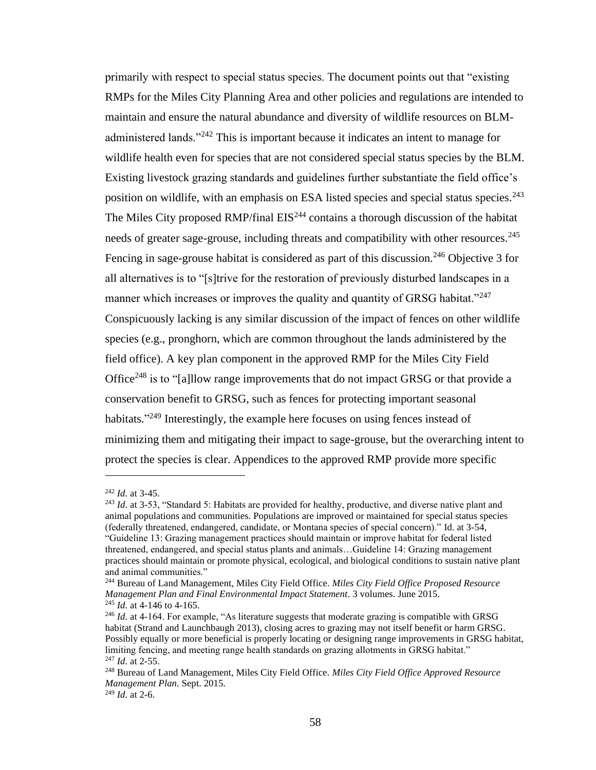primarily with respect to special status species. The document points out that "existing RMPs for the Miles City Planning Area and other policies and regulations are intended to maintain and ensure the natural abundance and diversity of wildlife resources on BLM-administered lands."[242] This is important because it indicates an intent to manage for wildlife health even for species that are not considered special status species by the BLM. Existing livestock grazing standards and guidelines further substantiate the field office's position on wildlife, with an emphasis on ESA listed species and special status species.[243] The Miles City proposed RMP/final EIS[244] contains a thorough discussion of the habitat needs of greater sage-grouse, including threats and compatibility with other resources.[245] Fencing in sage-grouse habitat is considered as part of this discussion.[246] Objective 3 for all alternatives is to "[s]trive for the restoration of previously disturbed landscapes in a manner which increases or improves the quality and quantity of GRSG habitat."[247] Conspicuously lacking is any similar discussion of the impact of fences on other wildlife species (e.g., pronghorn, which are common throughout the lands administered by the field office). A key plan component in the approved RMP for the Miles City Field Office[248] is to "[a]llow range improvements that do not impact GRSG or that provide a conservation benefit to GRSG, such as fences for protecting important seasonal habitats."[249] Interestingly, the example here focuses on using fences instead of minimizing them and mitigating their impact to sage-grouse, but the overarching intent to protect the species is clear. Appendices to the approved RMP provide more specific

---

[242] *Id*. at 3-45.

[243] *Id*. at 3-53, "Standard 5: Habitats are provided for healthy, productive, and diverse native plant and animal populations and communities. Populations are improved or maintained for special status species (federally threatened, endangered, candidate, or Montana species of special concern)." Id. at 3-54, "Guideline 13: Grazing management practices should maintain or improve habitat for federal listed threatened, endangered, and special status plants and animals…Guideline 14: Grazing management practices should maintain or promote physical, ecological, and biological conditions to sustain native plant and animal communities."

[244] Bureau of Land Management, Miles City Field Office. *Miles City Field Office Proposed Resource Management Plan and Final Environmental Impact Statement*. 3 volumes. June 2015.

[245] *Id*. at 4-146 to 4-165.

[246] *Id*. at 4-164. For example, "As literature suggests that moderate grazing is compatible with GRSG habitat (Strand and Launchbaugh 2013), closing acres to grazing may not itself benefit or harm GRSG. Possibly equally or more beneficial is properly locating or designing range improvements in GRSG habitat, limiting fencing, and meeting range health standards on grazing allotments in GRSG habitat."

[247] *Id*. at 2-55.

[248] Bureau of Land Management, Miles City Field Office. *Miles City Field Office Approved Resource Management Plan*. Sept. 2015.

[249] *Id*. at 2-6.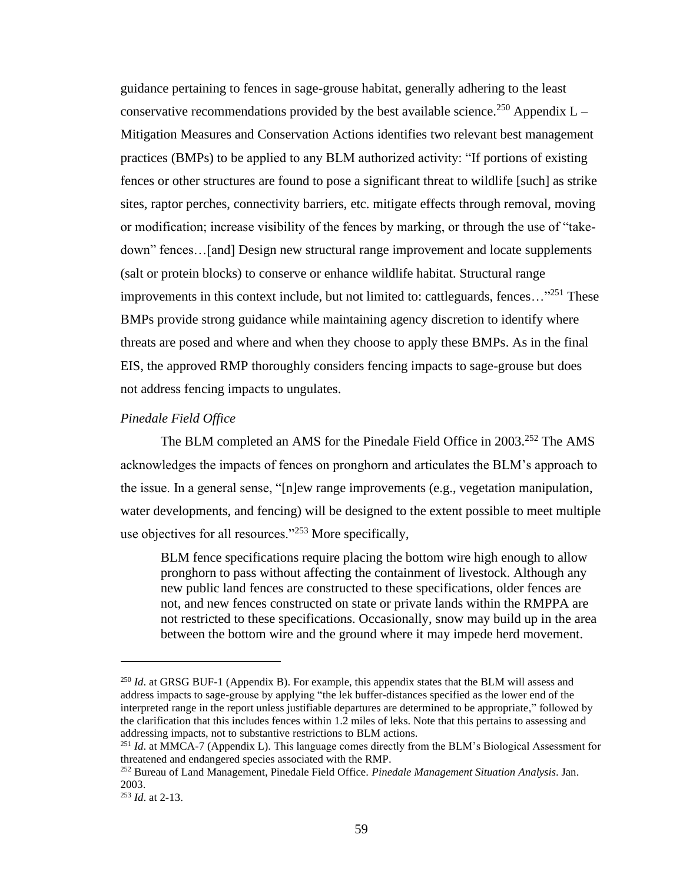guidance pertaining to fences in sage-grouse habitat, generally adhering to the least conservative recommendations provided by the best available science.[250] Appendix L – Mitigation Measures and Conservation Actions identifies two relevant best management practices (BMPs) to be applied to any BLM authorized activity: "If portions of existing fences or other structures are found to pose a significant threat to wildlife [such] as strike sites, raptor perches, connectivity barriers, etc. mitigate effects through removal, moving or modification; increase visibility of the fences by marking, or through the use of "take-down" fences…[and] Design new structural range improvement and locate supplements (salt or protein blocks) to conserve or enhance wildlife habitat. Structural range improvements in this context include, but not limited to: cattleguards, fences…"[251] These BMPs provide strong guidance while maintaining agency discretion to identify where threats are posed and where and when they choose to apply these BMPs. As in the final EIS, the approved RMP thoroughly considers fencing impacts to sage-grouse but does not address fencing impacts to ungulates.

*Pinedale Field Office*

The BLM completed an AMS for the Pinedale Field Office in 2003.[252] The AMS acknowledges the impacts of fences on pronghorn and articulates the BLM's approach to the issue. In a general sense, "[n]ew range improvements (e.g., vegetation manipulation, water developments, and fencing) will be designed to the extent possible to meet multiple use objectives for all resources."[253] More specifically,

> BLM fence specifications require placing the bottom wire high enough to allow pronghorn to pass without affecting the containment of livestock. Although any new public land fences are constructed to these specifications, older fences are not, and new fences constructed on state or private lands within the RMPPA are not restricted to these specifications. Occasionally, snow may build up in the area between the bottom wire and the ground where it may impede herd movement.

---

[250] *Id*. at GRSG BUF-1 (Appendix B). For example, this appendix states that the BLM will assess and address impacts to sage-grouse by applying "the lek buffer-distances specified as the lower end of the interpreted range in the report unless justifiable departures are determined to be appropriate," followed by the clarification that this includes fences within 1.2 miles of leks. Note that this pertains to assessing and addressing impacts, not to substantive restrictions to BLM actions.

[251] *Id*. at MMCA-7 (Appendix L). This language comes directly from the BLM's Biological Assessment for threatened and endangered species associated with the RMP.

[252] Bureau of Land Management, Pinedale Field Office. *Pinedale Management Situation Analysis*. Jan. 2003.

[253] *Id*. at 2-13.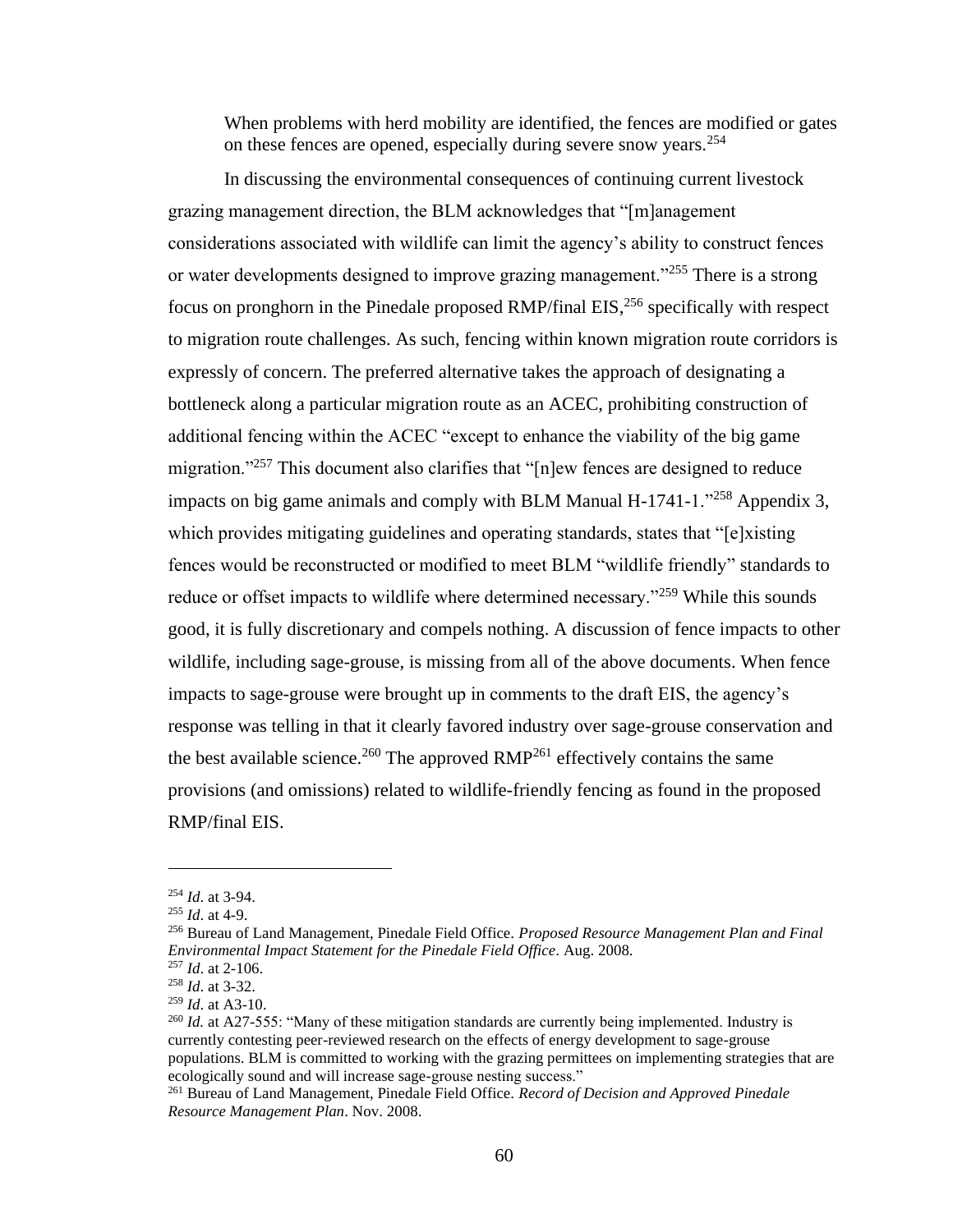> When problems with herd mobility are identified, the fences are modified or gates on these fences are opened, especially during severe snow years.[254]

In discussing the environmental consequences of continuing current livestock grazing management direction, the BLM acknowledges that "[m]anagement considerations associated with wildlife can limit the agency's ability to construct fences or water developments designed to improve grazing management."[255] There is a strong focus on pronghorn in the Pinedale proposed RMP/final EIS,[256] specifically with respect to migration route challenges. As such, fencing within known migration route corridors is expressly of concern. The preferred alternative takes the approach of designating a bottleneck along a particular migration route as an ACEC, prohibiting construction of additional fencing within the ACEC "except to enhance the viability of the big game migration."[257] This document also clarifies that "[n]ew fences are designed to reduce impacts on big game animals and comply with BLM Manual H-1741-1."[258] Appendix 3, which provides mitigating guidelines and operating standards, states that "[e]xisting fences would be reconstructed or modified to meet BLM "wildlife friendly" standards to reduce or offset impacts to wildlife where determined necessary."[259] While this sounds good, it is fully discretionary and compels nothing. A discussion of fence impacts to other wildlife, including sage-grouse, is missing from all of the above documents. When fence impacts to sage-grouse were brought up in comments to the draft EIS, the agency's response was telling in that it clearly favored industry over sage-grouse conservation and the best available science.[260] The approved RMP[261] effectively contains the same provisions (and omissions) related to wildlife-friendly fencing as found in the proposed RMP/final EIS.

---

[254] *Id*. at 3-94.

[255] *Id*. at 4-9.

[256] Bureau of Land Management, Pinedale Field Office. *Proposed Resource Management Plan and Final Environmental Impact Statement for the Pinedale Field Office*. Aug. 2008.

[257] *Id*. at 2-106.

[258] *Id*. at 3-32.

[259] *Id*. at A3-10.

[260] *Id.* at A27-555: "Many of these mitigation standards are currently being implemented. Industry is currently contesting peer-reviewed research on the effects of energy development to sage-grouse populations. BLM is committed to working with the grazing permittees on implementing strategies that are ecologically sound and will increase sage-grouse nesting success."

[261] Bureau of Land Management, Pinedale Field Office. *Record of Decision and Approved Pinedale Resource Management Plan*. Nov. 2008.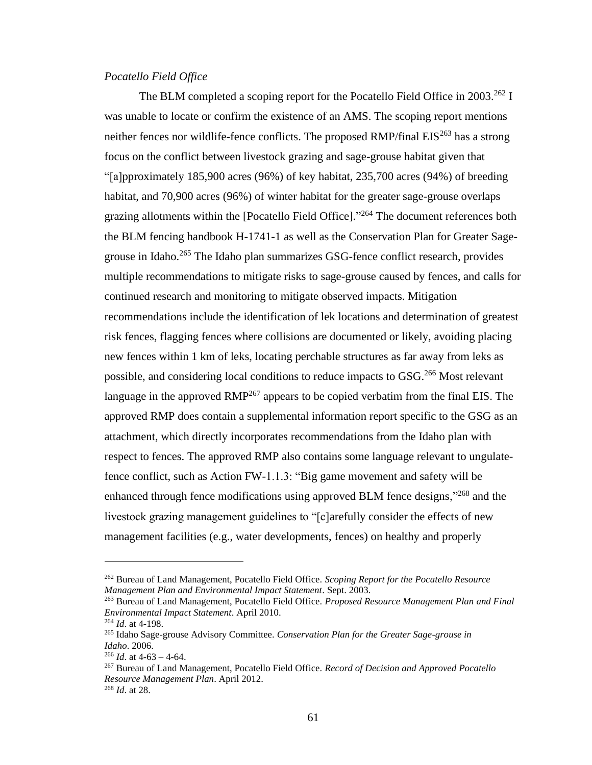*Pocatello Field Office*

The BLM completed a scoping report for the Pocatello Field Office in 2003.[262] I was unable to locate or confirm the existence of an AMS. The scoping report mentions neither fences nor wildlife-fence conflicts. The proposed RMP/final EIS[263] has a strong focus on the conflict between livestock grazing and sage-grouse habitat given that "[a]pproximately 185,900 acres (96%) of key habitat, 235,700 acres (94%) of breeding habitat, and 70,900 acres (96%) of winter habitat for the greater sage-grouse overlaps grazing allotments within the [Pocatello Field Office]."[264] The document references both the BLM fencing handbook H-1741-1 as well as the Conservation Plan for Greater Sage-grouse in Idaho.[265] The Idaho plan summarizes GSG-fence conflict research, provides multiple recommendations to mitigate risks to sage-grouse caused by fences, and calls for continued research and monitoring to mitigate observed impacts. Mitigation recommendations include the identification of lek locations and determination of greatest risk fences, flagging fences where collisions are documented or likely, avoiding placing new fences within 1 km of leks, locating perchable structures as far away from leks as possible, and considering local conditions to reduce impacts to GSG.[266] Most relevant language in the approved RMP[267] appears to be copied verbatim from the final EIS. The approved RMP does contain a supplemental information report specific to the GSG as an attachment, which directly incorporates recommendations from the Idaho plan with respect to fences. The approved RMP also contains some language relevant to ungulate-fence conflict, such as Action FW-1.1.3: "Big game movement and safety will be enhanced through fence modifications using approved BLM fence designs,"[268] and the livestock grazing management guidelines to "[c]arefully consider the effects of new management facilities (e.g., water developments, fences) on healthy and properly

---

[262] Bureau of Land Management, Pocatello Field Office. *Scoping Report for the Pocatello Resource Management Plan and Environmental Impact Statement*. Sept. 2003.

[263] Bureau of Land Management, Pocatello Field Office. *Proposed Resource Management Plan and Final Environmental Impact Statement*. April 2010.

[264] *Id*. at 4-198.

[265] Idaho Sage-grouse Advisory Committee. *Conservation Plan for the Greater Sage-grouse in Idaho*. 2006.

[266] *Id*. at 4-63 – 4-64.

[267] Bureau of Land Management, Pocatello Field Office. *Record of Decision and Approved Pocatello Resource Management Plan*. April 2012.

[268] *Id*. at 28.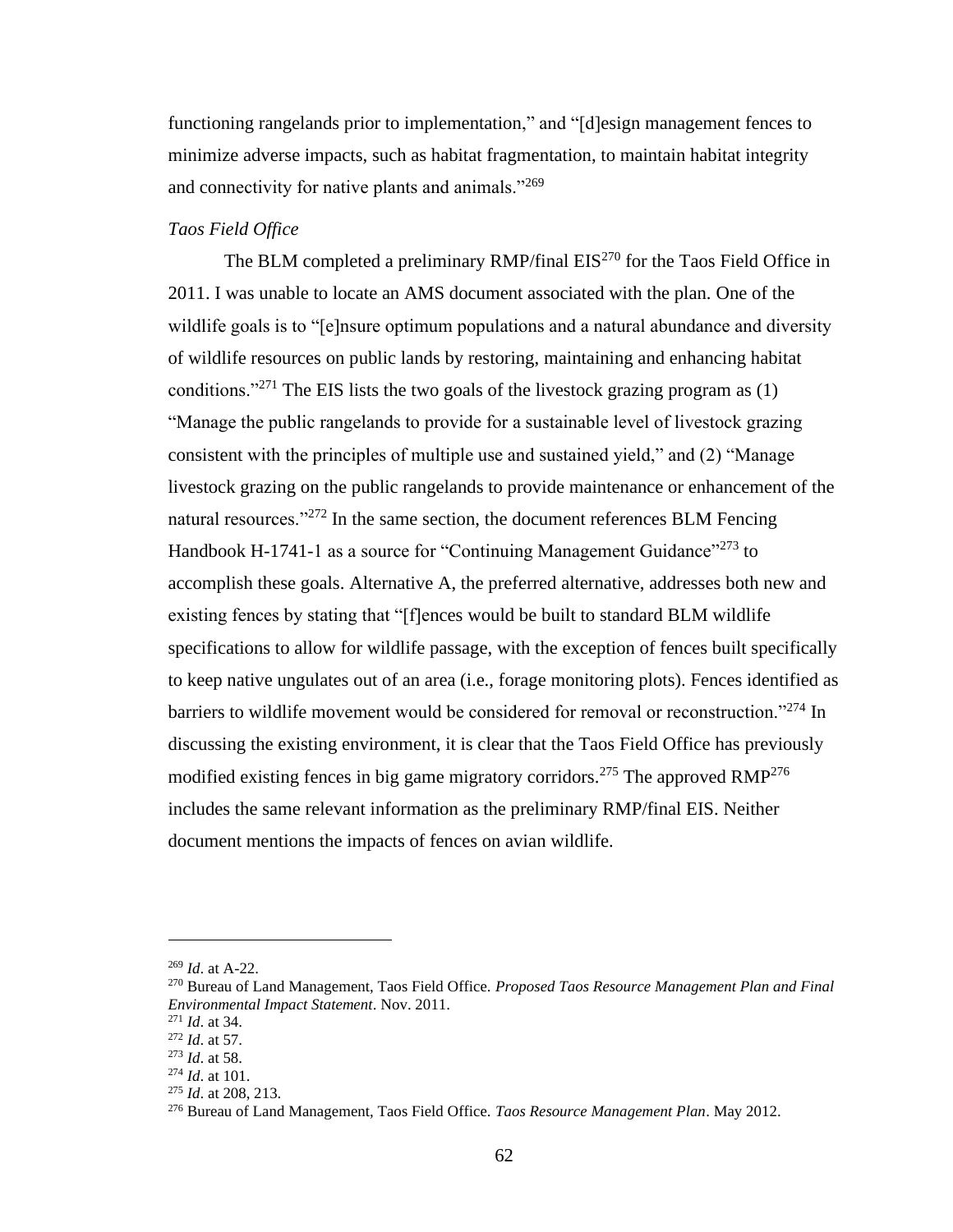functioning rangelands prior to implementation," and "[d]esign management fences to minimize adverse impacts, such as habitat fragmentation, to maintain habitat integrity and connectivity for native plants and animals."[269]

*Taos Field Office*

The BLM completed a preliminary RMP/final EIS[270] for the Taos Field Office in 2011. I was unable to locate an AMS document associated with the plan. One of the wildlife goals is to "[e]nsure optimum populations and a natural abundance and diversity of wildlife resources on public lands by restoring, maintaining and enhancing habitat conditions."[271] The EIS lists the two goals of the livestock grazing program as (1) "Manage the public rangelands to provide for a sustainable level of livestock grazing consistent with the principles of multiple use and sustained yield," and (2) "Manage livestock grazing on the public rangelands to provide maintenance or enhancement of the natural resources."[272] In the same section, the document references BLM Fencing Handbook H-1741-1 as a source for "Continuing Management Guidance"[273] to accomplish these goals. Alternative A, the preferred alternative, addresses both new and existing fences by stating that "[f]ences would be built to standard BLM wildlife specifications to allow for wildlife passage, with the exception of fences built specifically to keep native ungulates out of an area (i.e., forage monitoring plots). Fences identified as barriers to wildlife movement would be considered for removal or reconstruction."[274] In discussing the existing environment, it is clear that the Taos Field Office has previously modified existing fences in big game migratory corridors.[275] The approved RMP[276] includes the same relevant information as the preliminary RMP/final EIS. Neither document mentions the impacts of fences on avian wildlife.

---

[269] *Id*. at A-22.

[270] Bureau of Land Management, Taos Field Office. *Proposed Taos Resource Management Plan and Final Environmental Impact Statement*. Nov. 2011.

[271] *Id*. at 34.

[272] *Id*. at 57.

[273] *Id*. at 58.

[274] *Id*. at 101.

[275] *Id*. at 208, 213.

[276] Bureau of Land Management, Taos Field Office. *Taos Resource Management Plan*. May 2012.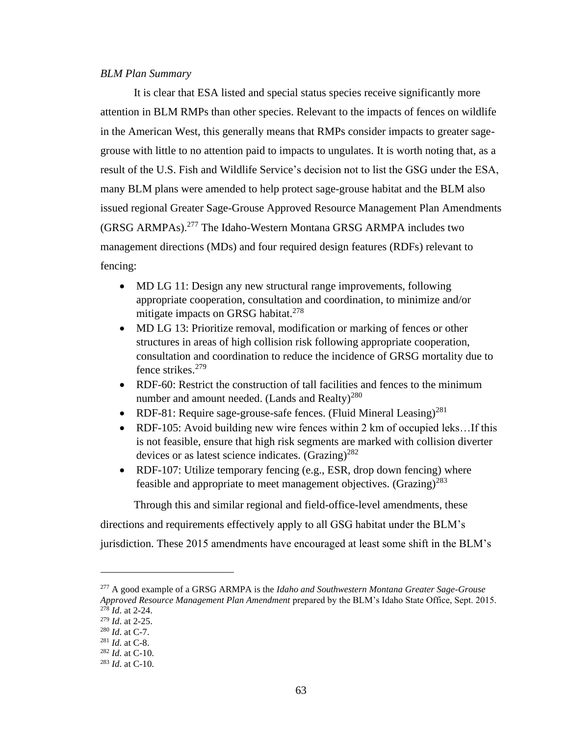*BLM Plan Summary*

It is clear that ESA listed and special status species receive significantly more attention in BLM RMPs than other species. Relevant to the impacts of fences on wildlife in the American West, this generally means that RMPs consider impacts to greater sage-grouse with little to no attention paid to impacts to ungulates. It is worth noting that, as a result of the U.S. Fish and Wildlife Service's decision not to list the GSG under the ESA, many BLM plans were amended to help protect sage-grouse habitat and the BLM also issued regional Greater Sage-Grouse Approved Resource Management Plan Amendments (GRSG ARMPAs).[277] The Idaho-Western Montana GRSG ARMPA includes two management directions (MDs) and four required design features (RDFs) relevant to fencing:

- MD LG 11: Design any new structural range improvements, following appropriate cooperation, consultation and coordination, to minimize and/or mitigate impacts on GRSG habitat.[278]
- MD LG 13: Prioritize removal, modification or marking of fences or other structures in areas of high collision risk following appropriate cooperation, consultation and coordination to reduce the incidence of GRSG mortality due to fence strikes.[279]
- RDF-60: Restrict the construction of tall facilities and fences to the minimum number and amount needed. (Lands and Realty)[280]
- RDF-81: Require sage-grouse-safe fences. (Fluid Mineral Leasing)[281]
- RDF-105: Avoid building new wire fences within 2 km of occupied leks…If this is not feasible, ensure that high risk segments are marked with collision diverter devices or as latest science indicates. (Grazing)[282]
- RDF-107: Utilize temporary fencing (e.g., ESR, drop down fencing) where feasible and appropriate to meet management objectives. (Grazing)[283]

Through this and similar regional and field-office-level amendments, these directions and requirements effectively apply to all GSG habitat under the BLM's jurisdiction. These 2015 amendments have encouraged at least some shift in the BLM's

---

[277] A good example of a GRSG ARMPA is the *Idaho and Southwestern Montana Greater Sage-Grouse Approved Resource Management Plan Amendment* prepared by the BLM's Idaho State Office, Sept. 2015.
[278] *Id*. at 2-24.
[279] *Id*. at 2-25.
[280] *Id*. at C-7.
[281] *Id*. at C-8.
[282] *Id*. at C-10.
[283] *Id*. at C-10.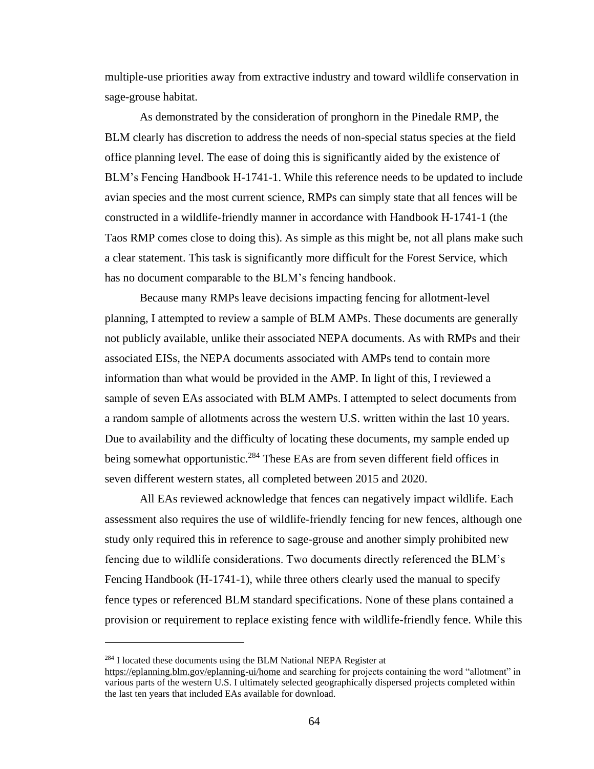multiple-use priorities away from extractive industry and toward wildlife conservation in sage-grouse habitat.

As demonstrated by the consideration of pronghorn in the Pinedale RMP, the BLM clearly has discretion to address the needs of non-special status species at the field office planning level. The ease of doing this is significantly aided by the existence of BLM's Fencing Handbook H-1741-1. While this reference needs to be updated to include avian species and the most current science, RMPs can simply state that all fences will be constructed in a wildlife-friendly manner in accordance with Handbook H-1741-1 (the Taos RMP comes close to doing this). As simple as this might be, not all plans make such a clear statement. This task is significantly more difficult for the Forest Service, which has no document comparable to the BLM's fencing handbook.

Because many RMPs leave decisions impacting fencing for allotment-level planning, I attempted to review a sample of BLM AMPs. These documents are generally not publicly available, unlike their associated NEPA documents. As with RMPs and their associated EISs, the NEPA documents associated with AMPs tend to contain more information than what would be provided in the AMP. In light of this, I reviewed a sample of seven EAs associated with BLM AMPs. I attempted to select documents from a random sample of allotments across the western U.S. written within the last 10 years. Due to availability and the difficulty of locating these documents, my sample ended up being somewhat opportunistic.[284] These EAs are from seven different field offices in seven different western states, all completed between 2015 and 2020.

All EAs reviewed acknowledge that fences can negatively impact wildlife. Each assessment also requires the use of wildlife-friendly fencing for new fences, although one study only required this in reference to sage-grouse and another simply prohibited new fencing due to wildlife considerations. Two documents directly referenced the BLM's Fencing Handbook (H-1741-1), while three others clearly used the manual to specify fence types or referenced BLM standard specifications. None of these plans contained a provision or requirement to replace existing fence with wildlife-friendly fence. While this

[284] I located these documents using the BLM National NEPA Register at https://eplanning.blm.gov/eplanning-ui/home and searching for projects containing the word "allotment" in various parts of the western U.S. I ultimately selected geographically dispersed projects completed within the last ten years that included EAs available for download.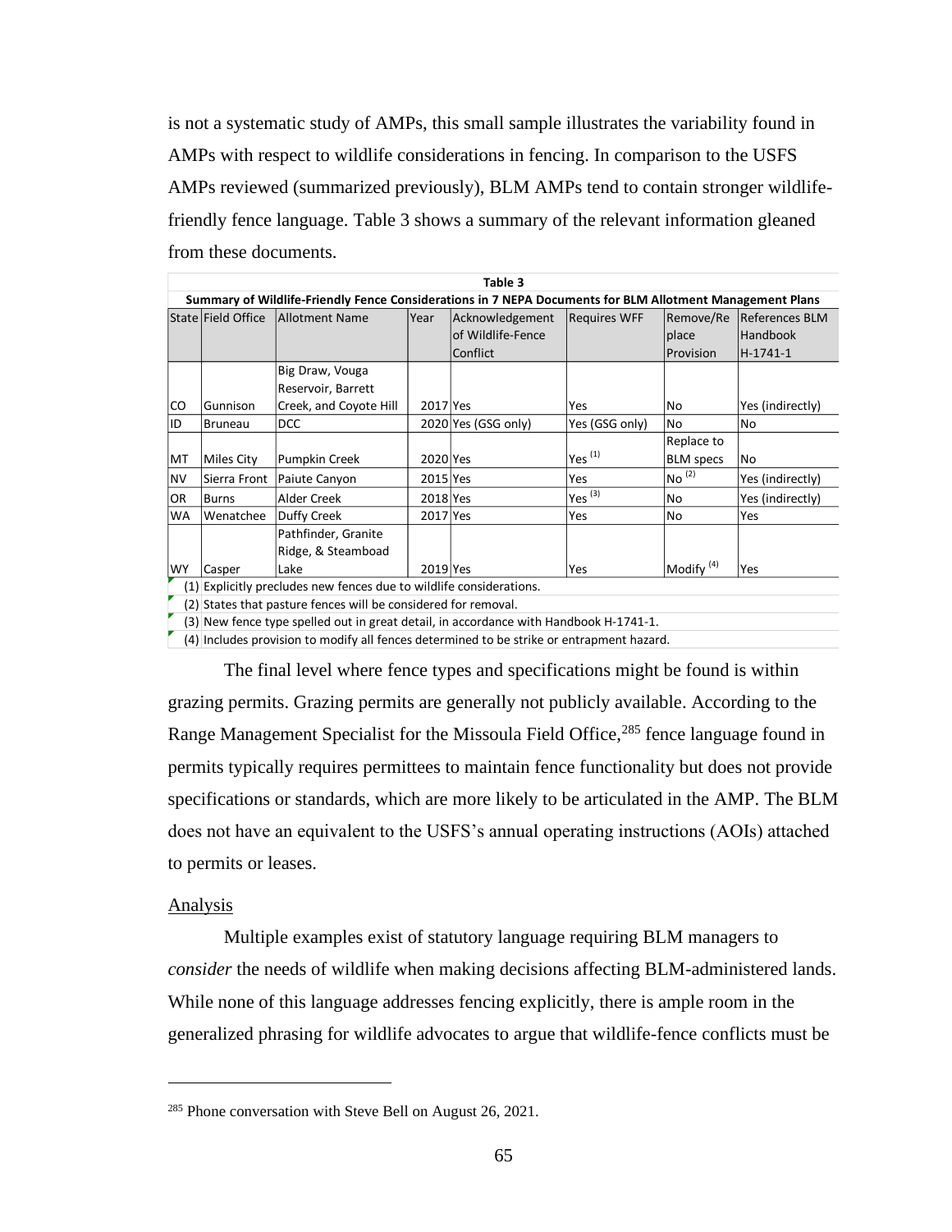is not a systematic study of AMPs, this small sample illustrates the variability found in AMPs with respect to wildlife considerations in fencing. In comparison to the USFS AMPs reviewed (summarized previously), BLM AMPs tend to contain stronger wildlife-friendly fence language. Table 3 shows a summary of the relevant information gleaned from these documents.

**Table 3**

**Summary of Wildlife-Friendly Fence Considerations in 7 NEPA Documents for BLM Allotment Management Plans**

| State | Field Office | Allotment Name | Year | Acknowledgement of Wildlife-Fence Conflict | Requires WFF | Remove/Replace Provision | References BLM Handbook H-1741-1 |
|---|---|---|---|---|---|---|---|
| CO | Gunnison | Big Draw, Vouga Reservoir, Barrett Creek, and Coyote Hill | 2017 | Yes | Yes | No | Yes (indirectly) |
| ID | Bruneau | DCC | 2020 | Yes (GSG only) | Yes (GSG only) | No | No |
| MT | Miles City | Pumpkin Creek | 2020 | Yes | Yes [(1)] | Replace to BLM specs | No |
| NV | Sierra Front | Paiute Canyon | 2015 | Yes | Yes | No [(2)] | Yes (indirectly) |
| OR | Burns | Alder Creek | 2018 | Yes | Yes [(3)] | No | Yes (indirectly) |
| WA | Wenatchee | Duffy Creek | 2017 | Yes | Yes | No | Yes |
| WY | Casper | Pathfinder, Granite Ridge, & Steamboad Lake | 2019 | Yes | Yes | Modify [(4)] | Yes |

(1) Explicitly precludes new fences due to wildlife considerations.
(2) States that pasture fences will be considered for removal.
(3) New fence type spelled out in great detail, in accordance with Handbook H-1741-1.
(4) Includes provision to modify all fences determined to be strike or entrapment hazard.

The final level where fence types and specifications might be found is within grazing permits. Grazing permits are generally not publicly available. According to the Range Management Specialist for the Missoula Field Office,[285] fence language found in permits typically requires permittees to maintain fence functionality but does not provide specifications or standards, which are more likely to be articulated in the AMP. The BLM does not have an equivalent to the USFS's annual operating instructions (AOIs) attached to permits or leases.

## Analysis

Multiple examples exist of statutory language requiring BLM managers to *consider* the needs of wildlife when making decisions affecting BLM-administered lands. While none of this language addresses fencing explicitly, there is ample room in the generalized phrasing for wildlife advocates to argue that wildlife-fence conflicts must be

[285] Phone conversation with Steve Bell on August 26, 2021.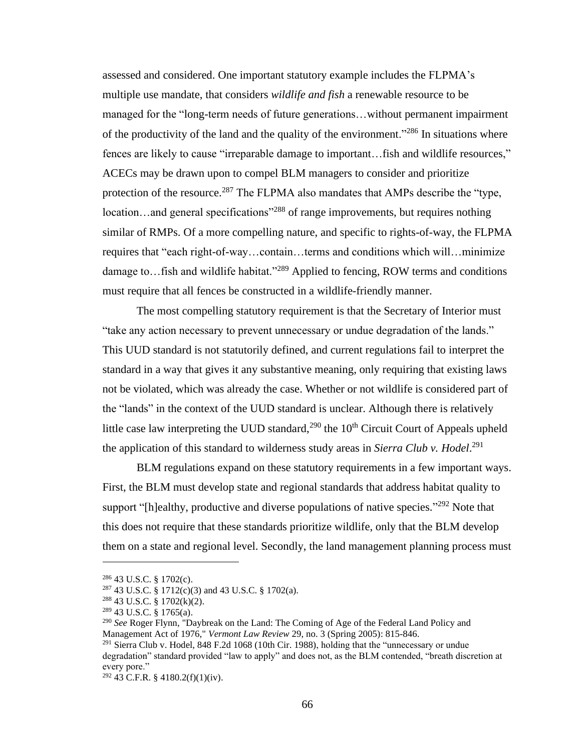assessed and considered. One important statutory example includes the FLPMA's multiple use mandate, that considers *wildlife and fish* a renewable resource to be managed for the "long-term needs of future generations…without permanent impairment of the productivity of the land and the quality of the environment."[286] In situations where fences are likely to cause "irreparable damage to important…fish and wildlife resources," ACECs may be drawn upon to compel BLM managers to consider and prioritize protection of the resource.[287] The FLPMA also mandates that AMPs describe the "type, location…and general specifications"[288] of range improvements, but requires nothing similar of RMPs. Of a more compelling nature, and specific to rights-of-way, the FLPMA requires that "each right-of-way…contain…terms and conditions which will…minimize damage to…fish and wildlife habitat."[289] Applied to fencing, ROW terms and conditions must require that all fences be constructed in a wildlife-friendly manner.

The most compelling statutory requirement is that the Secretary of Interior must "take any action necessary to prevent unnecessary or undue degradation of the lands." This UUD standard is not statutorily defined, and current regulations fail to interpret the standard in a way that gives it any substantive meaning, only requiring that existing laws not be violated, which was already the case. Whether or not wildlife is considered part of the "lands" in the context of the UUD standard is unclear. Although there is relatively little case law interpreting the UUD standard,[290] the 10th Circuit Court of Appeals upheld the application of this standard to wilderness study areas in *Sierra Club v. Hodel*.[291]

BLM regulations expand on these statutory requirements in a few important ways. First, the BLM must develop state and regional standards that address habitat quality to support "[h]ealthy, productive and diverse populations of native species."[292] Note that this does not require that these standards prioritize wildlife, only that the BLM develop them on a state and regional level. Secondly, the land management planning process must

---

[286] 43 U.S.C. § 1702(c).

[287] 43 U.S.C. § 1712(c)(3) and 43 U.S.C. § 1702(a).

[288] 43 U.S.C. § 1702(k)(2).

[289] 43 U.S.C. § 1765(a).

[290] *See* Roger Flynn, "Daybreak on the Land: The Coming of Age of the Federal Land Policy and Management Act of 1976," *Vermont Law Review* 29, no. 3 (Spring 2005): 815-846.

[291] Sierra Club v. Hodel, 848 F.2d 1068 (10th Cir. 1988), holding that the "unnecessary or undue degradation" standard provided "law to apply" and does not, as the BLM contended, "breath discretion at every pore."

[292] 43 C.F.R. § 4180.2(f)(1)(iv).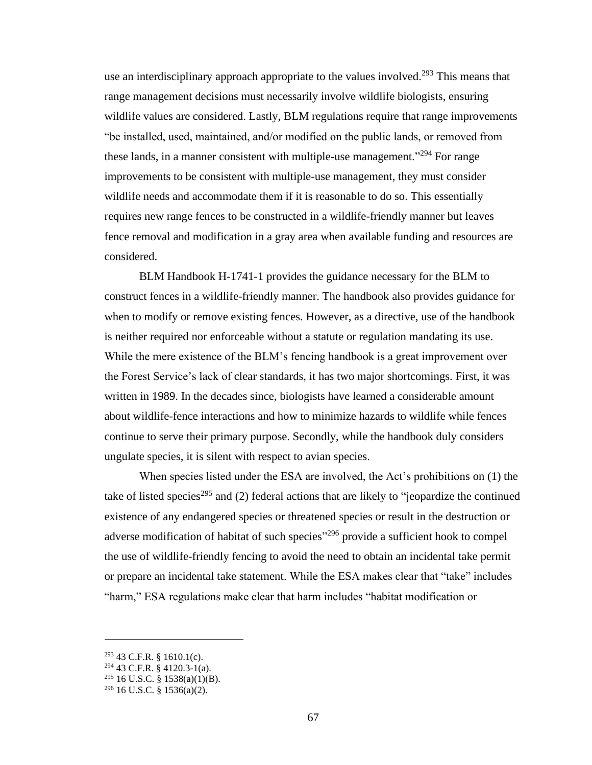use an interdisciplinary approach appropriate to the values involved.[293] This means that range management decisions must necessarily involve wildlife biologists, ensuring wildlife values are considered. Lastly, BLM regulations require that range improvements "be installed, used, maintained, and/or modified on the public lands, or removed from these lands, in a manner consistent with multiple-use management."[294] For range improvements to be consistent with multiple-use management, they must consider wildlife needs and accommodate them if it is reasonable to do so. This essentially requires new range fences to be constructed in a wildlife-friendly manner but leaves fence removal and modification in a gray area when available funding and resources are considered.

BLM Handbook H-1741-1 provides the guidance necessary for the BLM to construct fences in a wildlife-friendly manner. The handbook also provides guidance for when to modify or remove existing fences. However, as a directive, use of the handbook is neither required nor enforceable without a statute or regulation mandating its use. While the mere existence of the BLM's fencing handbook is a great improvement over the Forest Service's lack of clear standards, it has two major shortcomings. First, it was written in 1989. In the decades since, biologists have learned a considerable amount about wildlife-fence interactions and how to minimize hazards to wildlife while fences continue to serve their primary purpose. Secondly, while the handbook duly considers ungulate species, it is silent with respect to avian species.

When species listed under the ESA are involved, the Act's prohibitions on (1) the take of listed species[295] and (2) federal actions that are likely to "jeopardize the continued existence of any endangered species or threatened species or result in the destruction or adverse modification of habitat of such species"[296] provide a sufficient hook to compel the use of wildlife-friendly fencing to avoid the need to obtain an incidental take permit or prepare an incidental take statement. While the ESA makes clear that "take" includes "harm," ESA regulations make clear that harm includes "habitat modification or

---

[293] 43 C.F.R. § 1610.1(c).

[294] 43 C.F.R. § 4120.3-1(a).

[295] 16 U.S.C. § 1538(a)(1)(B).

[296] 16 U.S.C. § 1536(a)(2).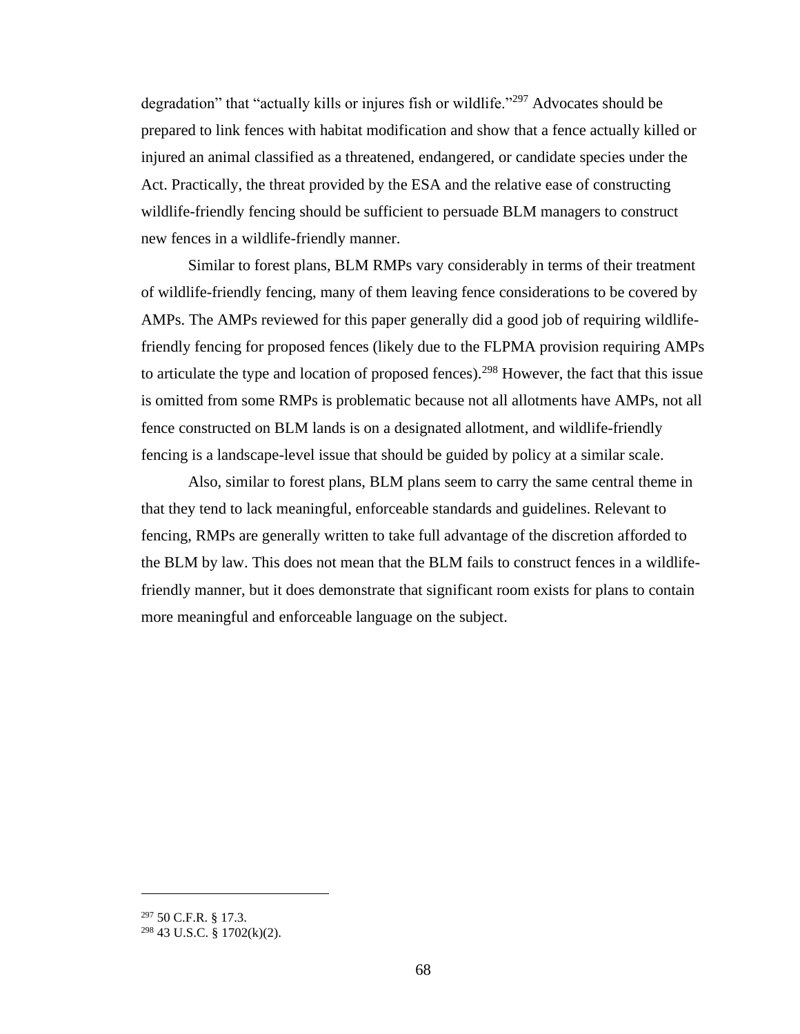degradation" that "actually kills or injures fish or wildlife."[297] Advocates should be prepared to link fences with habitat modification and show that a fence actually killed or injured an animal classified as a threatened, endangered, or candidate species under the Act. Practically, the threat provided by the ESA and the relative ease of constructing wildlife-friendly fencing should be sufficient to persuade BLM managers to construct new fences in a wildlife-friendly manner.

Similar to forest plans, BLM RMPs vary considerably in terms of their treatment of wildlife-friendly fencing, many of them leaving fence considerations to be covered by AMPs. The AMPs reviewed for this paper generally did a good job of requiring wildlife-friendly fencing for proposed fences (likely due to the FLPMA provision requiring AMPs to articulate the type and location of proposed fences).[298] However, the fact that this issue is omitted from some RMPs is problematic because not all allotments have AMPs, not all fence constructed on BLM lands is on a designated allotment, and wildlife-friendly fencing is a landscape-level issue that should be guided by policy at a similar scale.

Also, similar to forest plans, BLM plans seem to carry the same central theme in that they tend to lack meaningful, enforceable standards and guidelines. Relevant to fencing, RMPs are generally written to take full advantage of the discretion afforded to the BLM by law. This does not mean that the BLM fails to construct fences in a wildlife-friendly manner, but it does demonstrate that significant room exists for plans to contain more meaningful and enforceable language on the subject.

---

[297] 50 C.F.R. § 17.3.

[298] 43 U.S.C. § 1702(k)(2).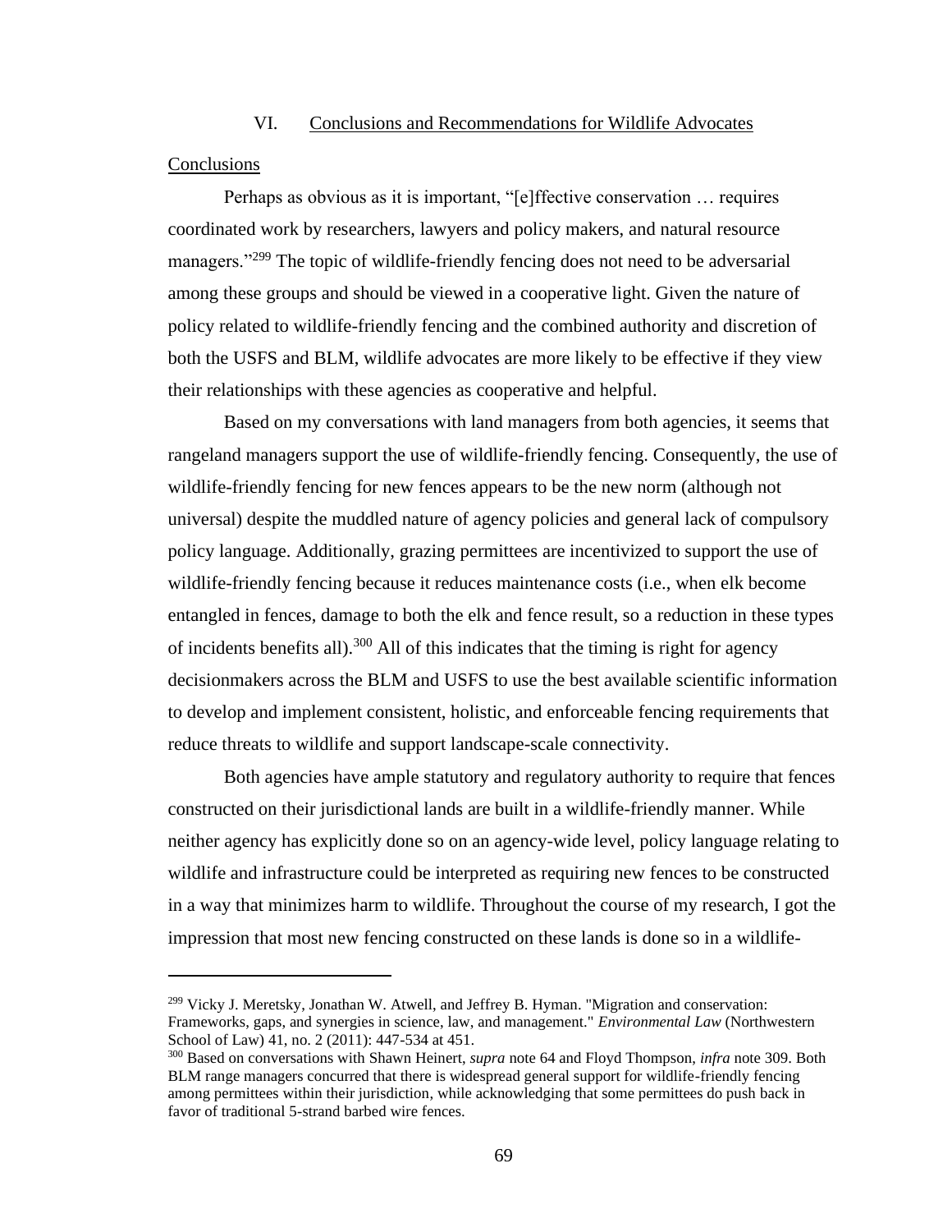## VI. Conclusions and Recommendations for Wildlife Advocates

### Conclusions

Perhaps as obvious as it is important, "[e]ffective conservation … requires coordinated work by researchers, lawyers and policy makers, and natural resource managers."[299] The topic of wildlife-friendly fencing does not need to be adversarial among these groups and should be viewed in a cooperative light. Given the nature of policy related to wildlife-friendly fencing and the combined authority and discretion of both the USFS and BLM, wildlife advocates are more likely to be effective if they view their relationships with these agencies as cooperative and helpful.

Based on my conversations with land managers from both agencies, it seems that rangeland managers support the use of wildlife-friendly fencing. Consequently, the use of wildlife-friendly fencing for new fences appears to be the new norm (although not universal) despite the muddled nature of agency policies and general lack of compulsory policy language. Additionally, grazing permittees are incentivized to support the use of wildlife-friendly fencing because it reduces maintenance costs (i.e., when elk become entangled in fences, damage to both the elk and fence result, so a reduction in these types of incidents benefits all).[300] All of this indicates that the timing is right for agency decisionmakers across the BLM and USFS to use the best available scientific information to develop and implement consistent, holistic, and enforceable fencing requirements that reduce threats to wildlife and support landscape-scale connectivity.

Both agencies have ample statutory and regulatory authority to require that fences constructed on their jurisdictional lands are built in a wildlife-friendly manner. While neither agency has explicitly done so on an agency-wide level, policy language relating to wildlife and infrastructure could be interpreted as requiring new fences to be constructed in a way that minimizes harm to wildlife. Throughout the course of my research, I got the impression that most new fencing constructed on these lands is done so in a wildlife-

---

[299] Vicky J. Meretsky, Jonathan W. Atwell, and Jeffrey B. Hyman. "Migration and conservation: Frameworks, gaps, and synergies in science, law, and management." *Environmental Law* (Northwestern School of Law) 41, no. 2 (2011): 447-534 at 451.

[300] Based on conversations with Shawn Heinert, *supra* note 64 and Floyd Thompson, *infra* note 309. Both BLM range managers concurred that there is widespread general support for wildlife-friendly fencing among permittees within their jurisdiction, while acknowledging that some permittees do push back in favor of traditional 5-strand barbed wire fences.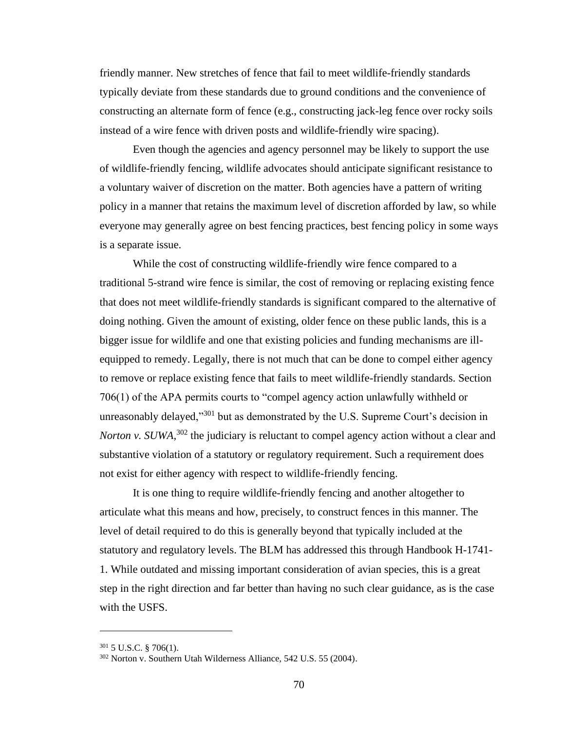friendly manner. New stretches of fence that fail to meet wildlife-friendly standards typically deviate from these standards due to ground conditions and the convenience of constructing an alternate form of fence (e.g., constructing jack-leg fence over rocky soils instead of a wire fence with driven posts and wildlife-friendly wire spacing).

Even though the agencies and agency personnel may be likely to support the use of wildlife-friendly fencing, wildlife advocates should anticipate significant resistance to a voluntary waiver of discretion on the matter. Both agencies have a pattern of writing policy in a manner that retains the maximum level of discretion afforded by law, so while everyone may generally agree on best fencing practices, best fencing policy in some ways is a separate issue.

While the cost of constructing wildlife-friendly wire fence compared to a traditional 5-strand wire fence is similar, the cost of removing or replacing existing fence that does not meet wildlife-friendly standards is significant compared to the alternative of doing nothing. Given the amount of existing, older fence on these public lands, this is a bigger issue for wildlife and one that existing policies and funding mechanisms are ill-equipped to remedy. Legally, there is not much that can be done to compel either agency to remove or replace existing fence that fails to meet wildlife-friendly standards. Section 706(1) of the APA permits courts to "compel agency action unlawfully withheld or unreasonably delayed,"[301] but as demonstrated by the U.S. Supreme Court's decision in *Norton v. SUWA*,[302] the judiciary is reluctant to compel agency action without a clear and substantive violation of a statutory or regulatory requirement. Such a requirement does not exist for either agency with respect to wildlife-friendly fencing.

It is one thing to require wildlife-friendly fencing and another altogether to articulate what this means and how, precisely, to construct fences in this manner. The level of detail required to do this is generally beyond that typically included at the statutory and regulatory levels. The BLM has addressed this through Handbook H-1741-1. While outdated and missing important consideration of avian species, this is a great step in the right direction and far better than having no such clear guidance, as is the case with the USFS.

---

[301] 5 U.S.C. § 706(1).

[302] Norton v. Southern Utah Wilderness Alliance, 542 U.S. 55 (2004).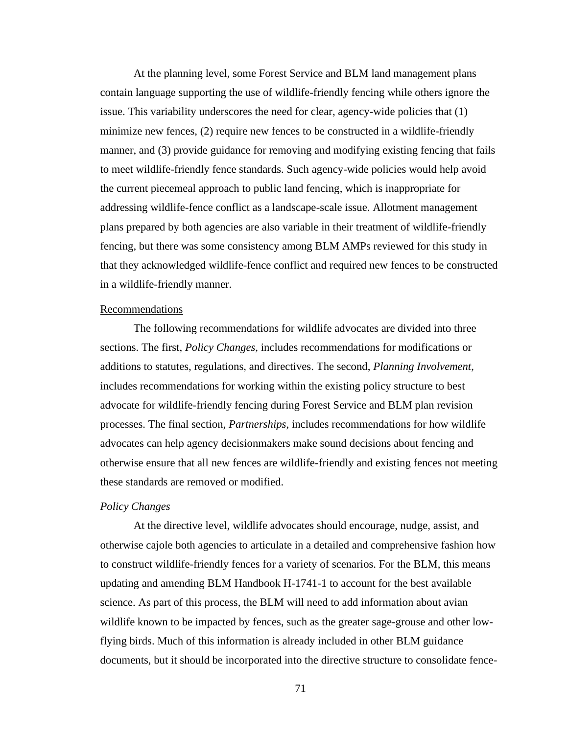At the planning level, some Forest Service and BLM land management plans contain language supporting the use of wildlife-friendly fencing while others ignore the issue. This variability underscores the need for clear, agency-wide policies that (1) minimize new fences, (2) require new fences to be constructed in a wildlife-friendly manner, and (3) provide guidance for removing and modifying existing fencing that fails to meet wildlife-friendly fence standards. Such agency-wide policies would help avoid the current piecemeal approach to public land fencing, which is inappropriate for addressing wildlife-fence conflict as a landscape-scale issue. Allotment management plans prepared by both agencies are also variable in their treatment of wildlife-friendly fencing, but there was some consistency among BLM AMPs reviewed for this study in that they acknowledged wildlife-fence conflict and required new fences to be constructed in a wildlife-friendly manner.

## Recommendations

The following recommendations for wildlife advocates are divided into three sections. The first, *Policy Changes*, includes recommendations for modifications or additions to statutes, regulations, and directives. The second, *Planning Involvement*, includes recommendations for working within the existing policy structure to best advocate for wildlife-friendly fencing during Forest Service and BLM plan revision processes. The final section, *Partnerships*, includes recommendations for how wildlife advocates can help agency decisionmakers make sound decisions about fencing and otherwise ensure that all new fences are wildlife-friendly and existing fences not meeting these standards are removed or modified.

### *Policy Changes*

At the directive level, wildlife advocates should encourage, nudge, assist, and otherwise cajole both agencies to articulate in a detailed and comprehensive fashion how to construct wildlife-friendly fences for a variety of scenarios. For the BLM, this means updating and amending BLM Handbook H-1741-1 to account for the best available science. As part of this process, the BLM will need to add information about avian wildlife known to be impacted by fences, such as the greater sage-grouse and other low-flying birds. Much of this information is already included in other BLM guidance documents, but it should be incorporated into the directive structure to consolidate fence-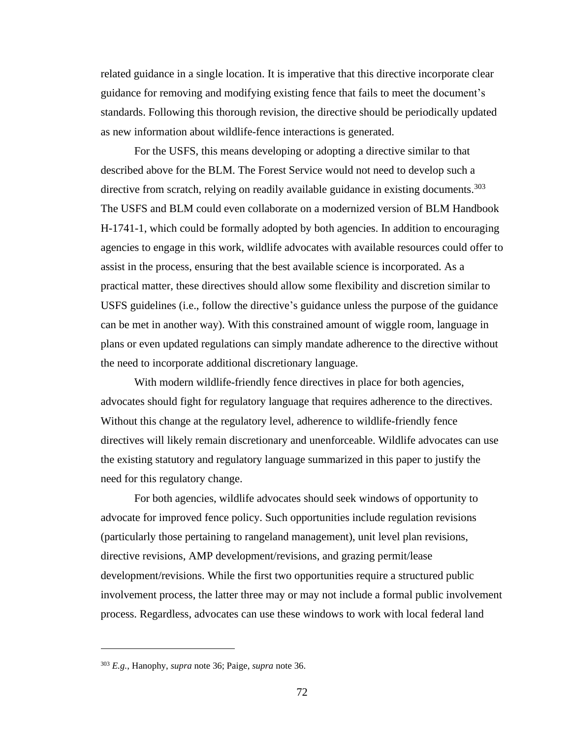related guidance in a single location. It is imperative that this directive incorporate clear guidance for removing and modifying existing fence that fails to meet the document's standards. Following this thorough revision, the directive should be periodically updated as new information about wildlife-fence interactions is generated.

For the USFS, this means developing or adopting a directive similar to that described above for the BLM. The Forest Service would not need to develop such a directive from scratch, relying on readily available guidance in existing documents.[303] The USFS and BLM could even collaborate on a modernized version of BLM Handbook H-1741-1, which could be formally adopted by both agencies. In addition to encouraging agencies to engage in this work, wildlife advocates with available resources could offer to assist in the process, ensuring that the best available science is incorporated. As a practical matter, these directives should allow some flexibility and discretion similar to USFS guidelines (i.e., follow the directive's guidance unless the purpose of the guidance can be met in another way). With this constrained amount of wiggle room, language in plans or even updated regulations can simply mandate adherence to the directive without the need to incorporate additional discretionary language.

With modern wildlife-friendly fence directives in place for both agencies, advocates should fight for regulatory language that requires adherence to the directives. Without this change at the regulatory level, adherence to wildlife-friendly fence directives will likely remain discretionary and unenforceable. Wildlife advocates can use the existing statutory and regulatory language summarized in this paper to justify the need for this regulatory change.

For both agencies, wildlife advocates should seek windows of opportunity to advocate for improved fence policy. Such opportunities include regulation revisions (particularly those pertaining to rangeland management), unit level plan revisions, directive revisions, AMP development/revisions, and grazing permit/lease development/revisions. While the first two opportunities require a structured public involvement process, the latter three may or may not include a formal public involvement process. Regardless, advocates can use these windows to work with local federal land

---

[303] *E.g.*, Hanophy, *supra* note 36; Paige, *supra* note 36.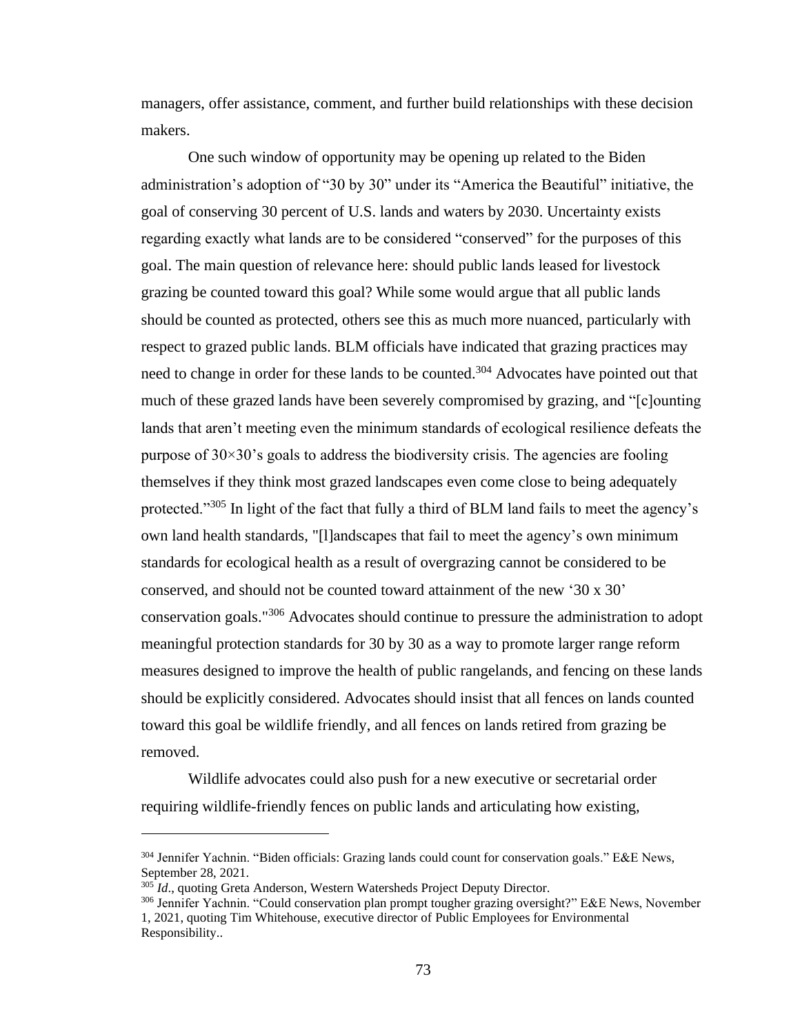managers, offer assistance, comment, and further build relationships with these decision makers.

One such window of opportunity may be opening up related to the Biden administration's adoption of "30 by 30" under its "America the Beautiful" initiative, the goal of conserving 30 percent of U.S. lands and waters by 2030. Uncertainty exists regarding exactly what lands are to be considered "conserved" for the purposes of this goal. The main question of relevance here: should public lands leased for livestock grazing be counted toward this goal? While some would argue that all public lands should be counted as protected, others see this as much more nuanced, particularly with respect to grazed public lands. BLM officials have indicated that grazing practices may need to change in order for these lands to be counted.[304] Advocates have pointed out that much of these grazed lands have been severely compromised by grazing, and "[c]ounting lands that aren't meeting even the minimum standards of ecological resilience defeats the purpose of 30×30's goals to address the biodiversity crisis. The agencies are fooling themselves if they think most grazed landscapes even come close to being adequately protected."[305] In light of the fact that fully a third of BLM land fails to meet the agency's own land health standards, "[l]andscapes that fail to meet the agency's own minimum standards for ecological health as a result of overgrazing cannot be considered to be conserved, and should not be counted toward attainment of the new '30 x 30' conservation goals."[306] Advocates should continue to pressure the administration to adopt meaningful protection standards for 30 by 30 as a way to promote larger range reform measures designed to improve the health of public rangelands, and fencing on these lands should be explicitly considered. Advocates should insist that all fences on lands counted toward this goal be wildlife friendly, and all fences on lands retired from grazing be removed.

Wildlife advocates could also push for a new executive or secretarial order requiring wildlife-friendly fences on public lands and articulating how existing,

---

[304] Jennifer Yachnin. "Biden officials: Grazing lands could count for conservation goals." E&E News, September 28, 2021.

[305] *Id*., quoting Greta Anderson, Western Watersheds Project Deputy Director.

[306] Jennifer Yachnin. "Could conservation plan prompt tougher grazing oversight?" E&E News, November 1, 2021, quoting Tim Whitehouse, executive director of Public Employees for Environmental Responsibility..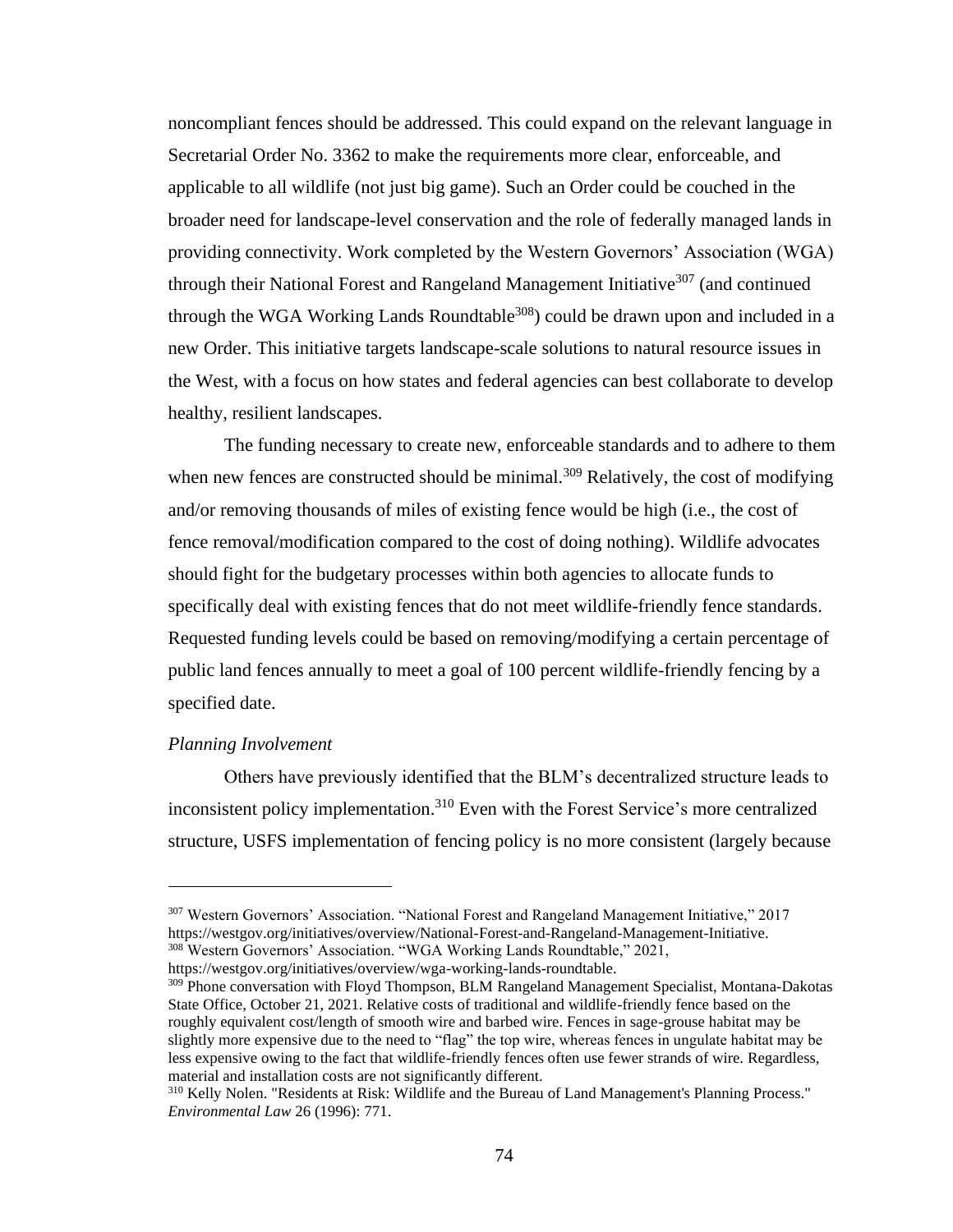noncompliant fences should be addressed. This could expand on the relevant language in Secretarial Order No. 3362 to make the requirements more clear, enforceable, and applicable to all wildlife (not just big game). Such an Order could be couched in the broader need for landscape-level conservation and the role of federally managed lands in providing connectivity. Work completed by the Western Governors' Association (WGA) through their National Forest and Rangeland Management Initiative[307] (and continued through the WGA Working Lands Roundtable[308]) could be drawn upon and included in a new Order. This initiative targets landscape-scale solutions to natural resource issues in the West, with a focus on how states and federal agencies can best collaborate to develop healthy, resilient landscapes.

The funding necessary to create new, enforceable standards and to adhere to them when new fences are constructed should be minimal.[309] Relatively, the cost of modifying and/or removing thousands of miles of existing fence would be high (i.e., the cost of fence removal/modification compared to the cost of doing nothing). Wildlife advocates should fight for the budgetary processes within both agencies to allocate funds to specifically deal with existing fences that do not meet wildlife-friendly fence standards. Requested funding levels could be based on removing/modifying a certain percentage of public land fences annually to meet a goal of 100 percent wildlife-friendly fencing by a specified date.

*Planning Involvement*

Others have previously identified that the BLM's decentralized structure leads to inconsistent policy implementation.[310] Even with the Forest Service's more centralized structure, USFS implementation of fencing policy is no more consistent (largely because

---

[307] Western Governors' Association. "National Forest and Rangeland Management Initiative," 2017 https://westgov.org/initiatives/overview/National-Forest-and-Rangeland-Management-Initiative.

[308] Western Governors' Association. "WGA Working Lands Roundtable," 2021, https://westgov.org/initiatives/overview/wga-working-lands-roundtable.

[309] Phone conversation with Floyd Thompson, BLM Rangeland Management Specialist, Montana-Dakotas State Office, October 21, 2021. Relative costs of traditional and wildlife-friendly fence based on the roughly equivalent cost/length of smooth wire and barbed wire. Fences in sage-grouse habitat may be slightly more expensive due to the need to "flag" the top wire, whereas fences in ungulate habitat may be less expensive owing to the fact that wildlife-friendly fences often use fewer strands of wire. Regardless, material and installation costs are not significantly different.

[310] Kelly Nolen. "Residents at Risk: Wildlife and the Bureau of Land Management's Planning Process." *Environmental Law* 26 (1996): 771.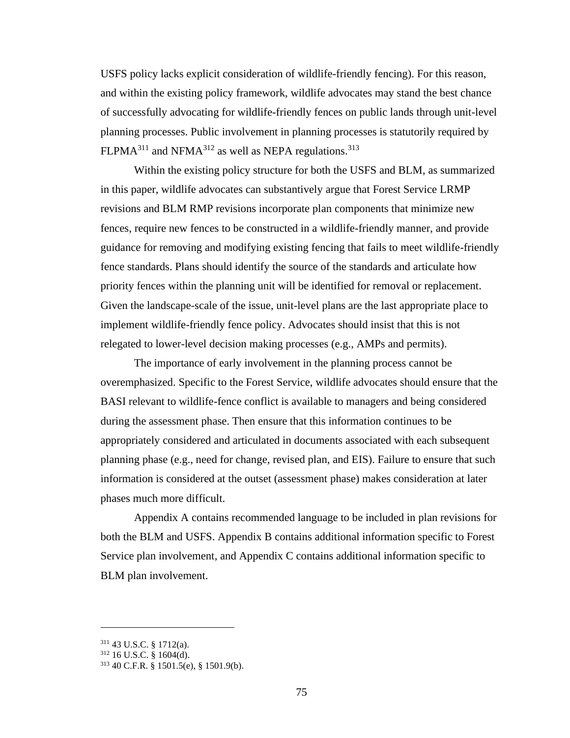USFS policy lacks explicit consideration of wildlife-friendly fencing). For this reason, and within the existing policy framework, wildlife advocates may stand the best chance of successfully advocating for wildlife-friendly fences on public lands through unit-level planning processes. Public involvement in planning processes is statutorily required by FLPMA[311] and NFMA[312] as well as NEPA regulations.[313]

Within the existing policy structure for both the USFS and BLM, as summarized in this paper, wildlife advocates can substantively argue that Forest Service LRMP revisions and BLM RMP revisions incorporate plan components that minimize new fences, require new fences to be constructed in a wildlife-friendly manner, and provide guidance for removing and modifying existing fencing that fails to meet wildlife-friendly fence standards. Plans should identify the source of the standards and articulate how priority fences within the planning unit will be identified for removal or replacement. Given the landscape-scale of the issue, unit-level plans are the last appropriate place to implement wildlife-friendly fence policy. Advocates should insist that this is not relegated to lower-level decision making processes (e.g., AMPs and permits).

The importance of early involvement in the planning process cannot be overemphasized. Specific to the Forest Service, wildlife advocates should ensure that the BASI relevant to wildlife-fence conflict is available to managers and being considered during the assessment phase. Then ensure that this information continues to be appropriately considered and articulated in documents associated with each subsequent planning phase (e.g., need for change, revised plan, and EIS). Failure to ensure that such information is considered at the outset (assessment phase) makes consideration at later phases much more difficult.

Appendix A contains recommended language to be included in plan revisions for both the BLM and USFS. Appendix B contains additional information specific to Forest Service plan involvement, and Appendix C contains additional information specific to BLM plan involvement.

---

[311] 43 U.S.C. § 1712(a).

[312] 16 U.S.C. § 1604(d).

[313] 40 C.F.R. § 1501.5(e), § 1501.9(b).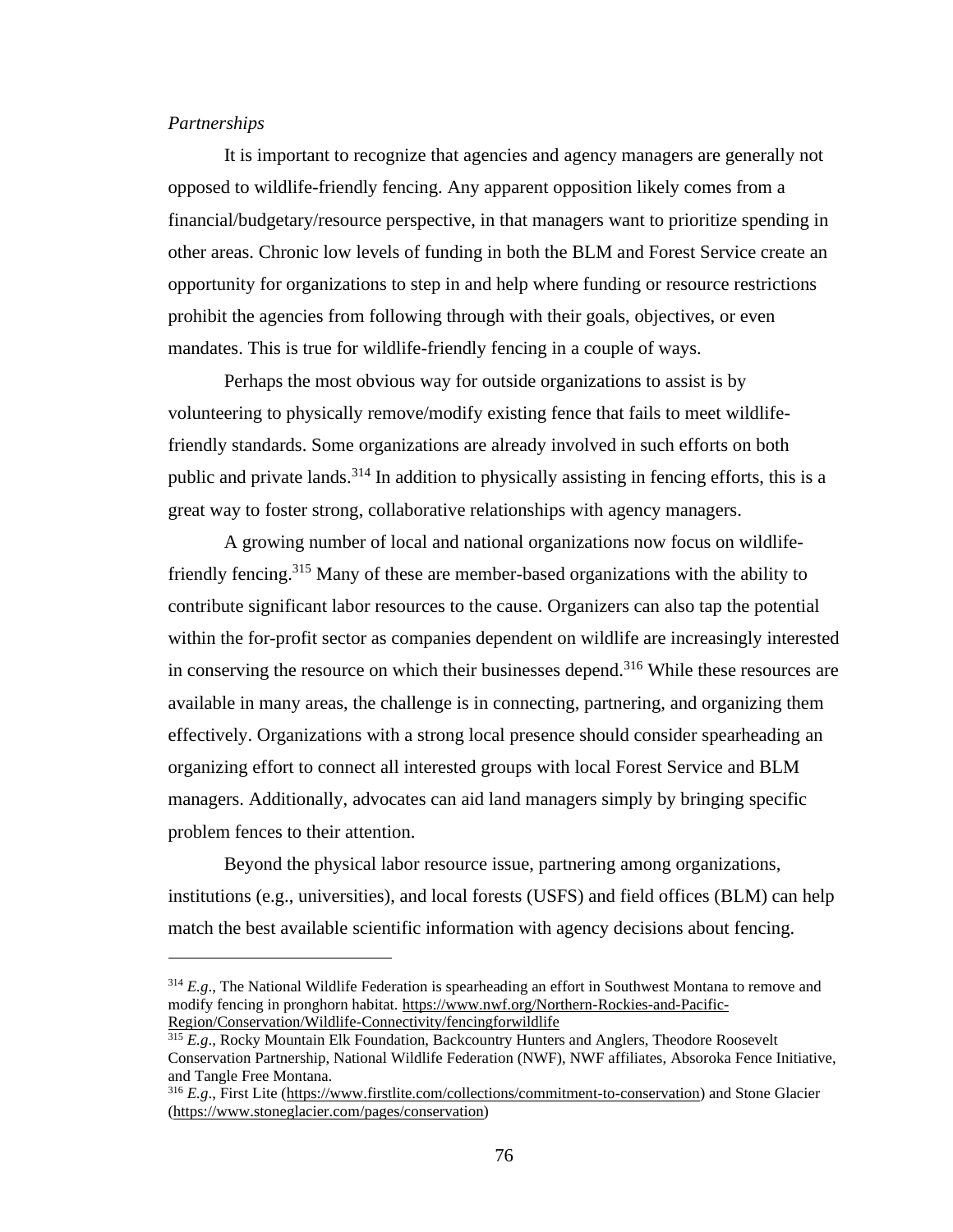*Partnerships*

It is important to recognize that agencies and agency managers are generally not opposed to wildlife-friendly fencing. Any apparent opposition likely comes from a financial/budgetary/resource perspective, in that managers want to prioritize spending in other areas. Chronic low levels of funding in both the BLM and Forest Service create an opportunity for organizations to step in and help where funding or resource restrictions prohibit the agencies from following through with their goals, objectives, or even mandates. This is true for wildlife-friendly fencing in a couple of ways.

Perhaps the most obvious way for outside organizations to assist is by volunteering to physically remove/modify existing fence that fails to meet wildlife-friendly standards. Some organizations are already involved in such efforts on both public and private lands.[314] In addition to physically assisting in fencing efforts, this is a great way to foster strong, collaborative relationships with agency managers.

A growing number of local and national organizations now focus on wildlife-friendly fencing.[315] Many of these are member-based organizations with the ability to contribute significant labor resources to the cause. Organizers can also tap the potential within the for-profit sector as companies dependent on wildlife are increasingly interested in conserving the resource on which their businesses depend.[316] While these resources are available in many areas, the challenge is in connecting, partnering, and organizing them effectively. Organizations with a strong local presence should consider spearheading an organizing effort to connect all interested groups with local Forest Service and BLM managers. Additionally, advocates can aid land managers simply by bringing specific problem fences to their attention.

Beyond the physical labor resource issue, partnering among organizations, institutions (e.g., universities), and local forests (USFS) and field offices (BLM) can help match the best available scientific information with agency decisions about fencing.

---

[314] *E.g*., The National Wildlife Federation is spearheading an effort in Southwest Montana to remove and modify fencing in pronghorn habitat. https://www.nwf.org/Northern-Rockies-and-Pacific-Region/Conservation/Wildlife-Connectivity/fencingforwildlife

[315] *E.g*., Rocky Mountain Elk Foundation, Backcountry Hunters and Anglers, Theodore Roosevelt Conservation Partnership, National Wildlife Federation (NWF), NWF affiliates, Absoroka Fence Initiative, and Tangle Free Montana.

[316] *E.g*., First Lite (https://www.firstlite.com/collections/commitment-to-conservation) and Stone Glacier (https://www.stoneglacier.com/pages/conservation)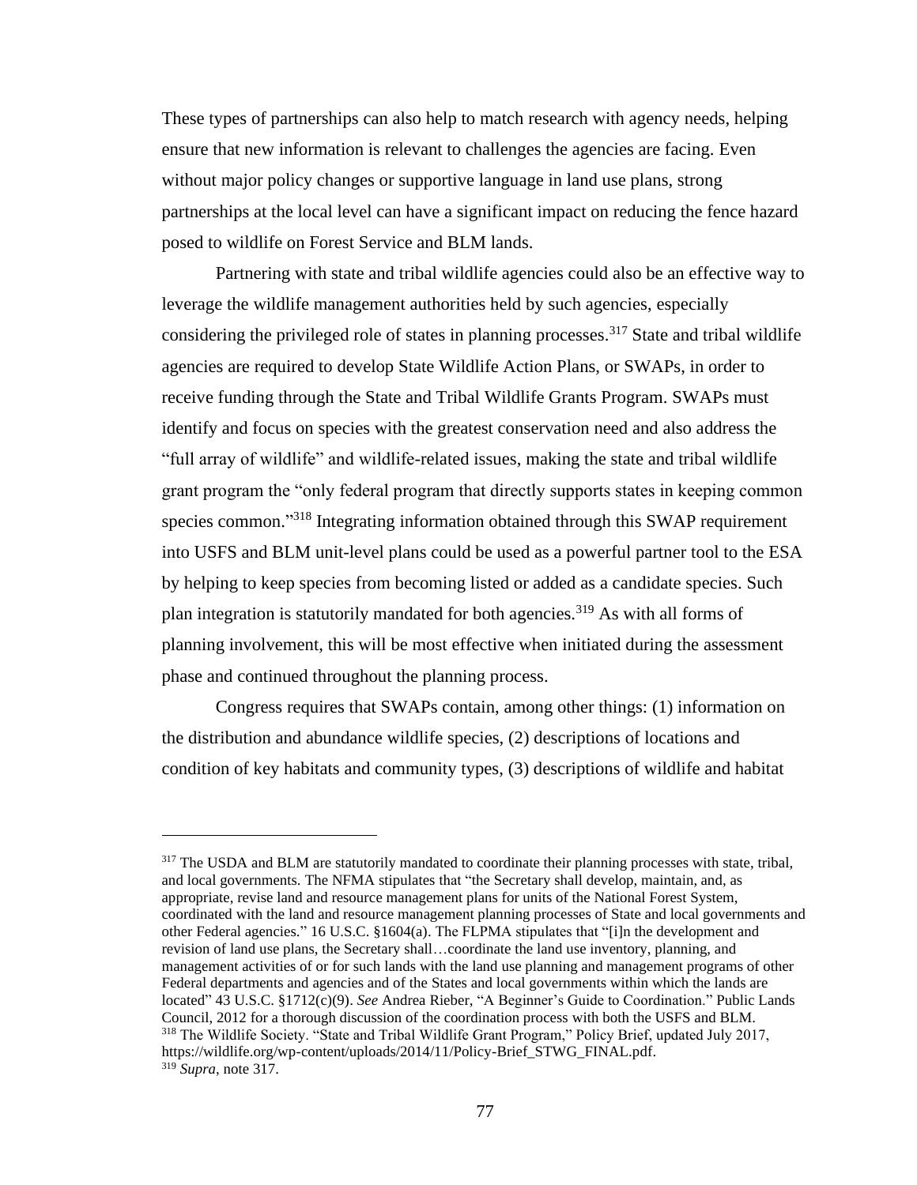These types of partnerships can also help to match research with agency needs, helping ensure that new information is relevant to challenges the agencies are facing. Even without major policy changes or supportive language in land use plans, strong partnerships at the local level can have a significant impact on reducing the fence hazard posed to wildlife on Forest Service and BLM lands.

Partnering with state and tribal wildlife agencies could also be an effective way to leverage the wildlife management authorities held by such agencies, especially considering the privileged role of states in planning processes.[317] State and tribal wildlife agencies are required to develop State Wildlife Action Plans, or SWAPs, in order to receive funding through the State and Tribal Wildlife Grants Program. SWAPs must identify and focus on species with the greatest conservation need and also address the "full array of wildlife" and wildlife-related issues, making the state and tribal wildlife grant program the "only federal program that directly supports states in keeping common species common."[318] Integrating information obtained through this SWAP requirement into USFS and BLM unit-level plans could be used as a powerful partner tool to the ESA by helping to keep species from becoming listed or added as a candidate species. Such plan integration is statutorily mandated for both agencies.[319] As with all forms of planning involvement, this will be most effective when initiated during the assessment phase and continued throughout the planning process.

Congress requires that SWAPs contain, among other things: (1) information on the distribution and abundance wildlife species, (2) descriptions of locations and condition of key habitats and community types, (3) descriptions of wildlife and habitat

---

[317] The USDA and BLM are statutorily mandated to coordinate their planning processes with state, tribal, and local governments. The NFMA stipulates that "the Secretary shall develop, maintain, and, as appropriate, revise land and resource management plans for units of the National Forest System, coordinated with the land and resource management planning processes of State and local governments and other Federal agencies." 16 U.S.C. §1604(a). The FLPMA stipulates that "[i]n the development and revision of land use plans, the Secretary shall…coordinate the land use inventory, planning, and management activities of or for such lands with the land use planning and management programs of other Federal departments and agencies and of the States and local governments within which the lands are located" 43 U.S.C. §1712(c)(9). *See* Andrea Rieber, "A Beginner's Guide to Coordination." Public Lands Council, 2012 for a thorough discussion of the coordination process with both the USFS and BLM.

[318] The Wildlife Society. "State and Tribal Wildlife Grant Program," Policy Brief, updated July 2017, https://wildlife.org/wp-content/uploads/2014/11/Policy-Brief_STWG_FINAL.pdf.

[319] *Supra*, note 317.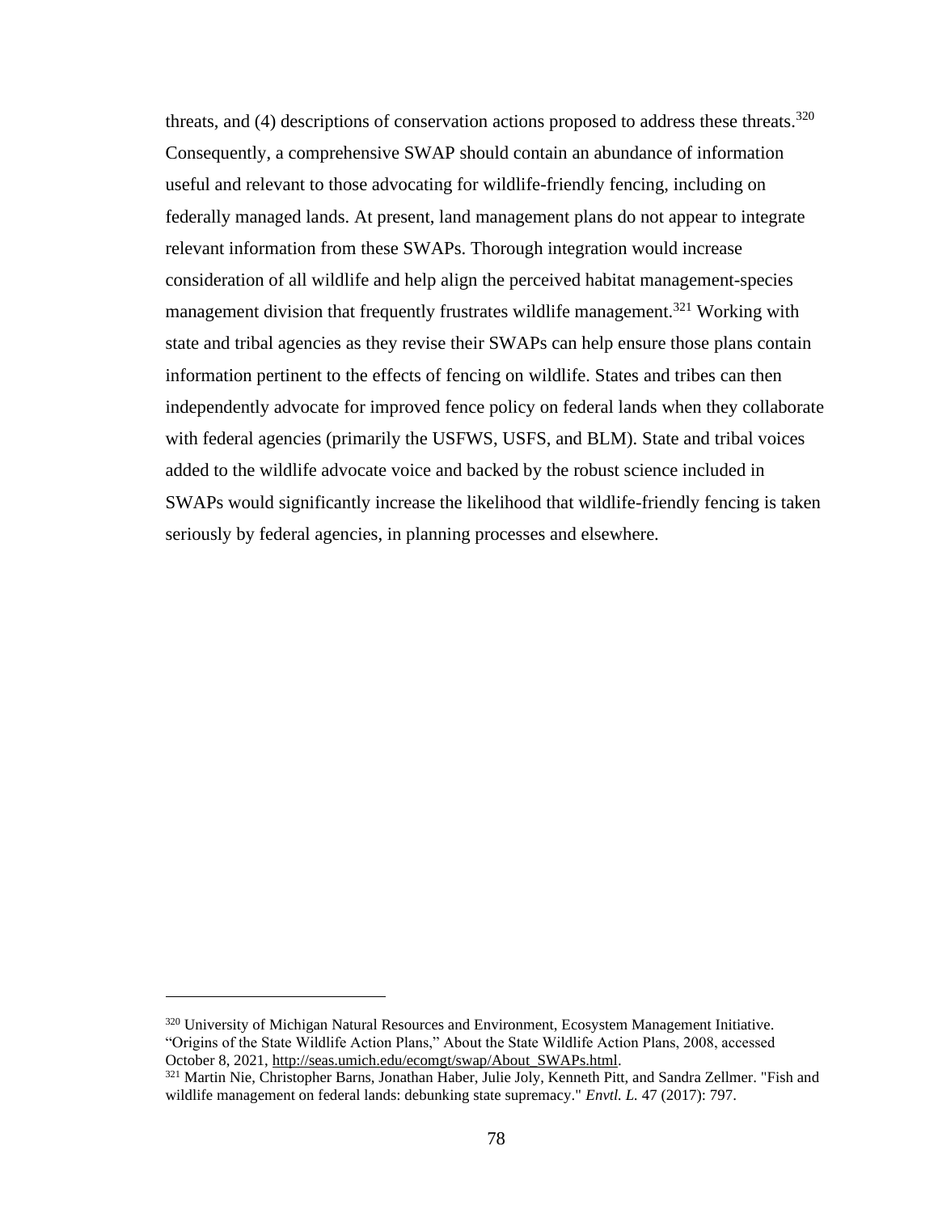threats, and (4) descriptions of conservation actions proposed to address these threats.[320] Consequently, a comprehensive SWAP should contain an abundance of information useful and relevant to those advocating for wildlife-friendly fencing, including on federally managed lands. At present, land management plans do not appear to integrate relevant information from these SWAPs. Thorough integration would increase consideration of all wildlife and help align the perceived habitat management-species management division that frequently frustrates wildlife management.[321] Working with state and tribal agencies as they revise their SWAPs can help ensure those plans contain information pertinent to the effects of fencing on wildlife. States and tribes can then independently advocate for improved fence policy on federal lands when they collaborate with federal agencies (primarily the USFWS, USFS, and BLM). State and tribal voices added to the wildlife advocate voice and backed by the robust science included in SWAPs would significantly increase the likelihood that wildlife-friendly fencing is taken seriously by federal agencies, in planning processes and elsewhere.

---

[320] University of Michigan Natural Resources and Environment, Ecosystem Management Initiative. "Origins of the State Wildlife Action Plans," About the State Wildlife Action Plans, 2008, accessed October 8, 2021, http://seas.umich.edu/ecomgt/swap/About_SWAPs.html.

[321] Martin Nie, Christopher Barns, Jonathan Haber, Julie Joly, Kenneth Pitt, and Sandra Zellmer. "Fish and wildlife management on federal lands: debunking state supremacy." *Envtl. L.* 47 (2017): 797.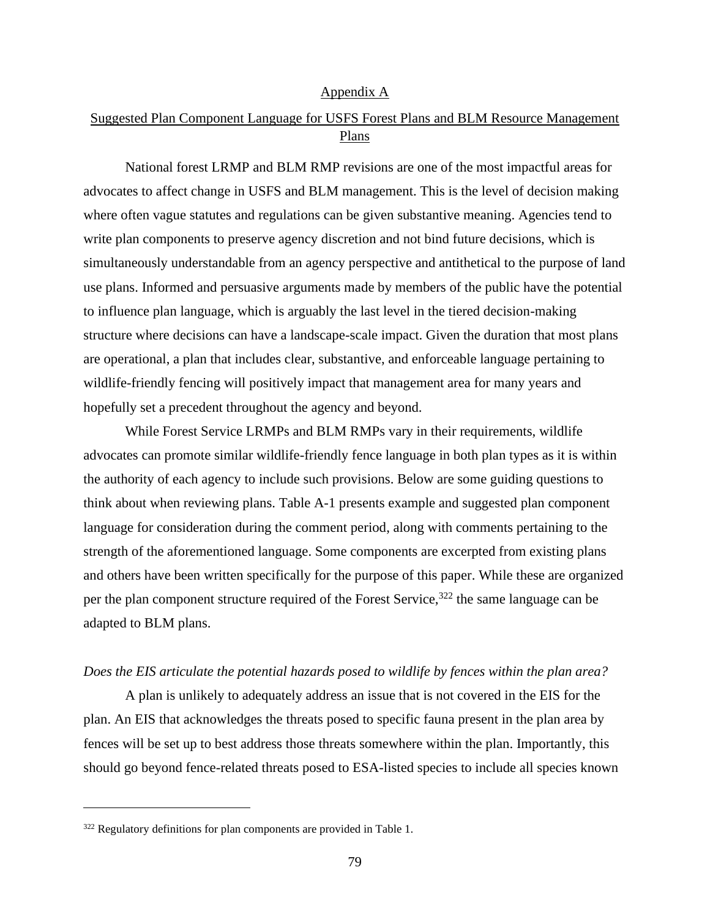## Appendix A

## Suggested Plan Component Language for USFS Forest Plans and BLM Resource Management Plans

National forest LRMP and BLM RMP revisions are one of the most impactful areas for advocates to affect change in USFS and BLM management. This is the level of decision making where often vague statutes and regulations can be given substantive meaning. Agencies tend to write plan components to preserve agency discretion and not bind future decisions, which is simultaneously understandable from an agency perspective and antithetical to the purpose of land use plans. Informed and persuasive arguments made by members of the public have the potential to influence plan language, which is arguably the last level in the tiered decision-making structure where decisions can have a landscape-scale impact. Given the duration that most plans are operational, a plan that includes clear, substantive, and enforceable language pertaining to wildlife-friendly fencing will positively impact that management area for many years and hopefully set a precedent throughout the agency and beyond.

While Forest Service LRMPs and BLM RMPs vary in their requirements, wildlife advocates can promote similar wildlife-friendly fence language in both plan types as it is within the authority of each agency to include such provisions. Below are some guiding questions to think about when reviewing plans. Table A-1 presents example and suggested plan component language for consideration during the comment period, along with comments pertaining to the strength of the aforementioned language. Some components are excerpted from existing plans and others have been written specifically for the purpose of this paper. While these are organized per the plan component structure required of the Forest Service,[322] the same language can be adapted to BLM plans.

*Does the EIS articulate the potential hazards posed to wildlife by fences within the plan area?*

A plan is unlikely to adequately address an issue that is not covered in the EIS for the plan. An EIS that acknowledges the threats posed to specific fauna present in the plan area by fences will be set up to best address those threats somewhere within the plan. Importantly, this should go beyond fence-related threats posed to ESA-listed species to include all species known

[322] Regulatory definitions for plan components are provided in Table 1.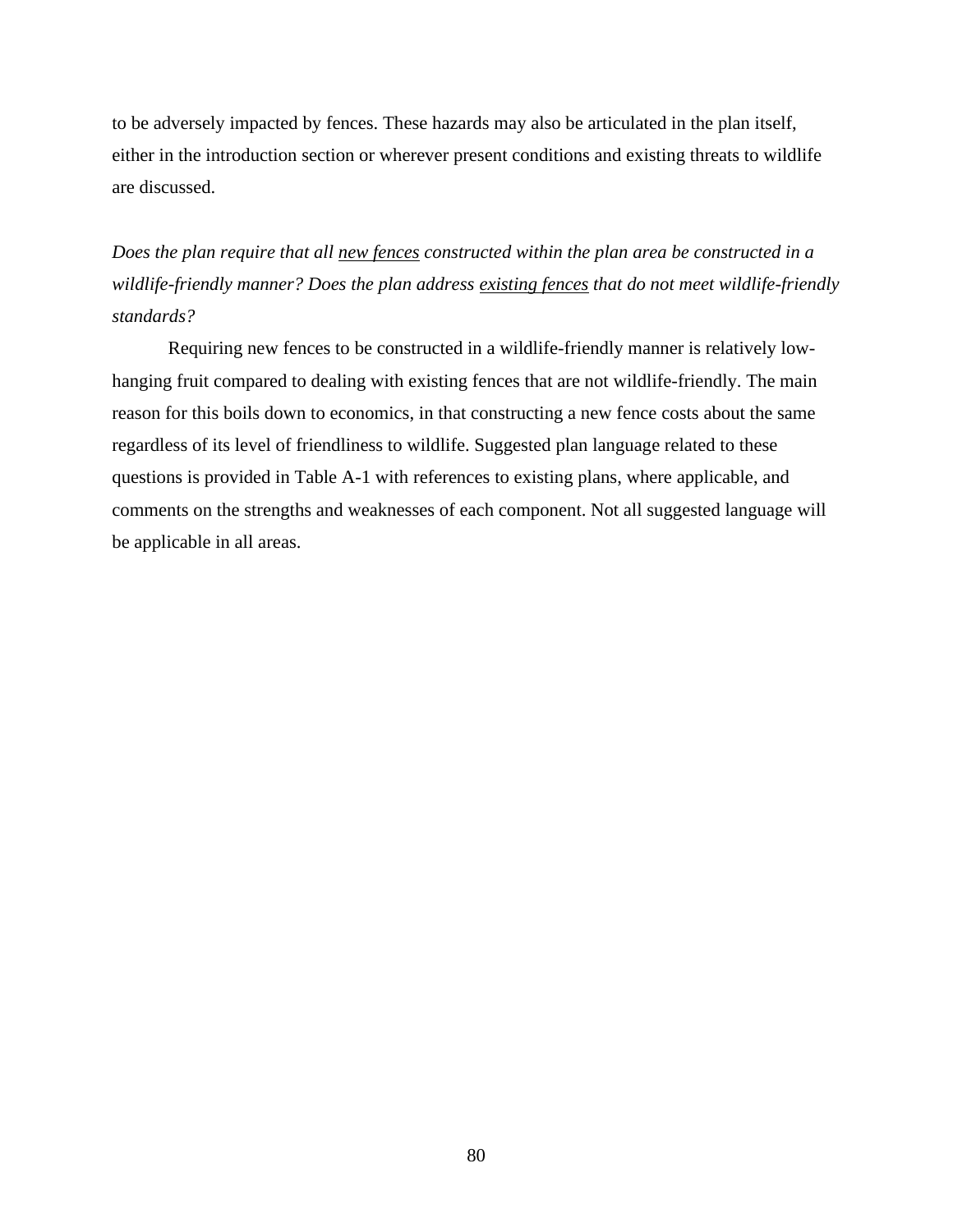to be adversely impacted by fences. These hazards may also be articulated in the plan itself, either in the introduction section or wherever present conditions and existing threats to wildlife are discussed.

*Does the plan require that all <u>new fences</u> constructed within the plan area be constructed in a wildlife-friendly manner? Does the plan address <u>existing fences</u> that do not meet wildlife-friendly standards?*

Requiring new fences to be constructed in a wildlife-friendly manner is relatively low-hanging fruit compared to dealing with existing fences that are not wildlife-friendly. The main reason for this boils down to economics, in that constructing a new fence costs about the same regardless of its level of friendliness to wildlife. Suggested plan language related to these questions is provided in Table A-1 with references to existing plans, where applicable, and comments on the strengths and weaknesses of each component. Not all suggested language will be applicable in all areas.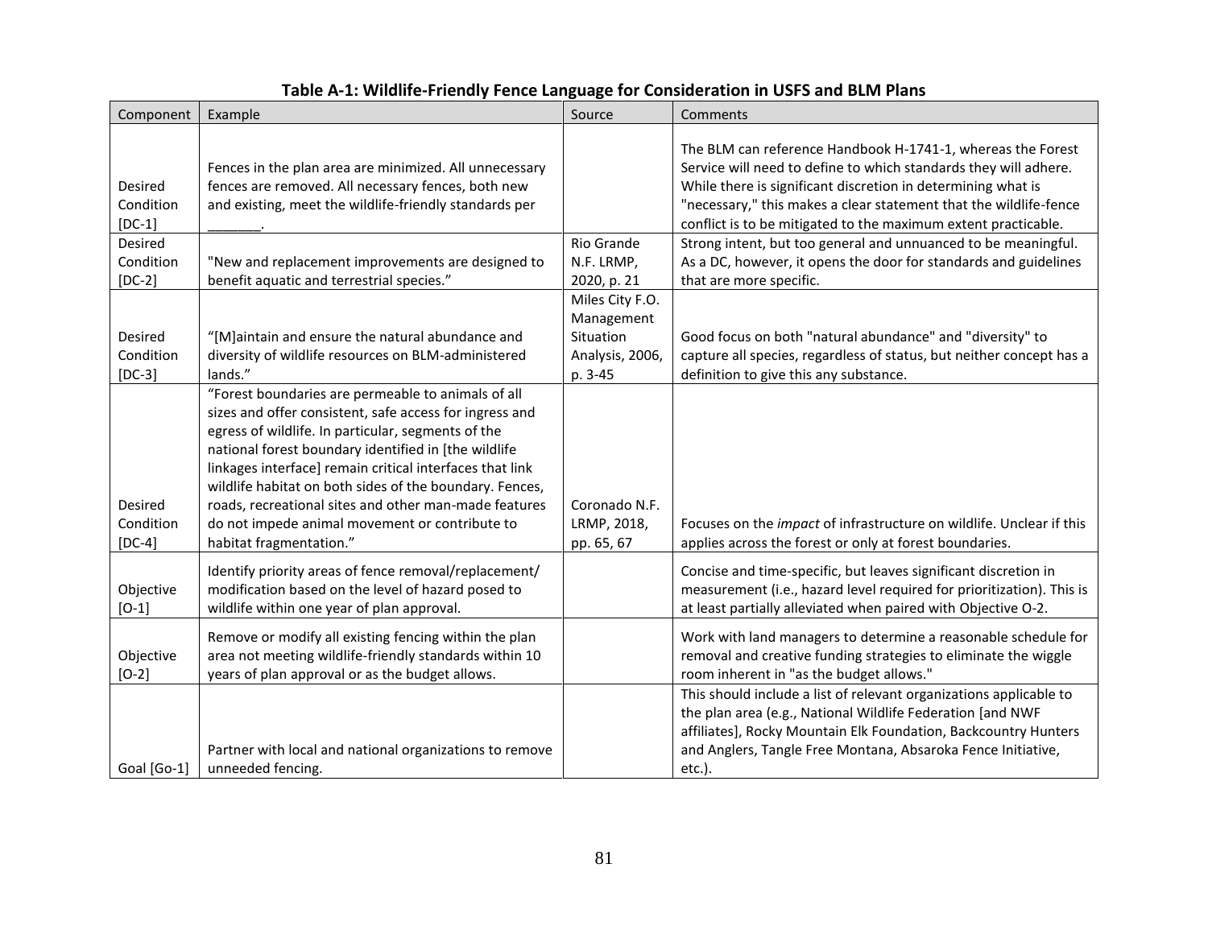**Table A-1: Wildlife-Friendly Fence Language for Consideration in USFS and BLM Plans**

| Component | Example | Source | Comments |
|---|---|---|---|
| Desired Condition [DC-1] | Fences in the plan area are minimized. All unnecessary fences are removed. All necessary fences, both new and existing, meet the wildlife-friendly standards per _______. | | The BLM can reference Handbook H-1741-1, whereas the Forest Service will need to define to which standards they will adhere. While there is significant discretion in determining what is "necessary," this makes a clear statement that the wildlife-fence conflict is to be mitigated to the maximum extent practicable. |
| Desired Condition [DC-2] | "New and replacement improvements are designed to benefit aquatic and terrestrial species." | Rio Grande N.F. LRMP, 2020, p. 21 | Strong intent, but too general and unnuanced to be meaningful. As a DC, however, it opens the door for standards and guidelines that are more specific. |
| Desired Condition [DC-3] | "[M]aintain and ensure the natural abundance and diversity of wildlife resources on BLM-administered lands." | Miles City F.O. Management Situation Analysis, 2006, p. 3-45 | Good focus on both "natural abundance" and "diversity" to capture all species, regardless of status, but neither concept has a definition to give this any substance. |
| Desired Condition [DC-4] | "Forest boundaries are permeable to animals of all sizes and offer consistent, safe access for ingress and egress of wildlife. In particular, segments of the national forest boundary identified in [the wildlife linkages interface] remain critical interfaces that link wildlife habitat on both sides of the boundary. Fences, roads, recreational sites and other man-made features do not impede animal movement or contribute to habitat fragmentation." | Coronado N.F. LRMP, 2018, pp. 65, 67 | Focuses on the *impact* of infrastructure on wildlife. Unclear if this applies across the forest or only at forest boundaries. |
| Objective [O-1] | Identify priority areas of fence removal/replacement/ modification based on the level of hazard posed to wildlife within one year of plan approval. | | Concise and time-specific, but leaves significant discretion in measurement (i.e., hazard level required for prioritization). This is at least partially alleviated when paired with Objective O-2. |
| Objective [O-2] | Remove or modify all existing fencing within the plan area not meeting wildlife-friendly standards within 10 years of plan approval or as the budget allows. | | Work with land managers to determine a reasonable schedule for removal and creative funding strategies to eliminate the wiggle room inherent in "as the budget allows." |
| Goal [Go-1] | Partner with local and national organizations to remove unneeded fencing. | | This should include a list of relevant organizations applicable to the plan area (e.g., National Wildlife Federation [and NWF affiliates], Rocky Mountain Elk Foundation, Backcountry Hunters and Anglers, Tangle Free Montana, Absaroka Fence Initiative, etc.). |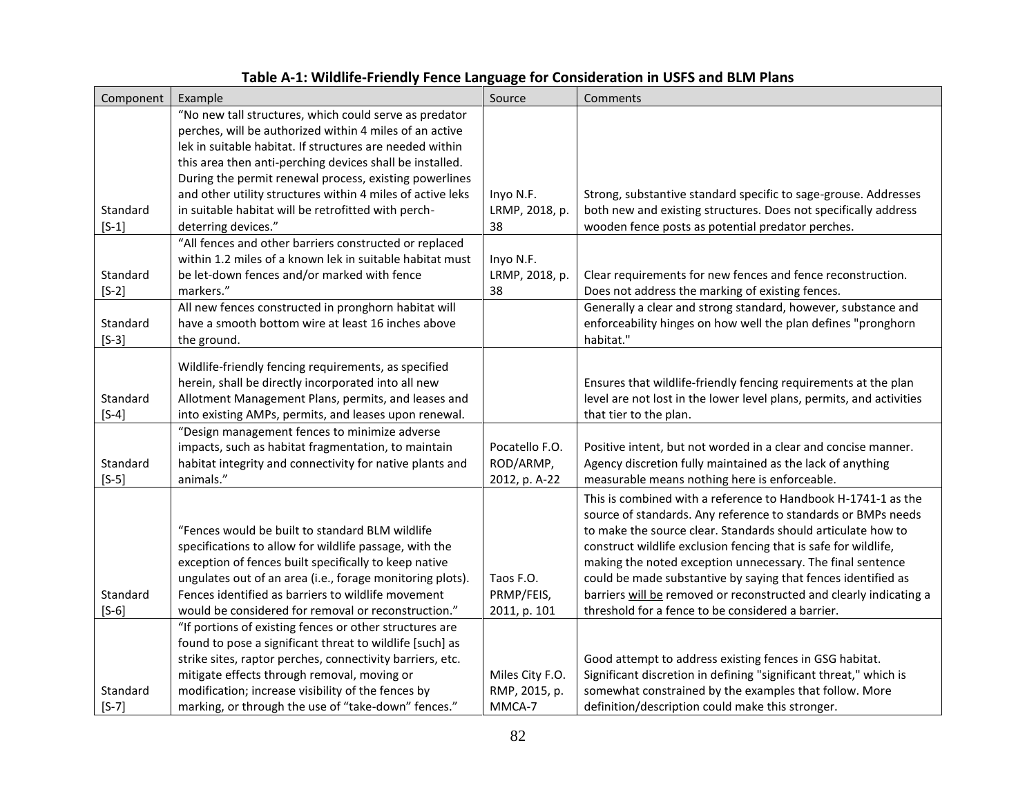**Table A-1: Wildlife-Friendly Fence Language for Consideration in USFS and BLM Plans**

| Component | Example | Source | Comments |
|---|---|---|---|
| Standard [S-1] | "No new tall structures, which could serve as predator perches, will be authorized within 4 miles of an active lek in suitable habitat. If structures are needed within this area then anti-perching devices shall be installed. During the permit renewal process, existing powerlines and other utility structures within 4 miles of active leks in suitable habitat will be retrofitted with perch-deterring devices." | Inyo N.F. LRMP, 2018, p. 38 | Strong, substantive standard specific to sage-grouse. Addresses both new and existing structures. Does not specifically address wooden fence posts as potential predator perches. |
| Standard [S-2] | "All fences and other barriers constructed or replaced within 1.2 miles of a known lek in suitable habitat must be let-down fences and/or marked with fence markers." | Inyo N.F. LRMP, 2018, p. 38 | Clear requirements for new fences and fence reconstruction. Does not address the marking of existing fences. |
| Standard [S-3] | All new fences constructed in pronghorn habitat will have a smooth bottom wire at least 16 inches above the ground. | | Generally a clear and strong standard, however, substance and enforceability hinges on how well the plan defines "pronghorn habitat." |
| Standard [S-4] | Wildlife-friendly fencing requirements, as specified herein, shall be directly incorporated into all new Allotment Management Plans, permits, and leases and into existing AMPs, permits, and leases upon renewal. | | Ensures that wildlife-friendly fencing requirements at the plan level are not lost in the lower level plans, permits, and activities that tier to the plan. |
| Standard [S-5] | "Design management fences to minimize adverse impacts, such as habitat fragmentation, to maintain habitat integrity and connectivity for native plants and animals." | Pocatello F.O. ROD/ARMP, 2012, p. A-22 | Positive intent, but not worded in a clear and concise manner. Agency discretion fully maintained as the lack of anything measurable means nothing here is enforceable. |
| Standard [S-6] | "Fences would be built to standard BLM wildlife specifications to allow for wildlife passage, with the exception of fences built specifically to keep native ungulates out of an area (i.e., forage monitoring plots). Fences identified as barriers to wildlife movement would be considered for removal or reconstruction." | Taos F.O. PRMP/FEIS, 2011, p. 101 | This is combined with a reference to Handbook H-1741-1 as the source of standards. Any reference to standards or BMPs needs to make the source clear. Standards should articulate how to construct wildlife exclusion fencing that is safe for wildlife, making the noted exception unnecessary. The final sentence could be made substantive by saying that fences identified as barriers will be removed or reconstructed and clearly indicating a threshold for a fence to be considered a barrier. |
| Standard [S-7] | "If portions of existing fences or other structures are found to pose a significant threat to wildlife [such] as strike sites, raptor perches, connectivity barriers, etc. mitigate effects through removal, moving or modification; increase visibility of the fences by marking, or through the use of "take-down" fences." | Miles City F.O. RMP, 2015, p. MMCA-7 | Good attempt to address existing fences in GSG habitat. Significant discretion in defining "significant threat," which is somewhat constrained by the examples that follow. More definition/description could make this stronger. |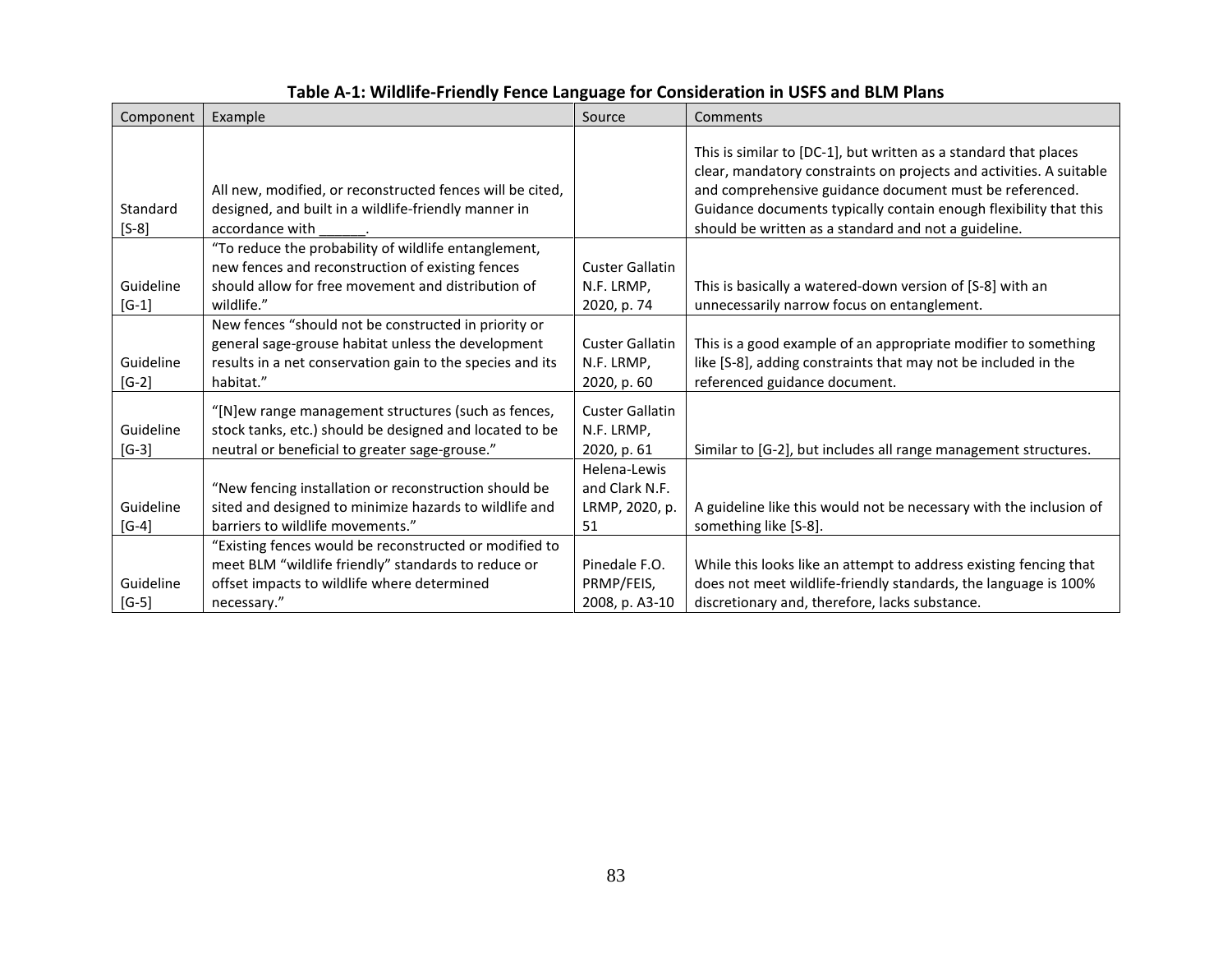**Table A-1: Wildlife-Friendly Fence Language for Consideration in USFS and BLM Plans**

| Component | Example | Source | Comments |
|---|---|---|---|
| Standard [S-8] | All new, modified, or reconstructed fences will be cited, designed, and built in a wildlife-friendly manner in accordance with ______. | | This is similar to [DC-1], but written as a standard that places clear, mandatory constraints on projects and activities. A suitable and comprehensive guidance document must be referenced. Guidance documents typically contain enough flexibility that this should be written as a standard and not a guideline. |
| Guideline [G-1] | "To reduce the probability of wildlife entanglement, new fences and reconstruction of existing fences should allow for free movement and distribution of wildlife." | Custer Gallatin N.F. LRMP, 2020, p. 74 | This is basically a watered-down version of [S-8] with an unnecessarily narrow focus on entanglement. |
| Guideline [G-2] | New fences "should not be constructed in priority or general sage-grouse habitat unless the development results in a net conservation gain to the species and its habitat." | Custer Gallatin N.F. LRMP, 2020, p. 60 | This is a good example of an appropriate modifier to something like [S-8], adding constraints that may not be included in the referenced guidance document. |
| Guideline [G-3] | "[N]ew range management structures (such as fences, stock tanks, etc.) should be designed and located to be neutral or beneficial to greater sage-grouse." | Custer Gallatin N.F. LRMP, 2020, p. 61 | Similar to [G-2], but includes all range management structures. |
| Guideline [G-4] | "New fencing installation or reconstruction should be sited and designed to minimize hazards to wildlife and barriers to wildlife movements." | Helena-Lewis and Clark N.F. LRMP, 2020, p. 51 | A guideline like this would not be necessary with the inclusion of something like [S-8]. |
| Guideline [G-5] | "Existing fences would be reconstructed or modified to meet BLM "wildlife friendly" standards to reduce or offset impacts to wildlife where determined necessary." | Pinedale F.O. PRMP/FEIS, 2008, p. A3-10 | While this looks like an attempt to address existing fencing that does not meet wildlife-friendly standards, the language is 100% discretionary and, therefore, lacks substance. |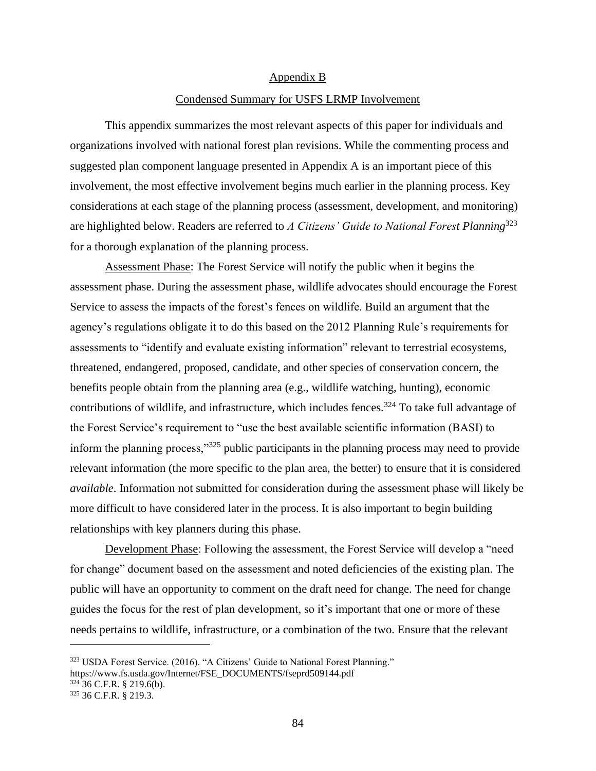## Appendix B

## Condensed Summary for USFS LRMP Involvement

This appendix summarizes the most relevant aspects of this paper for individuals and organizations involved with national forest plan revisions. While the commenting process and suggested plan component language presented in Appendix A is an important piece of this involvement, the most effective involvement begins much earlier in the planning process. Key considerations at each stage of the planning process (assessment, development, and monitoring) are highlighted below. Readers are referred to *A Citizens' Guide to National Forest Planning*[323] for a thorough explanation of the planning process.

Assessment Phase: The Forest Service will notify the public when it begins the assessment phase. During the assessment phase, wildlife advocates should encourage the Forest Service to assess the impacts of the forest's fences on wildlife. Build an argument that the agency's regulations obligate it to do this based on the 2012 Planning Rule's requirements for assessments to "identify and evaluate existing information" relevant to terrestrial ecosystems, threatened, endangered, proposed, candidate, and other species of conservation concern, the benefits people obtain from the planning area (e.g., wildlife watching, hunting), economic contributions of wildlife, and infrastructure, which includes fences.[324] To take full advantage of the Forest Service's requirement to "use the best available scientific information (BASI) to inform the planning process,"[325] public participants in the planning process may need to provide relevant information (the more specific to the plan area, the better) to ensure that it is considered *available*. Information not submitted for consideration during the assessment phase will likely be more difficult to have considered later in the process. It is also important to begin building relationships with key planners during this phase.

Development Phase: Following the assessment, the Forest Service will develop a "need for change" document based on the assessment and noted deficiencies of the existing plan. The public will have an opportunity to comment on the draft need for change. The need for change guides the focus for the rest of plan development, so it's important that one or more of these needs pertains to wildlife, infrastructure, or a combination of the two. Ensure that the relevant

---

[323] USDA Forest Service. (2016). "A Citizens' Guide to National Forest Planning." https://www.fs.usda.gov/Internet/FSE_DOCUMENTS/fseprd509144.pdf

[324] 36 C.F.R. § 219.6(b).

[325] 36 C.F.R. § 219.3.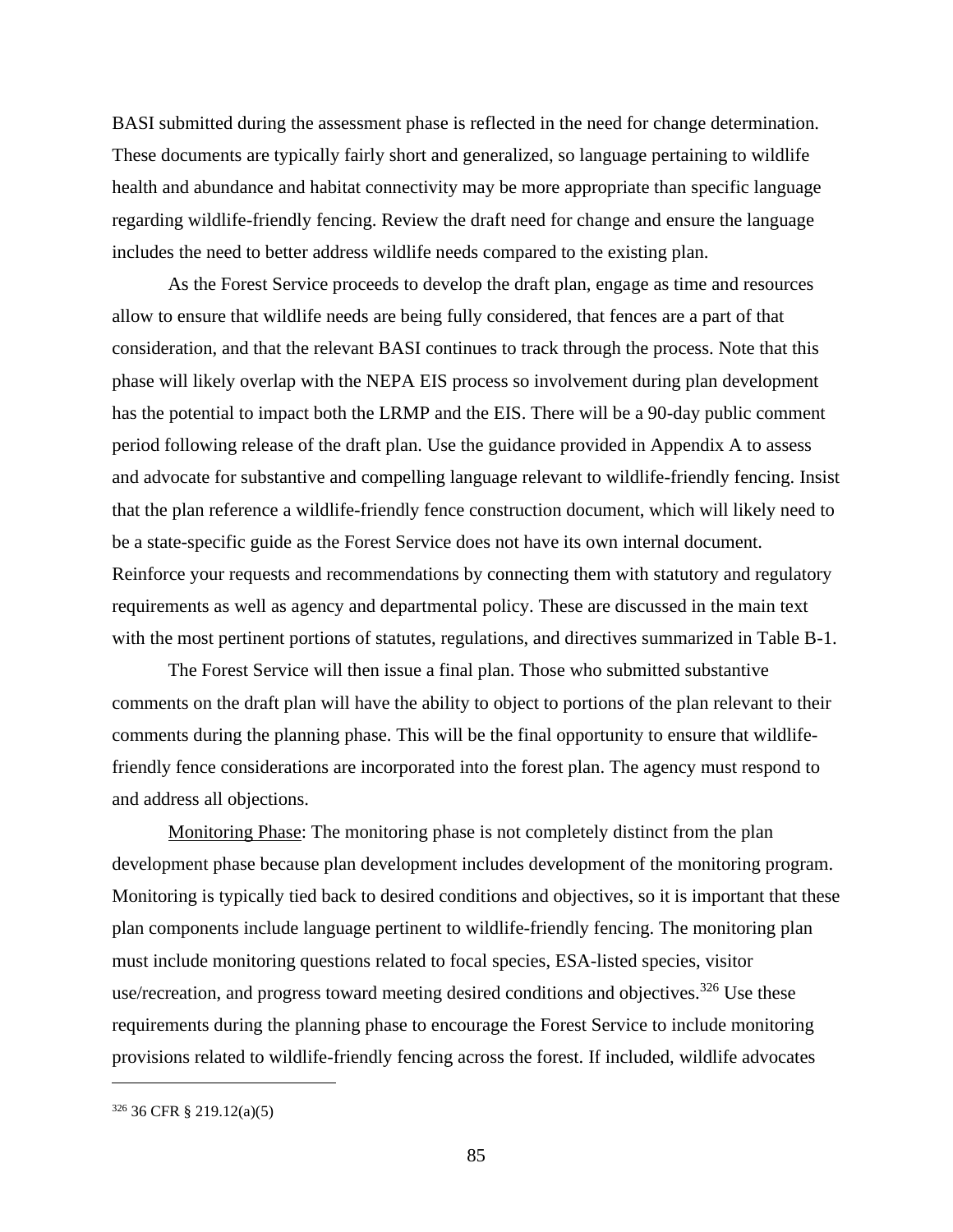BASI submitted during the assessment phase is reflected in the need for change determination. These documents are typically fairly short and generalized, so language pertaining to wildlife health and abundance and habitat connectivity may be more appropriate than specific language regarding wildlife-friendly fencing. Review the draft need for change and ensure the language includes the need to better address wildlife needs compared to the existing plan.

As the Forest Service proceeds to develop the draft plan, engage as time and resources allow to ensure that wildlife needs are being fully considered, that fences are a part of that consideration, and that the relevant BASI continues to track through the process. Note that this phase will likely overlap with the NEPA EIS process so involvement during plan development has the potential to impact both the LRMP and the EIS. There will be a 90-day public comment period following release of the draft plan. Use the guidance provided in Appendix A to assess and advocate for substantive and compelling language relevant to wildlife-friendly fencing. Insist that the plan reference a wildlife-friendly fence construction document, which will likely need to be a state-specific guide as the Forest Service does not have its own internal document. Reinforce your requests and recommendations by connecting them with statutory and regulatory requirements as well as agency and departmental policy. These are discussed in the main text with the most pertinent portions of statutes, regulations, and directives summarized in Table B-1.

The Forest Service will then issue a final plan. Those who submitted substantive comments on the draft plan will have the ability to object to portions of the plan relevant to their comments during the planning phase. This will be the final opportunity to ensure that wildlife-friendly fence considerations are incorporated into the forest plan. The agency must respond to and address all objections.

<u>Monitoring Phase</u>: The monitoring phase is not completely distinct from the plan development phase because plan development includes development of the monitoring program. Monitoring is typically tied back to desired conditions and objectives, so it is important that these plan components include language pertinent to wildlife-friendly fencing. The monitoring plan must include monitoring questions related to focal species, ESA-listed species, visitor use/recreation, and progress toward meeting desired conditions and objectives.[326] Use these requirements during the planning phase to encourage the Forest Service to include monitoring provisions related to wildlife-friendly fencing across the forest. If included, wildlife advocates

[326] 36 CFR § 219.12(a)(5)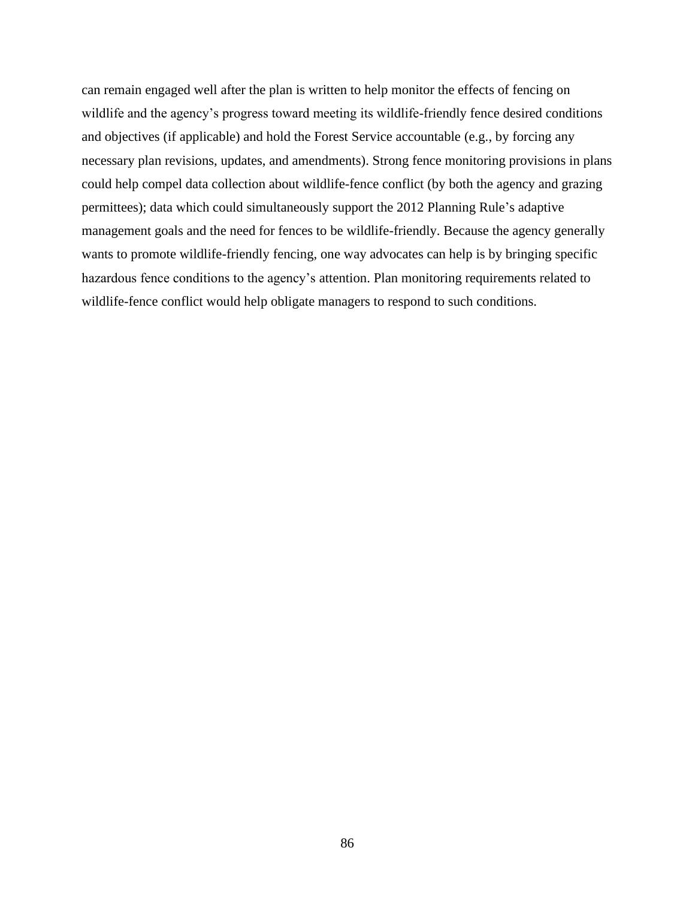can remain engaged well after the plan is written to help monitor the effects of fencing on wildlife and the agency's progress toward meeting its wildlife-friendly fence desired conditions and objectives (if applicable) and hold the Forest Service accountable (e.g., by forcing any necessary plan revisions, updates, and amendments). Strong fence monitoring provisions in plans could help compel data collection about wildlife-fence conflict (by both the agency and grazing permittees); data which could simultaneously support the 2012 Planning Rule's adaptive management goals and the need for fences to be wildlife-friendly. Because the agency generally wants to promote wildlife-friendly fencing, one way advocates can help is by bringing specific hazardous fence conditions to the agency's attention. Plan monitoring requirements related to wildlife-fence conflict would help obligate managers to respond to such conditions.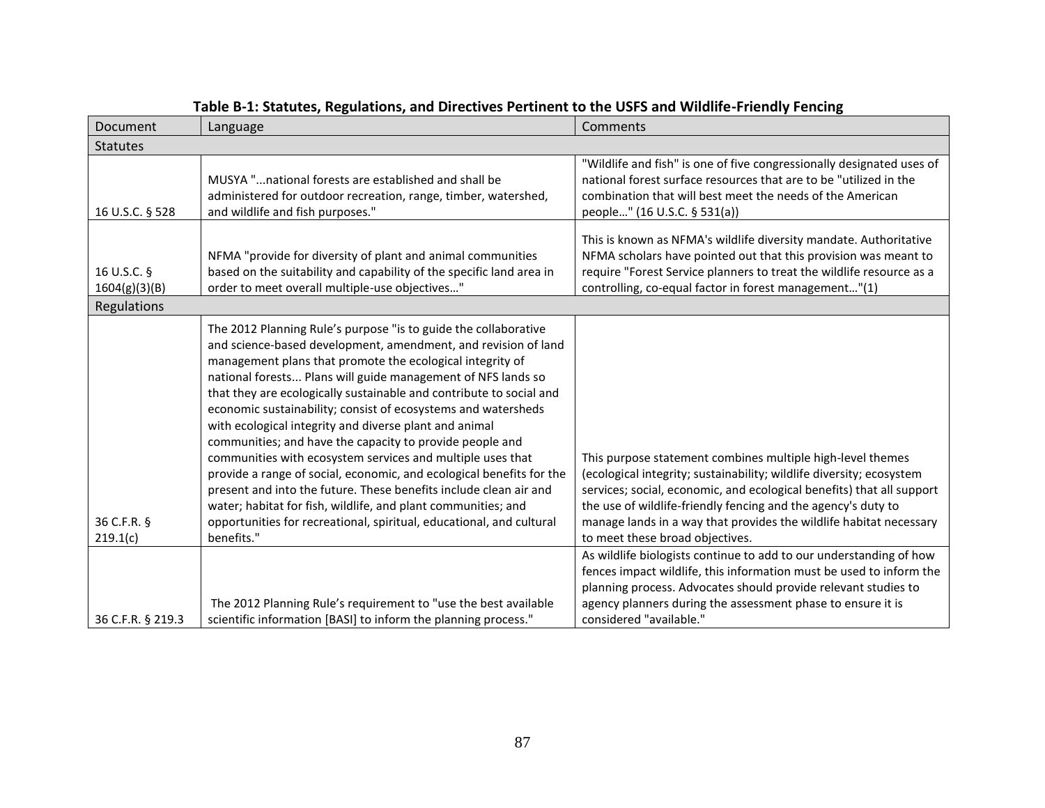**Table B-1: Statutes, Regulations, and Directives Pertinent to the USFS and Wildlife-Friendly Fencing**

| Document | Language | Comments |
|---|---|---|
| Statutes | | |
| 16 U.S.C. § 528 | MUSYA "...national forests are established and shall be administered for outdoor recreation, range, timber, watershed, and wildlife and fish purposes." | "Wildlife and fish" is one of five congressionally designated uses of national forest surface resources that are to be "utilized in the combination that will best meet the needs of the American people…" (16 U.S.C. § 531(a)) |
| 16 U.S.C. § 1604(g)(3)(B) | NFMA "provide for diversity of plant and animal communities based on the suitability and capability of the specific land area in order to meet overall multiple-use objectives…" | This is known as NFMA's wildlife diversity mandate. Authoritative NFMA scholars have pointed out that this provision was meant to require "Forest Service planners to treat the wildlife resource as a controlling, co-equal factor in forest management…"(1) |
| Regulations | | |
| 36 C.F.R. § 219.1(c) | The 2012 Planning Rule's purpose "is to guide the collaborative and science-based development, amendment, and revision of land management plans that promote the ecological integrity of national forests... Plans will guide management of NFS lands so that they are ecologically sustainable and contribute to social and economic sustainability; consist of ecosystems and watersheds with ecological integrity and diverse plant and animal communities; and have the capacity to provide people and communities with ecosystem services and multiple uses that provide a range of social, economic, and ecological benefits for the present and into the future. These benefits include clean air and water; habitat for fish, wildlife, and plant communities; and opportunities for recreational, spiritual, educational, and cultural benefits." | This purpose statement combines multiple high-level themes (ecological integrity; sustainability; wildlife diversity; ecosystem services; social, economic, and ecological benefits) that all support the use of wildlife-friendly fencing and the agency's duty to manage lands in a way that provides the wildlife habitat necessary to meet these broad objectives. |
| 36 C.F.R. § 219.3 | The 2012 Planning Rule's requirement to "use the best available scientific information [BASI] to inform the planning process." | As wildlife biologists continue to add to our understanding of how fences impact wildlife, this information must be used to inform the planning process. Advocates should provide relevant studies to agency planners during the assessment phase to ensure it is considered "available." |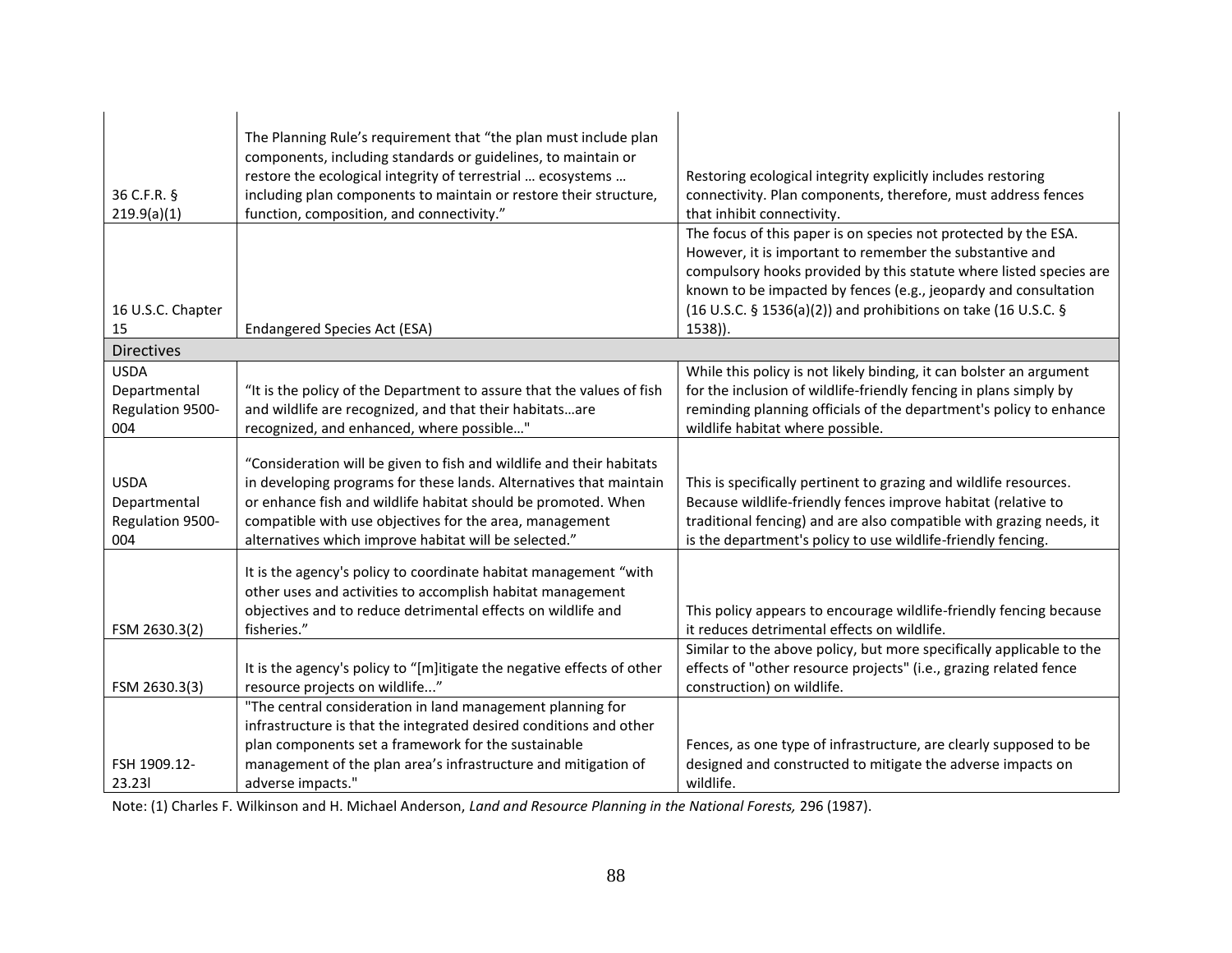| | | |
|---|---|---|
| 36 C.F.R. § 219.9(a)(1) | The Planning Rule's requirement that "the plan must include plan components, including standards or guidelines, to maintain or restore the ecological integrity of terrestrial … ecosystems … including plan components to maintain or restore their structure, function, composition, and connectivity." | Restoring ecological integrity explicitly includes restoring connectivity. Plan components, therefore, must address fences that inhibit connectivity. |
| 16 U.S.C. Chapter 15 | Endangered Species Act (ESA) | The focus of this paper is on species not protected by the ESA. However, it is important to remember the substantive and compulsory hooks provided by this statute where listed species are known to be impacted by fences (e.g., jeopardy and consultation (16 U.S.C. § 1536(a)(2)) and prohibitions on take (16 U.S.C. § 1538)). |
| Directives | | |
| USDA Departmental Regulation 9500-004 | "It is the policy of the Department to assure that the values of fish and wildlife are recognized, and that their habitats…are recognized, and enhanced, where possible…" | While this policy is not likely binding, it can bolster an argument for the inclusion of wildlife-friendly fencing in plans simply by reminding planning officials of the department's policy to enhance wildlife habitat where possible. |
| USDA Departmental Regulation 9500-004 | "Consideration will be given to fish and wildlife and their habitats in developing programs for these lands. Alternatives that maintain or enhance fish and wildlife habitat should be promoted. When compatible with use objectives for the area, management alternatives which improve habitat will be selected." | This is specifically pertinent to grazing and wildlife resources. Because wildlife-friendly fences improve habitat (relative to traditional fencing) and are also compatible with grazing needs, it is the department's policy to use wildlife-friendly fencing. |
| FSM 2630.3(2) | It is the agency's policy to coordinate habitat management "with other uses and activities to accomplish habitat management objectives and to reduce detrimental effects on wildlife and fisheries." | This policy appears to encourage wildlife-friendly fencing because it reduces detrimental effects on wildlife. |
| FSM 2630.3(3) | It is the agency's policy to "[m]itigate the negative effects of other resource projects on wildlife..." | Similar to the above policy, but more specifically applicable to the effects of "other resource projects" (i.e., grazing related fence construction) on wildlife. |
| FSH 1909.12-23.23l | "The central consideration in land management planning for infrastructure is that the integrated desired conditions and other plan components set a framework for the sustainable management of the plan area's infrastructure and mitigation of adverse impacts." | Fences, as one type of infrastructure, are clearly supposed to be designed and constructed to mitigate the adverse impacts on wildlife. |

Note: (1) Charles F. Wilkinson and H. Michael Anderson, *Land and Resource Planning in the National Forests,* 296 (1987).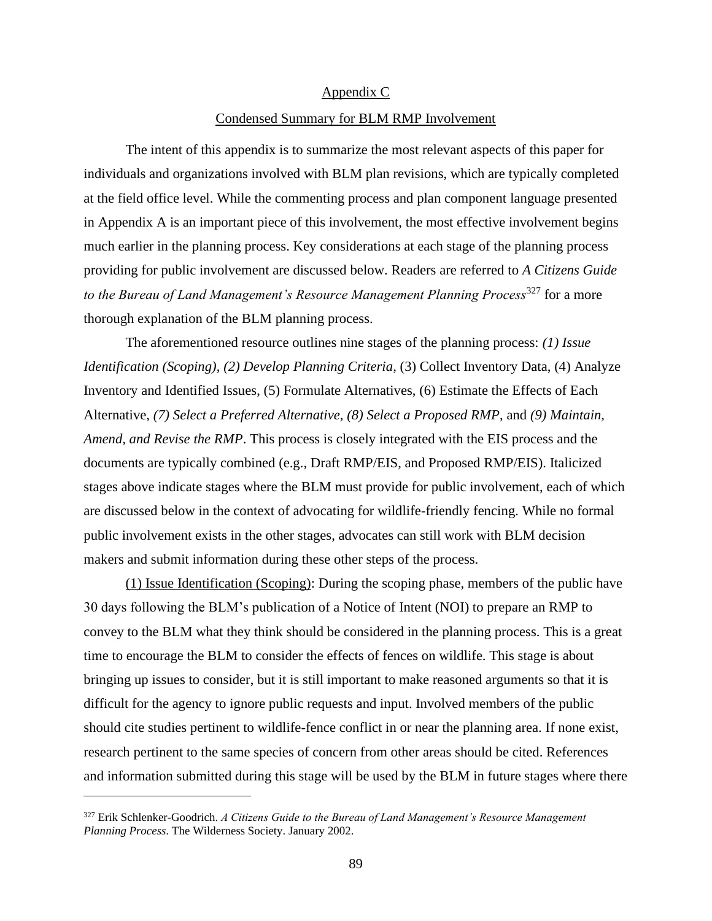## Appendix C

## Condensed Summary for BLM RMP Involvement

The intent of this appendix is to summarize the most relevant aspects of this paper for individuals and organizations involved with BLM plan revisions, which are typically completed at the field office level. While the commenting process and plan component language presented in Appendix A is an important piece of this involvement, the most effective involvement begins much earlier in the planning process. Key considerations at each stage of the planning process providing for public involvement are discussed below. Readers are referred to *A Citizens Guide to the Bureau of Land Management's Resource Management Planning Process*[327] for a more thorough explanation of the BLM planning process.

The aforementioned resource outlines nine stages of the planning process: *(1) Issue Identification (Scoping)*, *(2) Develop Planning Criteria*, (3) Collect Inventory Data, (4) Analyze Inventory and Identified Issues, (5) Formulate Alternatives, (6) Estimate the Effects of Each Alternative, *(7) Select a Preferred Alternative*, *(8) Select a Proposed RMP*, and *(9) Maintain, Amend, and Revise the RMP*. This process is closely integrated with the EIS process and the documents are typically combined (e.g., Draft RMP/EIS, and Proposed RMP/EIS). Italicized stages above indicate stages where the BLM must provide for public involvement, each of which are discussed below in the context of advocating for wildlife-friendly fencing. While no formal public involvement exists in the other stages, advocates can still work with BLM decision makers and submit information during these other steps of the process.

<u>(1) Issue Identification (Scoping)</u>: During the scoping phase, members of the public have 30 days following the BLM's publication of a Notice of Intent (NOI) to prepare an RMP to convey to the BLM what they think should be considered in the planning process. This is a great time to encourage the BLM to consider the effects of fences on wildlife. This stage is about bringing up issues to consider, but it is still important to make reasoned arguments so that it is difficult for the agency to ignore public requests and input. Involved members of the public should cite studies pertinent to wildlife-fence conflict in or near the planning area. If none exist, research pertinent to the same species of concern from other areas should be cited. References and information submitted during this stage will be used by the BLM in future stages where there

---

[327] Erik Schlenker-Goodrich. *A Citizens Guide to the Bureau of Land Management's Resource Management Planning Process.* The Wilderness Society. January 2002.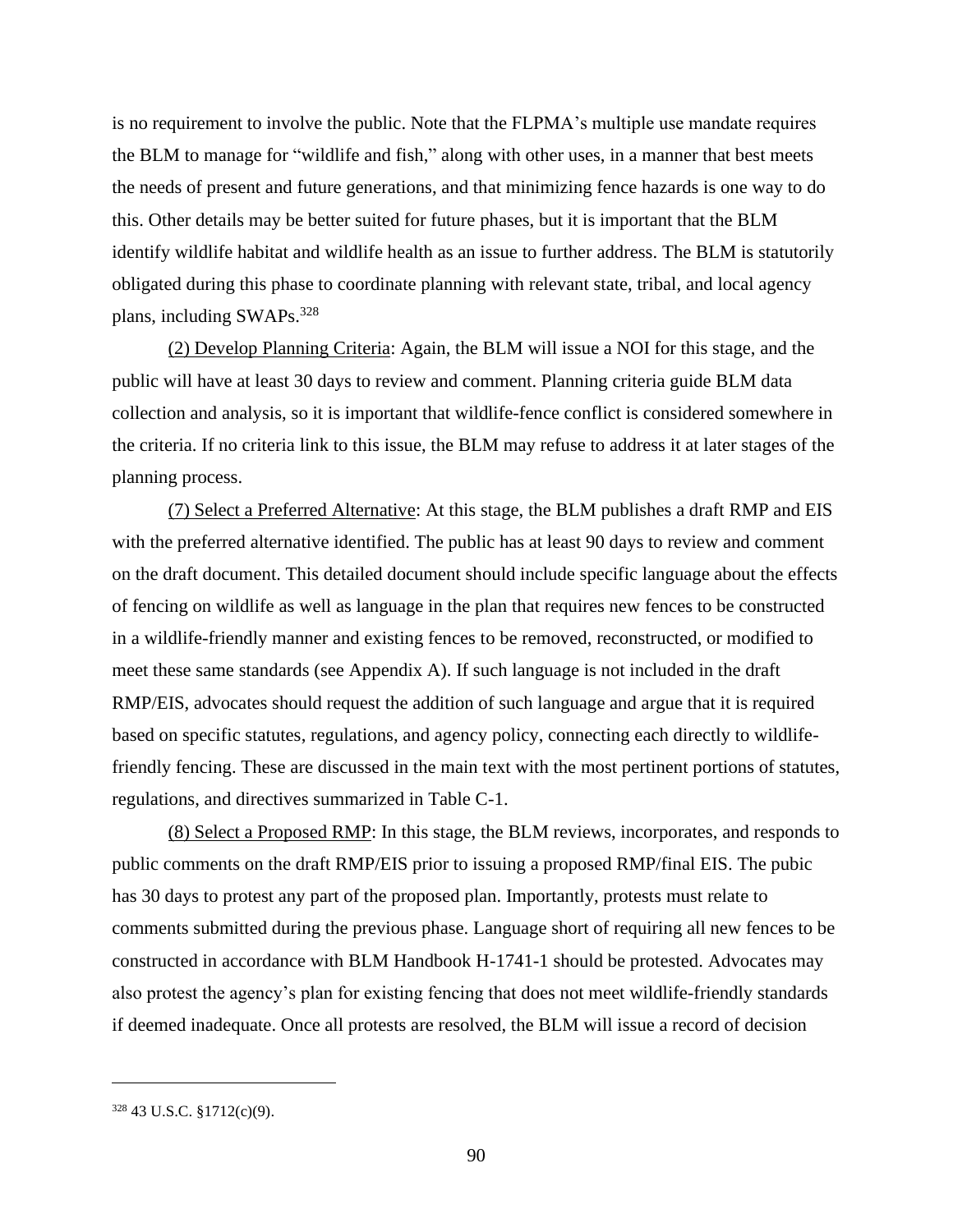is no requirement to involve the public. Note that the FLPMA's multiple use mandate requires the BLM to manage for "wildlife and fish," along with other uses, in a manner that best meets the needs of present and future generations, and that minimizing fence hazards is one way to do this. Other details may be better suited for future phases, but it is important that the BLM identify wildlife habitat and wildlife health as an issue to further address. The BLM is statutorily obligated during this phase to coordinate planning with relevant state, tribal, and local agency plans, including SWAPs.[328]

<u>(2) Develop Planning Criteria</u>: Again, the BLM will issue a NOI for this stage, and the public will have at least 30 days to review and comment. Planning criteria guide BLM data collection and analysis, so it is important that wildlife-fence conflict is considered somewhere in the criteria. If no criteria link to this issue, the BLM may refuse to address it at later stages of the planning process.

<u>(7) Select a Preferred Alternative</u>: At this stage, the BLM publishes a draft RMP and EIS with the preferred alternative identified. The public has at least 90 days to review and comment on the draft document. This detailed document should include specific language about the effects of fencing on wildlife as well as language in the plan that requires new fences to be constructed in a wildlife-friendly manner and existing fences to be removed, reconstructed, or modified to meet these same standards (see Appendix A). If such language is not included in the draft RMP/EIS, advocates should request the addition of such language and argue that it is required based on specific statutes, regulations, and agency policy, connecting each directly to wildlife-friendly fencing. These are discussed in the main text with the most pertinent portions of statutes, regulations, and directives summarized in Table C-1.

<u>(8) Select a Proposed RMP</u>: In this stage, the BLM reviews, incorporates, and responds to public comments on the draft RMP/EIS prior to issuing a proposed RMP/final EIS. The pubic has 30 days to protest any part of the proposed plan. Importantly, protests must relate to comments submitted during the previous phase. Language short of requiring all new fences to be constructed in accordance with BLM Handbook H-1741-1 should be protested. Advocates may also protest the agency's plan for existing fencing that does not meet wildlife-friendly standards if deemed inadequate. Once all protests are resolved, the BLM will issue a record of decision

---

[328] 43 U.S.C. §1712(c)(9).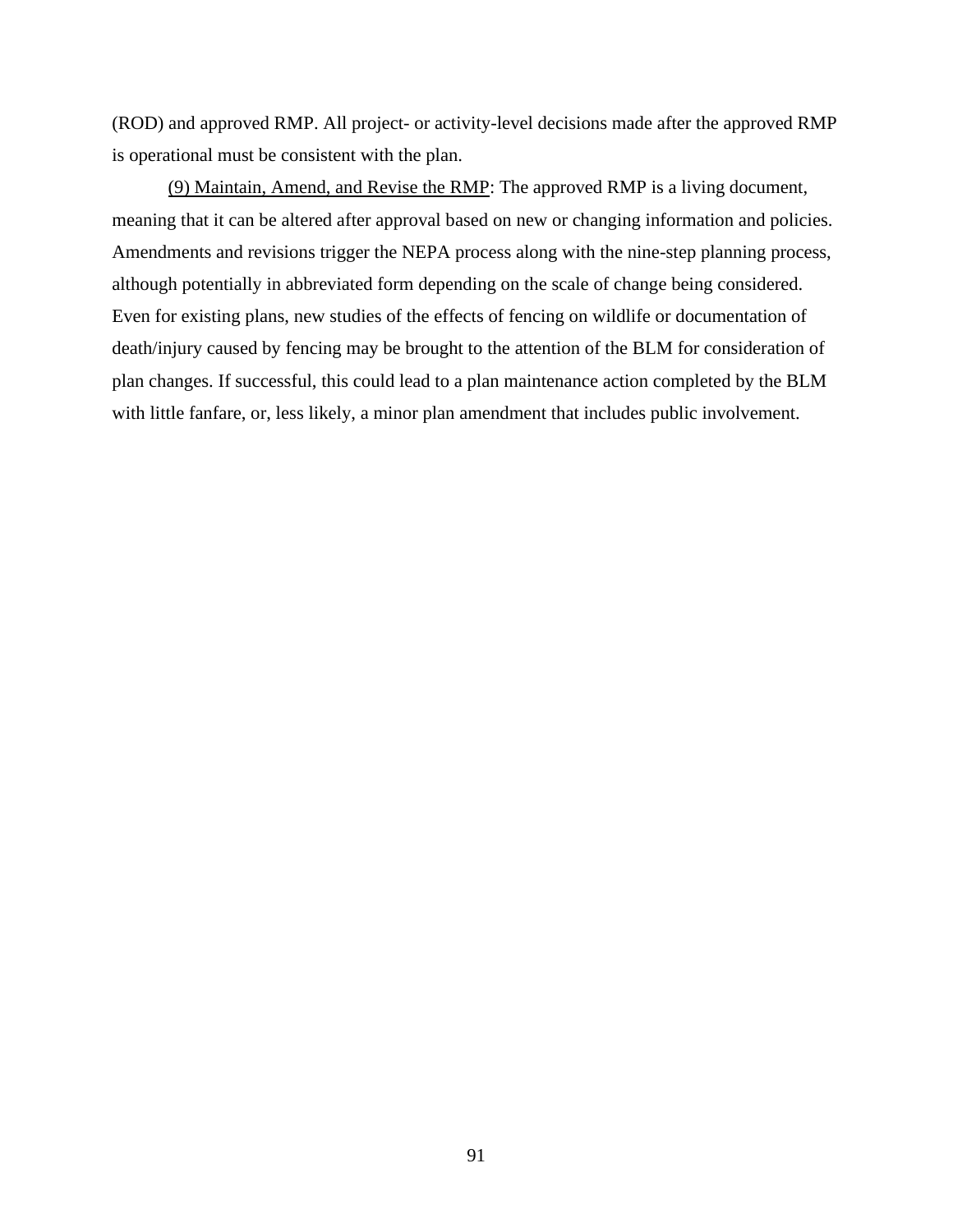(ROD) and approved RMP. All project- or activity-level decisions made after the approved RMP is operational must be consistent with the plan.

<u>(9) Maintain, Amend, and Revise the RMP</u>: The approved RMP is a living document, meaning that it can be altered after approval based on new or changing information and policies. Amendments and revisions trigger the NEPA process along with the nine-step planning process, although potentially in abbreviated form depending on the scale of change being considered. Even for existing plans, new studies of the effects of fencing on wildlife or documentation of death/injury caused by fencing may be brought to the attention of the BLM for consideration of plan changes. If successful, this could lead to a plan maintenance action completed by the BLM with little fanfare, or, less likely, a minor plan amendment that includes public involvement.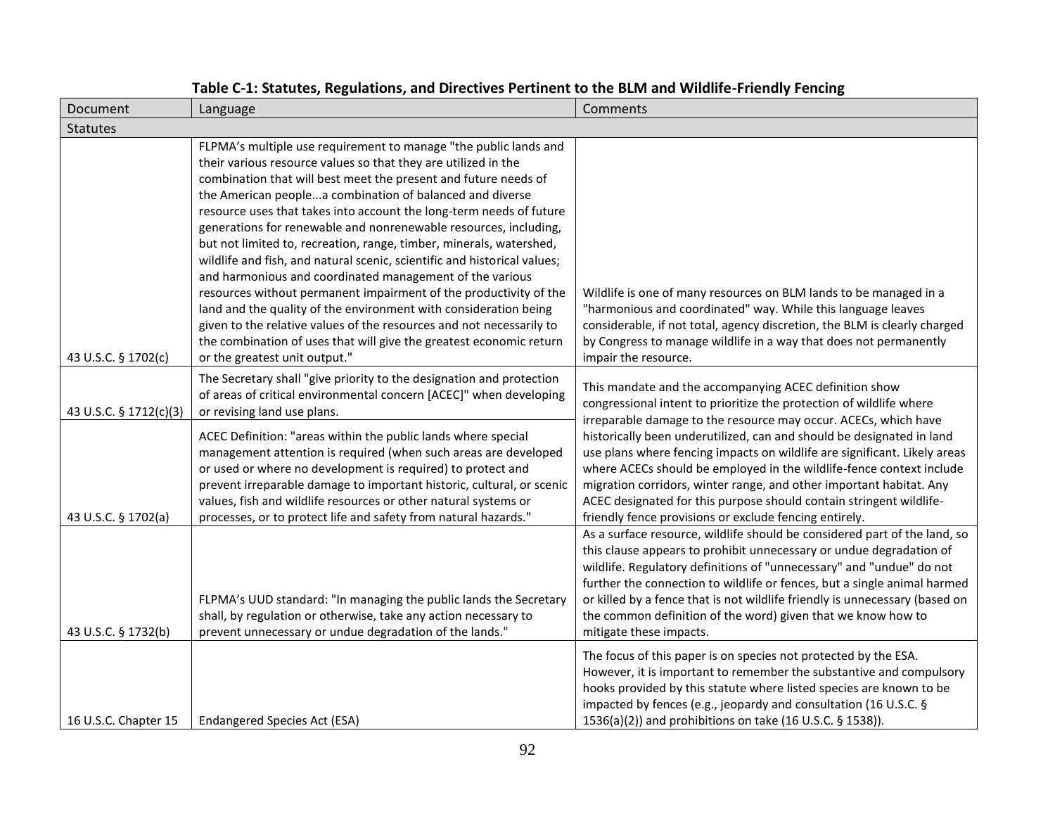**Table C-1: Statutes, Regulations, and Directives Pertinent to the BLM and Wildlife-Friendly Fencing**

| Document | Language | Comments |
|---|---|---|
| Statutes | | |
| 43 U.S.C. § 1702(c) | FLPMA's multiple use requirement to manage "the public lands and their various resource values so that they are utilized in the combination that will best meet the present and future needs of the American people...a combination of balanced and diverse resource uses that takes into account the long-term needs of future generations for renewable and nonrenewable resources, including, but not limited to, recreation, range, timber, minerals, watershed, wildlife and fish, and natural scenic, scientific and historical values; and harmonious and coordinated management of the various resources without permanent impairment of the productivity of the land and the quality of the environment with consideration being given to the relative values of the resources and not necessarily to the combination of uses that will give the greatest economic return or the greatest unit output." | Wildlife is one of many resources on BLM lands to be managed in a "harmonious and coordinated" way. While this language leaves considerable, if not total, agency discretion, the BLM is clearly charged by Congress to manage wildlife in a way that does not permanently impair the resource. |
| 43 U.S.C. § 1712(c)(3) | The Secretary shall "give priority to the designation and protection of areas of critical environmental concern [ACEC]" when developing or revising land use plans. | This mandate and the accompanying ACEC definition show congressional intent to prioritize the protection of wildlife where irreparable damage to the resource may occur. ACECs, which have historically been underutilized, can and should be designated in land use plans where fencing impacts on wildlife are significant. Likely areas where ACECs should be employed in the wildlife-fence context include migration corridors, winter range, and other important habitat. Any ACEC designated for this purpose should contain stringent wildlife-friendly fence provisions or exclude fencing entirely. |
| 43 U.S.C. § 1702(a) | ACEC Definition: "areas within the public lands where special management attention is required (when such areas are developed or used or where no development is required) to protect and prevent irreparable damage to important historic, cultural, or scenic values, fish and wildlife resources or other natural systems or processes, or to protect life and safety from natural hazards." | |
| 43 U.S.C. § 1732(b) | FLPMA's UUD standard: "In managing the public lands the Secretary shall, by regulation or otherwise, take any action necessary to prevent unnecessary or undue degradation of the lands." | As a surface resource, wildlife should be considered part of the land, so this clause appears to prohibit unnecessary or undue degradation of wildlife. Regulatory definitions of "unnecessary" and "undue" do not further the connection to wildlife or fences, but a single animal harmed or killed by a fence that is not wildlife friendly is unnecessary (based on the common definition of the word) given that we know how to mitigate these impacts. |
| 16 U.S.C. Chapter 15 | Endangered Species Act (ESA) | The focus of this paper is on species not protected by the ESA. However, it is important to remember the substantive and compulsory hooks provided by this statute where listed species are known to be impacted by fences (e.g., jeopardy and consultation (16 U.S.C. § 1536(a)(2)) and prohibitions on take (16 U.S.C. § 1538)). |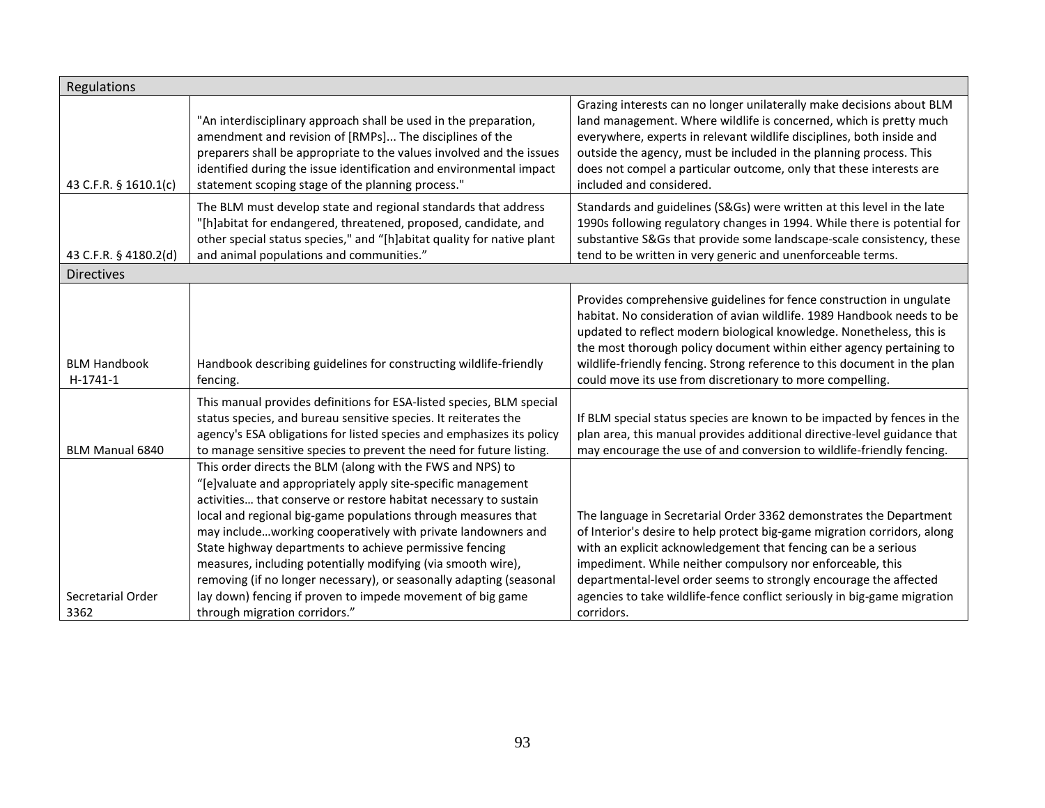| | | |
|---|---|---|
| **Regulations** | | |
| 43 C.F.R. § 1610.1(c) | "An interdisciplinary approach shall be used in the preparation, amendment and revision of [RMPs]... The disciplines of the preparers shall be appropriate to the values involved and the issues identified during the issue identification and environmental impact statement scoping stage of the planning process." | Grazing interests can no longer unilaterally make decisions about BLM land management. Where wildlife is concerned, which is pretty much everywhere, experts in relevant wildlife disciplines, both inside and outside the agency, must be included in the planning process. This does not compel a particular outcome, only that these interests are included and considered. |
| 43 C.F.R. § 4180.2(d) | The BLM must develop state and regional standards that address "[h]abitat for endangered, threatened, proposed, candidate, and other special status species," and "[h]abitat quality for native plant and animal populations and communities." | Standards and guidelines (S&Gs) were written at this level in the late 1990s following regulatory changes in 1994. While there is potential for substantive S&Gs that provide some landscape-scale consistency, these tend to be written in very generic and unenforceable terms. |
| **Directives** | | |
| BLM Handbook H-1741-1 | Handbook describing guidelines for constructing wildlife-friendly fencing. | Provides comprehensive guidelines for fence construction in ungulate habitat. No consideration of avian wildlife. 1989 Handbook needs to be updated to reflect modern biological knowledge. Nonetheless, this is the most thorough policy document within either agency pertaining to wildlife-friendly fencing. Strong reference to this document in the plan could move its use from discretionary to more compelling. |
| BLM Manual 6840 | This manual provides definitions for ESA-listed species, BLM special status species, and bureau sensitive species. It reiterates the agency's ESA obligations for listed species and emphasizes its policy to manage sensitive species to prevent the need for future listing. | If BLM special status species are known to be impacted by fences in the plan area, this manual provides additional directive-level guidance that may encourage the use of and conversion to wildlife-friendly fencing. |
| Secretarial Order 3362 | This order directs the BLM (along with the FWS and NPS) to "[e]valuate and appropriately apply site-specific management activities… that conserve or restore habitat necessary to sustain local and regional big-game populations through measures that may include…working cooperatively with private landowners and State highway departments to achieve permissive fencing measures, including potentially modifying (via smooth wire), removing (if no longer necessary), or seasonally adapting (seasonal lay down) fencing if proven to impede movement of big game through migration corridors." | The language in Secretarial Order 3362 demonstrates the Department of Interior's desire to help protect big-game migration corridors, along with an explicit acknowledgement that fencing can be a serious impediment. While neither compulsory nor enforceable, this departmental-level order seems to strongly encourage the affected agencies to take wildlife-fence conflict seriously in big-game migration corridors. |